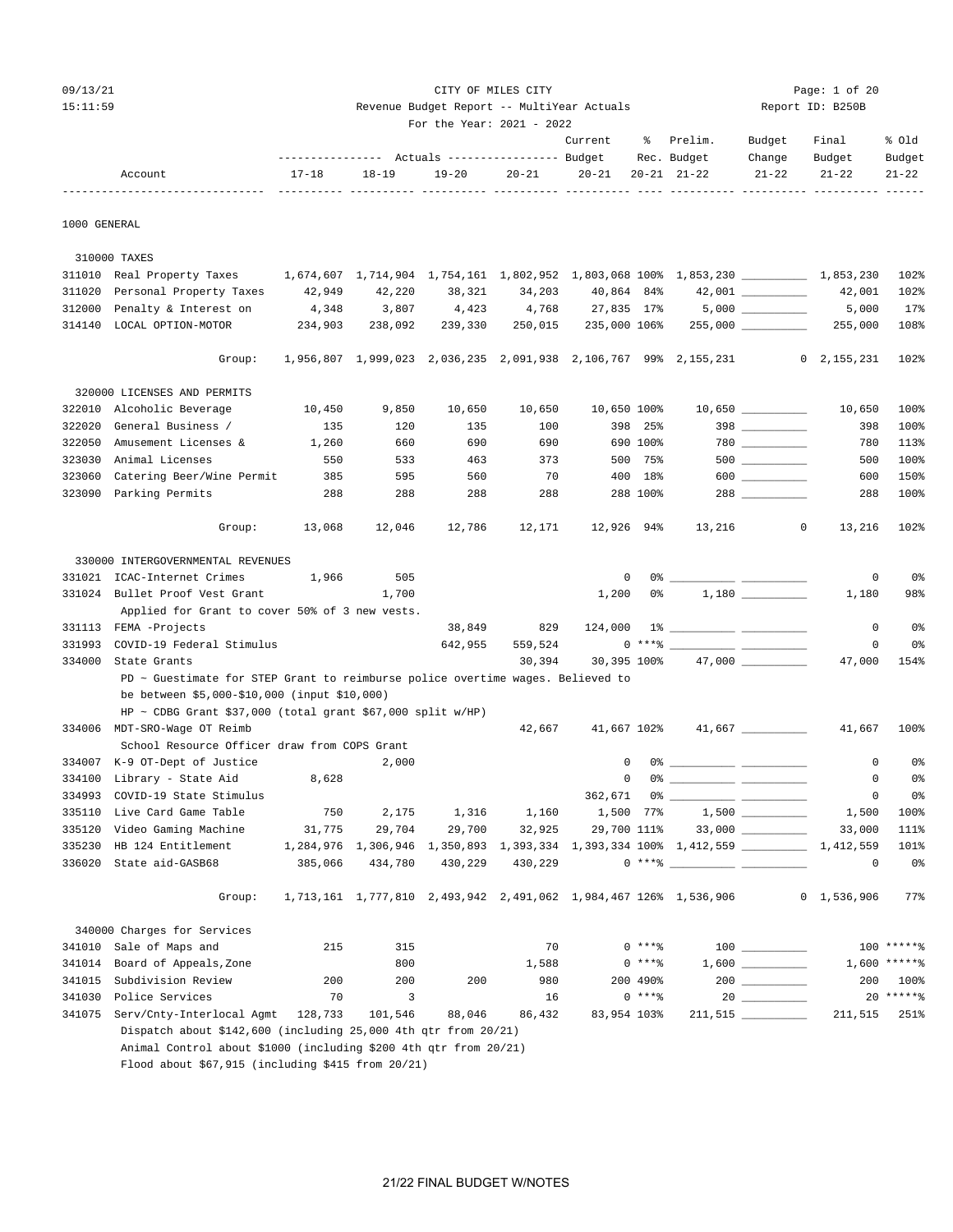CITY OF MILES CITY

Revenue Budget Report -- MultiYear Actuals

For the Year: 2021 - 2022

09/13/21 15:11:59 — Report ID: B250B

| | Account | Actuals 17-18 | Actuals 18-19 | Actuals 19-20 | Actuals 20-21 | Current Budget 20-21 | % Rec. 20-21 | Prelim. Budget 21-22 | Budget Change 21-22 | Final Budget 21-22 | % Old Budget 21-22 |
|---|---|---|---|---|---|---|---|---|---|---|---|
| **1000 GENERAL** | | | | | | | | | | | |
| **310000 TAXES** | | | | | | | | | | | |
| 311010 | Real Property Taxes | 1,674,607 | 1,714,904 | 1,754,161 | 1,802,952 | 1,803,068 | 100% | 1,853,230 | __________ | 1,853,230 | 102% |
| 311020 | Personal Property Taxes | 42,949 | 42,220 | 38,321 | 34,203 | 40,864 | 84% | 42,001 | __________ | 42,001 | 102% |
| 312000 | Penalty & Interest on | 4,348 | 3,807 | 4,423 | 4,768 | 27,835 | 17% | 5,000 | __________ | 5,000 | 17% |
| 314140 | LOCAL OPTION-MOTOR | 234,903 | 238,092 | 239,330 | 250,015 | 235,000 | 106% | 255,000 | __________ | 255,000 | 108% |
| | Group: | 1,956,807 | 1,999,023 | 2,036,235 | 2,091,938 | 2,106,767 | 99% | 2,155,231 | 0 | 2,155,231 | 102% |
| **320000 LICENSES AND PERMITS** | | | | | | | | | | | |
| 322010 | Alcoholic Beverage | 10,450 | 9,850 | 10,650 | 10,650 | 10,650 | 100% | 10,650 | __________ | 10,650 | 100% |
| 322020 | General Business / | 135 | 120 | 135 | 100 | 398 | 25% | 398 | __________ | 398 | 100% |
| 322050 | Amusement Licenses & | 1,260 | 660 | 690 | 690 | 690 | 100% | 780 | __________ | 780 | 113% |
| 323030 | Animal Licenses | 550 | 533 | 463 | 373 | 500 | 75% | 500 | __________ | 500 | 100% |
| 323060 | Catering Beer/Wine Permit | 385 | 595 | 560 | 70 | 400 | 18% | 600 | __________ | 600 | 150% |
| 323090 | Parking Permits | 288 | 288 | 288 | 288 | 288 | 100% | 288 | __________ | 288 | 100% |
| | Group: | 13,068 | 12,046 | 12,786 | 12,171 | 12,926 | 94% | 13,216 | 0 | 13,216 | 102% |
| **330000 INTERGOVERNMENTAL REVENUES** | | | | | | | | | | | |
| 331021 | ICAC-Internet Crimes | 1,966 | 505 | | | 0 | 0% | __________ | __________ | 0 | 0% |
| 331024 | Bullet Proof Vest Grant | | 1,700 | | | 1,200 | 0% | 1,180 | __________ | 1,180 | 98% |
| | Applied for Grant to cover 50% of 3 new vests. | | | | | | | | | | |
| 331113 | FEMA -Projects | | | 38,849 | 829 | 124,000 | 1% | __________ | __________ | 0 | 0% |
| 331993 | COVID-19 Federal Stimulus | | | 642,955 | 559,524 | 0 | ***% | __________ | __________ | 0 | 0% |
| 334000 | State Grants | | | | 30,394 | 30,395 | 100% | 47,000 | __________ | 47,000 | 154% |
| | PD ~ Guestimate for STEP Grant to reimburse police overtime wages. Believed to be between $5,000-$10,000 (input $10,000) | | | | | | | | | | |
| | HP ~ CDBG Grant $37,000 (total grant $67,000 split w/HP) | | | | | | | | | | |
| 334006 | MDT-SRO-Wage OT Reimb | | | | 42,667 | 41,667 | 102% | 41,667 | __________ | 41,667 | 100% |
| | School Resource Officer draw from COPS Grant | | | | | | | | | | |
| 334007 | K-9 OT-Dept of Justice | | 2,000 | | | 0 | 0% | __________ | __________ | 0 | 0% |
| 334100 | Library - State Aid | 8,628 | | | | 0 | 0% | __________ | __________ | 0 | 0% |
| 334993 | COVID-19 State Stimulus | | | | | 362,671 | 0% | __________ | __________ | 0 | 0% |
| 335110 | Live Card Game Table | 750 | 2,175 | 1,316 | 1,160 | 1,500 | 77% | 1,500 | __________ | 1,500 | 100% |
| 335120 | Video Gaming Machine | 31,775 | 29,704 | 29,700 | 32,925 | 29,700 | 111% | 33,000 | __________ | 33,000 | 111% |
| 335230 | HB 124 Entitlement | 1,284,976 | 1,306,946 | 1,350,893 | 1,393,334 | 1,393,334 | 100% | 1,412,559 | __________ | 1,412,559 | 101% |
| 336020 | State aid-GASB68 | 385,066 | 434,780 | 430,229 | 430,229 | 0 | ***% | __________ | __________ | 0 | 0% |
| | Group: | 1,713,161 | 1,777,810 | 2,493,942 | 2,491,062 | 1,984,467 | 126% | 1,536,906 | 0 | 1,536,906 | 77% |
| **340000 Charges for Services** | | | | | | | | | | | |
| 341010 | Sale of Maps and | 215 | 315 | | 70 | 0 | ***% | 100 | __________ | 100 | *****% |
| 341014 | Board of Appeals,Zone | | 800 | | 1,588 | 0 | ***% | 1,600 | __________ | 1,600 | *****% |
| 341015 | Subdivision Review | 200 | 200 | 200 | 980 | 200 | 490% | 200 | __________ | 200 | 100% |
| 341030 | Police Services | 70 | 3 | | 16 | 0 | ***% | 20 | __________ | 20 | *****% |
| 341075 | Serv/Cnty-Interlocal Agmt | 128,733 | 101,546 | 88,046 | 86,432 | 83,954 | 103% | 211,515 | __________ | 211,515 | 251% |
| | Dispatch about $142,600 (including 25,000 4th qtr from 20/21) | | | | | | | | | | |
| | Animal Control about $1000 (including $200 4th qtr from 20/21) | | | | | | | | | | |
| | Flood about $67,915 (including $415 from 20/21) | | | | | | | | | | |

21/22 FINAL BUDGET W/NOTES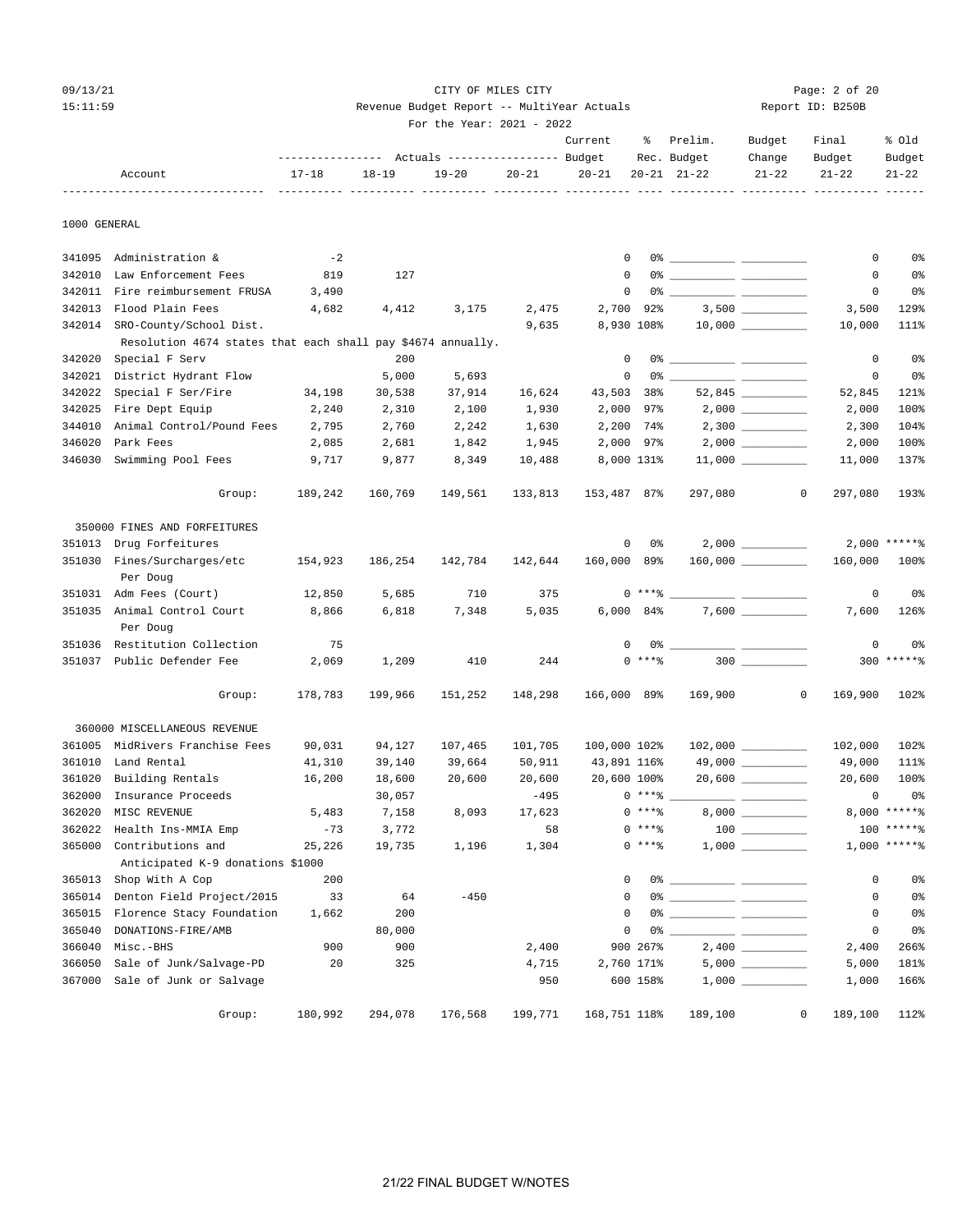CITY OF MILES CITY

Revenue Budget Report -- MultiYear Actuals

For the Year: 2021 - 2022

09/13/21 15:11:59 — Report ID: B250B

| Account | | 17-18 | 18-19 | 19-20 | 20-21 | Current Budget 20-21 | % Rec. 20-21 | Prelim. Budget 21-22 | Budget Change 21-22 | Final Budget 21-22 | % Old Budget 21-22 |
|---|---|---|---|---|---|---|---|---|---|---|---|
| **1000 GENERAL** | | | | | | | | | | | |
| 341095 | Administration & | -2 | | | | 0 | 0% | | | 0 | 0% |
| 342010 | Law Enforcement Fees | 819 | 127 | | | 0 | 0% | | | 0 | 0% |
| 342011 | Fire reimbursement FRUSA | 3,490 | | | | 0 | 0% | | | 0 | 0% |
| 342013 | Flood Plain Fees | 4,682 | 4,412 | 3,175 | 2,475 | 2,700 | 92% | 3,500 | | 3,500 | 129% |
| 342014 | SRO-County/School Dist. | | | | 9,635 | 8,930 | 108% | 10,000 | | 10,000 | 111% |
| | Resolution 4674 states that each shall pay $4674 annually. | | | | | | | | | | |
| 342020 | Special F Serv | | 200 | | | 0 | 0% | | | 0 | 0% |
| 342021 | District Hydrant Flow | | 5,000 | 5,693 | | 0 | 0% | | | 0 | 0% |
| 342022 | Special F Ser/Fire | 34,198 | 30,538 | 37,914 | 16,624 | 43,503 | 38% | 52,845 | | 52,845 | 121% |
| 342025 | Fire Dept Equip | 2,240 | 2,310 | 2,100 | 1,930 | 2,000 | 97% | 2,000 | | 2,000 | 100% |
| 344010 | Animal Control/Pound Fees | 2,795 | 2,760 | 2,242 | 1,630 | 2,200 | 74% | 2,300 | | 2,300 | 104% |
| 346020 | Park Fees | 2,085 | 2,681 | 1,842 | 1,945 | 2,000 | 97% | 2,000 | | 2,000 | 100% |
| 346030 | Swimming Pool Fees | 9,717 | 9,877 | 8,349 | 10,488 | 8,000 | 131% | 11,000 | | 11,000 | 137% |
| | Group: | 189,242 | 160,769 | 149,561 | 133,813 | 153,487 | 87% | 297,080 | 0 | 297,080 | 193% |
| **350000 FINES AND FORFEITURES** | | | | | | | | | | | |
| 351013 | Drug Forfeitures | | | | | 0 | 0% | 2,000 | | 2,000 | *****% |
| 351030 | Fines/Surcharges/etc | 154,923 | 186,254 | 142,784 | 142,644 | 160,000 | 89% | 160,000 | | 160,000 | 100% |
| | Per Doug | | | | | | | | | | |
| 351031 | Adm Fees (Court) | 12,850 | 5,685 | 710 | 375 | 0 | ***% | | | 0 | 0% |
| 351035 | Animal Control Court | 8,866 | 6,818 | 7,348 | 5,035 | 6,000 | 84% | 7,600 | | 7,600 | 126% |
| | Per Doug | | | | | | | | | | |
| 351036 | Restitution Collection | 75 | | | | 0 | 0% | | | 0 | 0% |
| 351037 | Public Defender Fee | 2,069 | 1,209 | 410 | 244 | 0 | ***% | 300 | | 300 | *****% |
| | Group: | 178,783 | 199,966 | 151,252 | 148,298 | 166,000 | 89% | 169,900 | 0 | 169,900 | 102% |
| **360000 MISCELLANEOUS REVENUE** | | | | | | | | | | | |
| 361005 | MidRivers Franchise Fees | 90,031 | 94,127 | 107,465 | 101,705 | 100,000 | 102% | 102,000 | | 102,000 | 102% |
| 361010 | Land Rental | 41,310 | 39,140 | 39,664 | 50,911 | 43,891 | 116% | 49,000 | | 49,000 | 111% |
| 361020 | Building Rentals | 16,200 | 18,600 | 20,600 | 20,600 | 20,600 | 100% | 20,600 | | 20,600 | 100% |
| 362000 | Insurance Proceeds | | 30,057 | | -495 | 0 | ***% | | | 0 | 0% |
| 362020 | MISC REVENUE | 5,483 | 7,158 | 8,093 | 17,623 | 0 | ***% | 8,000 | | 8,000 | *****% |
| 362022 | Health Ins-MMIA Emp | -73 | 3,772 | | 58 | 0 | ***% | 100 | | 100 | *****% |
| 365000 | Contributions and | 25,226 | 19,735 | 1,196 | 1,304 | 0 | ***% | 1,000 | | 1,000 | *****% |
| | Anticipated K-9 donations $1000 | | | | | | | | | | |
| 365013 | Shop With A Cop | 200 | | | | 0 | 0% | | | 0 | 0% |
| 365014 | Denton Field Project/2015 | 33 | 64 | -450 | | 0 | 0% | | | 0 | 0% |
| 365015 | Florence Stacy Foundation | 1,662 | 200 | | | 0 | 0% | | | 0 | 0% |
| 365040 | DONATIONS-FIRE/AMB | | 80,000 | | | 0 | 0% | | | 0 | 0% |
| 366040 | Misc.-BHS | 900 | 900 | | 2,400 | 900 | 267% | 2,400 | | 2,400 | 266% |
| 366050 | Sale of Junk/Salvage-PD | 20 | 325 | | 4,715 | 2,760 | 171% | 5,000 | | 5,000 | 181% |
| 367000 | Sale of Junk or Salvage | | | | 950 | 600 | 158% | 1,000 | | 1,000 | 166% |
| | Group: | 180,992 | 294,078 | 176,568 | 199,771 | 168,751 | 118% | 189,100 | 0 | 189,100 | 112% |

21/22 FINAL BUDGET W/NOTES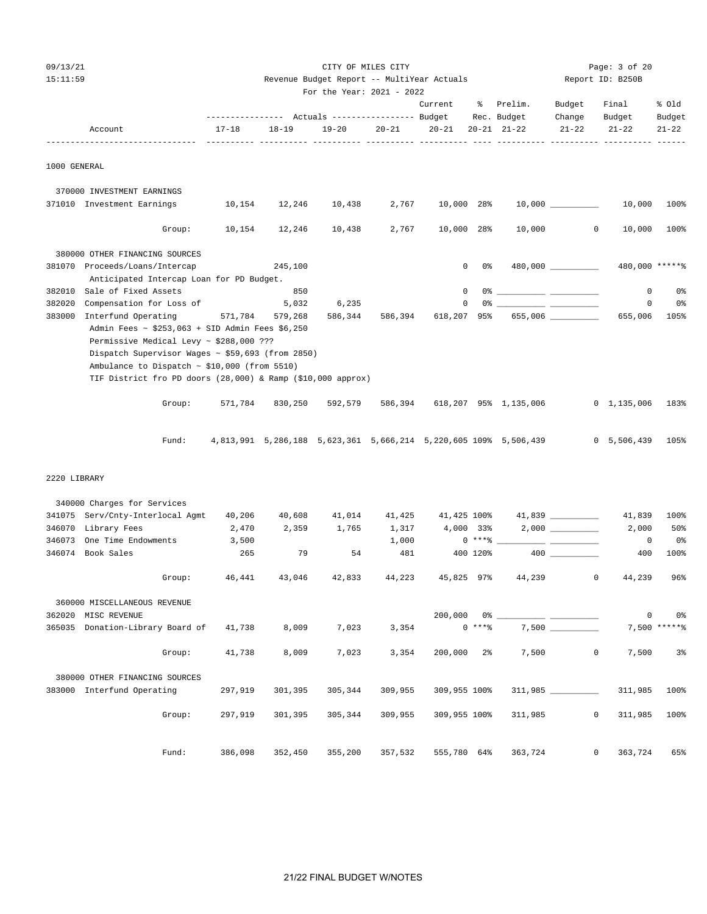CITY OF MILES CITY
Revenue Budget Report -- MultiYear Actuals
For the Year: 2021 - 2022

09/13/21 15:11:59 — Report ID: B250B

| Account | 17-18 | 18-19 | 19-20 | 20-21 | Current Budget 20-21 | % Rec. 20-21 | Prelim. Budget 21-22 | Budget Change 21-22 | Final Budget 21-22 | % Old Budget 21-22 |
|---|---|---|---|---|---|---|---|---|---|---|
| **1000 GENERAL** | | | | | | | | | | |
| 370000 INVESTMENT EARNINGS | | | | | | | | | | |
| 371010 Investment Earnings | 10,154 | 12,246 | 10,438 | 2,767 | 10,000 | 28% | 10,000 | | 10,000 | 100% |
| Group: | 10,154 | 12,246 | 10,438 | 2,767 | 10,000 | 28% | 10,000 | 0 | 10,000 | 100% |
| 380000 OTHER FINANCING SOURCES | | | | | | | | | | |
| 381070 Proceeds/Loans/Intercap | | 245,100 | | | 0 | 0% | 480,000 | | 480,000 | *****% |
| Anticipated Intercap Loan for PD Budget. | | | | | | | | | | |
| 382010 Sale of Fixed Assets | | 850 | | | 0 | 0% | | | 0 | 0% |
| 382020 Compensation for Loss of | | 5,032 | 6,235 | | 0 | 0% | | | 0 | 0% |
| 383000 Interfund Operating | 571,784 | 579,268 | 586,344 | 586,394 | 618,207 | 95% | 655,006 | | 655,006 | 105% |
| Admin Fees ~ $253,063 + SID Admin Fees $6,250 | | | | | | | | | | |
| Permissive Medical Levy ~ $288,000 ??? | | | | | | | | | | |
| Dispatch Supervisor Wages ~ $59,693 (from 2850) | | | | | | | | | | |
| Ambulance to Dispatch ~ $10,000 (from 5510) | | | | | | | | | | |
| TIF District fro PD doors (28,000) & Ramp ($10,000 approx) | | | | | | | | | | |
| Group: | 571,784 | 830,250 | 592,579 | 586,394 | 618,207 | 95% | 1,135,006 | 0 | 1,135,006 | 183% |
| Fund: | 4,813,991 | 5,286,188 | 5,623,361 | 5,666,214 | 5,220,605 | 109% | 5,506,439 | 0 | 5,506,439 | 105% |
| **2220 LIBRARY** | | | | | | | | | | |
| 340000 Charges for Services | | | | | | | | | | |
| 341075 Serv/Cnty-Interlocal Agmt | 40,206 | 40,608 | 41,014 | 41,425 | 41,425 | 100% | 41,839 | | 41,839 | 100% |
| 346070 Library Fees | 2,470 | 2,359 | 1,765 | 1,317 | 4,000 | 33% | 2,000 | | 2,000 | 50% |
| 346073 One Time Endowments | 3,500 | | | 1,000 | 0 | ***% | | | 0 | 0% |
| 346074 Book Sales | 265 | 79 | 54 | 481 | 400 | 120% | 400 | | 400 | 100% |
| Group: | 46,441 | 43,046 | 42,833 | 44,223 | 45,825 | 97% | 44,239 | 0 | 44,239 | 96% |
| 360000 MISCELLANEOUS REVENUE | | | | | | | | | | |
| 362020 MISC REVENUE | | | | | 200,000 | 0% | | | 0 | 0% |
| 365035 Donation-Library Board of | 41,738 | 8,009 | 7,023 | 3,354 | 0 | ***% | 7,500 | | 7,500 | *****% |
| Group: | 41,738 | 8,009 | 7,023 | 3,354 | 200,000 | 2% | 7,500 | 0 | 7,500 | 3% |
| 380000 OTHER FINANCING SOURCES | | | | | | | | | | |
| 383000 Interfund Operating | 297,919 | 301,395 | 305,344 | 309,955 | 309,955 | 100% | 311,985 | | 311,985 | 100% |
| Group: | 297,919 | 301,395 | 305,344 | 309,955 | 309,955 | 100% | 311,985 | 0 | 311,985 | 100% |
| Fund: | 386,098 | 352,450 | 355,200 | 357,532 | 555,780 | 64% | 363,724 | 0 | 363,724 | 65% |

21/22 FINAL BUDGET W/NOTES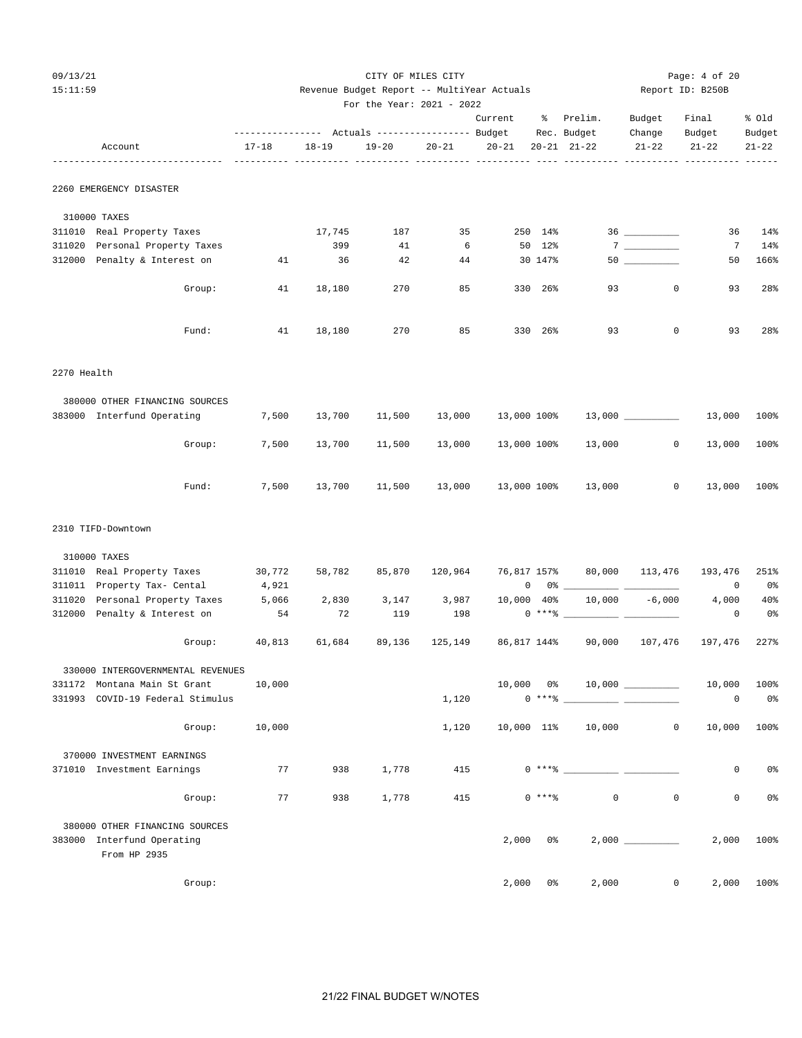CITY OF MILES CITY

Revenue Budget Report -- MultiYear Actuals

For the Year: 2021 - 2022

Report ID: B250B

| Account | 17-18 | 18-19 | 19-20 | 20-21 | Current Budget 20-21 | % Rec. 20-21 | Prelim. Budget 21-22 | Budget Change 21-22 | Final Budget 21-22 | % Old Budget 21-22 |
|---|---|---|---|---|---|---|---|---|---|---|
| **2260 EMERGENCY DISASTER** | | | | | | | | | | |
| 310000 TAXES | | | | | | | | | | |
| 311010 Real Property Taxes | | 17,745 | 187 | 35 | 250 | 14% | 36 | ___ | 36 | 14% |
| 311020 Personal Property Taxes | | 399 | 41 | 6 | 50 | 12% | 7 | ___ | 7 | 14% |
| 312000 Penalty & Interest on | 41 | 36 | 42 | 44 | 30 | 147% | 50 | ___ | 50 | 166% |
| Group: | 41 | 18,180 | 270 | 85 | 330 | 26% | 93 | 0 | 93 | 28% |
| Fund: | 41 | 18,180 | 270 | 85 | 330 | 26% | 93 | 0 | 93 | 28% |
| **2270 Health** | | | | | | | | | | |
| 380000 OTHER FINANCING SOURCES | | | | | | | | | | |
| 383000 Interfund Operating | 7,500 | 13,700 | 11,500 | 13,000 | 13,000 | 100% | 13,000 | ___ | 13,000 | 100% |
| Group: | 7,500 | 13,700 | 11,500 | 13,000 | 13,000 | 100% | 13,000 | 0 | 13,000 | 100% |
| Fund: | 7,500 | 13,700 | 11,500 | 13,000 | 13,000 | 100% | 13,000 | 0 | 13,000 | 100% |
| **2310 TIFD-Downtown** | | | | | | | | | | |
| 310000 TAXES | | | | | | | | | | |
| 311010 Real Property Taxes | 30,772 | 58,782 | 85,870 | 120,964 | 76,817 | 157% | 80,000 | 113,476 | 193,476 | 251% |
| 311011 Property Tax- Cental | 4,921 | | | | 0 | 0% | ___ | ___ | 0 | 0% |
| 311020 Personal Property Taxes | 5,066 | 2,830 | 3,147 | 3,987 | 10,000 | 40% | 10,000 | -6,000 | 4,000 | 40% |
| 312000 Penalty & Interest on | 54 | 72 | 119 | 198 | 0 | ***% | ___ | ___ | 0 | 0% |
| Group: | 40,813 | 61,684 | 89,136 | 125,149 | 86,817 | 144% | 90,000 | 107,476 | 197,476 | 227% |
| 330000 INTERGOVERNMENTAL REVENUES | | | | | | | | | | |
| 331172 Montana Main St Grant | 10,000 | | | | 10,000 | 0% | 10,000 | ___ | 10,000 | 100% |
| 331993 COVID-19 Federal Stimulus | | | | 1,120 | 0 | ***% | ___ | ___ | 0 | 0% |
| Group: | 10,000 | | | 1,120 | 10,000 | 11% | 10,000 | 0 | 10,000 | 100% |
| 370000 INVESTMENT EARNINGS | | | | | | | | | | |
| 371010 Investment Earnings | 77 | 938 | 1,778 | 415 | 0 | ***% | ___ | ___ | 0 | 0% |
| Group: | 77 | 938 | 1,778 | 415 | 0 | ***% | 0 | 0 | 0 | 0% |
| 380000 OTHER FINANCING SOURCES | | | | | | | | | | |
| 383000 Interfund Operating<br>From HP 2935 | | | | | 2,000 | 0% | 2,000 | ___ | 2,000 | 100% |
| Group: | | | | | 2,000 | 0% | 2,000 | 0 | 2,000 | 100% |

21/22 FINAL BUDGET W/NOTES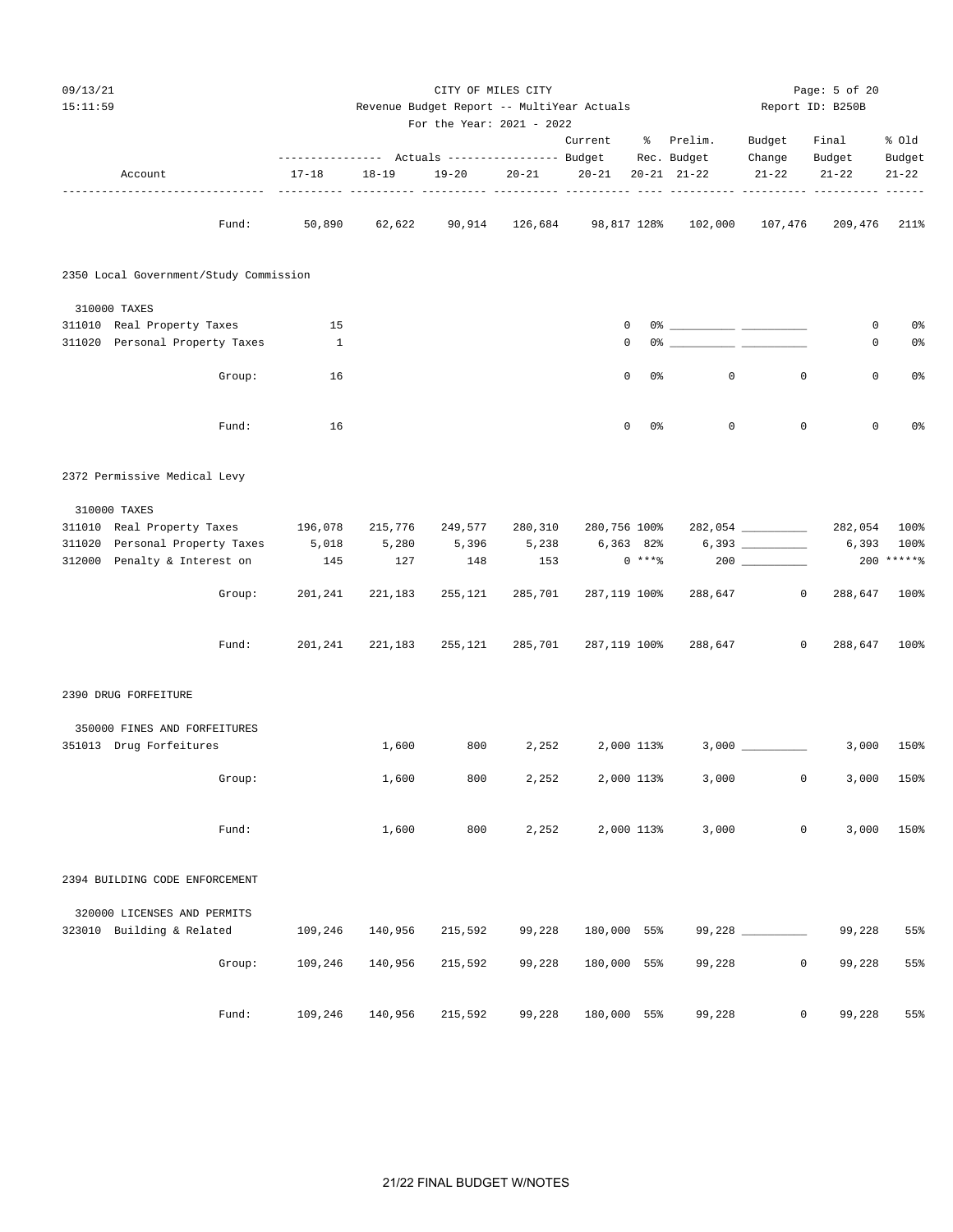CITY OF MILES CITY

Revenue Budget Report -- MultiYear Actuals

For the Year: 2021 - 2022

| Account | | Actuals 17-18 | Actuals 18-19 | Actuals 19-20 | Actuals 20-21 | Current Budget 20-21 | % Rec. 20-21 | Prelim. Budget 21-22 | Budget Change 21-22 | Final Budget 21-22 | % Old Budget 21-22 |
|---|---|---|---|---|---|---|---|---|---|---|---|
| | Fund: | 50,890 | 62,622 | 90,914 | 126,684 | 98,817 | 128% | 102,000 | 107,476 | 209,476 | 211% |
| **2350 Local Government/Study Commission** | | | | | | | | | | | |
| 310000 TAXES | | | | | | | | | | | |
| 311010 Real Property Taxes | | 15 | | | | 0 | 0% | | | 0 | 0% |
| 311020 Personal Property Taxes | | 1 | | | | 0 | 0% | | | 0 | 0% |
| | Group: | 16 | | | | 0 | 0% | 0 | 0 | 0 | 0% |
| | Fund: | 16 | | | | 0 | 0% | 0 | 0 | 0 | 0% |
| **2372 Permissive Medical Levy** | | | | | | | | | | | |
| 310000 TAXES | | | | | | | | | | | |
| 311010 Real Property Taxes | | 196,078 | 215,776 | 249,577 | 280,310 | 280,756 | 100% | 282,054 | | 282,054 | 100% |
| 311020 Personal Property Taxes | | 5,018 | 5,280 | 5,396 | 5,238 | 6,363 | 82% | 6,393 | | 6,393 | 100% |
| 312000 Penalty & Interest on | | 145 | 127 | 148 | 153 | 0 | ***% | 200 | | 200 | *****% |
| | Group: | 201,241 | 221,183 | 255,121 | 285,701 | 287,119 | 100% | 288,647 | 0 | 288,647 | 100% |
| | Fund: | 201,241 | 221,183 | 255,121 | 285,701 | 287,119 | 100% | 288,647 | 0 | 288,647 | 100% |
| **2390 DRUG FORFEITURE** | | | | | | | | | | | |
| 350000 FINES AND FORFEITURES | | | | | | | | | | | |
| 351013 Drug Forfeitures | | | 1,600 | 800 | 2,252 | 2,000 | 113% | 3,000 | | 3,000 | 150% |
| | Group: | | 1,600 | 800 | 2,252 | 2,000 | 113% | 3,000 | 0 | 3,000 | 150% |
| | Fund: | | 1,600 | 800 | 2,252 | 2,000 | 113% | 3,000 | 0 | 3,000 | 150% |
| **2394 BUILDING CODE ENFORCEMENT** | | | | | | | | | | | |
| 320000 LICENSES AND PERMITS | | | | | | | | | | | |
| 323010 Building & Related | | 109,246 | 140,956 | 215,592 | 99,228 | 180,000 | 55% | 99,228 | | 99,228 | 55% |
| | Group: | 109,246 | 140,956 | 215,592 | 99,228 | 180,000 | 55% | 99,228 | 0 | 99,228 | 55% |
| | Fund: | 109,246 | 140,956 | 215,592 | 99,228 | 180,000 | 55% | 99,228 | 0 | 99,228 | 55% |

21/22 FINAL BUDGET W/NOTES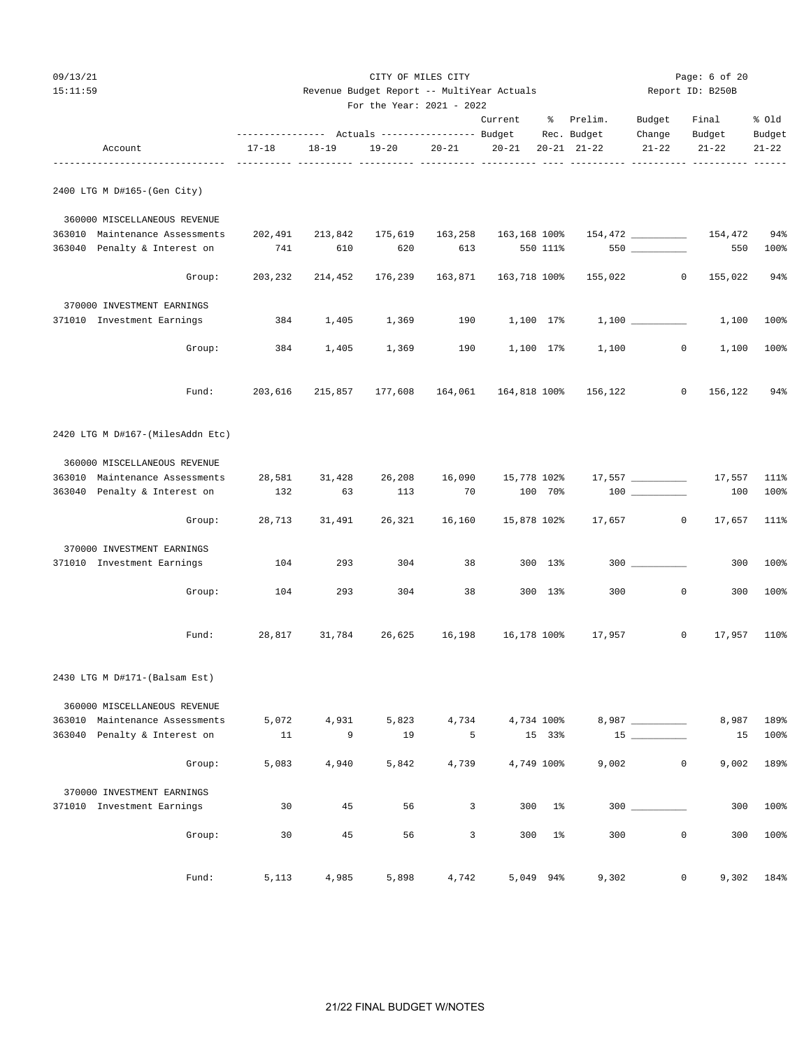CITY OF MILES CITY

Revenue Budget Report -- MultiYear Actuals

For the Year: 2021 - 2022

| Account | 17-18 Actuals | 18-19 Actuals | 19-20 Actuals | 20-21 Actuals | Current Budget 20-21 | % Rec. 20-21 | Prelim. Budget 21-22 | Budget Change 21-22 | Final Budget 21-22 | % Old Budget 21-22 |
|---|---|---|---|---|---|---|---|---|---|---|
| **2400 LTG M D#165-(Gen City)** | | | | | | | | | | |
| 360000 MISCELLANEOUS REVENUE | | | | | | | | | | |
| 363010 Maintenance Assessments | 202,491 | 213,842 | 175,619 | 163,258 | 163,168 | 100% | 154,472 | __________ | 154,472 | 94% |
| 363040 Penalty & Interest on | 741 | 610 | 620 | 613 | 550 | 111% | 550 | __________ | 550 | 100% |
| Group: | 203,232 | 214,452 | 176,239 | 163,871 | 163,718 | 100% | 155,022 | 0 | 155,022 | 94% |
| 370000 INVESTMENT EARNINGS | | | | | | | | | | |
| 371010 Investment Earnings | 384 | 1,405 | 1,369 | 190 | 1,100 | 17% | 1,100 | __________ | 1,100 | 100% |
| Group: | 384 | 1,405 | 1,369 | 190 | 1,100 | 17% | 1,100 | 0 | 1,100 | 100% |
| Fund: | 203,616 | 215,857 | 177,608 | 164,061 | 164,818 | 100% | 156,122 | 0 | 156,122 | 94% |
| **2420 LTG M D#167-(MilesAddn Etc)** | | | | | | | | | | |
| 360000 MISCELLANEOUS REVENUE | | | | | | | | | | |
| 363010 Maintenance Assessments | 28,581 | 31,428 | 26,208 | 16,090 | 15,778 | 102% | 17,557 | __________ | 17,557 | 111% |
| 363040 Penalty & Interest on | 132 | 63 | 113 | 70 | 100 | 70% | 100 | __________ | 100 | 100% |
| Group: | 28,713 | 31,491 | 26,321 | 16,160 | 15,878 | 102% | 17,657 | 0 | 17,657 | 111% |
| 370000 INVESTMENT EARNINGS | | | | | | | | | | |
| 371010 Investment Earnings | 104 | 293 | 304 | 38 | 300 | 13% | 300 | __________ | 300 | 100% |
| Group: | 104 | 293 | 304 | 38 | 300 | 13% | 300 | 0 | 300 | 100% |
| Fund: | 28,817 | 31,784 | 26,625 | 16,198 | 16,178 | 100% | 17,957 | 0 | 17,957 | 110% |
| **2430 LTG M D#171-(Balsam Est)** | | | | | | | | | | |
| 360000 MISCELLANEOUS REVENUE | | | | | | | | | | |
| 363010 Maintenance Assessments | 5,072 | 4,931 | 5,823 | 4,734 | 4,734 | 100% | 8,987 | __________ | 8,987 | 189% |
| 363040 Penalty & Interest on | 11 | 9 | 19 | 5 | 15 | 33% | 15 | __________ | 15 | 100% |
| Group: | 5,083 | 4,940 | 5,842 | 4,739 | 4,749 | 100% | 9,002 | 0 | 9,002 | 189% |
| 370000 INVESTMENT EARNINGS | | | | | | | | | | |
| 371010 Investment Earnings | 30 | 45 | 56 | 3 | 300 | 1% | 300 | __________ | 300 | 100% |
| Group: | 30 | 45 | 56 | 3 | 300 | 1% | 300 | 0 | 300 | 100% |
| Fund: | 5,113 | 4,985 | 5,898 | 4,742 | 5,049 | 94% | 9,302 | 0 | 9,302 | 184% |

21/22 FINAL BUDGET W/NOTES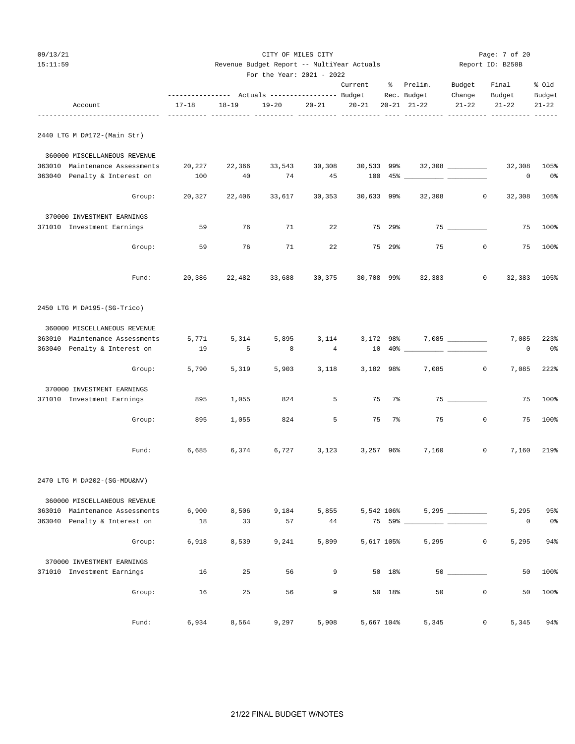CITY OF MILES CITY

Revenue Budget Report -- MultiYear Actuals

For the Year: 2021 - 2022

| Account | 17-18 | 18-19 | 19-20 | 20-21 | Current Budget 20-21 | % Rec. 20-21 | Prelim. Budget 21-22 | Budget Change 21-22 | Final Budget 21-22 | % Old Budget 21-22 |
|---|---|---|---|---|---|---|---|---|---|---|
| **2440 LTG M D#172-(Main Str)** | | | | | | | | | | |
| 360000 MISCELLANEOUS REVENUE | | | | | | | | | | |
| 363010 Maintenance Assessments | 20,227 | 22,366 | 33,543 | 30,308 | 30,533 | 99% | 32,308 | ______ | 32,308 | 105% |
| 363040 Penalty & Interest on | 100 | 40 | 74 | 45 | 100 | 45% | ______ | ______ | 0 | 0% |
| Group: | 20,327 | 22,406 | 33,617 | 30,353 | 30,633 | 99% | 32,308 | 0 | 32,308 | 105% |
| 370000 INVESTMENT EARNINGS | | | | | | | | | | |
| 371010 Investment Earnings | 59 | 76 | 71 | 22 | 75 | 29% | 75 | ______ | 75 | 100% |
| Group: | 59 | 76 | 71 | 22 | 75 | 29% | 75 | 0 | 75 | 100% |
| Fund: | 20,386 | 22,482 | 33,688 | 30,375 | 30,708 | 99% | 32,383 | 0 | 32,383 | 105% |
| **2450 LTG M D#195-(SG-Trico)** | | | | | | | | | | |
| 360000 MISCELLANEOUS REVENUE | | | | | | | | | | |
| 363010 Maintenance Assessments | 5,771 | 5,314 | 5,895 | 3,114 | 3,172 | 98% | 7,085 | ______ | 7,085 | 223% |
| 363040 Penalty & Interest on | 19 | 5 | 8 | 4 | 10 | 40% | ______ | ______ | 0 | 0% |
| Group: | 5,790 | 5,319 | 5,903 | 3,118 | 3,182 | 98% | 7,085 | 0 | 7,085 | 222% |
| 370000 INVESTMENT EARNINGS | | | | | | | | | | |
| 371010 Investment Earnings | 895 | 1,055 | 824 | 5 | 75 | 7% | 75 | ______ | 75 | 100% |
| Group: | 895 | 1,055 | 824 | 5 | 75 | 7% | 75 | 0 | 75 | 100% |
| Fund: | 6,685 | 6,374 | 6,727 | 3,123 | 3,257 | 96% | 7,160 | 0 | 7,160 | 219% |
| **2470 LTG M D#202-(SG-MDU&NV)** | | | | | | | | | | |
| 360000 MISCELLANEOUS REVENUE | | | | | | | | | | |
| 363010 Maintenance Assessments | 6,900 | 8,506 | 9,184 | 5,855 | 5,542 | 106% | 5,295 | ______ | 5,295 | 95% |
| 363040 Penalty & Interest on | 18 | 33 | 57 | 44 | 75 | 59% | ______ | ______ | 0 | 0% |
| Group: | 6,918 | 8,539 | 9,241 | 5,899 | 5,617 | 105% | 5,295 | 0 | 5,295 | 94% |
| 370000 INVESTMENT EARNINGS | | | | | | | | | | |
| 371010 Investment Earnings | 16 | 25 | 56 | 9 | 50 | 18% | 50 | ______ | 50 | 100% |
| Group: | 16 | 25 | 56 | 9 | 50 | 18% | 50 | 0 | 50 | 100% |
| Fund: | 6,934 | 8,564 | 9,297 | 5,908 | 5,667 | 104% | 5,345 | 0 | 5,345 | 94% |

21/22 FINAL BUDGET W/NOTES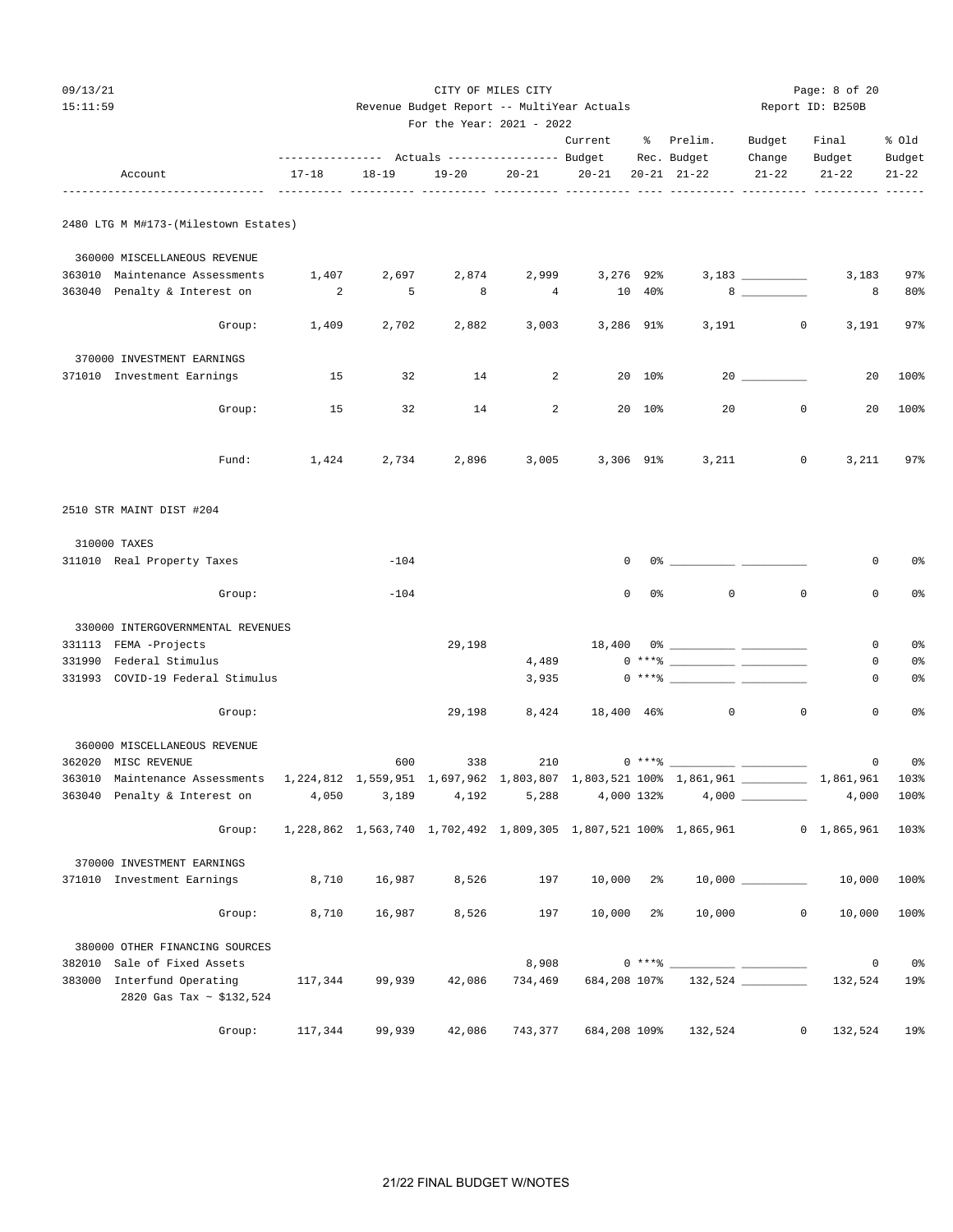CITY OF MILES CITY

Revenue Budget Report -- MultiYear Actuals

For the Year: 2021 - 2022

| Account | Actuals 17-18 | Actuals 18-19 | Actuals 19-20 | Actuals 20-21 | Current Budget 20-21 | % Rec. 20-21 | Prelim. Budget 21-22 | Budget Change 21-22 | Final Budget 21-22 | % Old Budget 21-22 |
|---|---|---|---|---|---|---|---|---|---|---|
| **2480 LTG M M#173-(Milestown Estates)** | | | | | | | | | | |
| 360000 MISCELLANEOUS REVENUE | | | | | | | | | | |
| 363010 Maintenance Assessments | 1,407 | 2,697 | 2,874 | 2,999 | 3,276 | 92% | 3,183 | | 3,183 | 97% |
| 363040 Penalty & Interest on | 2 | 5 | 8 | 4 | 10 | 40% | 8 | | 8 | 80% |
| Group: | 1,409 | 2,702 | 2,882 | 3,003 | 3,286 | 91% | 3,191 | 0 | 3,191 | 97% |
| 370000 INVESTMENT EARNINGS | | | | | | | | | | |
| 371010 Investment Earnings | 15 | 32 | 14 | 2 | 20 | 10% | 20 | | 20 | 100% |
| Group: | 15 | 32 | 14 | 2 | 20 | 10% | 20 | 0 | 20 | 100% |
| Fund: | 1,424 | 2,734 | 2,896 | 3,005 | 3,306 | 91% | 3,211 | 0 | 3,211 | 97% |
| **2510 STR MAINT DIST #204** | | | | | | | | | | |
| 310000 TAXES | | | | | | | | | | |
| 311010 Real Property Taxes | | -104 | | | 0 | 0% | | | 0 | 0% |
| Group: | | -104 | | | 0 | 0% | 0 | 0 | 0 | 0% |
| 330000 INTERGOVERNMENTAL REVENUES | | | | | | | | | | |
| 331113 FEMA -Projects | | | 29,198 | | 18,400 | 0% | | | 0 | 0% |
| 331990 Federal Stimulus | | | | 4,489 | 0 | ***% | | | 0 | 0% |
| 331993 COVID-19 Federal Stimulus | | | | 3,935 | 0 | ***% | | | 0 | 0% |
| Group: | | | 29,198 | 8,424 | 18,400 | 46% | 0 | 0 | 0 | 0% |
| 360000 MISCELLANEOUS REVENUE | | | | | | | | | | |
| 362020 MISC REVENUE | | 600 | 338 | 210 | 0 | ***% | | | 0 | 0% |
| 363010 Maintenance Assessments | 1,224,812 | 1,559,951 | 1,697,962 | 1,803,807 | 1,803,521 | 100% | 1,861,961 | | 1,861,961 | 103% |
| 363040 Penalty & Interest on | 4,050 | 3,189 | 4,192 | 5,288 | 4,000 | 132% | 4,000 | | 4,000 | 100% |
| Group: | 1,228,862 | 1,563,740 | 1,702,492 | 1,809,305 | 1,807,521 | 100% | 1,865,961 | 0 | 1,865,961 | 103% |
| 370000 INVESTMENT EARNINGS | | | | | | | | | | |
| 371010 Investment Earnings | 8,710 | 16,987 | 8,526 | 197 | 10,000 | 2% | 10,000 | | 10,000 | 100% |
| Group: | 8,710 | 16,987 | 8,526 | 197 | 10,000 | 2% | 10,000 | 0 | 10,000 | 100% |
| 380000 OTHER FINANCING SOURCES | | | | | | | | | | |
| 382010 Sale of Fixed Assets | | | | 8,908 | 0 | ***% | | | 0 | 0% |
| 383000 Interfund Operating<br>2820 Gas Tax ~ $132,524 | 117,344 | 99,939 | 42,086 | 734,469 | 684,208 | 107% | 132,524 | | 132,524 | 19% |
| Group: | 117,344 | 99,939 | 42,086 | 743,377 | 684,208 | 109% | 132,524 | 0 | 132,524 | 19% |

21/22 FINAL BUDGET W/NOTES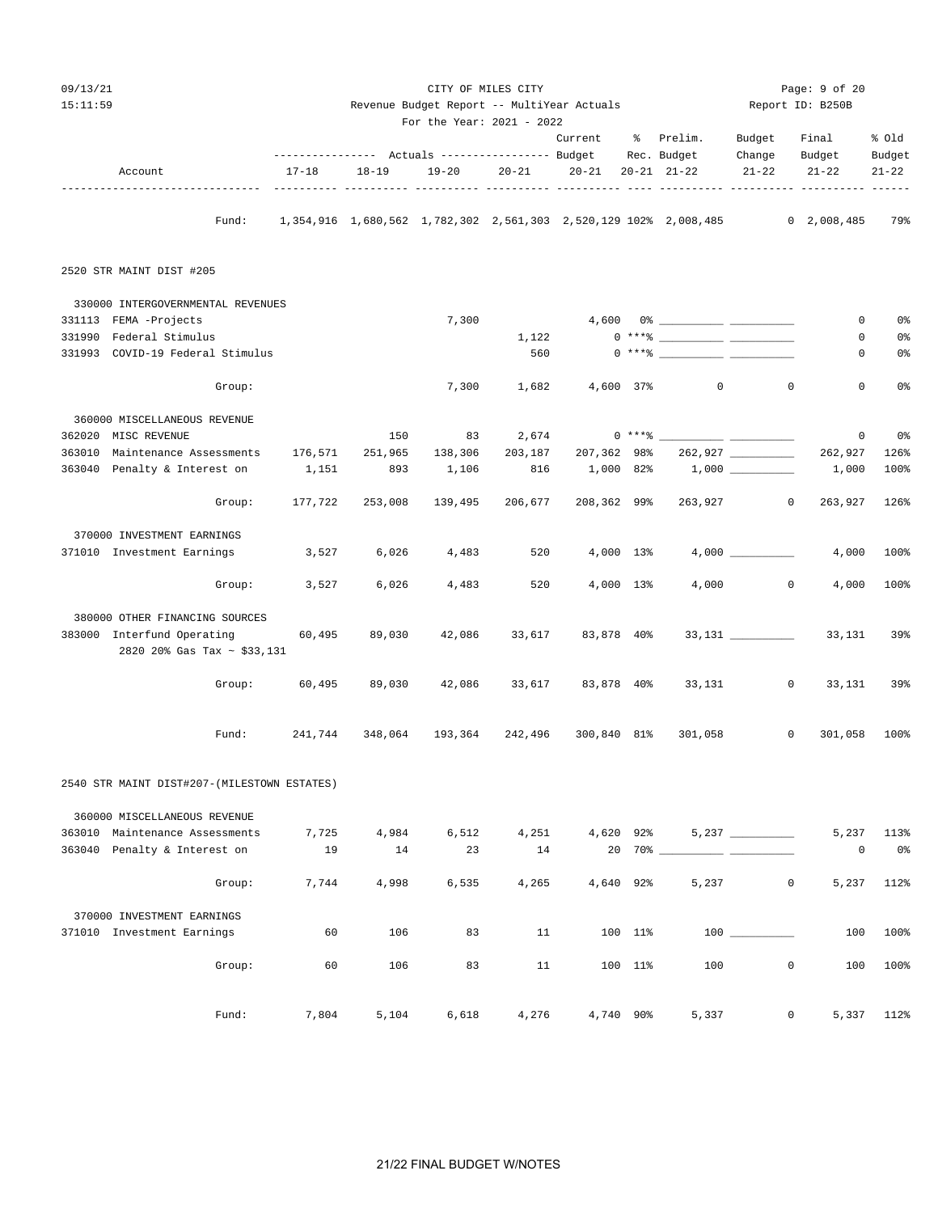CITY OF MILES CITY

Revenue Budget Report -- MultiYear Actuals

For the Year: 2021 - 2022

| Account | 17-18 Actuals | 18-19 Actuals | 19-20 Actuals | 20-21 Actuals | Current 20-21 Budget | % 20-21 Rec. | Prelim. Budget 21-22 | Budget Change 21-22 | Final Budget 21-22 | % Old Budget 21-22 |
|---|---|---|---|---|---|---|---|---|---|---|
| Fund: | 1,354,916 | 1,680,562 | 1,782,302 | 2,561,303 | 2,520,129 | 102% | 2,008,485 | 0 | 2,008,485 | 79% |
| **2520 STR MAINT DIST #205** | | | | | | | | | | |
| 330000 INTERGOVERNMENTAL REVENUES | | | | | | | | | | |
| 331113 FEMA -Projects | | | 7,300 | | 4,600 | 0% | | | 0 | 0% |
| 331990 Federal Stimulus | | | | 1,122 | 0 | ***% | | | 0 | 0% |
| 331993 COVID-19 Federal Stimulus | | | | 560 | 0 | ***% | | | 0 | 0% |
| Group: | | | 7,300 | 1,682 | 4,600 | 37% | 0 | 0 | 0 | 0% |
| 360000 MISCELLANEOUS REVENUE | | | | | | | | | | |
| 362020 MISC REVENUE | | 150 | 83 | 2,674 | 0 | ***% | | | 0 | 0% |
| 363010 Maintenance Assessments | 176,571 | 251,965 | 138,306 | 203,187 | 207,362 | 98% | 262,927 | | 262,927 | 126% |
| 363040 Penalty & Interest on | 1,151 | 893 | 1,106 | 816 | 1,000 | 82% | 1,000 | | 1,000 | 100% |
| Group: | 177,722 | 253,008 | 139,495 | 206,677 | 208,362 | 99% | 263,927 | 0 | 263,927 | 126% |
| 370000 INVESTMENT EARNINGS | | | | | | | | | | |
| 371010 Investment Earnings | 3,527 | 6,026 | 4,483 | 520 | 4,000 | 13% | 4,000 | | 4,000 | 100% |
| Group: | 3,527 | 6,026 | 4,483 | 520 | 4,000 | 13% | 4,000 | 0 | 4,000 | 100% |
| 380000 OTHER FINANCING SOURCES | | | | | | | | | | |
| 383000 Interfund Operating<br>2820 20% Gas Tax ~ $33,131 | 60,495 | 89,030 | 42,086 | 33,617 | 83,878 | 40% | 33,131 | | 33,131 | 39% |
| Group: | 60,495 | 89,030 | 42,086 | 33,617 | 83,878 | 40% | 33,131 | 0 | 33,131 | 39% |
| Fund: | 241,744 | 348,064 | 193,364 | 242,496 | 300,840 | 81% | 301,058 | 0 | 301,058 | 100% |
| **2540 STR MAINT DIST#207-(MILESTOWN ESTATES)** | | | | | | | | | | |
| 360000 MISCELLANEOUS REVENUE | | | | | | | | | | |
| 363010 Maintenance Assessments | 7,725 | 4,984 | 6,512 | 4,251 | 4,620 | 92% | 5,237 | | 5,237 | 113% |
| 363040 Penalty & Interest on | 19 | 14 | 23 | 14 | 20 | 70% | | | 0 | 0% |
| Group: | 7,744 | 4,998 | 6,535 | 4,265 | 4,640 | 92% | 5,237 | 0 | 5,237 | 112% |
| 370000 INVESTMENT EARNINGS | | | | | | | | | | |
| 371010 Investment Earnings | 60 | 106 | 83 | 11 | 100 | 11% | 100 | | 100 | 100% |
| Group: | 60 | 106 | 83 | 11 | 100 | 11% | 100 | 0 | 100 | 100% |
| Fund: | 7,804 | 5,104 | 6,618 | 4,276 | 4,740 | 90% | 5,337 | 0 | 5,337 | 112% |

21/22 FINAL BUDGET W/NOTES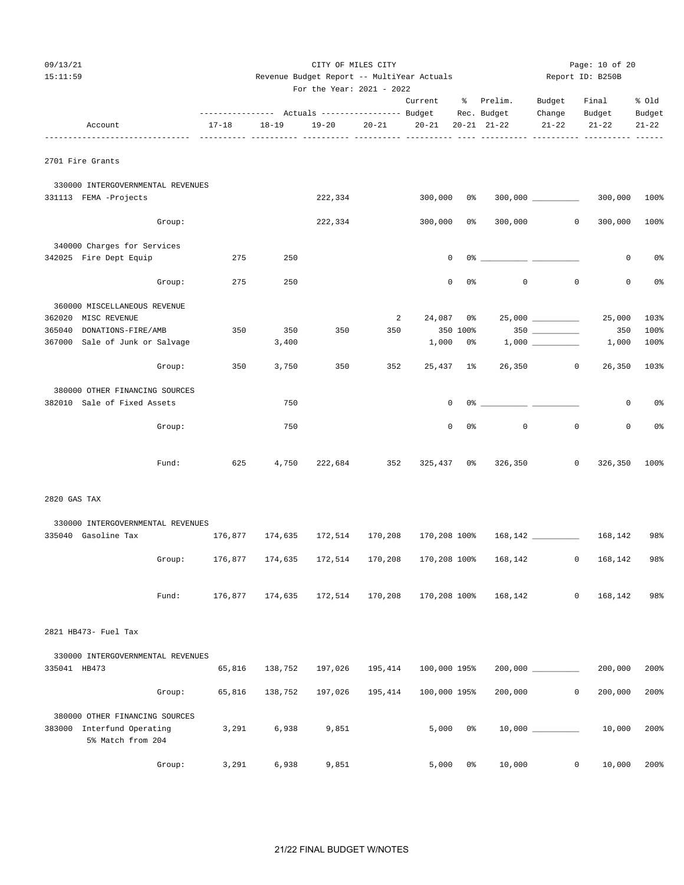CITY OF MILES CITY

Revenue Budget Report -- MultiYear Actuals

For the Year: 2021 - 2022

Report ID: B250B

| Account | Actuals 17-18 | Actuals 18-19 | Actuals 19-20 | Actuals 20-21 | Current Budget 20-21 | % Rec. 20-21 | Prelim. Budget 21-22 | Budget Change 21-22 | Final Budget 21-22 | % Old Budget 21-22 |
|---|---|---|---|---|---|---|---|---|---|---|
| **2701 Fire Grants** | | | | | | | | | | |
| 330000 INTERGOVERNMENTAL REVENUES | | | | | | | | | | |
| 331113 FEMA -Projects | | | 222,334 | | 300,000 | 0% | 300,000 | | 300,000 | 100% |
| Group: | | | 222,334 | | 300,000 | 0% | 300,000 | 0 | 300,000 | 100% |
| 340000 Charges for Services | | | | | | | | | | |
| 342025 Fire Dept Equip | 275 | 250 | | | 0 | 0% | | | 0 | 0% |
| Group: | 275 | 250 | | | 0 | 0% | 0 | 0 | 0 | 0% |
| 360000 MISCELLANEOUS REVENUE | | | | | | | | | | |
| 362020 MISC REVENUE | | | | 2 | 24,087 | 0% | 25,000 | | 25,000 | 103% |
| 365040 DONATIONS-FIRE/AMB | 350 | 350 | 350 | 350 | 350 | 100% | 350 | | 350 | 100% |
| 367000 Sale of Junk or Salvage | | 3,400 | | | 1,000 | 0% | 1,000 | | 1,000 | 100% |
| Group: | 350 | 3,750 | 350 | 352 | 25,437 | 1% | 26,350 | 0 | 26,350 | 103% |
| 380000 OTHER FINANCING SOURCES | | | | | | | | | | |
| 382010 Sale of Fixed Assets | | 750 | | | 0 | 0% | | | 0 | 0% |
| Group: | | 750 | | | 0 | 0% | 0 | 0 | 0 | 0% |
| Fund: | 625 | 4,750 | 222,684 | 352 | 325,437 | 0% | 326,350 | 0 | 326,350 | 100% |
| **2820 GAS TAX** | | | | | | | | | | |
| 330000 INTERGOVERNMENTAL REVENUES | | | | | | | | | | |
| 335040 Gasoline Tax | 176,877 | 174,635 | 172,514 | 170,208 | 170,208 | 100% | 168,142 | | 168,142 | 98% |
| Group: | 176,877 | 174,635 | 172,514 | 170,208 | 170,208 | 100% | 168,142 | 0 | 168,142 | 98% |
| Fund: | 176,877 | 174,635 | 172,514 | 170,208 | 170,208 | 100% | 168,142 | 0 | 168,142 | 98% |
| **2821 HB473- Fuel Tax** | | | | | | | | | | |
| 330000 INTERGOVERNMENTAL REVENUES | | | | | | | | | | |
| 335041 HB473 | 65,816 | 138,752 | 197,026 | 195,414 | 100,000 | 195% | 200,000 | | 200,000 | 200% |
| Group: | 65,816 | 138,752 | 197,026 | 195,414 | 100,000 | 195% | 200,000 | 0 | 200,000 | 200% |
| 380000 OTHER FINANCING SOURCES | | | | | | | | | | |
| 383000 Interfund Operating<br>5% Match from 204 | 3,291 | 6,938 | 9,851 | | 5,000 | 0% | 10,000 | | 10,000 | 200% |
| Group: | 3,291 | 6,938 | 9,851 | | 5,000 | 0% | 10,000 | 0 | 10,000 | 200% |

21/22 FINAL BUDGET W/NOTES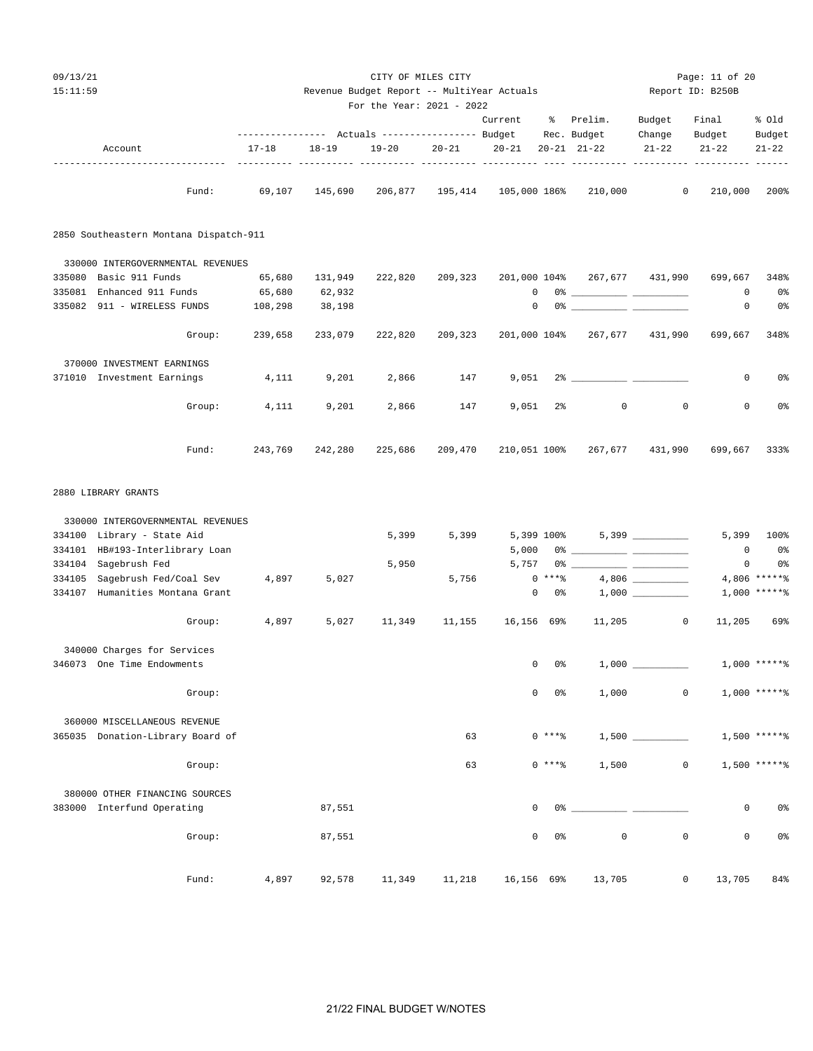09/13/21 CITY OF MILES CITY
15:11:59 Revenue Budget Report -- MultiYear Actuals Report ID: B250B
For the Year: 2021 - 2022

| Account | Actuals 17-18 | Actuals 18-19 | Actuals 19-20 | Actuals 20-21 | Current Budget 20-21 | % Rec. 20-21 | Prelim. Budget 21-22 | Budget Change 21-22 | Final Budget 21-22 | % Old Budget 21-22 |
|---|---|---|---|---|---|---|---|---|---|---|
| Fund: | 69,107 | 145,690 | 206,877 | 195,414 | 105,000 | 186% | 210,000 | 0 | 210,000 | 200% |
| **2850 Southeastern Montana Dispatch-911** | | | | | | | | | | |
| 330000 INTERGOVERNMENTAL REVENUES | | | | | | | | | | |
| 335080 Basic 911 Funds | 65,680 | 131,949 | 222,820 | 209,323 | 201,000 | 104% | 267,677 | 431,990 | 699,667 | 348% |
| 335081 Enhanced 911 Funds | 65,680 | 62,932 | | | 0 | 0% | | | 0 | 0% |
| 335082 911 - WIRELESS FUNDS | 108,298 | 38,198 | | | 0 | 0% | | | 0 | 0% |
| Group: | 239,658 | 233,079 | 222,820 | 209,323 | 201,000 | 104% | 267,677 | 431,990 | 699,667 | 348% |
| 370000 INVESTMENT EARNINGS | | | | | | | | | | |
| 371010 Investment Earnings | 4,111 | 9,201 | 2,866 | 147 | 9,051 | 2% | | | 0 | 0% |
| Group: | 4,111 | 9,201 | 2,866 | 147 | 9,051 | 2% | 0 | 0 | 0 | 0% |
| Fund: | 243,769 | 242,280 | 225,686 | 209,470 | 210,051 | 100% | 267,677 | 431,990 | 699,667 | 333% |
| **2880 LIBRARY GRANTS** | | | | | | | | | | |
| 330000 INTERGOVERNMENTAL REVENUES | | | | | | | | | | |
| 334100 Library - State Aid | | | 5,399 | 5,399 | 5,399 | 100% | 5,399 | | 5,399 | 100% |
| 334101 HB#193-Interlibrary Loan | | | | | 5,000 | 0% | | | 0 | 0% |
| 334104 Sagebrush Fed | | | 5,950 | | 5,757 | 0% | | | 0 | 0% |
| 334105 Sagebrush Fed/Coal Sev | 4,897 | 5,027 | | 5,756 | 0 | ***% | 4,806 | | 4,806 | *****% |
| 334107 Humanities Montana Grant | | | | | 0 | 0% | 1,000 | | 1,000 | *****% |
| Group: | 4,897 | 5,027 | 11,349 | 11,155 | 16,156 | 69% | 11,205 | 0 | 11,205 | 69% |
| 340000 Charges for Services | | | | | | | | | | |
| 346073 One Time Endowments | | | | | 0 | 0% | 1,000 | | 1,000 | *****% |
| Group: | | | | | 0 | 0% | 1,000 | 0 | 1,000 | *****% |
| 360000 MISCELLANEOUS REVENUE | | | | | | | | | | |
| 365035 Donation-Library Board of | | | | 63 | 0 | ***% | 1,500 | | 1,500 | *****% |
| Group: | | | | 63 | 0 | ***% | 1,500 | 0 | 1,500 | *****% |
| 380000 OTHER FINANCING SOURCES | | | | | | | | | | |
| 383000 Interfund Operating | | 87,551 | | | 0 | 0% | | | 0 | 0% |
| Group: | | 87,551 | | | 0 | 0% | 0 | 0 | 0 | 0% |
| Fund: | 4,897 | 92,578 | 11,349 | 11,218 | 16,156 | 69% | 13,705 | 0 | 13,705 | 84% |

21/22 FINAL BUDGET W/NOTES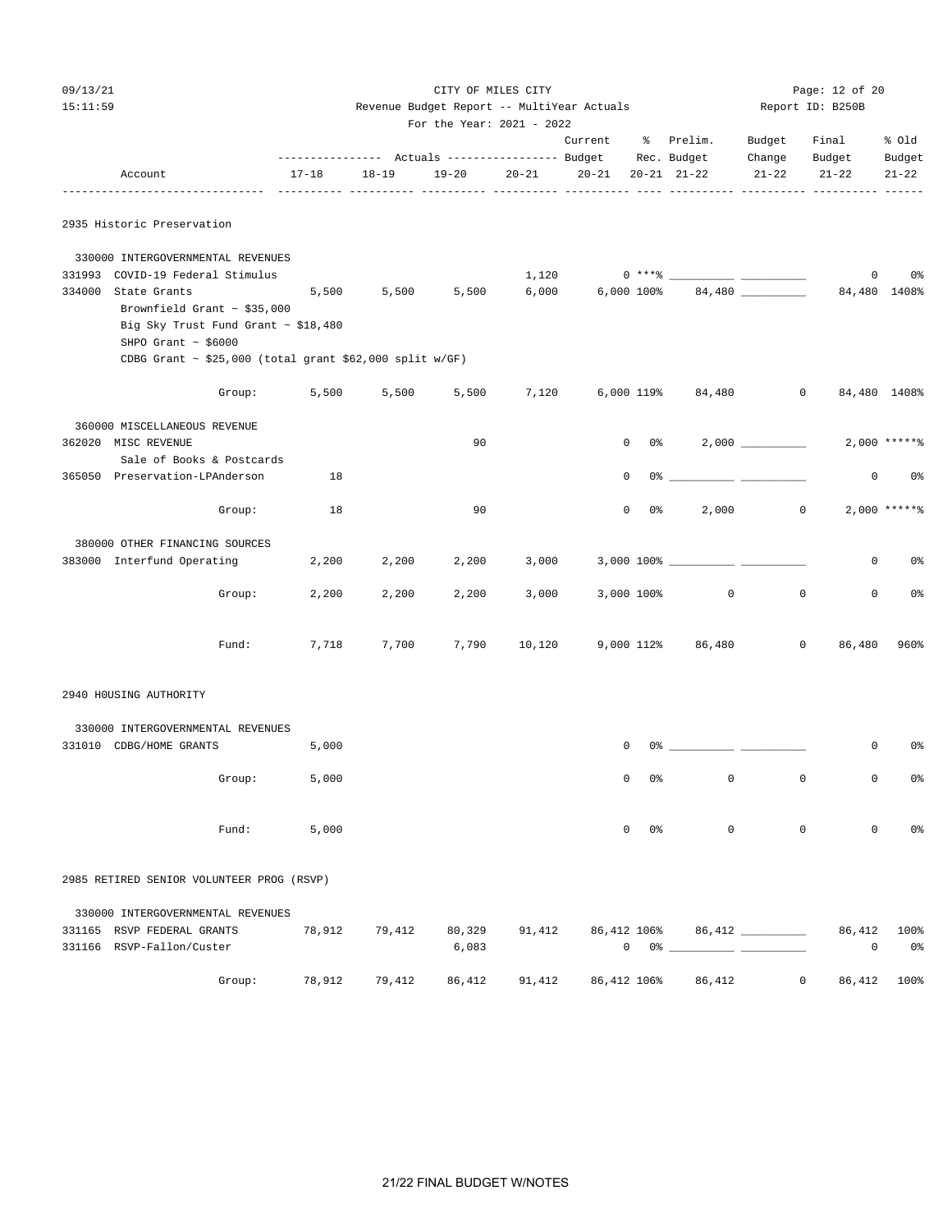CITY OF MILES CITY

Revenue Budget Report -- MultiYear Actuals

For the Year: 2021 - 2022

| Account | Actuals 17-18 | Actuals 18-19 | Actuals 19-20 | Actuals 20-21 | Current Budget 20-21 | % Rec. 20-21 | Prelim. Budget 21-22 | Budget Change 21-22 | Final Budget 21-22 | % Old Budget 21-22 |
|---|---|---|---|---|---|---|---|---|---|---|
| **2935 Historic Preservation** | | | | | | | | | | |
| 330000 INTERGOVERNMENTAL REVENUES | | | | | | | | | | |
| 331993 COVID-19 Federal Stimulus | | | | 1,120 | 0 | ***% | | | 0 | 0% |
| 334000 State Grants | 5,500 | 5,500 | 5,500 | 6,000 | 6,000 | 100% | 84,480 | | 84,480 | 1408% |
| Brownfield Grant ~ $35,000 | | | | | | | | | | |
| Big Sky Trust Fund Grant ~ $18,480 | | | | | | | | | | |
| SHPO Grant ~ $6000 | | | | | | | | | | |
| CDBG Grant ~ $25,000 (total grant $62,000 split w/GF) | | | | | | | | | | |
| Group: | 5,500 | 5,500 | 5,500 | 7,120 | 6,000 | 119% | 84,480 | 0 | 84,480 | 1408% |
| 360000 MISCELLANEOUS REVENUE | | | | | | | | | | |
| 362020 MISC REVENUE | | | 90 | | 0 | 0% | 2,000 | | 2,000 | *****% |
| Sale of Books & Postcards | | | | | | | | | | |
| 365050 Preservation-LPAnderson | 18 | | | | 0 | 0% | | | 0 | 0% |
| Group: | 18 | | 90 | | 0 | 0% | 2,000 | 0 | 2,000 | *****% |
| 380000 OTHER FINANCING SOURCES | | | | | | | | | | |
| 383000 Interfund Operating | 2,200 | 2,200 | 2,200 | 3,000 | 3,000 | 100% | | | 0 | 0% |
| Group: | 2,200 | 2,200 | 2,200 | 3,000 | 3,000 | 100% | 0 | 0 | 0 | 0% |
| Fund: | 7,718 | 7,700 | 7,790 | 10,120 | 9,000 | 112% | 86,480 | 0 | 86,480 | 960% |
| **2940 H0USING AUTHORITY** | | | | | | | | | | |
| 330000 INTERGOVERNMENTAL REVENUES | | | | | | | | | | |
| 331010 CDBG/HOME GRANTS | 5,000 | | | | 0 | 0% | | | 0 | 0% |
| Group: | 5,000 | | | | 0 | 0% | 0 | 0 | 0 | 0% |
| Fund: | 5,000 | | | | 0 | 0% | 0 | 0 | 0 | 0% |
| **2985 RETIRED SENIOR VOLUNTEER PROG (RSVP)** | | | | | | | | | | |
| 330000 INTERGOVERNMENTAL REVENUES | | | | | | | | | | |
| 331165 RSVP FEDERAL GRANTS | 78,912 | 79,412 | 80,329 | 91,412 | 86,412 | 106% | 86,412 | | 86,412 | 100% |
| 331166 RSVP-Fallon/Custer | | | 6,083 | | 0 | 0% | | | 0 | 0% |
| Group: | 78,912 | 79,412 | 86,412 | 91,412 | 86,412 | 106% | 86,412 | 0 | 86,412 | 100% |

21/22 FINAL BUDGET W/NOTES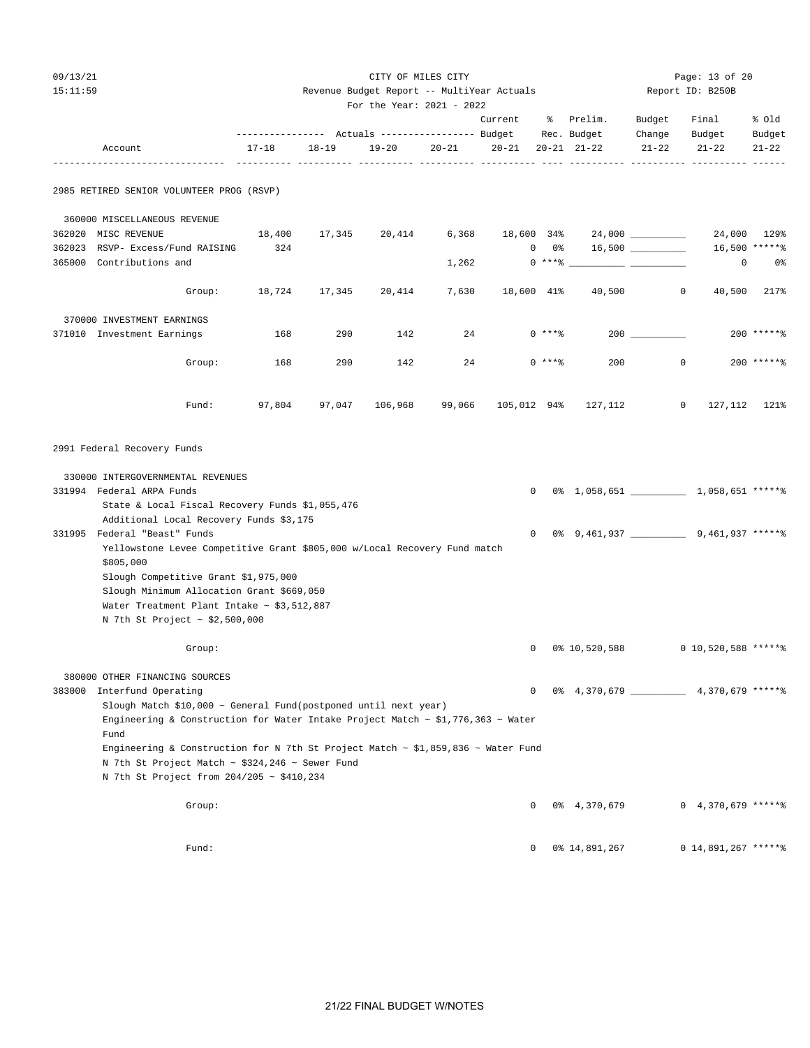CITY OF MILES CITY

Revenue Budget Report -- MultiYear Actuals

For the Year: 2021 - 2022

| Account | 17-18 | 18-19 | 19-20 | 20-21 | Current Budget 20-21 | % Rec. 20-21 | Prelim. Budget 21-22 | Budget Change 21-22 | Final Budget 21-22 | % Old Budget 21-22 |
|---|---|---|---|---|---|---|---|---|---|---|
| **2985 RETIRED SENIOR VOLUNTEER PROG (RSVP)** | | | | | | | | | | |
| 360000 MISCELLANEOUS REVENUE | | | | | | | | | | |
| 362020 MISC REVENUE | 18,400 | 17,345 | 20,414 | 6,368 | 18,600 | 34% | 24,000 | ________ | 24,000 | 129% |
| 362023 RSVP- Excess/Fund RAISING | 324 | | | | 0 | 0% | 16,500 | ________ | 16,500 | *****% |
| 365000 Contributions and | | | | 1,262 | 0 | ***% | ________ | ________ | 0 | 0% |
| Group: | 18,724 | 17,345 | 20,414 | 7,630 | 18,600 | 41% | 40,500 | 0 | 40,500 | 217% |
| 370000 INVESTMENT EARNINGS | | | | | | | | | | |
| 371010 Investment Earnings | 168 | 290 | 142 | 24 | 0 | ***% | 200 | ________ | 200 | *****% |
| Group: | 168 | 290 | 142 | 24 | 0 | ***% | 200 | 0 | 200 | *****% |
| Fund: | 97,804 | 97,047 | 106,968 | 99,066 | 105,012 | 94% | 127,112 | 0 | 127,112 | 121% |
| **2991 Federal Recovery Funds** | | | | | | | | | | |
| 330000 INTERGOVERNMENTAL REVENUES | | | | | | | | | | |
| 331994 Federal ARPA Funds | | | | | 0 | 0% | 1,058,651 | ________ | 1,058,651 | *****% |
| 331995 Federal "Beast" Funds | | | | | 0 | 0% | 9,461,937 | ________ | 9,461,937 | *****% |
| Group: | | | | | 0 | 0% | 10,520,588 | 0 | 10,520,588 | *****% |
| 380000 OTHER FINANCING SOURCES | | | | | | | | | | |
| 383000 Interfund Operating | | | | | 0 | 0% | 4,370,679 | ________ | 4,370,679 | *****% |
| Group: | | | | | 0 | 0% | 4,370,679 | 0 | 4,370,679 | *****% |
| Fund: | | | | | 0 | 0% | 14,891,267 | 0 | 14,891,267 | *****% |

Notes for 331994 Federal ARPA Funds:

State & Local Fiscal Recovery Funds $1,055,476
Additional Local Recovery Funds $3,175

Notes for 331995 Federal "Beast" Funds:

Yellowstone Levee Competitive Grant $805,000 w/Local Recovery Fund match $805,000
Slough Competitive Grant $1,975,000
Slough Minimum Allocation Grant $669,050
Water Treatment Plant Intake ~ $3,512,887
N 7th St Project ~ $2,500,000

Notes for 383000 Interfund Operating:

Slough Match $10,000 ~ General Fund(postponed until next year)
Engineering & Construction for Water Intake Project Match ~ $1,776,363 ~ Water Fund
Engineering & Construction for N 7th St Project Match ~ $1,859,836 ~ Water Fund
N 7th St Project Match ~ $324,246 ~ Sewer Fund
N 7th St Project from 204/205 ~ $410,234

21/22 FINAL BUDGET W/NOTES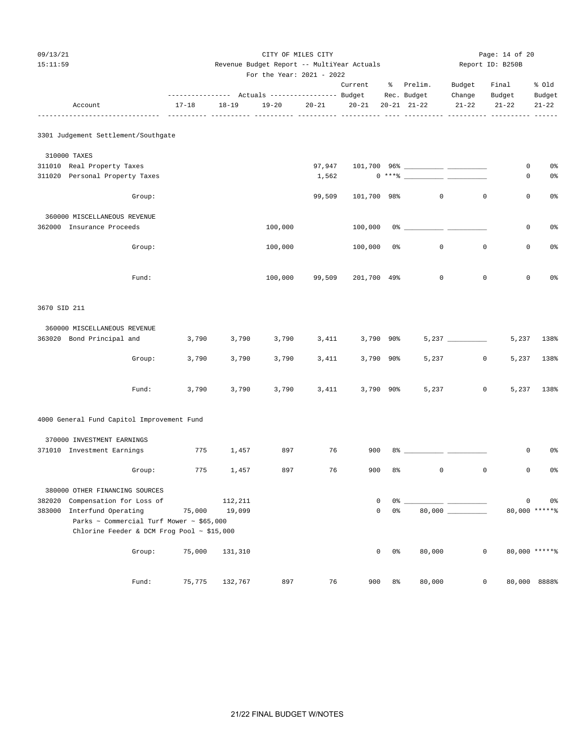CITY OF MILES CITY
Revenue Budget Report -- MultiYear Actuals
For the Year: 2021 - 2022

Report ID: B250B

| Account | Actuals 17-18 | Actuals 18-19 | Actuals 19-20 | Actuals 20-21 | Current Budget 20-21 | % Rec. 20-21 | Prelim. Budget 21-22 | Budget Change 21-22 | Final Budget 21-22 | % Old Budget 21-22 |
|---|---|---|---|---|---|---|---|---|---|---|
| **3301 Judgement Settlement/Southgate** | | | | | | | | | | |
| 310000 TAXES | | | | | | | | | | |
| 311010 Real Property Taxes | | | | 97,947 | 101,700 | 96% | | | 0 | 0% |
| 311020 Personal Property Taxes | | | | 1,562 | 0 | ***% | | | 0 | 0% |
| Group: | | | | 99,509 | 101,700 | 98% | 0 | 0 | 0 | 0% |
| 360000 MISCELLANEOUS REVENUE | | | | | | | | | | |
| 362000 Insurance Proceeds | | | 100,000 | | 100,000 | 0% | | | 0 | 0% |
| Group: | | | 100,000 | | 100,000 | 0% | 0 | 0 | 0 | 0% |
| Fund: | | | 100,000 | 99,509 | 201,700 | 49% | 0 | 0 | 0 | 0% |
| **3670 SID 211** | | | | | | | | | | |
| 360000 MISCELLANEOUS REVENUE | | | | | | | | | | |
| 363020 Bond Principal and | 3,790 | 3,790 | 3,790 | 3,411 | 3,790 | 90% | 5,237 | | 5,237 | 138% |
| Group: | 3,790 | 3,790 | 3,790 | 3,411 | 3,790 | 90% | 5,237 | 0 | 5,237 | 138% |
| Fund: | 3,790 | 3,790 | 3,790 | 3,411 | 3,790 | 90% | 5,237 | 0 | 5,237 | 138% |
| **4000 General Fund Capitol Improvement Fund** | | | | | | | | | | |
| 370000 INVESTMENT EARNINGS | | | | | | | | | | |
| 371010 Investment Earnings | 775 | 1,457 | 897 | 76 | 900 | 8% | | | 0 | 0% |
| Group: | 775 | 1,457 | 897 | 76 | 900 | 8% | 0 | 0 | 0 | 0% |
| 380000 OTHER FINANCING SOURCES | | | | | | | | | | |
| 382020 Compensation for Loss of | | 112,211 | | | 0 | 0% | | | 0 | 0% |
| 383000 Interfund Operating | 75,000 | 19,099 | | | 0 | 0% | 80,000 | | 80,000 | *****% |
| Parks ~ Commercial Turf Mower ~ $65,000 | | | | | | | | | | |
| Chlorine Feeder & DCM Frog Pool ~ $15,000 | | | | | | | | | | |
| Group: | 75,000 | 131,310 | | | 0 | 0% | 80,000 | 0 | 80,000 | *****% |
| Fund: | 75,775 | 132,767 | 897 | 76 | 900 | 8% | 80,000 | 0 | 80,000 | 8888% |

21/22 FINAL BUDGET W/NOTES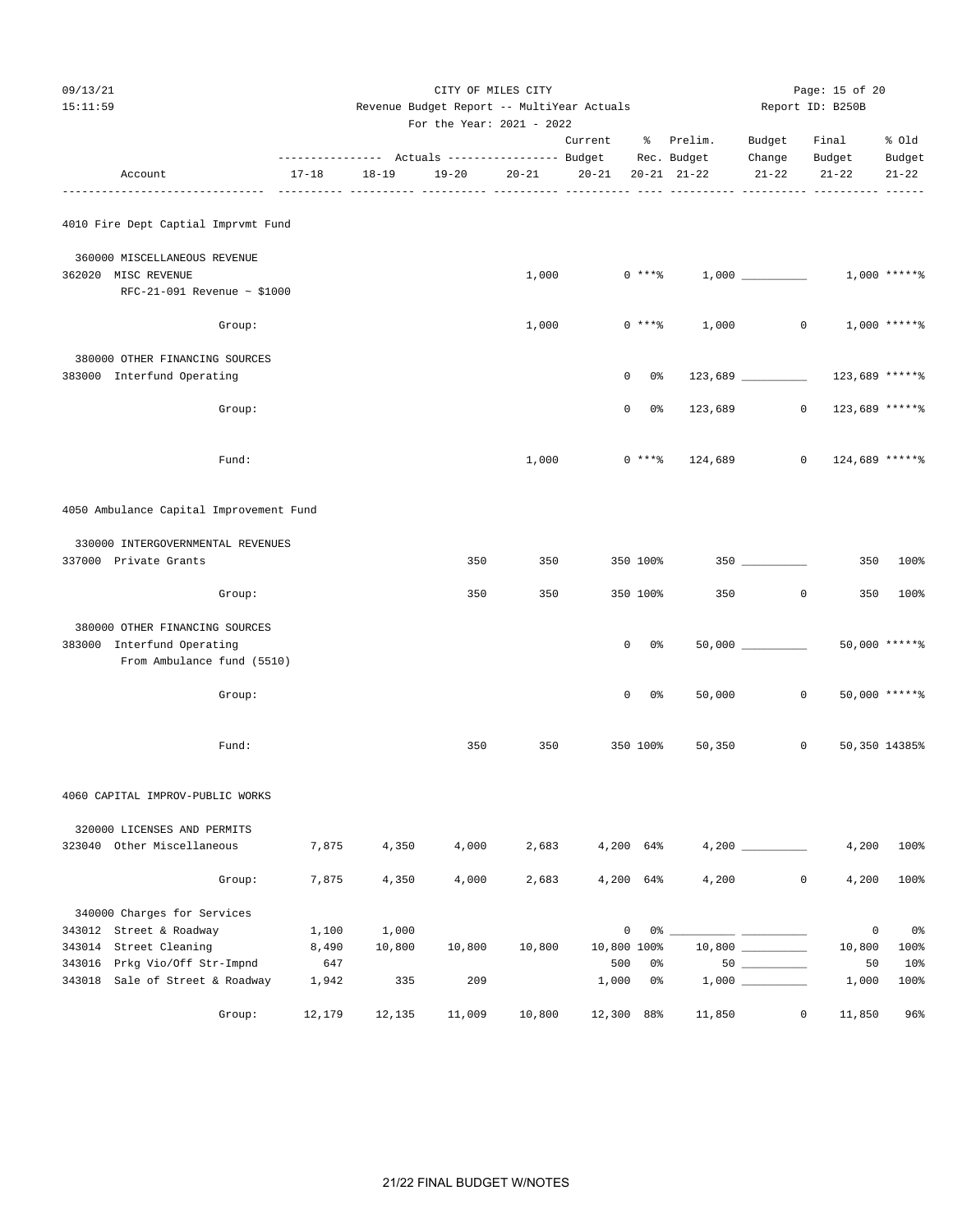CITY OF MILES CITY
Revenue Budget Report -- MultiYear Actuals
For the Year: 2021 - 2022

Report ID: B250B

| Account | 17-18 Actuals | 18-19 Actuals | 19-20 Actuals | 20-21 Actuals | Current Budget 20-21 | % Rec. 20-21 | Prelim. Budget 21-22 | Budget Change 21-22 | Final Budget 21-22 | % Old Budget 21-22 |
|---|---|---|---|---|---|---|---|---|---|---|
| **4010 Fire Dept Captial Imprvmt Fund** | | | | | | | | | | |
| 360000 MISCELLANEOUS REVENUE | | | | | | | | | | |
| 362020 MISC REVENUE | | | | 1,000 | 0 | ***% | 1,000 | ________ | 1,000 | *****% |
| RFC-21-091 Revenue ~ $1000 | | | | | | | | | | |
| Group: | | | | 1,000 | 0 | ***% | 1,000 | 0 | 1,000 | *****% |
| 380000 OTHER FINANCING SOURCES | | | | | | | | | | |
| 383000 Interfund Operating | | | | | 0 | 0% | 123,689 | ________ | 123,689 | *****% |
| Group: | | | | | 0 | 0% | 123,689 | 0 | 123,689 | *****% |
| Fund: | | | | 1,000 | 0 | ***% | 124,689 | 0 | 124,689 | *****% |
| **4050 Ambulance Capital Improvement Fund** | | | | | | | | | | |
| 330000 INTERGOVERNMENTAL REVENUES | | | | | | | | | | |
| 337000 Private Grants | | | 350 | 350 | 350 | 100% | 350 | ________ | 350 | 100% |
| Group: | | | 350 | 350 | 350 | 100% | 350 | 0 | 350 | 100% |
| 380000 OTHER FINANCING SOURCES | | | | | | | | | | |
| 383000 Interfund Operating | | | | | 0 | 0% | 50,000 | ________ | 50,000 | *****% |
| From Ambulance fund (5510) | | | | | | | | | | |
| Group: | | | | | 0 | 0% | 50,000 | 0 | 50,000 | *****% |
| Fund: | | | 350 | 350 | 350 | 100% | 50,350 | 0 | 50,350 | 14385% |
| **4060 CAPITAL IMPROV-PUBLIC WORKS** | | | | | | | | | | |
| 320000 LICENSES AND PERMITS | | | | | | | | | | |
| 323040 Other Miscellaneous | 7,875 | 4,350 | 4,000 | 2,683 | 4,200 | 64% | 4,200 | ________ | 4,200 | 100% |
| Group: | 7,875 | 4,350 | 4,000 | 2,683 | 4,200 | 64% | 4,200 | 0 | 4,200 | 100% |
| 340000 Charges for Services | | | | | | | | | | |
| 343012 Street & Roadway | 1,100 | 1,000 | | | 0 | 0% | ________ | ________ | 0 | 0% |
| 343014 Street Cleaning | 8,490 | 10,800 | 10,800 | 10,800 | 10,800 | 100% | 10,800 | ________ | 10,800 | 100% |
| 343016 Prkg Vio/Off Str-Impnd | 647 | | | | 500 | 0% | 50 | ________ | 50 | 10% |
| 343018 Sale of Street & Roadway | 1,942 | 335 | 209 | | 1,000 | 0% | 1,000 | ________ | 1,000 | 100% |
| Group: | 12,179 | 12,135 | 11,009 | 10,800 | 12,300 | 88% | 11,850 | 0 | 11,850 | 96% |

21/22 FINAL BUDGET W/NOTES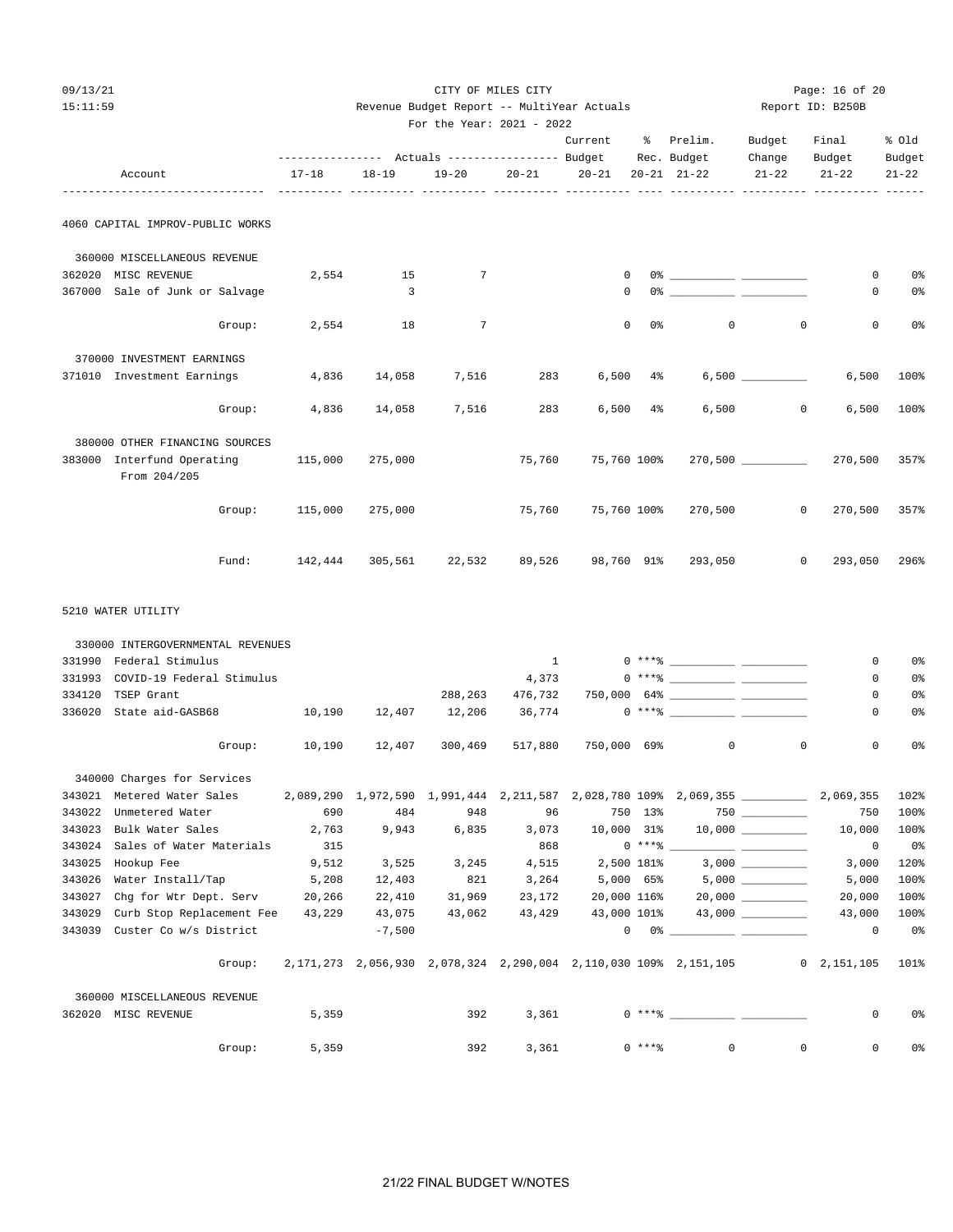CITY OF MILES CITY

Revenue Budget Report -- MultiYear Actuals

For the Year: 2021 - 2022

Report ID: B250B

| Account | 17-18 | 18-19 | 19-20 | 20-21 | Current Budget 20-21 | % Rec. 20-21 | Prelim. Budget 21-22 | Budget Change 21-22 | Final Budget 21-22 | % Old Budget 21-22 |
|---|---|---|---|---|---|---|---|---|---|---|
| **4060 CAPITAL IMPROV-PUBLIC WORKS** | | | | | | | | | | |
| 360000 MISCELLANEOUS REVENUE | | | | | | | | | | |
| 362020 MISC REVENUE | 2,554 | 15 | 7 | | 0 | 0% | | | 0 | 0% |
| 367000 Sale of Junk or Salvage | | 3 | | | 0 | 0% | | | 0 | 0% |
| Group: | 2,554 | 18 | 7 | | 0 | 0% | 0 | 0 | 0 | 0% |
| 370000 INVESTMENT EARNINGS | | | | | | | | | | |
| 371010 Investment Earnings | 4,836 | 14,058 | 7,516 | 283 | 6,500 | 4% | 6,500 | | 6,500 | 100% |
| Group: | 4,836 | 14,058 | 7,516 | 283 | 6,500 | 4% | 6,500 | 0 | 6,500 | 100% |
| 380000 OTHER FINANCING SOURCES | | | | | | | | | | |
| 383000 Interfund Operating From 204/205 | 115,000 | 275,000 | | 75,760 | 75,760 | 100% | 270,500 | | 270,500 | 357% |
| Group: | 115,000 | 275,000 | | 75,760 | 75,760 | 100% | 270,500 | 0 | 270,500 | 357% |
| Fund: | 142,444 | 305,561 | 22,532 | 89,526 | 98,760 | 91% | 293,050 | 0 | 293,050 | 296% |
| **5210 WATER UTILITY** | | | | | | | | | | |
| 330000 INTERGOVERNMENTAL REVENUES | | | | | | | | | | |
| 331990 Federal Stimulus | | | | 1 | 0 | *** % | | | 0 | 0% |
| 331993 COVID-19 Federal Stimulus | | | | 4,373 | 0 | *** % | | | 0 | 0% |
| 334120 TSEP Grant | | | 288,263 | 476,732 | 750,000 | 64% | | | 0 | 0% |
| 336020 State aid-GASB68 | 10,190 | 12,407 | 12,206 | 36,774 | 0 | *** % | | | 0 | 0% |
| Group: | 10,190 | 12,407 | 300,469 | 517,880 | 750,000 | 69% | 0 | 0 | 0 | 0% |
| 340000 Charges for Services | | | | | | | | | | |
| 343021 Metered Water Sales | 2,089,290 | 1,972,590 | 1,991,444 | 2,211,587 | 2,028,780 | 109% | 2,069,355 | | 2,069,355 | 102% |
| 343022 Unmetered Water | 690 | 484 | 948 | 96 | 750 | 13% | 750 | | 750 | 100% |
| 343023 Bulk Water Sales | 2,763 | 9,943 | 6,835 | 3,073 | 10,000 | 31% | 10,000 | | 10,000 | 100% |
| 343024 Sales of Water Materials | 315 | | | 868 | 0 | *** % | | | 0 | 0% |
| 343025 Hookup Fee | 9,512 | 3,525 | 3,245 | 4,515 | 2,500 | 181% | 3,000 | | 3,000 | 120% |
| 343026 Water Install/Tap | 5,208 | 12,403 | 821 | 3,264 | 5,000 | 65% | 5,000 | | 5,000 | 100% |
| 343027 Chg for Wtr Dept. Serv | 20,266 | 22,410 | 31,969 | 23,172 | 20,000 | 116% | 20,000 | | 20,000 | 100% |
| 343029 Curb Stop Replacement Fee | 43,229 | 43,075 | 43,062 | 43,429 | 43,000 | 101% | 43,000 | | 43,000 | 100% |
| 343039 Custer Co w/s District | | -7,500 | | | 0 | 0% | | | 0 | 0% |
| Group: | 2,171,273 | 2,056,930 | 2,078,324 | 2,290,004 | 2,110,030 | 109% | 2,151,105 | 0 | 2,151,105 | 101% |
| 360000 MISCELLANEOUS REVENUE | | | | | | | | | | |
| 362020 MISC REVENUE | 5,359 | | 392 | 3,361 | 0 | *** % | | | 0 | 0% |
| Group: | 5,359 | | 392 | 3,361 | 0 | *** % | 0 | 0 | 0 | 0% |

21/22 FINAL BUDGET W/NOTES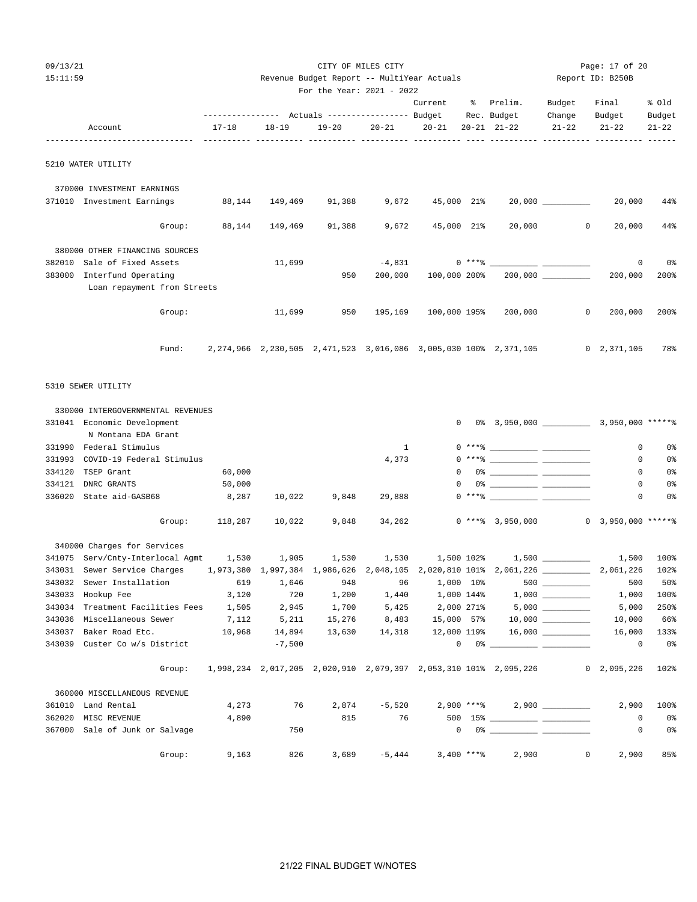CITY OF MILES CITY

Revenue Budget Report -- MultiYear Actuals

For the Year: 2021 - 2022

Report ID: B250B

| Account | | 17-18 | 18-19 | 19-20 | 20-21 | Current Budget 20-21 | % Rec. 20-21 | Prelim. Budget 21-22 | Budget Change 21-22 | Final Budget 21-22 | % Old Budget 21-22 |
|---|---|---|---|---|---|---|---|---|---|---|---|
| **5210 WATER UTILITY** | | | | | | | | | | | |
| 370000 INVESTMENT EARNINGS | | | | | | | | | | | |
| 371010 | Investment Earnings | 88,144 | 149,469 | 91,388 | 9,672 | 45,000 | 21% | 20,000 | __________ | 20,000 | 44% |
| | Group: | 88,144 | 149,469 | 91,388 | 9,672 | 45,000 | 21% | 20,000 | 0 | 20,000 | 44% |
| 380000 OTHER FINANCING SOURCES | | | | | | | | | | | |
| 382010 | Sale of Fixed Assets | | 11,699 | | -4,831 | 0 | ***% | __________ | __________ | 0 | 0% |
| 383000 | Interfund Operating<br>Loan repayment from Streets | | | 950 | 200,000 | 100,000 | 200% | 200,000 | __________ | 200,000 | 200% |
| | Group: | | 11,699 | 950 | 195,169 | 100,000 | 195% | 200,000 | 0 | 200,000 | 200% |
| | Fund: | 2,274,966 | 2,230,505 | 2,471,523 | 3,016,086 | 3,005,030 | 100% | 2,371,105 | 0 | 2,371,105 | 78% |
| **5310 SEWER UTILITY** | | | | | | | | | | | |
| 330000 INTERGOVERNMENTAL REVENUES | | | | | | | | | | | |
| 331041 | Economic Development<br>N Montana EDA Grant | | | | | 0 | 0% | 3,950,000 | __________ | 3,950,000 | *****% |
| 331990 | Federal Stimulus | | | | 1 | 0 | ***% | __________ | __________ | 0 | 0% |
| 331993 | COVID-19 Federal Stimulus | | | | 4,373 | 0 | ***% | __________ | __________ | 0 | 0% |
| 334120 | TSEP Grant | 60,000 | | | | 0 | 0% | __________ | __________ | 0 | 0% |
| 334121 | DNRC GRANTS | 50,000 | | | | 0 | 0% | __________ | __________ | 0 | 0% |
| 336020 | State aid-GASB68 | 8,287 | 10,022 | 9,848 | 29,888 | 0 | ***% | __________ | __________ | 0 | 0% |
| | Group: | 118,287 | 10,022 | 9,848 | 34,262 | 0 | ***% | 3,950,000 | 0 | 3,950,000 | *****% |
| 340000 Charges for Services | | | | | | | | | | | |
| 341075 | Serv/Cnty-Interlocal Agmt | 1,530 | 1,905 | 1,530 | 1,530 | 1,500 | 102% | 1,500 | __________ | 1,500 | 100% |
| 343031 | Sewer Service Charges | 1,973,380 | 1,997,384 | 1,986,626 | 2,048,105 | 2,020,810 | 101% | 2,061,226 | __________ | 2,061,226 | 102% |
| 343032 | Sewer Installation | 619 | 1,646 | 948 | 96 | 1,000 | 10% | 500 | __________ | 500 | 50% |
| 343033 | Hookup Fee | 3,120 | 720 | 1,200 | 1,440 | 1,000 | 144% | 1,000 | __________ | 1,000 | 100% |
| 343034 | Treatment Facilities Fees | 1,505 | 2,945 | 1,700 | 5,425 | 2,000 | 271% | 5,000 | __________ | 5,000 | 250% |
| 343036 | Miscellaneous Sewer | 7,112 | 5,211 | 15,276 | 8,483 | 15,000 | 57% | 10,000 | __________ | 10,000 | 66% |
| 343037 | Baker Road Etc. | 10,968 | 14,894 | 13,630 | 14,318 | 12,000 | 119% | 16,000 | __________ | 16,000 | 133% |
| 343039 | Custer Co w/s District | | -7,500 | | | 0 | 0% | __________ | __________ | 0 | 0% |
| | Group: | 1,998,234 | 2,017,205 | 2,020,910 | 2,079,397 | 2,053,310 | 101% | 2,095,226 | 0 | 2,095,226 | 102% |
| 360000 MISCELLANEOUS REVENUE | | | | | | | | | | | |
| 361010 | Land Rental | 4,273 | 76 | 2,874 | -5,520 | 2,900 | ***% | 2,900 | __________ | 2,900 | 100% |
| 362020 | MISC REVENUE | 4,890 | | 815 | 76 | 500 | 15% | __________ | __________ | 0 | 0% |
| 367000 | Sale of Junk or Salvage | | 750 | | | 0 | 0% | __________ | __________ | 0 | 0% |
| | Group: | 9,163 | 826 | 3,689 | -5,444 | 3,400 | ***% | 2,900 | 0 | 2,900 | 85% |

21/22 FINAL BUDGET W/NOTES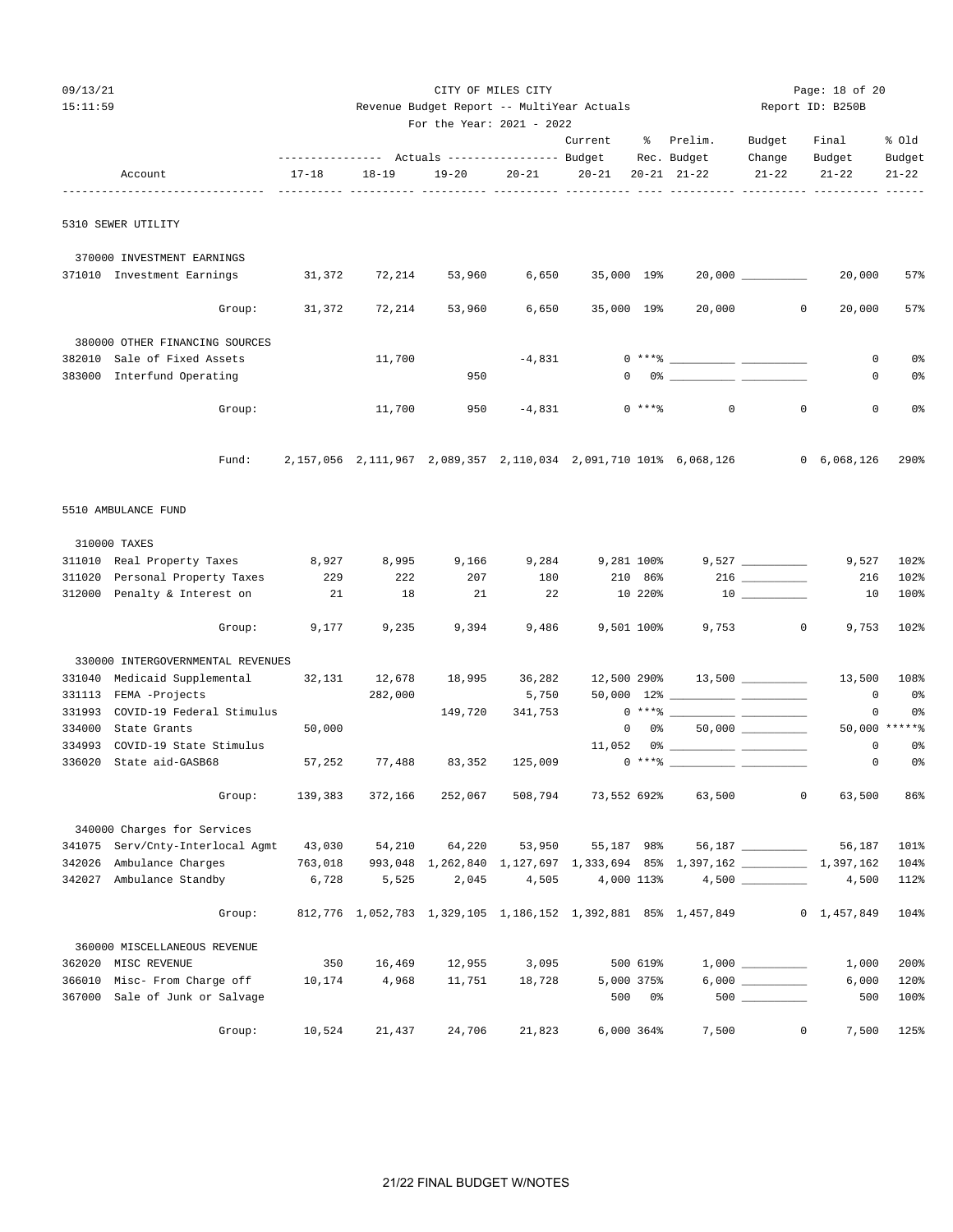CITY OF MILES CITY

Revenue Budget Report -- MultiYear Actuals

For the Year: 2021 - 2022

| Account | 17-18 Actuals | 18-19 Actuals | 19-20 Actuals | 20-21 Actuals | Current Budget 20-21 | % Rec. 20-21 | Prelim. Budget 21-22 | Budget Change 21-22 | Final Budget 21-22 | % Old Budget 21-22 |
|---|---|---|---|---|---|---|---|---|---|---|
| **5310 SEWER UTILITY** | | | | | | | | | | |
| 370000 INVESTMENT EARNINGS | | | | | | | | | | |
| 371010 Investment Earnings | 31,372 | 72,214 | 53,960 | 6,650 | 35,000 | 19% | 20,000 | | 20,000 | 57% |
| Group: | 31,372 | 72,214 | 53,960 | 6,650 | 35,000 | 19% | 20,000 | 0 | 20,000 | 57% |
| 380000 OTHER FINANCING SOURCES | | | | | | | | | | |
| 382010 Sale of Fixed Assets | | 11,700 | | -4,831 | 0 | ***% | | | 0 | 0% |
| 383000 Interfund Operating | | | 950 | | 0 | 0% | | | 0 | 0% |
| Group: | | 11,700 | 950 | -4,831 | 0 | ***% | 0 | 0 | 0 | 0% |
| Fund: | 2,157,056 | 2,111,967 | 2,089,357 | 2,110,034 | 2,091,710 | 101% | 6,068,126 | 0 | 6,068,126 | 290% |
| **5510 AMBULANCE FUND** | | | | | | | | | | |
| 310000 TAXES | | | | | | | | | | |
| 311010 Real Property Taxes | 8,927 | 8,995 | 9,166 | 9,284 | 9,281 | 100% | 9,527 | | 9,527 | 102% |
| 311020 Personal Property Taxes | 229 | 222 | 207 | 180 | 210 | 86% | 216 | | 216 | 102% |
| 312000 Penalty & Interest on | 21 | 18 | 21 | 22 | 10 | 220% | 10 | | 10 | 100% |
| Group: | 9,177 | 9,235 | 9,394 | 9,486 | 9,501 | 100% | 9,753 | 0 | 9,753 | 102% |
| 330000 INTERGOVERNMENTAL REVENUES | | | | | | | | | | |
| 331040 Medicaid Supplemental | 32,131 | 12,678 | 18,995 | 36,282 | 12,500 | 290% | 13,500 | | 13,500 | 108% |
| 331113 FEMA -Projects | | 282,000 | | 5,750 | 50,000 | 12% | | | 0 | 0% |
| 331993 COVID-19 Federal Stimulus | | | 149,720 | 341,753 | 0 | ***% | | | 0 | 0% |
| 334000 State Grants | 50,000 | | | | 0 | 0% | 50,000 | | 50,000 | *****% |
| 334993 COVID-19 State Stimulus | | | | | 11,052 | 0% | | | 0 | 0% |
| 336020 State aid-GASB68 | 57,252 | 77,488 | 83,352 | 125,009 | 0 | ***% | | | 0 | 0% |
| Group: | 139,383 | 372,166 | 252,067 | 508,794 | 73,552 | 692% | 63,500 | 0 | 63,500 | 86% |
| 340000 Charges for Services | | | | | | | | | | |
| 341075 Serv/Cnty-Interlocal Agmt | 43,030 | 54,210 | 64,220 | 53,950 | 55,187 | 98% | 56,187 | | 56,187 | 101% |
| 342026 Ambulance Charges | 763,018 | 993,048 | 1,262,840 | 1,127,697 | 1,333,694 | 85% | 1,397,162 | | 1,397,162 | 104% |
| 342027 Ambulance Standby | 6,728 | 5,525 | 2,045 | 4,505 | 4,000 | 113% | 4,500 | | 4,500 | 112% |
| Group: | 812,776 | 1,052,783 | 1,329,105 | 1,186,152 | 1,392,881 | 85% | 1,457,849 | 0 | 1,457,849 | 104% |
| 360000 MISCELLANEOUS REVENUE | | | | | | | | | | |
| 362020 MISC REVENUE | 350 | 16,469 | 12,955 | 3,095 | 500 | 619% | 1,000 | | 1,000 | 200% |
| 366010 Misc- From Charge off | 10,174 | 4,968 | 11,751 | 18,728 | 5,000 | 375% | 6,000 | | 6,000 | 120% |
| 367000 Sale of Junk or Salvage | | | | | 500 | 0% | 500 | | 500 | 100% |
| Group: | 10,524 | 21,437 | 24,706 | 21,823 | 6,000 | 364% | 7,500 | 0 | 7,500 | 125% |

21/22 FINAL BUDGET W/NOTES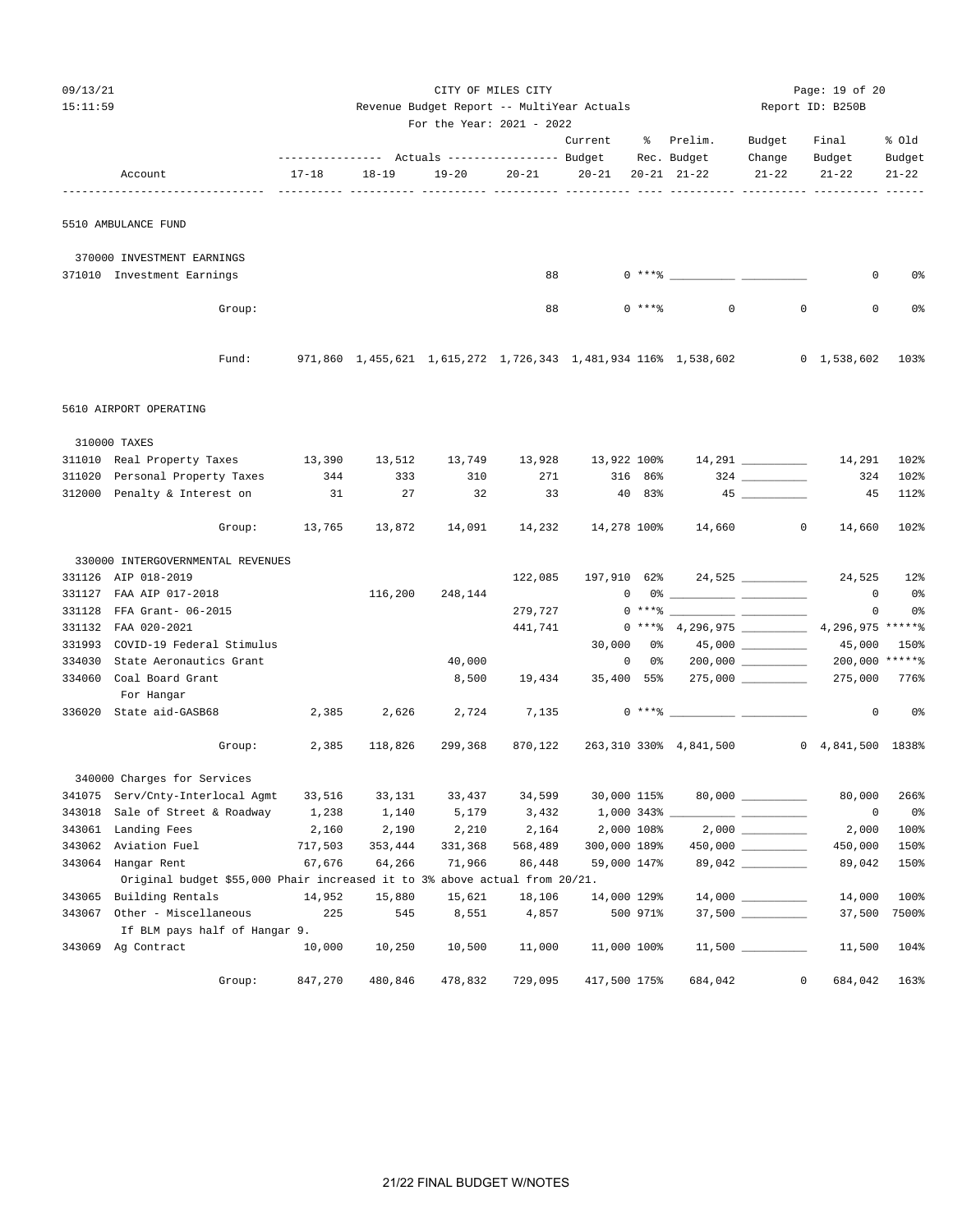CITY OF MILES CITY

Revenue Budget Report -- MultiYear Actuals

For the Year: 2021 - 2022

| Account | | 17-18 | 18-19 | 19-20 | 20-21 | Current Budget 20-21 | % Rec. 20-21 | Prelim. Budget 21-22 | Budget Change 21-22 | Final Budget 21-22 | % Old Budget 21-22 |
|---|---|---|---|---|---|---|---|---|---|---|---|
| **5510 AMBULANCE FUND** | | | | | | | | | | | |
| 370000 INVESTMENT EARNINGS | | | | | | | | | | | |
| 371010 | Investment Earnings | | | | 88 | 0 | ***% | | | 0 | 0% |
| | Group: | | | | 88 | 0 | ***% | 0 | 0 | 0 | 0% |
| | Fund: | 971,860 | 1,455,621 | 1,615,272 | 1,726,343 | 1,481,934 | 116% | 1,538,602 | 0 | 1,538,602 | 103% |
| **5610 AIRPORT OPERATING** | | | | | | | | | | | |
| 310000 TAXES | | | | | | | | | | | |
| 311010 | Real Property Taxes | 13,390 | 13,512 | 13,749 | 13,928 | 13,922 | 100% | 14,291 | | 14,291 | 102% |
| 311020 | Personal Property Taxes | 344 | 333 | 310 | 271 | 316 | 86% | 324 | | 324 | 102% |
| 312000 | Penalty & Interest on | 31 | 27 | 32 | 33 | 40 | 83% | 45 | | 45 | 112% |
| | Group: | 13,765 | 13,872 | 14,091 | 14,232 | 14,278 | 100% | 14,660 | 0 | 14,660 | 102% |
| 330000 INTERGOVERNMENTAL REVENUES | | | | | | | | | | | |
| 331126 | AIP 018-2019 | | | | 122,085 | 197,910 | 62% | 24,525 | | 24,525 | 12% |
| 331127 | FAA AIP 017-2018 | | 116,200 | 248,144 | | 0 | 0% | | | 0 | 0% |
| 331128 | FFA Grant- 06-2015 | | | | 279,727 | 0 | ***% | | | 0 | 0% |
| 331132 | FAA 020-2021 | | | | 441,741 | 0 | ***% | 4,296,975 | | 4,296,975 | *****% |
| 331993 | COVID-19 Federal Stimulus | | | | | 30,000 | 0% | 45,000 | | 45,000 | 150% |
| 334030 | State Aeronautics Grant | | | 40,000 | | 0 | 0% | 200,000 | | 200,000 | *****% |
| 334060 | Coal Board Grant For Hangar | | | 8,500 | 19,434 | 35,400 | 55% | 275,000 | | 275,000 | 776% |
| 336020 | State aid-GASB68 | 2,385 | 2,626 | 2,724 | 7,135 | 0 | ***% | | | 0 | 0% |
| | Group: | 2,385 | 118,826 | 299,368 | 870,122 | 263,310 | 330% | 4,841,500 | 0 | 4,841,500 | 1838% |
| 340000 Charges for Services | | | | | | | | | | | |
| 341075 | Serv/Cnty-Interlocal Agmt | 33,516 | 33,131 | 33,437 | 34,599 | 30,000 | 115% | 80,000 | | 80,000 | 266% |
| 343018 | Sale of Street & Roadway | 1,238 | 1,140 | 5,179 | 3,432 | 1,000 | 343% | | | 0 | 0% |
| 343061 | Landing Fees | 2,160 | 2,190 | 2,210 | 2,164 | 2,000 | 108% | 2,000 | | 2,000 | 100% |
| 343062 | Aviation Fuel | 717,503 | 353,444 | 331,368 | 568,489 | 300,000 | 189% | 450,000 | | 450,000 | 150% |
| 343064 | Hangar Rent | 67,676 | 64,266 | 71,966 | 86,448 | 59,000 | 147% | 89,042 | | 89,042 | 150% |
| | Original budget $55,000 Phair increased it to 3% above actual from 20/21. | | | | | | | | | | |
| 343065 | Building Rentals | 14,952 | 15,880 | 15,621 | 18,106 | 14,000 | 129% | 14,000 | | 14,000 | 100% |
| 343067 | Other - Miscellaneous | 225 | 545 | 8,551 | 4,857 | 500 | 971% | 37,500 | | 37,500 | 7500% |
| | If BLM pays half of Hangar 9. | | | | | | | | | | |
| 343069 | Ag Contract | 10,000 | 10,250 | 10,500 | 11,000 | 11,000 | 100% | 11,500 | | 11,500 | 104% |
| | Group: | 847,270 | 480,846 | 478,832 | 729,095 | 417,500 | 175% | 684,042 | 0 | 684,042 | 163% |

21/22 FINAL BUDGET W/NOTES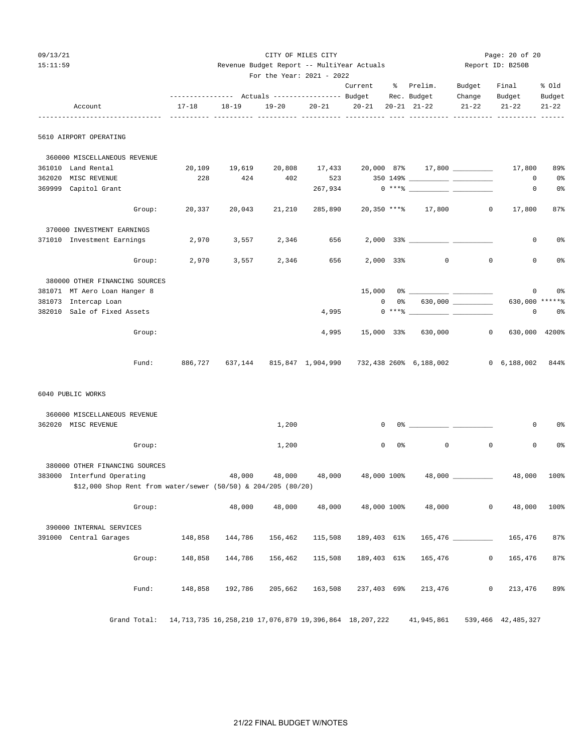CITY OF MILES CITY

Revenue Budget Report -- MultiYear Actuals

For the Year: 2021 - 2022

| Account | 17-18 Actuals | 18-19 Actuals | 19-20 Actuals | 20-21 Actuals | Current Budget 20-21 | % Rec. 20-21 | Prelim. Budget 21-22 | Budget Change 21-22 | Final Budget 21-22 | % Old Budget 21-22 |
|---|---|---|---|---|---|---|---|---|---|---|
| **5610 AIRPORT OPERATING** | | | | | | | | | | |
| 360000 MISCELLANEOUS REVENUE | | | | | | | | | | |
| 361010 Land Rental | 20,109 | 19,619 | 20,808 | 17,433 | 20,000 | 87% | 17,800 | | 17,800 | 89% |
| 362020 MISC REVENUE | 228 | 424 | 402 | 523 | 350 | 149% | | | 0 | 0% |
| 369999 Capitol Grant | | | | 267,934 | 0 | ***% | | | 0 | 0% |
| Group: | 20,337 | 20,043 | 21,210 | 285,890 | 20,350 | ***% | 17,800 | 0 | 17,800 | 87% |
| 370000 INVESTMENT EARNINGS | | | | | | | | | | |
| 371010 Investment Earnings | 2,970 | 3,557 | 2,346 | 656 | 2,000 | 33% | | | 0 | 0% |
| Group: | 2,970 | 3,557 | 2,346 | 656 | 2,000 | 33% | 0 | 0 | 0 | 0% |
| 380000 OTHER FINANCING SOURCES | | | | | | | | | | |
| 381071 MT Aero Loan Hanger 8 | | | | | 15,000 | 0% | | | 0 | 0% |
| 381073 Intercap Loan | | | | | 0 | 0% | 630,000 | | 630,000 | *****% |
| 382010 Sale of Fixed Assets | | | | 4,995 | 0 | ***% | | | 0 | 0% |
| Group: | | | | 4,995 | 15,000 | 33% | 630,000 | 0 | 630,000 | 4200% |
| Fund: | 886,727 | 637,144 | 815,847 | 1,904,990 | 732,438 | 260% | 6,188,002 | 0 | 6,188,002 | 844% |
| **6040 PUBLIC WORKS** | | | | | | | | | | |
| 360000 MISCELLANEOUS REVENUE | | | | | | | | | | |
| 362020 MISC REVENUE | | | 1,200 | | 0 | 0% | | | 0 | 0% |
| Group: | | | 1,200 | | 0 | 0% | 0 | 0 | 0 | 0% |
| 380000 OTHER FINANCING SOURCES | | | | | | | | | | |
| 383000 Interfund Operating | | 48,000 | 48,000 | 48,000 | 48,000 | 100% | 48,000 | | 48,000 | 100% |
| $12,000 Shop Rent from water/sewer (50/50) & 204/205 (80/20) | | | | | | | | | | |
| Group: | | 48,000 | 48,000 | 48,000 | 48,000 | 100% | 48,000 | 0 | 48,000 | 100% |
| 390000 INTERNAL SERVICES | | | | | | | | | | |
| 391000 Central Garages | 148,858 | 144,786 | 156,462 | 115,508 | 189,403 | 61% | 165,476 | | 165,476 | 87% |
| Group: | 148,858 | 144,786 | 156,462 | 115,508 | 189,403 | 61% | 165,476 | 0 | 165,476 | 87% |
| Fund: | 148,858 | 192,786 | 205,662 | 163,508 | 237,403 | 69% | 213,476 | 0 | 213,476 | 89% |
| Grand Total: | 14,713,735 | 16,258,210 | 17,076,879 | 19,396,864 | 18,207,222 | | 41,945,861 | 539,466 | 42,485,327 | |

21/22 FINAL BUDGET W/NOTES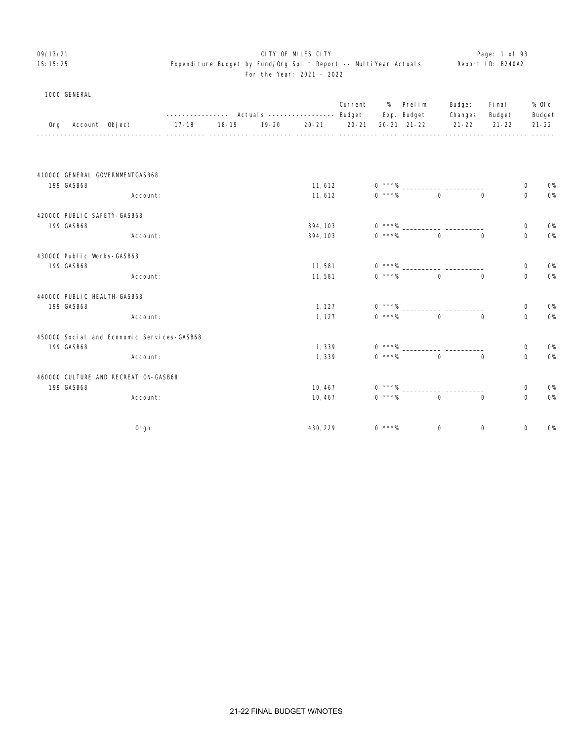09/13/21 CITY OF MILES CITY
15:15:25 Expenditure Budget by Fund/Org Split Report -- MultiYear Actuals Report ID: B240A2
For the Year: 2021 - 2022

1000 GENERAL

| Org Account Object | Actuals 17-18 | Actuals 18-19 | Actuals 19-20 | Actuals 20-21 | Current Budget 20-21 | % Exp. 20-21 | Prelim. Budget 21-22 | Budget Changes 21-22 | Final Budget 21-22 | % Old Budget 21-22 |
|---|---|---|---|---|---|---|---|---|---|---|
| **410000 GENERAL GOVERNMENTGASB68** | | | | | | | | | | |
| 199 GASB68 | | | | 11,612 | 0 | ***% | ___________ | ___________ | 0 | 0% |
| Account: | | | | 11,612 | 0 | ***% | 0 | 0 | 0 | 0% |
| **420000 PUBLIC SAFETY-GASB68** | | | | | | | | | | |
| 199 GASB68 | | | | 394,103 | 0 | ***% | ___________ | ___________ | 0 | 0% |
| Account: | | | | 394,103 | 0 | ***% | 0 | 0 | 0 | 0% |
| **430000 Public Works-GASB68** | | | | | | | | | | |
| 199 GASB68 | | | | 11,581 | 0 | ***% | ___________ | ___________ | 0 | 0% |
| Account: | | | | 11,581 | 0 | ***% | 0 | 0 | 0 | 0% |
| **440000 PUBLIC HEALTH-GASB68** | | | | | | | | | | |
| 199 GASB68 | | | | 1,127 | 0 | ***% | ___________ | ___________ | 0 | 0% |
| Account: | | | | 1,127 | 0 | ***% | 0 | 0 | 0 | 0% |
| **450000 Social and Economic Services-GASB68** | | | | | | | | | | |
| 199 GASB68 | | | | 1,339 | 0 | ***% | ___________ | ___________ | 0 | 0% |
| Account: | | | | 1,339 | 0 | ***% | 0 | 0 | 0 | 0% |
| **460000 CULTURE AND RECREATION-GASB68** | | | | | | | | | | |
| 199 GASB68 | | | | 10,467 | 0 | ***% | ___________ | ___________ | 0 | 0% |
| Account: | | | | 10,467 | 0 | ***% | 0 | 0 | 0 | 0% |
| Orgn: | | | | 430,229 | 0 | ***% | 0 | 0 | 0 | 0% |

21-22 FINAL BUDGET W/NOTES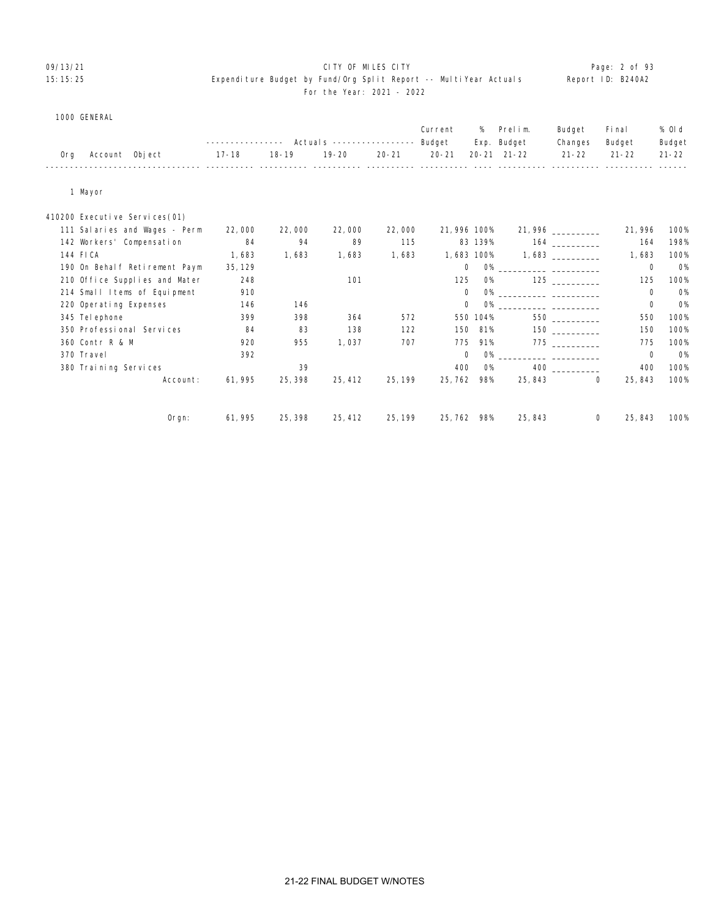CITY OF MILES CITY

Expenditure Budget by Fund/Org Split Report -- MultiYear Actuals

For the Year: 2021 - 2022

1000 GENERAL

| Org Account Object | Actuals 17-18 | Actuals 18-19 | Actuals 19-20 | Actuals 20-21 | Current Budget 20-21 | % Exp. 20-21 | Prelim. Budget 21-22 | Budget Changes 21-22 | Final Budget 21-22 | % Old Budget 21-22 |
|---|---|---|---|---|---|---|---|---|---|---|
| 1 Mayor | | | | | | | | | | |
| 410200 Executive Services(01) | | | | | | | | | | |
| 111 Salaries and Wages - Perm | 22,000 | 22,000 | 22,000 | 22,000 | 21,996 | 100% | 21,996 | __________ | 21,996 | 100% |
| 142 Workers' Compensation | 84 | 94 | 89 | 115 | 83 | 139% | 164 | __________ | 164 | 198% |
| 144 FICA | 1,683 | 1,683 | 1,683 | 1,683 | 1,683 | 100% | 1,683 | __________ | 1,683 | 100% |
| 190 On Behalf Retirement Paym | 35,129 | | | | 0 | 0% | __________ | __________ | 0 | 0% |
| 210 Office Supplies and Mater | 248 | | 101 | | 125 | 0% | 125 | __________ | 125 | 100% |
| 214 Small Items of Equipment | 910 | | | | 0 | 0% | __________ | __________ | 0 | 0% |
| 220 Operating Expenses | 146 | 146 | | | 0 | 0% | __________ | __________ | 0 | 0% |
| 345 Telephone | 399 | 398 | 364 | 572 | 550 | 104% | 550 | __________ | 550 | 100% |
| 350 Professional Services | 84 | 83 | 138 | 122 | 150 | 81% | 150 | __________ | 150 | 100% |
| 360 Contr R & M | 920 | 955 | 1,037 | 707 | 775 | 91% | 775 | __________ | 775 | 100% |
| 370 Travel | 392 | | | | 0 | 0% | __________ | __________ | 0 | 0% |
| 380 Training Services | | 39 | | | 400 | 0% | 400 | __________ | 400 | 100% |
| Account: | 61,995 | 25,398 | 25,412 | 25,199 | 25,762 | 98% | 25,843 | 0 | 25,843 | 100% |
| Orgn: | 61,995 | 25,398 | 25,412 | 25,199 | 25,762 | 98% | 25,843 | 0 | 25,843 | 100% |

21-22 FINAL BUDGET W/NOTES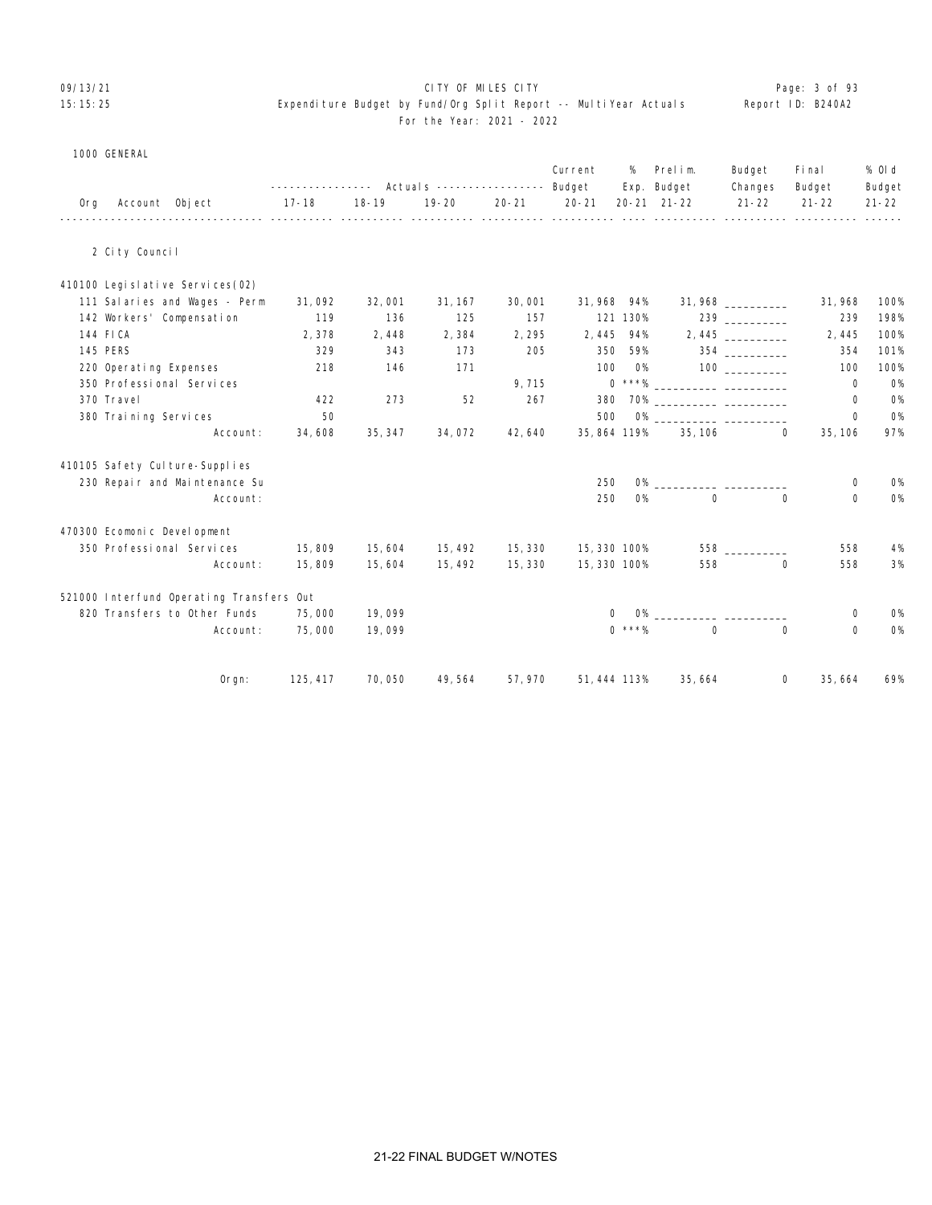CITY OF MILES CITY

Expenditure Budget by Fund/Org Split Report -- MultiYear Actuals

For the Year: 2021 - 2022

09/13/21
15:15:25

Report ID: B240A2

1000 GENERAL

| Org Account Object | 17-18 | 18-19 | 19-20 | 20-21 | Current Budget 20-21 | % Exp. 20-21 | Prelim. Budget 21-22 | Budget Changes 21-22 | Final Budget 21-22 | % Old Budget 21-22 |
|---|---|---|---|---|---|---|---|---|---|---|
| **2 City Council** | | | | | | | | | | |
| **410100 Legislative Services(02)** | | | | | | | | | | |
| 111 Salaries and Wages - Perm | 31,092 | 32,001 | 31,167 | 30,001 | 31,968 | 94% | 31,968 | __________ | 31,968 | 100% |
| 142 Workers' Compensation | 119 | 136 | 125 | 157 | 121 | 130% | 239 | __________ | 239 | 198% |
| 144 FICA | 2,378 | 2,448 | 2,384 | 2,295 | 2,445 | 94% | 2,445 | __________ | 2,445 | 100% |
| 145 PERS | 329 | 343 | 173 | 205 | 350 | 59% | 354 | __________ | 354 | 101% |
| 220 Operating Expenses | 218 | 146 | 171 | | 100 | 0% | 100 | __________ | 100 | 100% |
| 350 Professional Services | | | | 9,715 | 0 | ***% | __________ | __________ | 0 | 0% |
| 370 Travel | 422 | 273 | 52 | 267 | 380 | 70% | __________ | __________ | 0 | 0% |
| 380 Training Services | 50 | | | | 500 | 0% | __________ | __________ | 0 | 0% |
| Account: | 34,608 | 35,347 | 34,072 | 42,640 | 35,864 | 119% | 35,106 | 0 | 35,106 | 97% |
| **410105 Safety Culture-Supplies** | | | | | | | | | | |
| 230 Repair and Maintenance Su | | | | | 250 | 0% | __________ | __________ | 0 | 0% |
| Account: | | | | | 250 | 0% | 0 | 0 | 0 | 0% |
| **470300 Ecomonic Development** | | | | | | | | | | |
| 350 Professional Services | 15,809 | 15,604 | 15,492 | 15,330 | 15,330 | 100% | 558 | __________ | 558 | 4% |
| Account: | 15,809 | 15,604 | 15,492 | 15,330 | 15,330 | 100% | 558 | 0 | 558 | 3% |
| **521000 Interfund Operating Transfers Out** | | | | | | | | | | |
| 820 Transfers to Other Funds | 75,000 | 19,099 | | | 0 | 0% | __________ | __________ | 0 | 0% |
| Account: | 75,000 | 19,099 | | | 0 | ***% | 0 | 0 | 0 | 0% |
| Orgn: | 125,417 | 70,050 | 49,564 | 57,970 | 51,444 | 113% | 35,664 | 0 | 35,664 | 69% |

21-22 FINAL BUDGET W/NOTES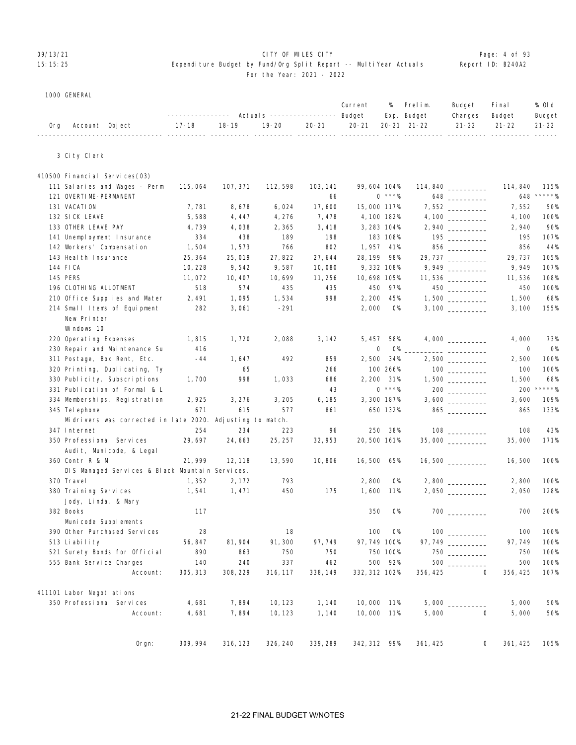CITY OF MILES CITY

Expenditure Budget by Fund/Org Split Report -- MultiYear Actuals

For the Year: 2021 - 2022

1000 GENERAL

| Org Account Object | Actuals 17-18 | Actuals 18-19 | Actuals 19-20 | Actuals 20-21 | Current Budget 20-21 | % Exp. 20-21 | Prelim. Budget 21-22 | Budget Changes 21-22 | Final Budget 21-22 | % Old Budget 21-22 |
|---|---|---|---|---|---|---|---|---|---|---|
| **3 City Clerk** | | | | | | | | | | |
| **410500 Financial Services(03)** | | | | | | | | | | |
| 111 Salaries and Wages - Perm | 115,064 | 107,371 | 112,598 | 103,141 | 99,604 | 104% | 114,840 | | 114,840 | 115% |
| 121 OVERTIME-PERMANENT | | | | 66 | 0 | ***% | 648 | | 648 | *****% |
| 131 VACATION | 7,781 | 8,678 | 6,024 | 17,600 | 15,000 | 117% | 7,552 | | 7,552 | 50% |
| 132 SICK LEAVE | 5,588 | 4,447 | 4,276 | 7,478 | 4,100 | 182% | 4,100 | | 4,100 | 100% |
| 133 OTHER LEAVE PAY | 4,739 | 4,038 | 2,365 | 3,418 | 3,283 | 104% | 2,940 | | 2,940 | 90% |
| 141 Unemployment Insurance | 334 | 438 | 189 | 198 | 183 | 108% | 195 | | 195 | 107% |
| 142 Workers' Compensation | 1,504 | 1,573 | 766 | 802 | 1,957 | 41% | 856 | | 856 | 44% |
| 143 Health Insurance | 25,364 | 25,019 | 27,822 | 27,644 | 28,199 | 98% | 29,737 | | 29,737 | 105% |
| 144 FICA | 10,228 | 9,542 | 9,587 | 10,080 | 9,332 | 108% | 9,949 | | 9,949 | 107% |
| 145 PERS | 11,072 | 10,407 | 10,699 | 11,256 | 10,698 | 105% | 11,536 | | 11,536 | 108% |
| 196 CLOTHING ALLOTMENT | 518 | 574 | 435 | 435 | 450 | 97% | 450 | | 450 | 100% |
| 210 Office Supplies and Mater | 2,491 | 1,095 | 1,534 | 998 | 2,200 | 45% | 1,500 | | 1,500 | 68% |
| 214 Small Items of Equipment<br>New Printer<br>Windows 10 | 282 | 3,061 | -291 | | 2,000 | 0% | 3,100 | | 3,100 | 155% |
| 220 Operating Expenses | 1,815 | 1,720 | 2,088 | 3,142 | 5,457 | 58% | 4,000 | | 4,000 | 73% |
| 230 Repair and Maintenance Su | 416 | | | | 0 | 0% | | | 0 | 0% |
| 311 Postage, Box Rent, Etc. | -44 | 1,647 | 492 | 859 | 2,500 | 34% | 2,500 | | 2,500 | 100% |
| 320 Printing, Duplicating, Ty | | 65 | | 266 | 100 | 266% | 100 | | 100 | 100% |
| 330 Publicity, Subscriptions | 1,700 | 998 | 1,033 | 686 | 2,200 | 31% | 1,500 | | 1,500 | 68% |
| 331 Publication of Formal & L | | | | 43 | 0 | ***% | 200 | | 200 | *****% |
| 334 Memberships, Registration | 2,925 | 3,276 | 3,205 | 6,185 | 3,300 | 187% | 3,600 | | 3,600 | 109% |
| 345 Telephone<br>Midrivers was corrected in late 2020. Adjusting to match. | 671 | 615 | 577 | 861 | 650 | 132% | 865 | | 865 | 133% |
| 347 Internet | 254 | 234 | 223 | 96 | 250 | 38% | 108 | | 108 | 43% |
| 350 Professional Services<br>Audit, Municode, & Legal | 29,697 | 24,663 | 25,257 | 32,953 | 20,500 | 161% | 35,000 | | 35,000 | 171% |
| 360 Contr R & M<br>DIS Managed Services & Black Mountain Services. | 21,999 | 12,118 | 13,590 | 10,806 | 16,500 | 65% | 16,500 | | 16,500 | 100% |
| 370 Travel | 1,352 | 2,172 | 793 | | 2,800 | 0% | 2,800 | | 2,800 | 100% |
| 380 Training Services<br>Jody, Linda, & Mary | 1,541 | 1,471 | 450 | 175 | 1,600 | 11% | 2,050 | | 2,050 | 128% |
| 382 Books<br>Municode Supplements | 117 | | | | 350 | 0% | 700 | | 700 | 200% |
| 390 Other Purchased Services | 28 | | 18 | | 100 | 0% | 100 | | 100 | 100% |
| 513 Liability | 56,847 | 81,904 | 91,300 | 97,749 | 97,749 | 100% | 97,749 | | 97,749 | 100% |
| 521 Surety Bonds for Official | 890 | 863 | 750 | 750 | 750 | 100% | 750 | | 750 | 100% |
| 555 Bank Service Charges | 140 | 240 | 337 | 462 | 500 | 92% | 500 | | 500 | 100% |
| Account: | 305,313 | 308,229 | 316,117 | 338,149 | 332,312 | 102% | 356,425 | 0 | 356,425 | 107% |
| **411101 Labor Negotiations** | | | | | | | | | | |
| 350 Professional Services | 4,681 | 7,894 | 10,123 | 1,140 | 10,000 | 11% | 5,000 | | 5,000 | 50% |
| Account: | 4,681 | 7,894 | 10,123 | 1,140 | 10,000 | 11% | 5,000 | 0 | 5,000 | 50% |
| Orgn: | 309,994 | 316,123 | 326,240 | 339,289 | 342,312 | 99% | 361,425 | 0 | 361,425 | 105% |

21-22 FINAL BUDGET W/NOTES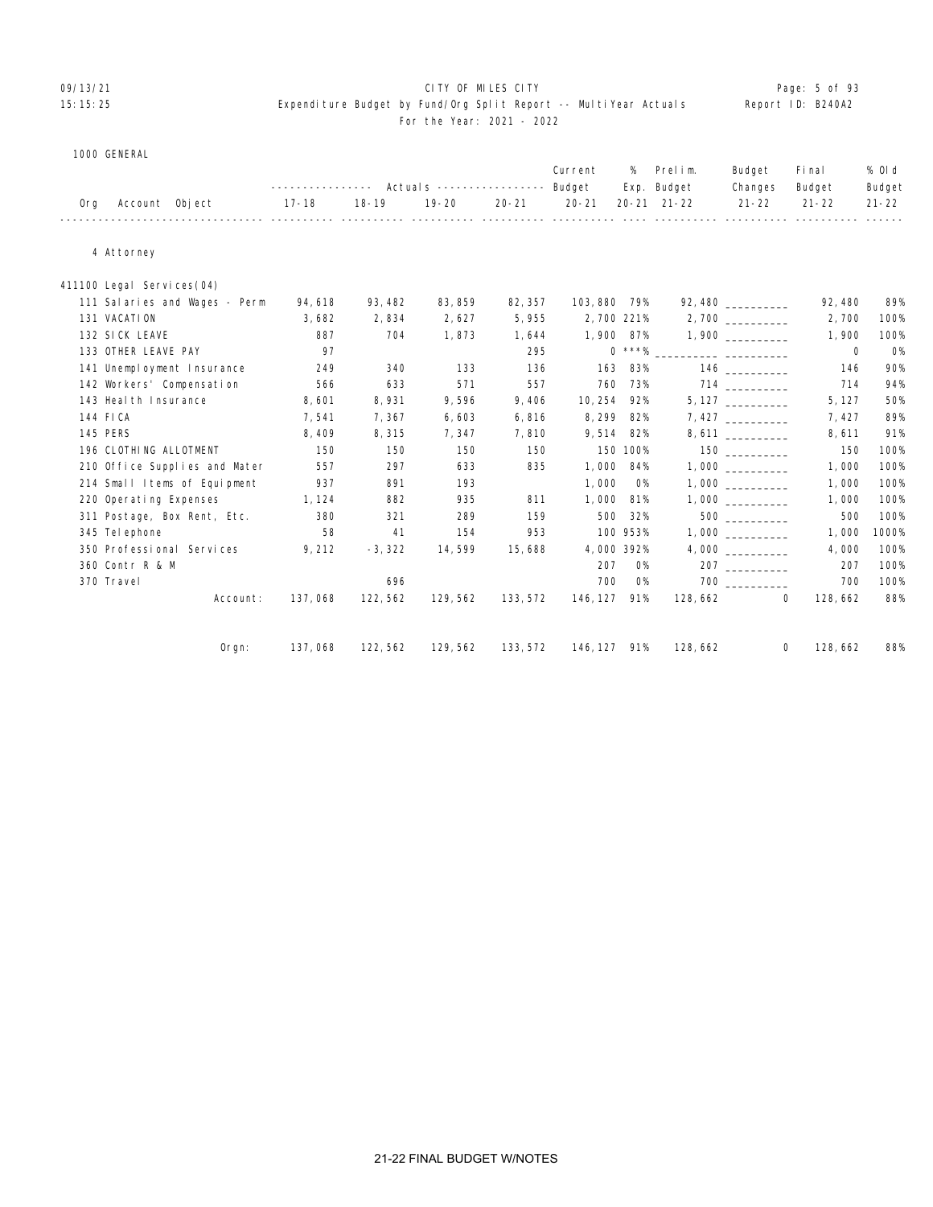CITY OF MILES CITY

Expenditure Budget by Fund/Org Split Report -- MultiYear Actuals

For the Year: 2021 - 2022

1000 GENERAL

| Org | Account Object | Actuals 17-18 | Actuals 18-19 | Actuals 19-20 | Actuals 20-21 | Current Budget 20-21 | % Exp. 20-21 | Prelim. Budget 21-22 | Budget Changes 21-22 | Final Budget 21-22 | % Old Budget 21-22 |
|---|---|---|---|---|---|---|---|---|---|---|---|
| 4 Attorney | | | | | | | | | | | |
| 411100 Legal Services(04) | | | | | | | | | | | |
| | 111 Salaries and Wages - Perm | 94,618 | 93,482 | 83,859 | 82,357 | 103,880 | 79% | 92,480 | __________ | 92,480 | 89% |
| | 131 VACATION | 3,682 | 2,834 | 2,627 | 5,955 | 2,700 | 221% | 2,700 | __________ | 2,700 | 100% |
| | 132 SICK LEAVE | 887 | 704 | 1,873 | 1,644 | 1,900 | 87% | 1,900 | __________ | 1,900 | 100% |
| | 133 OTHER LEAVE PAY | 97 | | | 295 | 0 | ***% | __________ | __________ | 0 | 0% |
| | 141 Unemployment Insurance | 249 | 340 | 133 | 136 | 163 | 83% | 146 | __________ | 146 | 90% |
| | 142 Workers' Compensation | 566 | 633 | 571 | 557 | 760 | 73% | 714 | __________ | 714 | 94% |
| | 143 Health Insurance | 8,601 | 8,931 | 9,596 | 9,406 | 10,254 | 92% | 5,127 | __________ | 5,127 | 50% |
| | 144 FICA | 7,541 | 7,367 | 6,603 | 6,816 | 8,299 | 82% | 7,427 | __________ | 7,427 | 89% |
| | 145 PERS | 8,409 | 8,315 | 7,347 | 7,810 | 9,514 | 82% | 8,611 | __________ | 8,611 | 91% |
| | 196 CLOTHING ALLOTMENT | 150 | 150 | 150 | 150 | 150 | 100% | 150 | __________ | 150 | 100% |
| | 210 Office Supplies and Mater | 557 | 297 | 633 | 835 | 1,000 | 84% | 1,000 | __________ | 1,000 | 100% |
| | 214 Small Items of Equipment | 937 | 891 | 193 | | 1,000 | 0% | 1,000 | __________ | 1,000 | 100% |
| | 220 Operating Expenses | 1,124 | 882 | 935 | 811 | 1,000 | 81% | 1,000 | __________ | 1,000 | 100% |
| | 311 Postage, Box Rent, Etc. | 380 | 321 | 289 | 159 | 500 | 32% | 500 | __________ | 500 | 100% |
| | 345 Telephone | 58 | 41 | 154 | 953 | 100 | 953% | 1,000 | __________ | 1,000 | 1000% |
| | 350 Professional Services | 9,212 | -3,322 | 14,599 | 15,688 | 4,000 | 392% | 4,000 | __________ | 4,000 | 100% |
| | 360 Contr R & M | | | | | 207 | 0% | 207 | __________ | 207 | 100% |
| | 370 Travel | | 696 | | | 700 | 0% | 700 | __________ | 700 | 100% |
| | Account: | 137,068 | 122,562 | 129,562 | 133,572 | 146,127 | 91% | 128,662 | 0 | 128,662 | 88% |
| | Orgn: | 137,068 | 122,562 | 129,562 | 133,572 | 146,127 | 91% | 128,662 | 0 | 128,662 | 88% |

21-22 FINAL BUDGET W/NOTES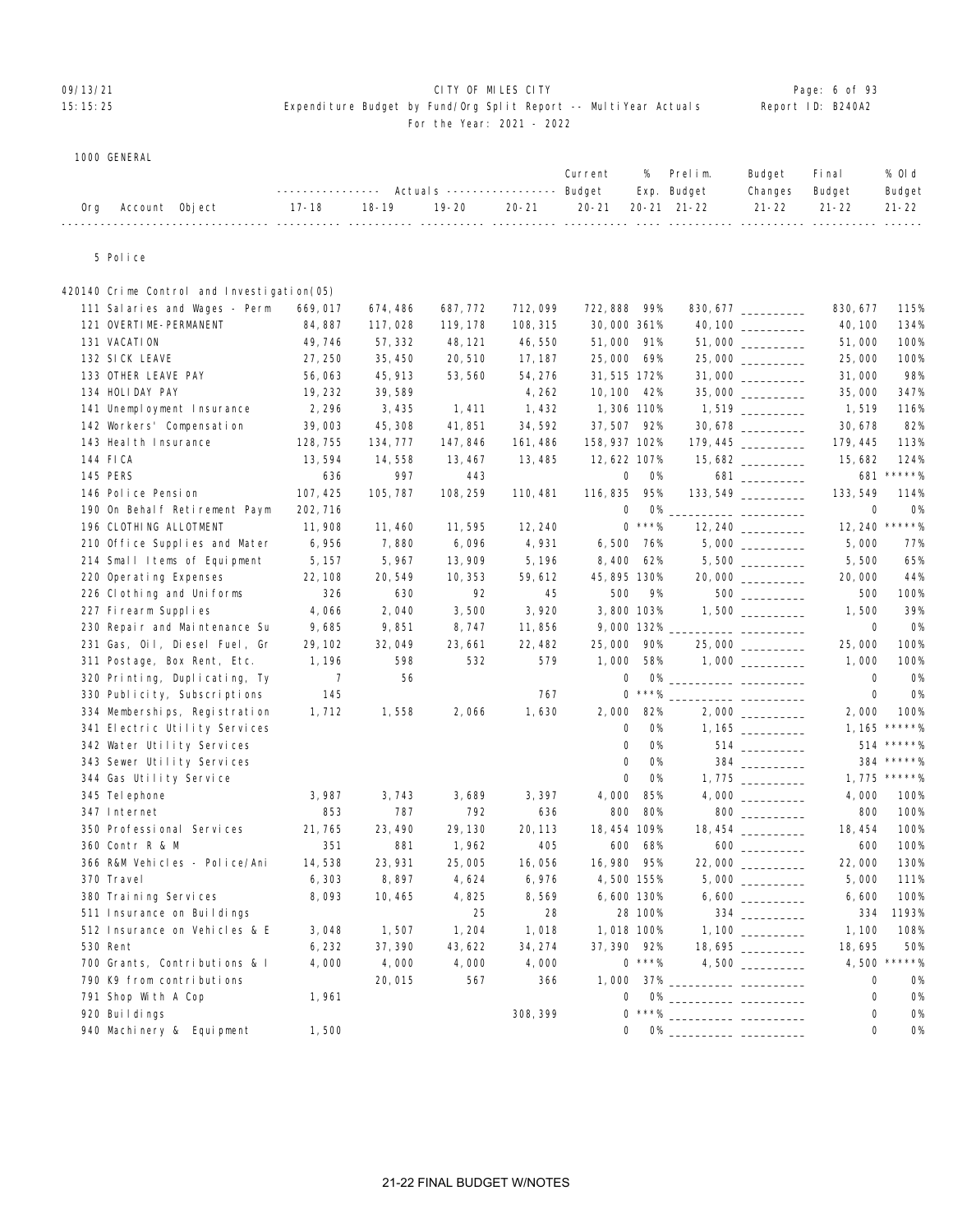CITY OF MILES CITY

Expenditure Budget by Fund/Org Split Report -- MultiYear Actuals

For the Year: 2021 - 2022

1000 GENERAL

5 Police

420140 Crime Control and Investigation(05)

| Org Account Object | Actuals 17-18 | Actuals 18-19 | Actuals 19-20 | Actuals 20-21 | Current Budget 20-21 | % Exp. 20-21 | Prelim. Budget 21-22 | Budget Changes 21-22 | Final Budget 21-22 | % Old Budget 21-22 |
|---|---|---|---|---|---|---|---|---|---|---|
| 111 Salaries and Wages - Perm | 669,017 | 674,486 | 687,772 | 712,099 | 722,888 | 99% | 830,677 | __________ | 830,677 | 115% |
| 121 OVERTIME-PERMANENT | 84,887 | 117,028 | 119,178 | 108,315 | 30,000 | 361% | 40,100 | __________ | 40,100 | 134% |
| 131 VACATION | 49,746 | 57,332 | 48,121 | 46,550 | 51,000 | 91% | 51,000 | __________ | 51,000 | 100% |
| 132 SICK LEAVE | 27,250 | 35,450 | 20,510 | 17,187 | 25,000 | 69% | 25,000 | __________ | 25,000 | 100% |
| 133 OTHER LEAVE PAY | 56,063 | 45,913 | 53,560 | 54,276 | 31,515 | 172% | 31,000 | __________ | 31,000 | 98% |
| 134 HOLIDAY PAY | 19,232 | 39,589 | | 4,262 | 10,100 | 42% | 35,000 | __________ | 35,000 | 347% |
| 141 Unemployment Insurance | 2,296 | 3,435 | 1,411 | 1,432 | 1,306 | 110% | 1,519 | __________ | 1,519 | 116% |
| 142 Workers' Compensation | 39,003 | 45,308 | 41,851 | 34,592 | 37,507 | 92% | 30,678 | __________ | 30,678 | 82% |
| 143 Health Insurance | 128,755 | 134,777 | 147,846 | 161,486 | 158,937 | 102% | 179,445 | __________ | 179,445 | 113% |
| 144 FICA | 13,594 | 14,558 | 13,467 | 13,485 | 12,622 | 107% | 15,682 | __________ | 15,682 | 124% |
| 145 PERS | 636 | 997 | 443 | | 0 | 0% | 681 | __________ | 681 | *****% |
| 146 Police Pension | 107,425 | 105,787 | 108,259 | 110,481 | 116,835 | 95% | 133,549 | __________ | 133,549 | 114% |
| 190 On Behalf Retirement Paym | 202,716 | | | | 0 | 0% | __________ | __________ | 0 | 0% |
| 196 CLOTHING ALLOTMENT | 11,908 | 11,460 | 11,595 | 12,240 | 0 | ***% | 12,240 | __________ | 12,240 | *****% |
| 210 Office Supplies and Mater | 6,956 | 7,880 | 6,096 | 4,931 | 6,500 | 76% | 5,000 | __________ | 5,000 | 77% |
| 214 Small Items of Equipment | 5,157 | 5,967 | 13,909 | 5,196 | 8,400 | 62% | 5,500 | __________ | 5,500 | 65% |
| 220 Operating Expenses | 22,108 | 20,549 | 10,353 | 59,612 | 45,895 | 130% | 20,000 | __________ | 20,000 | 44% |
| 226 Clothing and Uniforms | 326 | 630 | 92 | 45 | 500 | 9% | 500 | __________ | 500 | 100% |
| 227 Firearm Supplies | 4,066 | 2,040 | 3,500 | 3,920 | 3,800 | 103% | 1,500 | __________ | 1,500 | 39% |
| 230 Repair and Maintenance Su | 9,685 | 9,851 | 8,747 | 11,856 | 9,000 | 132% | __________ | __________ | 0 | 0% |
| 231 Gas, Oil, Diesel Fuel, Gr | 29,102 | 32,049 | 23,661 | 22,482 | 25,000 | 90% | 25,000 | __________ | 25,000 | 100% |
| 311 Postage, Box Rent, Etc. | 1,196 | 598 | 532 | 579 | 1,000 | 58% | 1,000 | __________ | 1,000 | 100% |
| 320 Printing, Duplicating, Ty | 7 | 56 | | | 0 | 0% | __________ | __________ | 0 | 0% |
| 330 Publicity, Subscriptions | 145 | | | 767 | 0 | ***% | __________ | __________ | 0 | 0% |
| 334 Memberships, Registration | 1,712 | 1,558 | 2,066 | 1,630 | 2,000 | 82% | 2,000 | __________ | 2,000 | 100% |
| 341 Electric Utility Services | | | | | 0 | 0% | 1,165 | __________ | 1,165 | *****% |
| 342 Water Utility Services | | | | | 0 | 0% | 514 | __________ | 514 | *****% |
| 343 Sewer Utility Services | | | | | 0 | 0% | 384 | __________ | 384 | *****% |
| 344 Gas Utility Service | | | | | 0 | 0% | 1,775 | __________ | 1,775 | *****% |
| 345 Telephone | 3,987 | 3,743 | 3,689 | 3,397 | 4,000 | 85% | 4,000 | __________ | 4,000 | 100% |
| 347 Internet | 853 | 787 | 792 | 636 | 800 | 80% | 800 | __________ | 800 | 100% |
| 350 Professional Services | 21,765 | 23,490 | 29,130 | 20,113 | 18,454 | 109% | 18,454 | __________ | 18,454 | 100% |
| 360 Contr R & M | 351 | 881 | 1,962 | 405 | 600 | 68% | 600 | __________ | 600 | 100% |
| 366 R&M Vehicles - Police/Ani | 14,538 | 23,931 | 25,005 | 16,056 | 16,980 | 95% | 22,000 | __________ | 22,000 | 130% |
| 370 Travel | 6,303 | 8,897 | 4,624 | 6,976 | 4,500 | 155% | 5,000 | __________ | 5,000 | 111% |
| 380 Training Services | 8,093 | 10,465 | 4,825 | 8,569 | 6,600 | 130% | 6,600 | __________ | 6,600 | 100% |
| 511 Insurance on Buildings | | | 25 | 28 | 28 | 100% | 334 | __________ | 334 | 1193% |
| 512 Insurance on Vehicles & E | 3,048 | 1,507 | 1,204 | 1,018 | 1,018 | 100% | 1,100 | __________ | 1,100 | 108% |
| 530 Rent | 6,232 | 37,390 | 43,622 | 34,274 | 37,390 | 92% | 18,695 | __________ | 18,695 | 50% |
| 700 Grants, Contributions & I | 4,000 | 4,000 | 4,000 | 4,000 | 0 | ***% | 4,500 | __________ | 4,500 | *****% |
| 790 K9 from contributions | | 20,015 | 567 | 366 | 1,000 | 37% | __________ | __________ | 0 | 0% |
| 791 Shop With A Cop | 1,961 | | | | 0 | 0% | __________ | __________ | 0 | 0% |
| 920 Buildings | | | | 308,399 | 0 | ***% | __________ | __________ | 0 | 0% |
| 940 Machinery & Equipment | 1,500 | | | | 0 | 0% | __________ | __________ | 0 | 0% |

21-22 FINAL BUDGET W/NOTES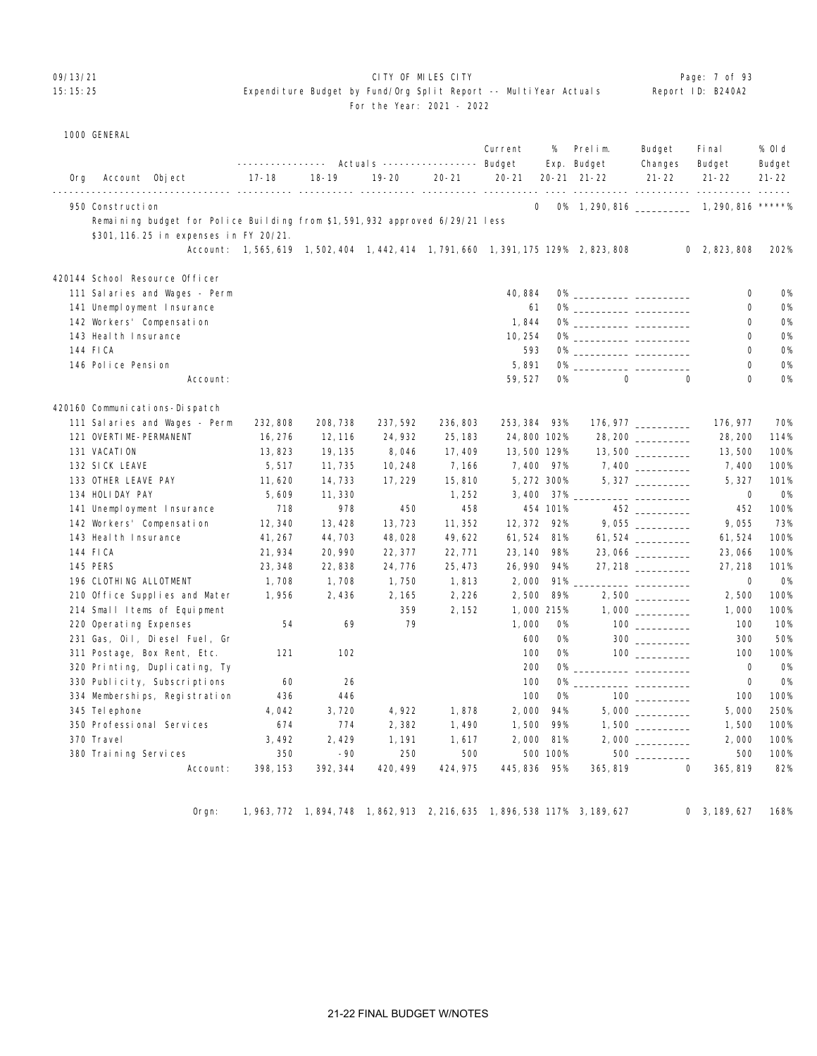CITY OF MILES CITY
Expenditure Budget by Fund/Org Split Report -- MultiYear Actuals
For the Year: 2021 - 2022

1000 GENERAL

| Org | Account Object | 17-18 | 18-19 | 19-20 | 20-21 | Current 20-21 Budget | % Exp. 20-21 | Prelim. Budget 21-22 | Budget Changes 21-22 | Final Budget 21-22 | % Old Budget 21-22 |
|---|---|---|---|---|---|---|---|---|---|---|---|
| | 950 Construction | | | | | 0 | 0% | 1,290,816 | _________ | 1,290,816 | *****% |
| | Remaining budget for Police Building from $1,591,932 approved 6/29/21 less $301,116.25 in expenses in FY 20/21. | | | | | | | | | | |
| | Account: | 1,565,619 | 1,502,404 | 1,442,414 | 1,791,660 | 1,391,175 | 129% | 2,823,808 | 0 | 2,823,808 | 202% |
| 420144 | School Resource Officer | | | | | | | | | | |
| | 111 Salaries and Wages - Perm | | | | | 40,884 | 0% | _________ | _________ | 0 | 0% |
| | 141 Unemployment Insurance | | | | | 61 | 0% | _________ | _________ | 0 | 0% |
| | 142 Workers' Compensation | | | | | 1,844 | 0% | _________ | _________ | 0 | 0% |
| | 143 Health Insurance | | | | | 10,254 | 0% | _________ | _________ | 0 | 0% |
| | 144 FICA | | | | | 593 | 0% | _________ | _________ | 0 | 0% |
| | 146 Police Pension | | | | | 5,891 | 0% | _________ | _________ | 0 | 0% |
| | Account: | | | | | 59,527 | 0% | 0 | 0 | 0 | 0% |
| 420160 | Communications-Dispatch | | | | | | | | | | |
| | 111 Salaries and Wages - Perm | 232,808 | 208,738 | 237,592 | 236,803 | 253,384 | 93% | 176,977 | _________ | 176,977 | 70% |
| | 121 OVERTIME-PERMANENT | 16,276 | 12,116 | 24,932 | 25,183 | 24,800 | 102% | 28,200 | _________ | 28,200 | 114% |
| | 131 VACATION | 13,823 | 19,135 | 8,046 | 17,409 | 13,500 | 129% | 13,500 | _________ | 13,500 | 100% |
| | 132 SICK LEAVE | 5,517 | 11,735 | 10,248 | 7,166 | 7,400 | 97% | 7,400 | _________ | 7,400 | 100% |
| | 133 OTHER LEAVE PAY | 11,620 | 14,733 | 17,229 | 15,810 | 5,272 | 300% | 5,327 | _________ | 5,327 | 101% |
| | 134 HOLIDAY PAY | 5,609 | 11,330 | | 1,252 | 3,400 | 37% | _________ | _________ | 0 | 0% |
| | 141 Unemployment Insurance | 718 | 978 | 450 | 458 | 454 | 101% | 452 | _________ | 452 | 100% |
| | 142 Workers' Compensation | 12,340 | 13,428 | 13,723 | 11,352 | 12,372 | 92% | 9,055 | _________ | 9,055 | 73% |
| | 143 Health Insurance | 41,267 | 44,703 | 48,028 | 49,622 | 61,524 | 81% | 61,524 | _________ | 61,524 | 100% |
| | 144 FICA | 21,934 | 20,990 | 22,377 | 22,771 | 23,140 | 98% | 23,066 | _________ | 23,066 | 100% |
| | 145 PERS | 23,348 | 22,838 | 24,776 | 25,473 | 26,990 | 94% | 27,218 | _________ | 27,218 | 101% |
| | 196 CLOTHING ALLOTMENT | 1,708 | 1,708 | 1,750 | 1,813 | 2,000 | 91% | _________ | _________ | 0 | 0% |
| | 210 Office Supplies and Mater | 1,956 | 2,436 | 2,165 | 2,226 | 2,500 | 89% | 2,500 | _________ | 2,500 | 100% |
| | 214 Small Items of Equipment | | | 359 | 2,152 | 1,000 | 215% | 1,000 | _________ | 1,000 | 100% |
| | 220 Operating Expenses | 54 | 69 | 79 | | 1,000 | 0% | 100 | _________ | 100 | 10% |
| | 231 Gas, Oil, Diesel Fuel, Gr | | | | | 600 | 0% | 300 | _________ | 300 | 50% |
| | 311 Postage, Box Rent, Etc. | 121 | 102 | | | 100 | 0% | 100 | _________ | 100 | 100% |
| | 320 Printing, Duplicating, Ty | | | | | 200 | 0% | _________ | _________ | 0 | 0% |
| | 330 Publicity, Subscriptions | 60 | 26 | | | 100 | 0% | _________ | _________ | 0 | 0% |
| | 334 Memberships, Registration | 436 | 446 | | | 100 | 0% | 100 | _________ | 100 | 100% |
| | 345 Telephone | 4,042 | 3,720 | 4,922 | 1,878 | 2,000 | 94% | 5,000 | _________ | 5,000 | 250% |
| | 350 Professional Services | 674 | 774 | 2,382 | 1,490 | 1,500 | 99% | 1,500 | _________ | 1,500 | 100% |
| | 370 Travel | 3,492 | 2,429 | 1,191 | 1,617 | 2,000 | 81% | 2,000 | _________ | 2,000 | 100% |
| | 380 Training Services | 350 | -90 | 250 | 500 | 500 | 100% | 500 | _________ | 500 | 100% |
| | Account: | 398,153 | 392,344 | 420,499 | 424,975 | 445,836 | 95% | 365,819 | 0 | 365,819 | 82% |
| | Orgn: | 1,963,772 | 1,894,748 | 1,862,913 | 2,216,635 | 1,896,538 | 117% | 3,189,627 | 0 | 3,189,627 | 168% |

21-22 FINAL BUDGET W/NOTES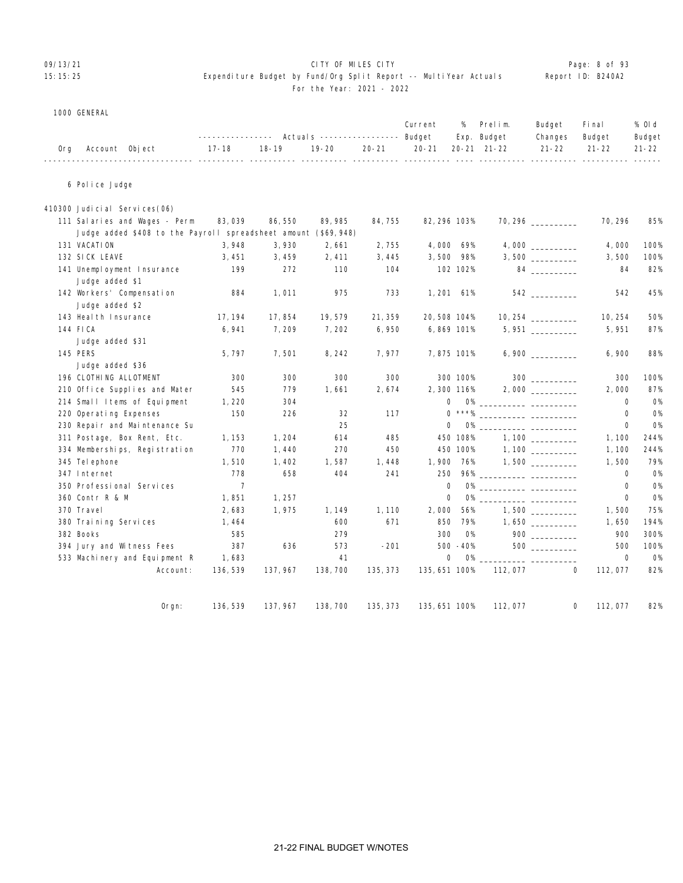CITY OF MILES CITY
Expenditure Budget by Fund/Org Split Report -- MultiYear Actuals
For the Year: 2021 - 2022

1000 GENERAL

| Org Account Object | 17-18 | 18-19 | 19-20 | 20-21 | Current Budget 20-21 | % Exp. 20-21 | Prelim. Budget 21-22 | Budget Changes 21-22 | Final Budget 21-22 | % Old Budget 21-22 |
|---|---|---|---|---|---|---|---|---|---|---|
| **6 Police Judge** | | | | | | | | | | |
| **410300 Judicial Services(06)** | | | | | | | | | | |
| 111 Salaries and Wages - Perm | 83,039 | 86,550 | 89,985 | 84,755 | 82,296 | 103% | 70,296 | ________ | 70,296 | 85% |
| Judge added $408 to the Payroll spreadsheet amount ($69,948) | | | | | | | | | | |
| 131 VACATION | 3,948 | 3,930 | 2,661 | 2,755 | 4,000 | 69% | 4,000 | ________ | 4,000 | 100% |
| 132 SICK LEAVE | 3,451 | 3,459 | 2,411 | 3,445 | 3,500 | 98% | 3,500 | ________ | 3,500 | 100% |
| 141 Unemployment Insurance | 199 | 272 | 110 | 104 | 102 | 102% | 84 | ________ | 84 | 82% |
| Judge added $1 | | | | | | | | | | |
| 142 Workers' Compensation | 884 | 1,011 | 975 | 733 | 1,201 | 61% | 542 | ________ | 542 | 45% |
| Judge added $2 | | | | | | | | | | |
| 143 Health Insurance | 17,194 | 17,854 | 19,579 | 21,359 | 20,508 | 104% | 10,254 | ________ | 10,254 | 50% |
| 144 FICA | 6,941 | 7,209 | 7,202 | 6,950 | 6,869 | 101% | 5,951 | ________ | 5,951 | 87% |
| Judge added $31 | | | | | | | | | | |
| 145 PERS | 5,797 | 7,501 | 8,242 | 7,977 | 7,875 | 101% | 6,900 | ________ | 6,900 | 88% |
| Judge added $36 | | | | | | | | | | |
| 196 CLOTHING ALLOTMENT | 300 | 300 | 300 | 300 | 300 | 100% | 300 | ________ | 300 | 100% |
| 210 Office Supplies and Mater | 545 | 779 | 1,661 | 2,674 | 2,300 | 116% | 2,000 | ________ | 2,000 | 87% |
| 214 Small Items of Equipment | 1,220 | 304 | | | 0 | 0% | ________ | ________ | 0 | 0% |
| 220 Operating Expenses | 150 | 226 | 32 | 117 | 0 | ***% | ________ | ________ | 0 | 0% |
| 230 Repair and Maintenance Su | | | 25 | | 0 | 0% | ________ | ________ | 0 | 0% |
| 311 Postage, Box Rent, Etc. | 1,153 | 1,204 | 614 | 485 | 450 | 108% | 1,100 | ________ | 1,100 | 244% |
| 334 Memberships, Registration | 770 | 1,440 | 270 | 450 | 450 | 100% | 1,100 | ________ | 1,100 | 244% |
| 345 Telephone | 1,510 | 1,402 | 1,587 | 1,448 | 1,900 | 76% | 1,500 | ________ | 1,500 | 79% |
| 347 Internet | 778 | 658 | 404 | 241 | 250 | 96% | ________ | ________ | 0 | 0% |
| 350 Professional Services | 7 | | | | 0 | 0% | ________ | ________ | 0 | 0% |
| 360 Contr R & M | 1,851 | 1,257 | | | 0 | 0% | ________ | ________ | 0 | 0% |
| 370 Travel | 2,683 | 1,975 | 1,149 | 1,110 | 2,000 | 56% | 1,500 | ________ | 1,500 | 75% |
| 380 Training Services | 1,464 | | 600 | 671 | 850 | 79% | 1,650 | ________ | 1,650 | 194% |
| 382 Books | 585 | | 279 | | 300 | 0% | 900 | ________ | 900 | 300% |
| 394 Jury and Witness Fees | 387 | 636 | 573 | -201 | 500 | -40% | 500 | ________ | 500 | 100% |
| 533 Machinery and Equipment R | 1,683 | | 41 | | 0 | 0% | ________ | ________ | 0 | 0% |
| Account: | 136,539 | 137,967 | 138,700 | 135,373 | 135,651 | 100% | 112,077 | 0 | 112,077 | 82% |
| Orgn: | 136,539 | 137,967 | 138,700 | 135,373 | 135,651 | 100% | 112,077 | 0 | 112,077 | 82% |

21-22 FINAL BUDGET W/NOTES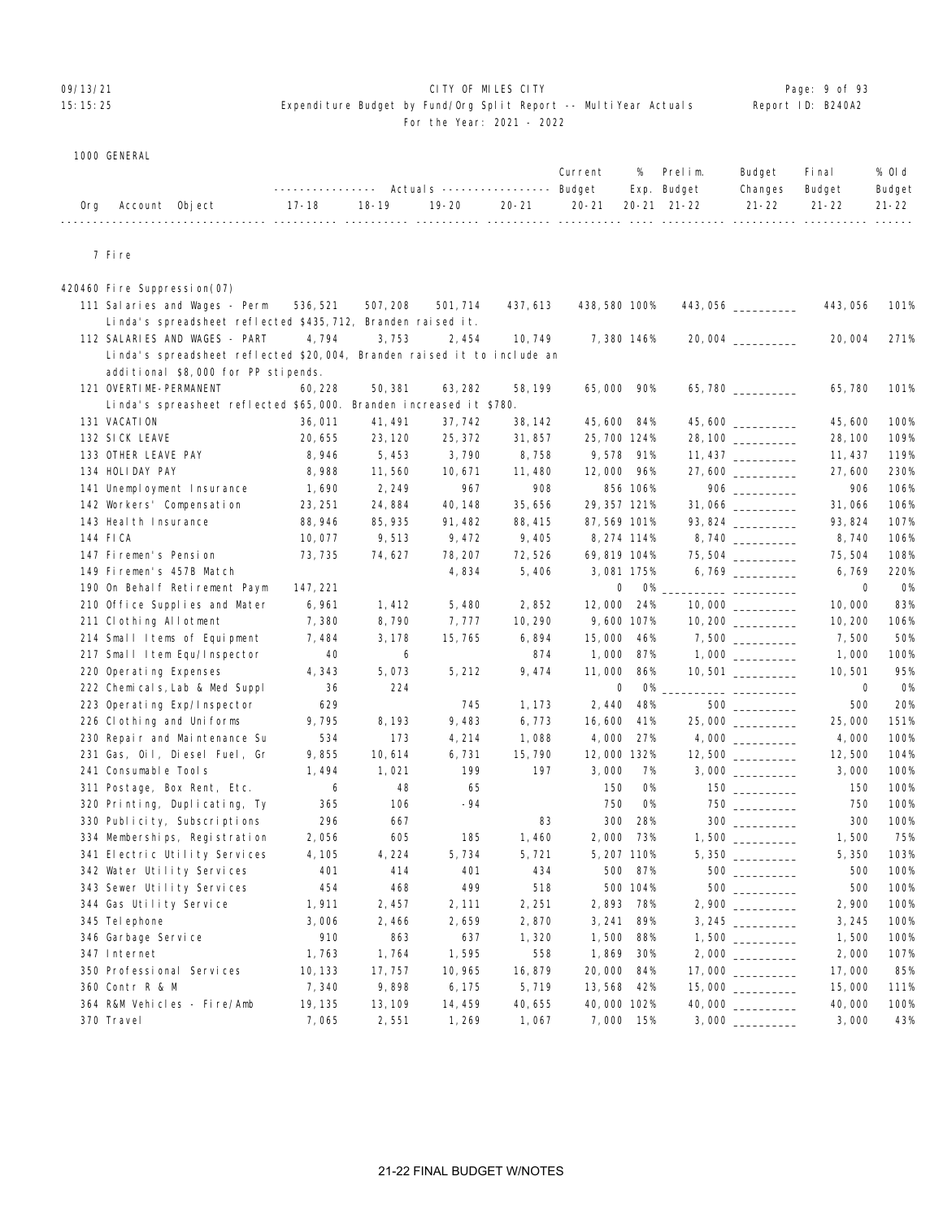1000 GENERAL

| Org | Account Object | 17-18 Actuals | 18-19 Actuals | 19-20 Actuals | 20-21 Actuals | Current Budget 20-21 | % Exp. 20-21 | Prelim. Budget 21-22 | Budget Changes 21-22 | Final Budget 21-22 | % Old Budget 21-22 |
|---|---|---|---|---|---|---|---|---|---|---|---|
| 7 Fire | | | | | | | | | | | |
| 420460 Fire Suppression(07) | | | | | | | | | | | |
| | 111 Salaries and Wages - Perm | 536,521 | 507,208 | 501,714 | 437,613 | 438,580 | 100% | 443,056 | __________ | 443,056 | 101% |
| | Linda's spreadsheet reflected $435,712, Branden raised it. | | | | | | | | | | |
| | 112 SALARIES AND WAGES - PART | 4,794 | 3,753 | 2,454 | 10,749 | 7,380 | 146% | 20,004 | __________ | 20,004 | 271% |
| | Linda's spreadsheet reflected $20,004, Branden raised it to include an additional $8,000 for PP stipends. | | | | | | | | | | |
| | 121 OVERTIME-PERMANENT | 60,228 | 50,381 | 63,282 | 58,199 | 65,000 | 90% | 65,780 | __________ | 65,780 | 101% |
| | Linda's spreasheet reflected $65,000. Branden increased it $780. | | | | | | | | | | |
| | 131 VACATION | 36,011 | 41,491 | 37,742 | 38,142 | 45,600 | 84% | 45,600 | __________ | 45,600 | 100% |
| | 132 SICK LEAVE | 20,655 | 23,120 | 25,372 | 31,857 | 25,700 | 124% | 28,100 | __________ | 28,100 | 109% |
| | 133 OTHER LEAVE PAY | 8,946 | 5,453 | 3,790 | 8,758 | 9,578 | 91% | 11,437 | __________ | 11,437 | 119% |
| | 134 HOLIDAY PAY | 8,988 | 11,560 | 10,671 | 11,480 | 12,000 | 96% | 27,600 | __________ | 27,600 | 230% |
| | 141 Unemployment Insurance | 1,690 | 2,249 | 967 | 908 | 856 | 106% | 906 | __________ | 906 | 106% |
| | 142 Workers' Compensation | 23,251 | 24,884 | 40,148 | 35,656 | 29,357 | 121% | 31,066 | __________ | 31,066 | 106% |
| | 143 Health Insurance | 88,946 | 85,935 | 91,482 | 88,415 | 87,569 | 101% | 93,824 | __________ | 93,824 | 107% |
| | 144 FICA | 10,077 | 9,513 | 9,472 | 9,405 | 8,274 | 114% | 8,740 | __________ | 8,740 | 106% |
| | 147 Firemen's Pension | 73,735 | 74,627 | 78,207 | 72,526 | 69,819 | 104% | 75,504 | __________ | 75,504 | 108% |
| | 149 Firemen's 457B Match | | | 4,834 | 5,406 | 3,081 | 175% | 6,769 | __________ | 6,769 | 220% |
| | 190 On Behalf Retirement Paym | 147,221 | | | | 0 | 0% | __________ | __________ | 0 | 0% |
| | 210 Office Supplies and Mater | 6,961 | 1,412 | 5,480 | 2,852 | 12,000 | 24% | 10,000 | __________ | 10,000 | 83% |
| | 211 Clothing Allotment | 7,380 | 8,790 | 7,777 | 10,290 | 9,600 | 107% | 10,200 | __________ | 10,200 | 106% |
| | 214 Small Items of Equipment | 7,484 | 3,178 | 15,765 | 6,894 | 15,000 | 46% | 7,500 | __________ | 7,500 | 50% |
| | 217 Small Item Equ/Inspector | 40 | 6 | | 874 | 1,000 | 87% | 1,000 | __________ | 1,000 | 100% |
| | 220 Operating Expenses | 4,343 | 5,073 | 5,212 | 9,474 | 11,000 | 86% | 10,501 | __________ | 10,501 | 95% |
| | 222 Chemicals,Lab & Med Suppl | 36 | 224 | | | 0 | 0% | __________ | __________ | 0 | 0% |
| | 223 Operating Exp/Inspector | 629 | | 745 | 1,173 | 2,440 | 48% | 500 | __________ | 500 | 20% |
| | 226 Clothing and Uniforms | 9,795 | 8,193 | 9,483 | 6,773 | 16,600 | 41% | 25,000 | __________ | 25,000 | 151% |
| | 230 Repair and Maintenance Su | 534 | 173 | 4,214 | 1,088 | 4,000 | 27% | 4,000 | __________ | 4,000 | 100% |
| | 231 Gas, Oil, Diesel Fuel, Gr | 9,855 | 10,614 | 6,731 | 15,790 | 12,000 | 132% | 12,500 | __________ | 12,500 | 104% |
| | 241 Consumable Tools | 1,494 | 1,021 | 199 | 197 | 3,000 | 7% | 3,000 | __________ | 3,000 | 100% |
| | 311 Postage, Box Rent, Etc. | 6 | 48 | 65 | | 150 | 0% | 150 | __________ | 150 | 100% |
| | 320 Printing, Duplicating, Ty | 365 | 106 | -94 | | 750 | 0% | 750 | __________ | 750 | 100% |
| | 330 Publicity, Subscriptions | 296 | 667 | | 83 | 300 | 28% | 300 | __________ | 300 | 100% |
| | 334 Memberships, Registration | 2,056 | 605 | 185 | 1,460 | 2,000 | 73% | 1,500 | __________ | 1,500 | 75% |
| | 341 Electric Utility Services | 4,105 | 4,224 | 5,734 | 5,721 | 5,207 | 110% | 5,350 | __________ | 5,350 | 103% |
| | 342 Water Utility Services | 401 | 414 | 401 | 434 | 500 | 87% | 500 | __________ | 500 | 100% |
| | 343 Sewer Utility Services | 454 | 468 | 499 | 518 | 500 | 104% | 500 | __________ | 500 | 100% |
| | 344 Gas Utility Service | 1,911 | 2,457 | 2,111 | 2,251 | 2,893 | 78% | 2,900 | __________ | 2,900 | 100% |
| | 345 Telephone | 3,006 | 2,466 | 2,659 | 2,870 | 3,241 | 89% | 3,245 | __________ | 3,245 | 100% |
| | 346 Garbage Service | 910 | 863 | 637 | 1,320 | 1,500 | 88% | 1,500 | __________ | 1,500 | 100% |
| | 347 Internet | 1,763 | 1,764 | 1,595 | 558 | 1,869 | 30% | 2,000 | __________ | 2,000 | 107% |
| | 350 Professional Services | 10,133 | 17,757 | 10,965 | 16,879 | 20,000 | 84% | 17,000 | __________ | 17,000 | 85% |
| | 360 Contr R & M | 7,340 | 9,898 | 6,175 | 5,719 | 13,568 | 42% | 15,000 | __________ | 15,000 | 111% |
| | 364 R&M Vehicles - Fire/Amb | 19,135 | 13,109 | 14,459 | 40,655 | 40,000 | 102% | 40,000 | __________ | 40,000 | 100% |
| | 370 Travel | 7,065 | 2,551 | 1,269 | 1,067 | 7,000 | 15% | 3,000 | __________ | 3,000 | 43% |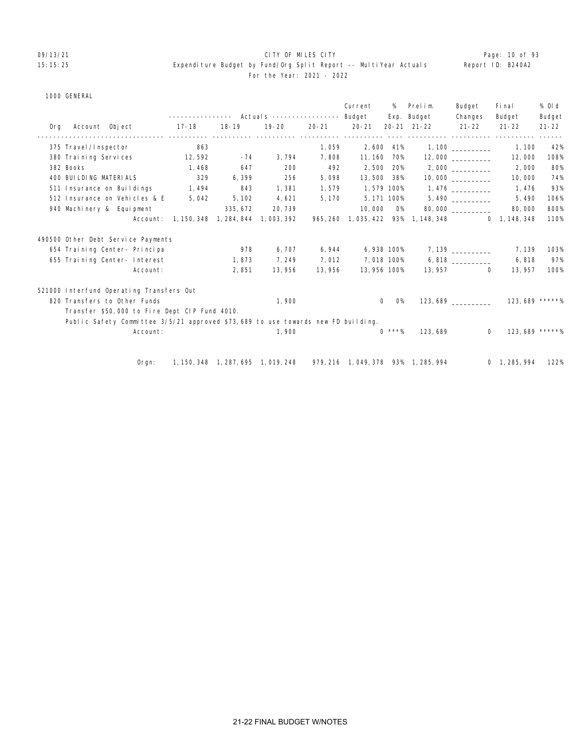CITY OF MILES CITY

Expenditure Budget by Fund/Org Split Report -- MultiYear Actuals

For the Year: 2021 - 2022

1000 GENERAL

| Org | Account Object | Actuals 17-18 | Actuals 18-19 | Actuals 19-20 | Actuals 20-21 | Current Budget 20-21 | % Exp. 20-21 | Prelim. Budget 21-22 | Budget Changes 21-22 | Final Budget 21-22 | % Old Budget 21-22 |
|---|---|---|---|---|---|---|---|---|---|---|---|
| | 375 Travel/Inspector | 863 | | | 1,059 | 2,600 | 41% | 1,100 | __________ | 1,100 | 42% |
| | 380 Training Services | 12,592 | -74 | 3,794 | 7,808 | 11,160 | 70% | 12,000 | __________ | 12,000 | 108% |
| | 382 Books | 1,468 | 647 | 200 | 492 | 2,500 | 20% | 2,000 | __________ | 2,000 | 80% |
| | 400 BUILDING MATERIALS | 329 | 6,399 | 256 | 5,098 | 13,500 | 38% | 10,000 | __________ | 10,000 | 74% |
| | 511 Insurance on Buildings | 1,494 | 843 | 1,381 | 1,579 | 1,579 | 100% | 1,476 | __________ | 1,476 | 93% |
| | 512 Insurance on Vehicles & E | 5,042 | 5,102 | 4,621 | 5,170 | 5,171 | 100% | 5,490 | __________ | 5,490 | 106% |
| | 940 Machinery & Equipment | | 335,672 | 20,739 | | 10,000 | 0% | 80,000 | __________ | 80,000 | 800% |
| | Account: | 1,150,348 | 1,284,844 | 1,003,392 | 965,260 | 1,035,422 | 93% | 1,148,348 | 0 | 1,148,348 | 110% |
| 490500 | Other Debt Service Payments | | | | | | | | | | |
| | 654 Training Center- Principa | | 978 | 6,707 | 6,944 | 6,938 | 100% | 7,139 | __________ | 7,139 | 103% |
| | 655 Training Center- Interest | | 1,873 | 7,249 | 7,012 | 7,018 | 100% | 6,818 | __________ | 6,818 | 97% |
| | Account: | | 2,851 | 13,956 | 13,956 | 13,956 | 100% | 13,957 | 0 | 13,957 | 100% |
| 521000 | Interfund Operating Transfers Out | | | | | | | | | | |
| | 820 Transfers to Other Funds | | | 1,900 | | 0 | 0% | 123,689 | __________ | 123,689 | *****% |
| | Transfer $50,000 to Fire Dept CIP Fund 4010. | | | | | | | | | | |
| | Public Safety Committee 3/5/21 approved $73,689 to use towards new FD building. | | | | | | | | | | |
| | Account: | | | 1,900 | | 0 | ***% | 123,689 | 0 | 123,689 | *****% |
| | Orgn: | 1,150,348 | 1,287,695 | 1,019,248 | 979,216 | 1,049,378 | 93% | 1,285,994 | 0 | 1,285,994 | 122% |

21-22 FINAL BUDGET W/NOTES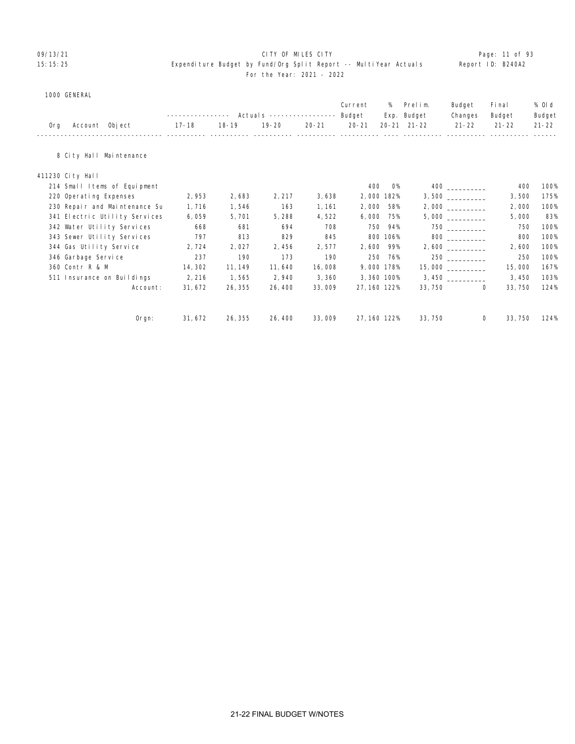CITY OF MILES CITY
Expenditure Budget by Fund/Org Split Report -- MultiYear Actuals
For the Year: 2021 - 2022

09/13/21
15:15:25

Report ID: B240A2

1000 GENERAL

| Org Account Object | Actuals 17-18 | Actuals 18-19 | Actuals 19-20 | Actuals 20-21 | Current Budget 20-21 | % Exp. 20-21 | Prelim. Budget 21-22 | Budget Changes 21-22 | Final Budget 21-22 | % Old Budget 21-22 |
|---|---|---|---|---|---|---|---|---|---|---|
| **8 City Hall Maintenance** | | | | | | | | | | |
| **411230 City Hall** | | | | | | | | | | |
| 214 Small Items of Equipment | | | | | 400 | 0% | 400 | __________ | 400 | 100% |
| 220 Operating Expenses | 2,953 | 2,683 | 2,217 | 3,638 | 2,000 | 182% | 3,500 | __________ | 3,500 | 175% |
| 230 Repair and Maintenance Su | 1,716 | 1,546 | 163 | 1,161 | 2,000 | 58% | 2,000 | __________ | 2,000 | 100% |
| 341 Electric Utility Services | 6,059 | 5,701 | 5,288 | 4,522 | 6,000 | 75% | 5,000 | __________ | 5,000 | 83% |
| 342 Water Utility Services | 668 | 681 | 694 | 708 | 750 | 94% | 750 | __________ | 750 | 100% |
| 343 Sewer Utility Services | 797 | 813 | 829 | 845 | 800 | 106% | 800 | __________ | 800 | 100% |
| 344 Gas Utility Service | 2,724 | 2,027 | 2,456 | 2,577 | 2,600 | 99% | 2,600 | __________ | 2,600 | 100% |
| 346 Garbage Service | 237 | 190 | 173 | 190 | 250 | 76% | 250 | __________ | 250 | 100% |
| 360 Contr R & M | 14,302 | 11,149 | 11,640 | 16,008 | 9,000 | 178% | 15,000 | __________ | 15,000 | 167% |
| 511 Insurance on Buildings | 2,216 | 1,565 | 2,940 | 3,360 | 3,360 | 100% | 3,450 | __________ | 3,450 | 103% |
| Account: | 31,672 | 26,355 | 26,400 | 33,009 | 27,160 | 122% | 33,750 | 0 | 33,750 | 124% |
| Orgn: | 31,672 | 26,355 | 26,400 | 33,009 | 27,160 | 122% | 33,750 | 0 | 33,750 | 124% |

21-22 FINAL BUDGET W/NOTES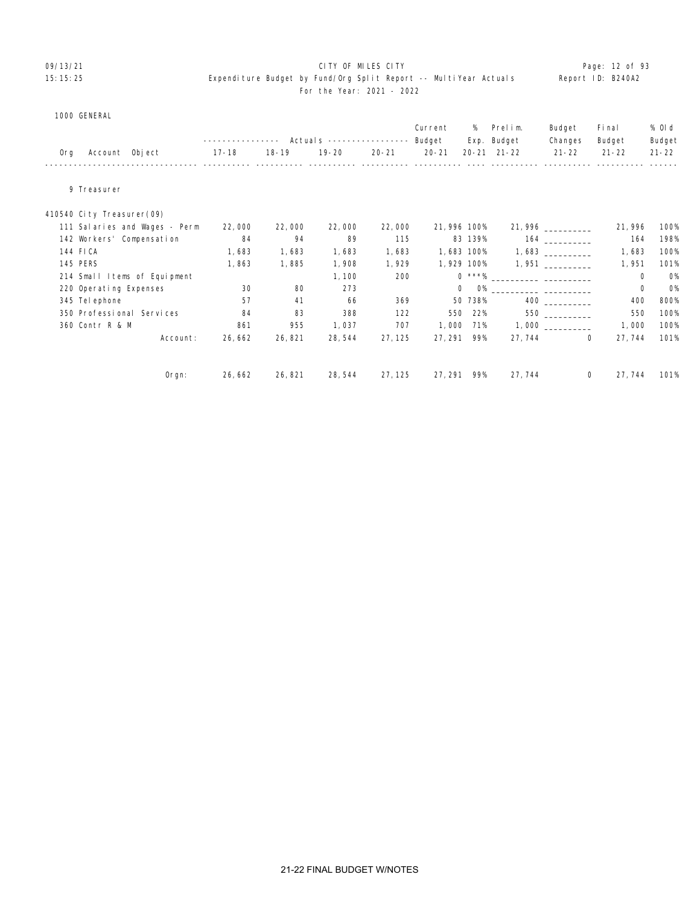CITY OF MILES CITY

Expenditure Budget by Fund/Org Split Report -- MultiYear Actuals

For the Year: 2021 - 2022

1000 GENERAL

| Org Account Object | Actuals 17-18 | Actuals 18-19 | Actuals 19-20 | Actuals 20-21 | Current Budget 20-21 | % Exp. 20-21 | Prelim. Budget 21-22 | Budget Changes 21-22 | Final Budget 21-22 | % Old Budget 21-22 |
|---|---|---|---|---|---|---|---|---|---|---|
| **9 Treasurer** | | | | | | | | | | |
| **410540 City Treasurer(09)** | | | | | | | | | | |
| 111 Salaries and Wages - Perm | 22,000 | 22,000 | 22,000 | 22,000 | 21,996 | 100% | 21,996 | __________ | 21,996 | 100% |
| 142 Workers' Compensation | 84 | 94 | 89 | 115 | 83 | 139% | 164 | __________ | 164 | 198% |
| 144 FICA | 1,683 | 1,683 | 1,683 | 1,683 | 1,683 | 100% | 1,683 | __________ | 1,683 | 100% |
| 145 PERS | 1,863 | 1,885 | 1,908 | 1,929 | 1,929 | 100% | 1,951 | __________ | 1,951 | 101% |
| 214 Small Items of Equipment | | | 1,100 | 200 | 0 | ***% | __________ | __________ | 0 | 0% |
| 220 Operating Expenses | 30 | 80 | 273 | | 0 | 0% | __________ | __________ | 0 | 0% |
| 345 Telephone | 57 | 41 | 66 | 369 | 50 | 738% | 400 | __________ | 400 | 800% |
| 350 Professional Services | 84 | 83 | 388 | 122 | 550 | 22% | 550 | __________ | 550 | 100% |
| 360 Contr R & M | 861 | 955 | 1,037 | 707 | 1,000 | 71% | 1,000 | __________ | 1,000 | 100% |
| Account: | 26,662 | 26,821 | 28,544 | 27,125 | 27,291 | 99% | 27,744 | 0 | 27,744 | 101% |
| Orgn: | 26,662 | 26,821 | 28,544 | 27,125 | 27,291 | 99% | 27,744 | 0 | 27,744 | 101% |

21-22 FINAL BUDGET W/NOTES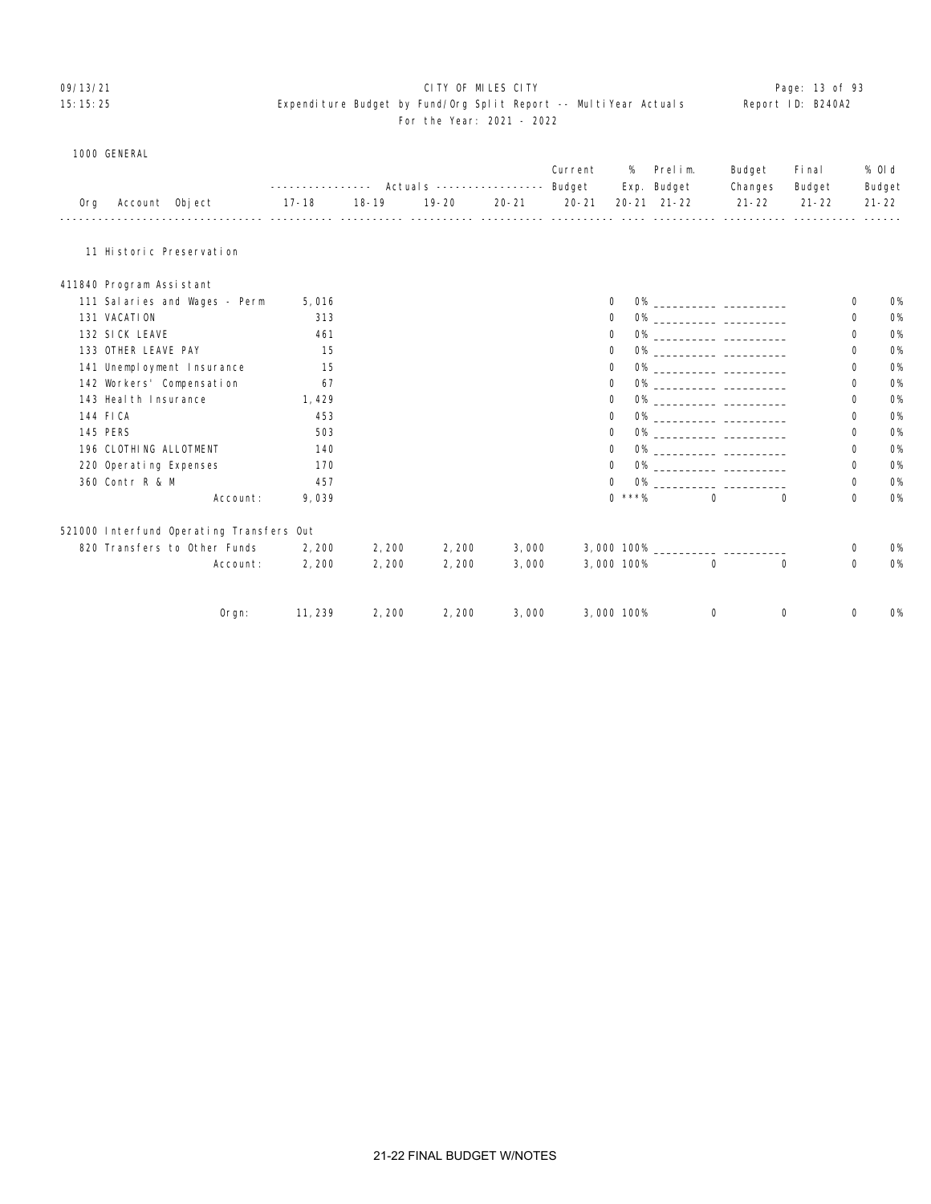CITY OF MILES CITY

Expenditure Budget by Fund/Org Split Report -- MultiYear Actuals

For the Year: 2021 - 2022

1000 GENERAL

| Org Account Object | Actuals 17-18 | Actuals 18-19 | Actuals 19-20 | Actuals 20-21 | Current Budget 20-21 | % Exp. 20-21 | Prelim. Budget 21-22 | Budget Changes 21-22 | Final Budget 21-22 | % Old Budget 21-22 |
|---|---|---|---|---|---|---|---|---|---|---|
| **11 Historic Preservation** | | | | | | | | | | |
| **411840 Program Assistant** | | | | | | | | | | |
| 111 Salaries and Wages - Perm | 5,016 | | | | 0 | 0% | ___________ | ___________ | 0 | 0% |
| 131 VACATION | 313 | | | | 0 | 0% | ___________ | ___________ | 0 | 0% |
| 132 SICK LEAVE | 461 | | | | 0 | 0% | ___________ | ___________ | 0 | 0% |
| 133 OTHER LEAVE PAY | 15 | | | | 0 | 0% | ___________ | ___________ | 0 | 0% |
| 141 Unemployment Insurance | 15 | | | | 0 | 0% | ___________ | ___________ | 0 | 0% |
| 142 Workers' Compensation | 67 | | | | 0 | 0% | ___________ | ___________ | 0 | 0% |
| 143 Health Insurance | 1,429 | | | | 0 | 0% | ___________ | ___________ | 0 | 0% |
| 144 FICA | 453 | | | | 0 | 0% | ___________ | ___________ | 0 | 0% |
| 145 PERS | 503 | | | | 0 | 0% | ___________ | ___________ | 0 | 0% |
| 196 CLOTHING ALLOTMENT | 140 | | | | 0 | 0% | ___________ | ___________ | 0 | 0% |
| 220 Operating Expenses | 170 | | | | 0 | 0% | ___________ | ___________ | 0 | 0% |
| 360 Contr R & M | 457 | | | | 0 | 0% | ___________ | ___________ | 0 | 0% |
| Account: | 9,039 | | | | 0 | ***% | 0 | 0 | 0 | 0% |
| **521000 Interfund Operating Transfers Out** | | | | | | | | | | |
| 820 Transfers to Other Funds | 2,200 | 2,200 | 2,200 | 3,000 | 3,000 | 100% | ___________ | ___________ | 0 | 0% |
| Account: | 2,200 | 2,200 | 2,200 | 3,000 | 3,000 | 100% | 0 | 0 | 0 | 0% |
| Orgn: | 11,239 | 2,200 | 2,200 | 3,000 | 3,000 | 100% | 0 | 0 | 0 | 0% |

21-22 FINAL BUDGET W/NOTES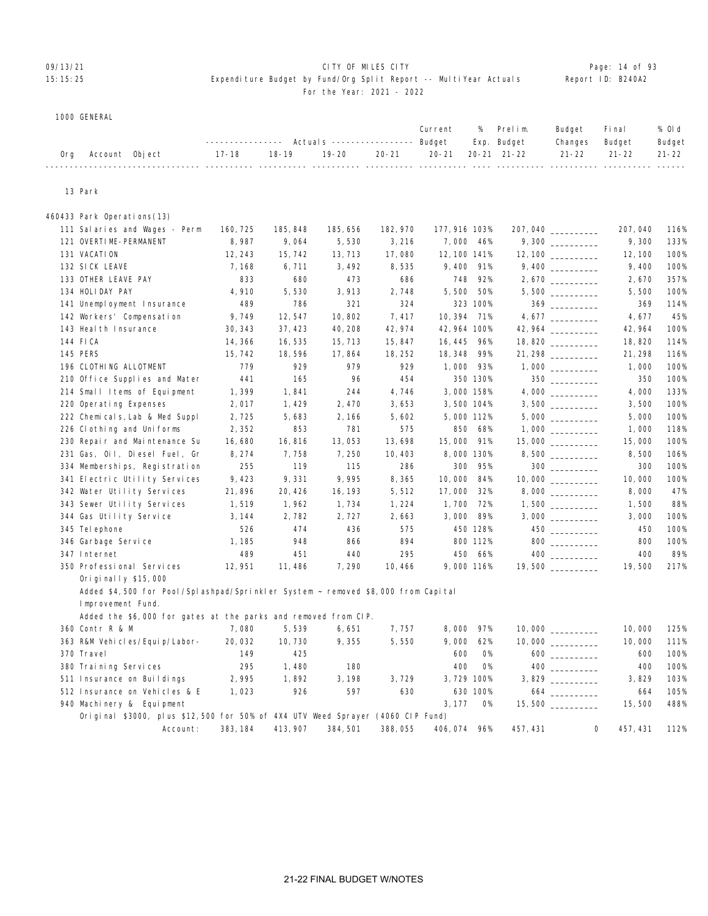CITY OF MILES CITY
Expenditure Budget by Fund/Org Split Report -- MultiYear Actuals
For the Year: 2021 - 2022

09/13/21
15:15:25

Report ID: B240A2

1000 GENERAL

13 Park

460433 Park Operations(13)

| Org Account Object | Actuals 17-18 | Actuals 18-19 | Actuals 19-20 | Actuals 20-21 | Current Budget 20-21 | % Exp. 20-21 | Prelim. Budget 21-22 | Budget Changes 21-22 | Final Budget 21-22 | % Old Budget 21-22 |
|---|---|---|---|---|---|---|---|---|---|---|
| 111 Salaries and Wages - Perm | 160,725 | 185,848 | 185,656 | 182,970 | 177,916 | 103% | 207,040 | _________ | 207,040 | 116% |
| 121 OVERTIME-PERMANENT | 8,987 | 9,064 | 5,530 | 3,216 | 7,000 | 46% | 9,300 | _________ | 9,300 | 133% |
| 131 VACATION | 12,243 | 15,742 | 13,713 | 17,080 | 12,100 | 141% | 12,100 | _________ | 12,100 | 100% |
| 132 SICK LEAVE | 7,168 | 6,711 | 3,492 | 8,535 | 9,400 | 91% | 9,400 | _________ | 9,400 | 100% |
| 133 OTHER LEAVE PAY | 833 | 680 | 473 | 686 | 748 | 92% | 2,670 | _________ | 2,670 | 357% |
| 134 HOLIDAY PAY | 4,910 | 5,530 | 3,913 | 2,748 | 5,500 | 50% | 5,500 | _________ | 5,500 | 100% |
| 141 Unemployment Insurance | 489 | 786 | 321 | 324 | 323 | 100% | 369 | _________ | 369 | 114% |
| 142 Workers' Compensation | 9,749 | 12,547 | 10,802 | 7,417 | 10,394 | 71% | 4,677 | _________ | 4,677 | 45% |
| 143 Health Insurance | 30,343 | 37,423 | 40,208 | 42,974 | 42,964 | 100% | 42,964 | _________ | 42,964 | 100% |
| 144 FICA | 14,366 | 16,535 | 15,713 | 15,847 | 16,445 | 96% | 18,820 | _________ | 18,820 | 114% |
| 145 PERS | 15,742 | 18,596 | 17,864 | 18,252 | 18,348 | 99% | 21,298 | _________ | 21,298 | 116% |
| 196 CLOTHING ALLOTMENT | 779 | 929 | 979 | 929 | 1,000 | 93% | 1,000 | _________ | 1,000 | 100% |
| 210 Office Supplies and Mater | 441 | 165 | 96 | 454 | 350 | 130% | 350 | _________ | 350 | 100% |
| 214 Small Items of Equipment | 1,399 | 1,841 | 244 | 4,746 | 3,000 | 158% | 4,000 | _________ | 4,000 | 133% |
| 220 Operating Expenses | 2,017 | 1,429 | 2,470 | 3,653 | 3,500 | 104% | 3,500 | _________ | 3,500 | 100% |
| 222 Chemicals, Lab & Med Suppl | 2,725 | 5,683 | 2,166 | 5,602 | 5,000 | 112% | 5,000 | _________ | 5,000 | 100% |
| 226 Clothing and Uniforms | 2,352 | 853 | 781 | 575 | 850 | 68% | 1,000 | _________ | 1,000 | 118% |
| 230 Repair and Maintenance Su | 16,680 | 16,816 | 13,053 | 13,698 | 15,000 | 91% | 15,000 | _________ | 15,000 | 100% |
| 231 Gas, Oil, Diesel Fuel, Gr | 8,274 | 7,758 | 7,250 | 10,403 | 8,000 | 130% | 8,500 | _________ | 8,500 | 106% |
| 334 Memberships, Registration | 255 | 119 | 115 | 286 | 300 | 95% | 300 | _________ | 300 | 100% |
| 341 Electric Utility Services | 9,423 | 9,331 | 9,995 | 8,365 | 10,000 | 84% | 10,000 | _________ | 10,000 | 100% |
| 342 Water Utility Services | 21,896 | 20,426 | 16,193 | 5,512 | 17,000 | 32% | 8,000 | _________ | 8,000 | 47% |
| 343 Sewer Utility Services | 1,519 | 1,962 | 1,734 | 1,224 | 1,700 | 72% | 1,500 | _________ | 1,500 | 88% |
| 344 Gas Utility Service | 3,144 | 2,782 | 2,727 | 2,663 | 3,000 | 89% | 3,000 | _________ | 3,000 | 100% |
| 345 Telephone | 526 | 474 | 436 | 575 | 450 | 128% | 450 | _________ | 450 | 100% |
| 346 Garbage Service | 1,185 | 948 | 866 | 894 | 800 | 112% | 800 | _________ | 800 | 100% |
| 347 Internet | 489 | 451 | 440 | 295 | 450 | 66% | 400 | _________ | 400 | 89% |
| 350 Professional Services | 12,951 | 11,486 | 7,290 | 10,466 | 9,000 | 116% | 19,500 | _________ | 19,500 | 217% |
| Originally $15,000 | | | | | | | | | | |
| Added $4,500 for Pool/Splashpad/Sprinkler System ~ removed $8,000 from Capital Improvement Fund. | | | | | | | | | | |
| Added the $6,000 for gates at the parks and removed from CIP. | | | | | | | | | | |
| 360 Contr R & M | 7,080 | 5,539 | 6,651 | 7,757 | 8,000 | 97% | 10,000 | _________ | 10,000 | 125% |
| 363 R&M Vehicles/Equip/Labor- | 20,032 | 10,730 | 9,355 | 5,550 | 9,000 | 62% | 10,000 | _________ | 10,000 | 111% |
| 370 Travel | 149 | 425 | | | 600 | 0% | 600 | _________ | 600 | 100% |
| 380 Training Services | 295 | 1,480 | 180 | | 400 | 0% | 400 | _________ | 400 | 100% |
| 511 Insurance on Buildings | 2,995 | 1,892 | 3,198 | 3,729 | 3,729 | 100% | 3,829 | _________ | 3,829 | 103% |
| 512 Insurance on Vehicles & E | 1,023 | 926 | 597 | 630 | 630 | 100% | 664 | _________ | 664 | 105% |
| 940 Machinery & Equipment | | | | | 3,177 | 0% | 15,500 | _________ | 15,500 | 488% |
| Original $3000, plus $12,500 for 50% of 4X4 UTV Weed Sprayer (4060 CIP Fund) | | | | | | | | | | |
| Account: | 383,184 | 413,907 | 384,501 | 388,055 | 406,074 | 96% | 457,431 | 0 | 457,431 | 112% |

21-22 FINAL BUDGET W/NOTES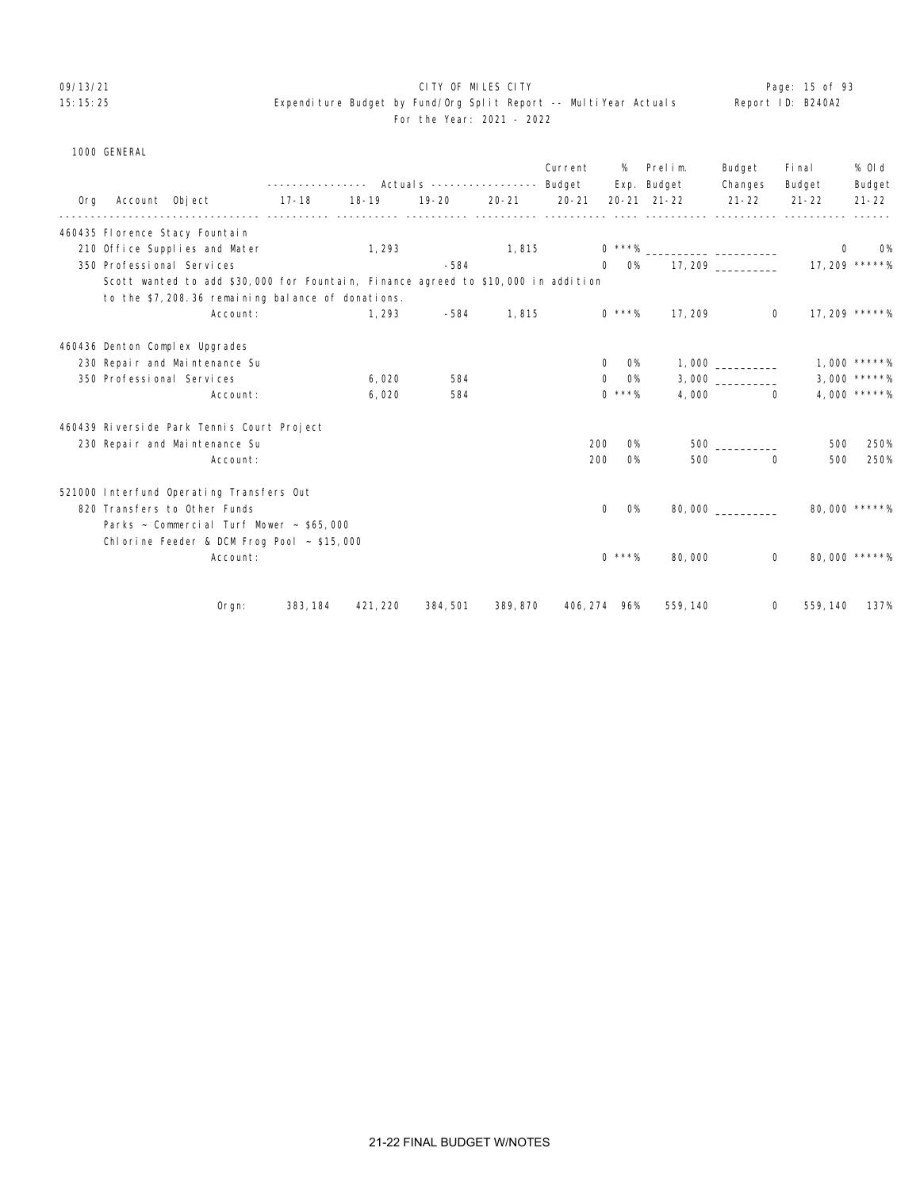CITY OF MILES CITY

Expenditure Budget by Fund/Org Split Report -- MultiYear Actuals

For the Year: 2021 - 2022

1000 GENERAL

| Org | Account Object | Actuals 17-18 | Actuals 18-19 | Actuals 19-20 | Actuals 20-21 | Current Budget 20-21 | % Exp. 20-21 | Prelim. Budget 21-22 | Budget Changes 21-22 | Final Budget 21-22 | % Old Budget 21-22 |
|---|---|---|---|---|---|---|---|---|---|---|---|
| 460435 Florence Stacy Fountain | | | | | | | | | | | |
| | 210 Office Supplies and Mater | | 1,293 | | 1,815 | 0 | ***% | __________ | __________ | 0 | 0% |
| | 350 Professional Services | | | -584 | | 0 | 0% | 17,209 | __________ | 17,209 | *****% |
| | Scott wanted to add $30,000 for Fountain, Finance agreed to $10,000 in addition to the $7,208.36 remaining balance of donations. | | | | | | | | | | |
| | Account: | | 1,293 | -584 | 1,815 | 0 | ***% | 17,209 | 0 | 17,209 | *****% |
| 460436 Denton Complex Upgrades | | | | | | | | | | | |
| | 230 Repair and Maintenance Su | | | | | 0 | 0% | 1,000 | __________ | 1,000 | *****% |
| | 350 Professional Services | | 6,020 | 584 | | 0 | 0% | 3,000 | __________ | 3,000 | *****% |
| | Account: | | 6,020 | 584 | | 0 | ***% | 4,000 | 0 | 4,000 | *****% |
| 460439 Riverside Park Tennis Court Project | | | | | | | | | | | |
| | 230 Repair and Maintenance Su | | | | | 200 | 0% | 500 | __________ | 500 | 250% |
| | Account: | | | | | 200 | 0% | 500 | 0 | 500 | 250% |
| 521000 Interfund Operating Transfers Out | | | | | | | | | | | |
| | 820 Transfers to Other Funds | | | | | 0 | 0% | 80,000 | __________ | 80,000 | *****% |
| | Parks ~ Commercial Turf Mower ~ $65,000 | | | | | | | | | | |
| | Chlorine Feeder & DCM Frog Pool ~ $15,000 | | | | | | | | | | |
| | Account: | | | | | 0 | ***% | 80,000 | 0 | 80,000 | *****% |
| | Orgn: | 383,184 | 421,220 | 384,501 | 389,870 | 406,274 | 96% | 559,140 | 0 | 559,140 | 137% |

21-22 FINAL BUDGET W/NOTES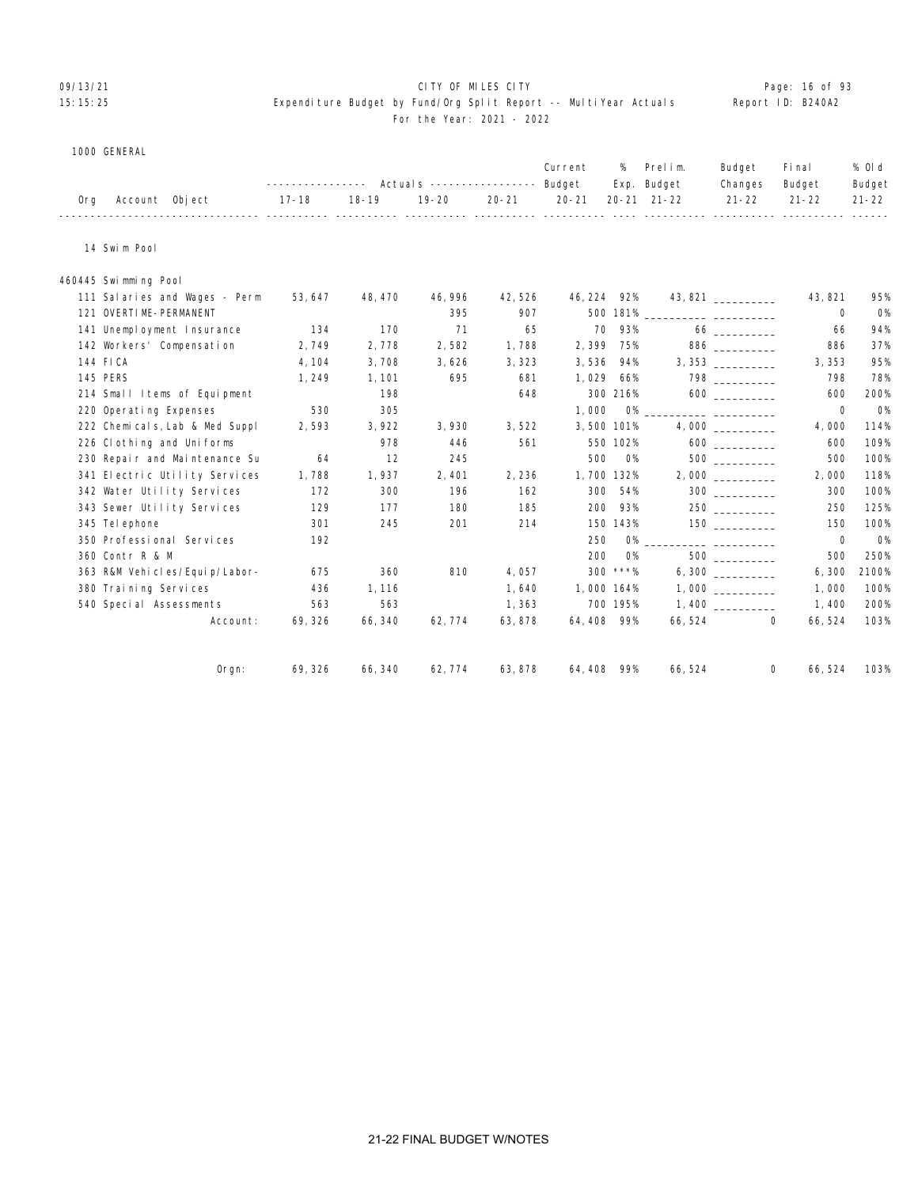CITY OF MILES CITY

Expenditure Budget by Fund/Org Split Report -- MultiYear Actuals

For the Year: 2021 - 2022

09/13/21 15:15:25 — Report ID: B240A2

1000 GENERAL

| Org | Account Object | 17-18 | 18-19 | 19-20 | 20-21 | Current Budget 20-21 | % Exp. 20-21 | Prelim. Budget 21-22 | Budget Changes 21-22 | Final Budget 21-22 | % Old Budget 21-22 |
|---|---|---|---|---|---|---|---|---|---|---|---|
| 14 Swim Pool | | | | | | | | | | | |
| 460445 Swimming Pool | | | | | | | | | | | |
| | 111 Salaries and Wages - Perm | 53,647 | 48,470 | 46,996 | 42,526 | 46,224 | 92% | 43,821 | __________ | 43,821 | 95% |
| | 121 OVERTIME-PERMANENT | | | 395 | 907 | 500 | 181% | __________ | __________ | 0 | 0% |
| | 141 Unemployment Insurance | 134 | 170 | 71 | 65 | 70 | 93% | 66 | __________ | 66 | 94% |
| | 142 Workers' Compensation | 2,749 | 2,778 | 2,582 | 1,788 | 2,399 | 75% | 886 | __________ | 886 | 37% |
| | 144 FICA | 4,104 | 3,708 | 3,626 | 3,323 | 3,536 | 94% | 3,353 | __________ | 3,353 | 95% |
| | 145 PERS | 1,249 | 1,101 | 695 | 681 | 1,029 | 66% | 798 | __________ | 798 | 78% |
| | 214 Small Items of Equipment | | 198 | | 648 | 300 | 216% | 600 | __________ | 600 | 200% |
| | 220 Operating Expenses | 530 | 305 | | | 1,000 | 0% | __________ | __________ | 0 | 0% |
| | 222 Chemicals,Lab & Med Suppl | 2,593 | 3,922 | 3,930 | 3,522 | 3,500 | 101% | 4,000 | __________ | 4,000 | 114% |
| | 226 Clothing and Uniforms | | 978 | 446 | 561 | 550 | 102% | 600 | __________ | 600 | 109% |
| | 230 Repair and Maintenance Su | 64 | 12 | 245 | | 500 | 0% | 500 | __________ | 500 | 100% |
| | 341 Electric Utility Services | 1,788 | 1,937 | 2,401 | 2,236 | 1,700 | 132% | 2,000 | __________ | 2,000 | 118% |
| | 342 Water Utility Services | 172 | 300 | 196 | 162 | 300 | 54% | 300 | __________ | 300 | 100% |
| | 343 Sewer Utility Services | 129 | 177 | 180 | 185 | 200 | 93% | 250 | __________ | 250 | 125% |
| | 345 Telephone | 301 | 245 | 201 | 214 | 150 | 143% | 150 | __________ | 150 | 100% |
| | 350 Professional Services | 192 | | | | 250 | 0% | __________ | __________ | 0 | 0% |
| | 360 Contr R & M | | | | | 200 | 0% | 500 | __________ | 500 | 250% |
| | 363 R&M Vehicles/Equip/Labor- | 675 | 360 | 810 | 4,057 | 300 | ***% | 6,300 | __________ | 6,300 | 2100% |
| | 380 Training Services | 436 | 1,116 | | 1,640 | 1,000 | 164% | 1,000 | __________ | 1,000 | 100% |
| | 540 Special Assessments | 563 | 563 | | 1,363 | 700 | 195% | 1,400 | __________ | 1,400 | 200% |
| | Account: | 69,326 | 66,340 | 62,774 | 63,878 | 64,408 | 99% | 66,524 | 0 | 66,524 | 103% |
| | Orgn: | 69,326 | 66,340 | 62,774 | 63,878 | 64,408 | 99% | 66,524 | 0 | 66,524 | 103% |

21-22 FINAL BUDGET W/NOTES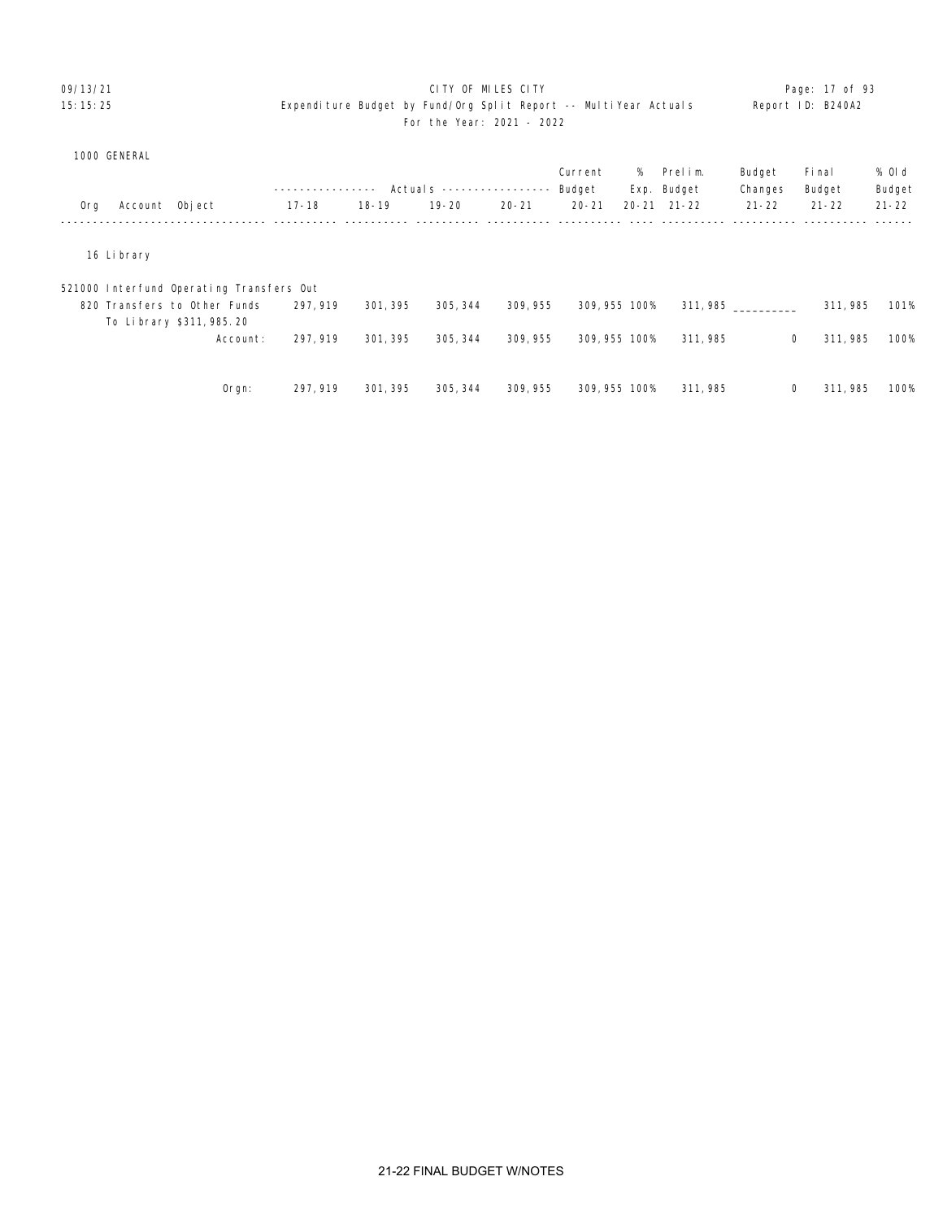CITY OF MILES CITY
Expenditure Budget by Fund/Org Split Report -- MultiYear Actuals
For the Year: 2021 - 2022

1000 GENERAL

| Org | Account | Object | Actuals 17-18 | Actuals 18-19 | Actuals 19-20 | Actuals 20-21 | Current Budget 20-21 | % Exp. 20-21 | Prelim. Budget 21-22 | Budget Changes 21-22 | Final Budget 21-22 | % Old Budget 21-22 |
|---|---|---|---|---|---|---|---|---|---|---|---|---|
| 16 Library | | | | | | | | | | | | |
| | 521000 Interfund Operating Transfers Out | | | | | | | | | | | |
| | | 820 Transfers to Other Funds<br>To Library $311,985.20 | 297,919 | 301,395 | 305,344 | 309,955 | 309,955 | 100% | 311,985 | __________ | 311,985 | 101% |
| | | Account: | 297,919 | 301,395 | 305,344 | 309,955 | 309,955 | 100% | 311,985 | 0 | 311,985 | 100% |
| | | Orgn: | 297,919 | 301,395 | 305,344 | 309,955 | 309,955 | 100% | 311,985 | 0 | 311,985 | 100% |

21-22 FINAL BUDGET W/NOTES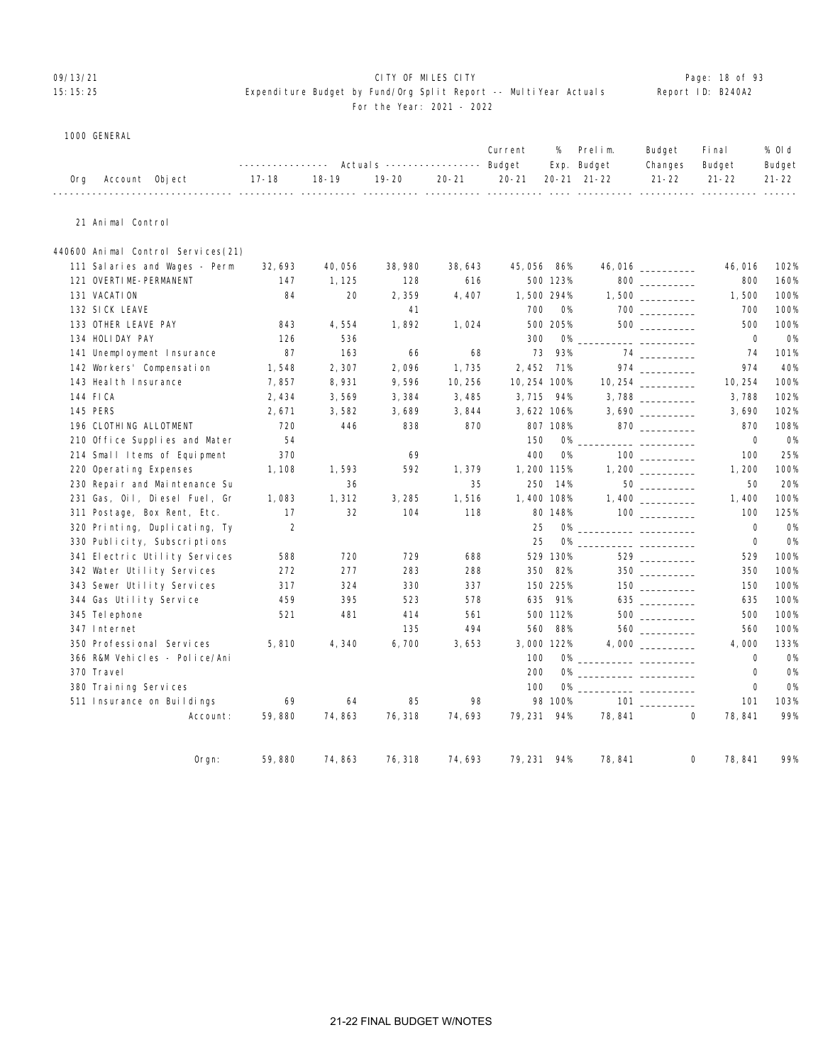09/13/21 CITY OF MILES CITY
15:15:25 Expenditure Budget by Fund/Org Split Report -- MultiYear Actuals Report ID: B240A2
For the Year: 2021 - 2022

1000 GENERAL

| Org Account Object | Actuals 17-18 | Actuals 18-19 | Actuals 19-20 | Actuals 20-21 | Current Budget 20-21 | % Exp. 20-21 | Prelim. Budget 21-22 | Budget Changes 21-22 | Final Budget 21-22 | % Old Budget 21-22 |
|---|---|---|---|---|---|---|---|---|---|---|
| 21 Animal Control | | | | | | | | | | |
| 440600 Animal Control Services(21) | | | | | | | | | | |
| 111 Salaries and Wages - Perm | 32,693 | 40,056 | 38,980 | 38,643 | 45,056 | 86% | 46,016 | __________ | 46,016 | 102% |
| 121 OVERTIME-PERMANENT | 147 | 1,125 | 128 | 616 | 500 | 123% | 800 | __________ | 800 | 160% |
| 131 VACATION | 84 | 20 | 2,359 | 4,407 | 1,500 | 294% | 1,500 | __________ | 1,500 | 100% |
| 132 SICK LEAVE | | | 41 | | 700 | 0% | 700 | __________ | 700 | 100% |
| 133 OTHER LEAVE PAY | 843 | 4,554 | 1,892 | 1,024 | 500 | 205% | 500 | __________ | 500 | 100% |
| 134 HOLIDAY PAY | 126 | 536 | | | 300 | 0% | __________ | __________ | 0 | 0% |
| 141 Unemployment Insurance | 87 | 163 | 66 | 68 | 73 | 93% | 74 | __________ | 74 | 101% |
| 142 Workers' Compensation | 1,548 | 2,307 | 2,096 | 1,735 | 2,452 | 71% | 974 | __________ | 974 | 40% |
| 143 Health Insurance | 7,857 | 8,931 | 9,596 | 10,256 | 10,254 | 100% | 10,254 | __________ | 10,254 | 100% |
| 144 FICA | 2,434 | 3,569 | 3,384 | 3,485 | 3,715 | 94% | 3,788 | __________ | 3,788 | 102% |
| 145 PERS | 2,671 | 3,582 | 3,689 | 3,844 | 3,622 | 106% | 3,690 | __________ | 3,690 | 102% |
| 196 CLOTHING ALLOTMENT | 720 | 446 | 838 | 870 | 807 | 108% | 870 | __________ | 870 | 108% |
| 210 Office Supplies and Mater | 54 | | | | 150 | 0% | __________ | __________ | 0 | 0% |
| 214 Small Items of Equipment | 370 | | 69 | | 400 | 0% | 100 | __________ | 100 | 25% |
| 220 Operating Expenses | 1,108 | 1,593 | 592 | 1,379 | 1,200 | 115% | 1,200 | __________ | 1,200 | 100% |
| 230 Repair and Maintenance Su | | 36 | | 35 | 250 | 14% | 50 | __________ | 50 | 20% |
| 231 Gas, Oil, Diesel Fuel, Gr | 1,083 | 1,312 | 3,285 | 1,516 | 1,400 | 108% | 1,400 | __________ | 1,400 | 100% |
| 311 Postage, Box Rent, Etc. | 17 | 32 | 104 | 118 | 80 | 148% | 100 | __________ | 100 | 125% |
| 320 Printing, Duplicating, Ty | 2 | | | | 25 | 0% | __________ | __________ | 0 | 0% |
| 330 Publicity, Subscriptions | | | | | 25 | 0% | __________ | __________ | 0 | 0% |
| 341 Electric Utility Services | 588 | 720 | 729 | 688 | 529 | 130% | 529 | __________ | 529 | 100% |
| 342 Water Utility Services | 272 | 277 | 283 | 288 | 350 | 82% | 350 | __________ | 350 | 100% |
| 343 Sewer Utility Services | 317 | 324 | 330 | 337 | 150 | 225% | 150 | __________ | 150 | 100% |
| 344 Gas Utility Service | 459 | 395 | 523 | 578 | 635 | 91% | 635 | __________ | 635 | 100% |
| 345 Telephone | 521 | 481 | 414 | 561 | 500 | 112% | 500 | __________ | 500 | 100% |
| 347 Internet | | | 135 | 494 | 560 | 88% | 560 | __________ | 560 | 100% |
| 350 Professional Services | 5,810 | 4,340 | 6,700 | 3,653 | 3,000 | 122% | 4,000 | __________ | 4,000 | 133% |
| 366 R&M Vehicles - Police/Ani | | | | | 100 | 0% | __________ | __________ | 0 | 0% |
| 370 Travel | | | | | 200 | 0% | __________ | __________ | 0 | 0% |
| 380 Training Services | | | | | 100 | 0% | __________ | __________ | 0 | 0% |
| 511 Insurance on Buildings | 69 | 64 | 85 | 98 | 98 | 100% | 101 | __________ | 101 | 103% |
| Account: | 59,880 | 74,863 | 76,318 | 74,693 | 79,231 | 94% | 78,841 | 0 | 78,841 | 99% |
| Orgn: | 59,880 | 74,863 | 76,318 | 74,693 | 79,231 | 94% | 78,841 | 0 | 78,841 | 99% |

21-22 FINAL BUDGET W/NOTES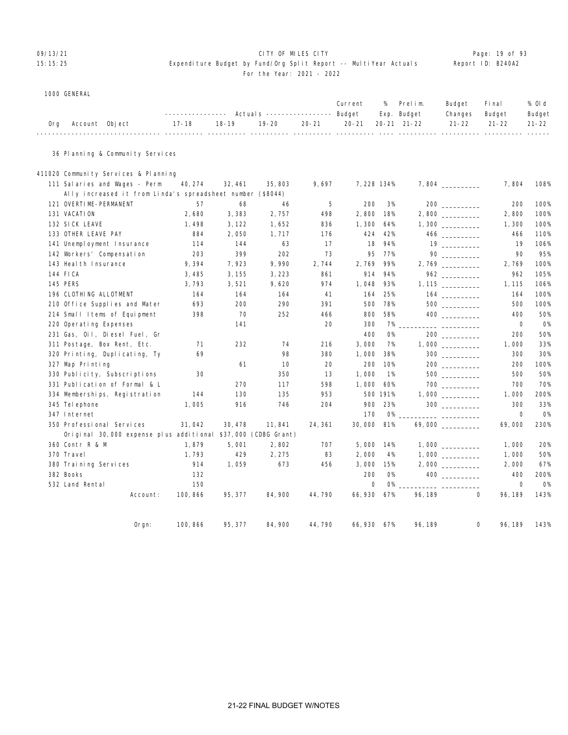CITY OF MILES CITY
Expenditure Budget by Fund/Org Split Report -- MultiYear Actuals
For the Year: 2021 - 2022

1000 GENERAL

| Org Account Object | 17-18 | 18-19 | 19-20 | 20-21 | Current Budget 20-21 | % Exp. 20-21 | Prelim. Budget 21-22 | Budget Changes 21-22 | Final Budget 21-22 | % Old Budget 21-22 |
|---|---|---|---|---|---|---|---|---|---|---|
| **36 Planning & Community Services** | | | | | | | | | | |
| **411020 Community Services & Planning** | | | | | | | | | | |
| 111 Salaries and Wages - Perm | 40,274 | 32,461 | 35,803 | 9,697 | 7,228 | 134% | 7,804 | __________ | 7,804 | 108% |
| Ally increased it from Linda's spreadsheet number ($8044) | | | | | | | | | | |
| 121 OVERTIME-PERMANENT | 57 | 68 | 46 | 5 | 200 | 3% | 200 | __________ | 200 | 100% |
| 131 VACATION | 2,680 | 3,383 | 2,757 | 498 | 2,800 | 18% | 2,800 | __________ | 2,800 | 100% |
| 132 SICK LEAVE | 1,498 | 3,122 | 1,652 | 836 | 1,300 | 64% | 1,300 | __________ | 1,300 | 100% |
| 133 OTHER LEAVE PAY | 884 | 2,050 | 1,717 | 176 | 424 | 42% | 466 | __________ | 466 | 110% |
| 141 Unemployment Insurance | 114 | 144 | 63 | 17 | 18 | 94% | 19 | __________ | 19 | 106% |
| 142 Workers' Compensation | 203 | 399 | 202 | 73 | 95 | 77% | 90 | __________ | 90 | 95% |
| 143 Health Insurance | 9,394 | 7,923 | 9,990 | 2,744 | 2,769 | 99% | 2,769 | __________ | 2,769 | 100% |
| 144 FICA | 3,485 | 3,155 | 3,223 | 861 | 914 | 94% | 962 | __________ | 962 | 105% |
| 145 PERS | 3,793 | 3,521 | 9,620 | 974 | 1,048 | 93% | 1,115 | __________ | 1,115 | 106% |
| 196 CLOTHING ALLOTMENT | 164 | 164 | 164 | 41 | 164 | 25% | 164 | __________ | 164 | 100% |
| 210 Office Supplies and Mater | 693 | 200 | 290 | 391 | 500 | 78% | 500 | __________ | 500 | 100% |
| 214 Small Items of Equipment | 398 | 70 | 252 | 466 | 800 | 58% | 400 | __________ | 400 | 50% |
| 220 Operating Expenses | | 141 | | 20 | 300 | 7% | __________ | __________ | 0 | 0% |
| 231 Gas, Oil, Diesel Fuel, Gr | | | | | 400 | 0% | 200 | __________ | 200 | 50% |
| 311 Postage, Box Rent, Etc. | 71 | 232 | 74 | 216 | 3,000 | 7% | 1,000 | __________ | 1,000 | 33% |
| 320 Printing, Duplicating, Ty | 69 | | 98 | 380 | 1,000 | 38% | 300 | __________ | 300 | 30% |
| 327 Map Printing | | 61 | 10 | 20 | 200 | 10% | 200 | __________ | 200 | 100% |
| 330 Publicity, Subscriptions | 30 | | 350 | 13 | 1,000 | 1% | 500 | __________ | 500 | 50% |
| 331 Publication of Formal & L | | 270 | 117 | 598 | 1,000 | 60% | 700 | __________ | 700 | 70% |
| 334 Memberships, Registration | 144 | 130 | 135 | 953 | 500 | 191% | 1,000 | __________ | 1,000 | 200% |
| 345 Telephone | 1,005 | 916 | 746 | 204 | 900 | 23% | 300 | __________ | 300 | 33% |
| 347 Internet | | | | | 170 | 0% | __________ | __________ | 0 | 0% |
| 350 Professional Services | 31,042 | 30,478 | 11,841 | 24,361 | 30,000 | 81% | 69,000 | __________ | 69,000 | 230% |
| Original 30,000 expense plus additional $37,000 (CDBG Grant) | | | | | | | | | | |
| 360 Contr R & M | 1,879 | 5,001 | 2,802 | 707 | 5,000 | 14% | 1,000 | __________ | 1,000 | 20% |
| 370 Travel | 1,793 | 429 | 2,275 | 83 | 2,000 | 4% | 1,000 | __________ | 1,000 | 50% |
| 380 Training Services | 914 | 1,059 | 673 | 456 | 3,000 | 15% | 2,000 | __________ | 2,000 | 67% |
| 382 Books | 132 | | | | 200 | 0% | 400 | __________ | 400 | 200% |
| 532 Land Rental | 150 | | | | 0 | 0% | __________ | __________ | 0 | 0% |
| Account: | 100,866 | 95,377 | 84,900 | 44,790 | 66,930 | 67% | 96,189 | 0 | 96,189 | 143% |
| Orgn: | 100,866 | 95,377 | 84,900 | 44,790 | 66,930 | 67% | 96,189 | 0 | 96,189 | 143% |

21-22 FINAL BUDGET W/NOTES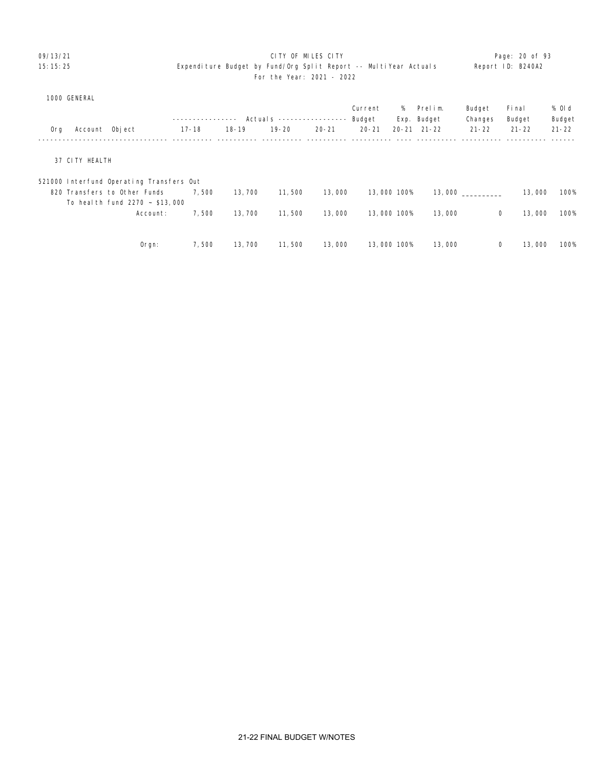CITY OF MILES CITY

Expenditure Budget by Fund/Org Split Report -- MultiYear Actuals

For the Year: 2021 - 2022

1000 GENERAL

| Org Account Object | Actuals 17-18 | Actuals 18-19 | Actuals 19-20 | Actuals 20-21 | Current Budget 20-21 | % Exp. 20-21 | Prelim. Budget 21-22 | Budget Changes 21-22 | Final Budget 21-22 | % Old Budget 21-22 |
|---|---|---|---|---|---|---|---|---|---|---|
| **37 CITY HEALTH** | | | | | | | | | | |
| 521000 Interfund Operating Transfers Out | | | | | | | | | | |
| 820 Transfers to Other Funds | 7,500 | 13,700 | 11,500 | 13,000 | 13,000 | 100% | 13,000 | __________ | 13,000 | 100% |
| To health fund 2270 ~ $13,000 | | | | | | | | | | |
| Account: | 7,500 | 13,700 | 11,500 | 13,000 | 13,000 | 100% | 13,000 | 0 | 13,000 | 100% |
| Orgn: | 7,500 | 13,700 | 11,500 | 13,000 | 13,000 | 100% | 13,000 | 0 | 13,000 | 100% |

21-22 FINAL BUDGET W/NOTES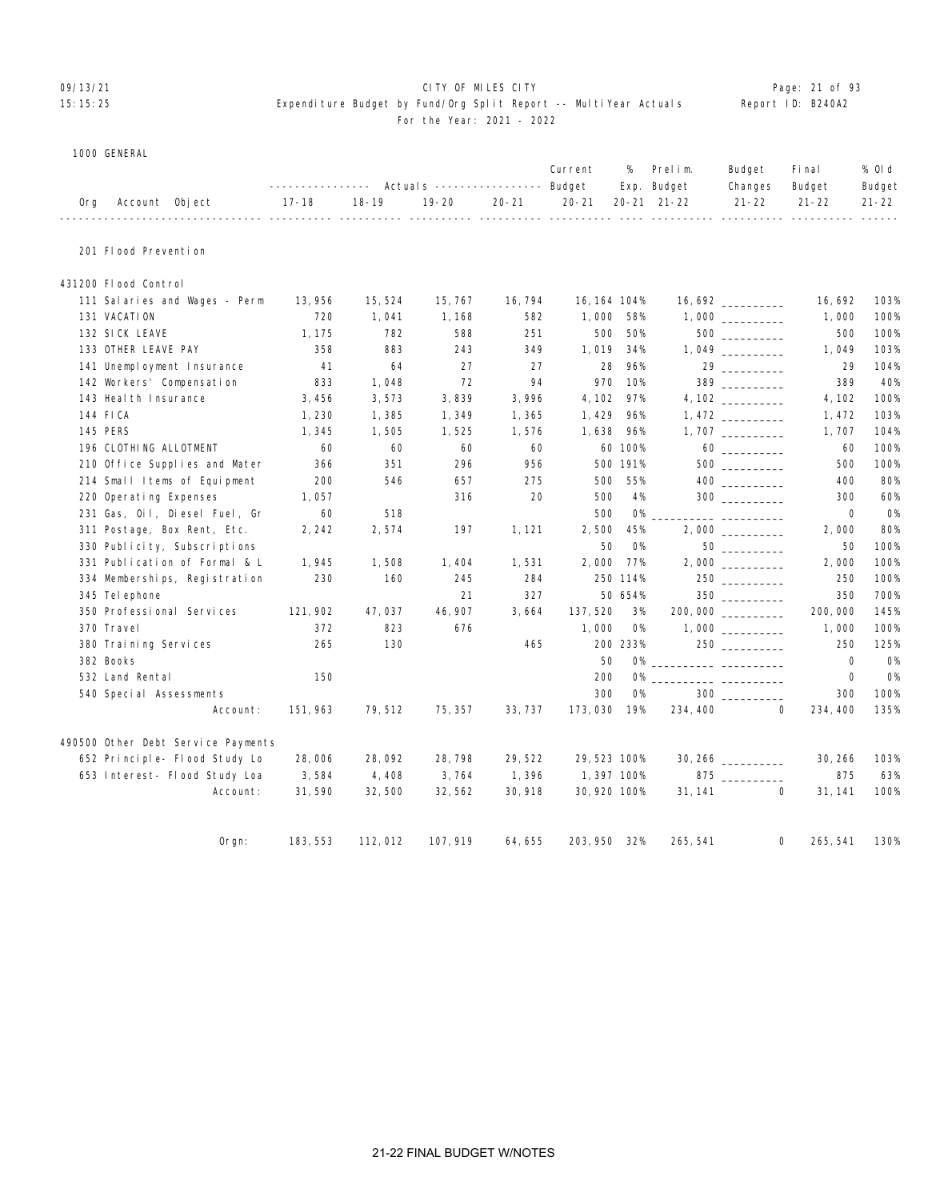CITY OF MILES CITY
Expenditure Budget by Fund/Org Split Report -- MultiYear Actuals
For the Year: 2021 - 2022

1000 GENERAL

| Org | Account Object | 17-18 | 18-19 | 19-20 | 20-21 | Current Budget 20-21 | % Exp. 20-21 | Prelim. Budget 21-22 | Budget Changes 21-22 | Final Budget 21-22 | % Old Budget 21-22 |
|---|---|---|---|---|---|---|---|---|---|---|---|
| 201 Flood Prevention | | | | | | | | | | | |
| 431200 Flood Control | | | | | | | | | | | |
| | 111 Salaries and Wages - Perm | 13,956 | 15,524 | 15,767 | 16,794 | 16,164 | 104% | 16,692 | __________ | 16,692 | 103% |
| | 131 VACATION | 720 | 1,041 | 1,168 | 582 | 1,000 | 58% | 1,000 | __________ | 1,000 | 100% |
| | 132 SICK LEAVE | 1,175 | 782 | 588 | 251 | 500 | 50% | 500 | __________ | 500 | 100% |
| | 133 OTHER LEAVE PAY | 358 | 883 | 243 | 349 | 1,019 | 34% | 1,049 | __________ | 1,049 | 103% |
| | 141 Unemployment Insurance | 41 | 64 | 27 | 27 | 28 | 96% | 29 | __________ | 29 | 104% |
| | 142 Workers' Compensation | 833 | 1,048 | 72 | 94 | 970 | 10% | 389 | __________ | 389 | 40% |
| | 143 Health Insurance | 3,456 | 3,573 | 3,839 | 3,996 | 4,102 | 97% | 4,102 | __________ | 4,102 | 100% |
| | 144 FICA | 1,230 | 1,385 | 1,349 | 1,365 | 1,429 | 96% | 1,472 | __________ | 1,472 | 103% |
| | 145 PERS | 1,345 | 1,505 | 1,525 | 1,576 | 1,638 | 96% | 1,707 | __________ | 1,707 | 104% |
| | 196 CLOTHING ALLOTMENT | 60 | 60 | 60 | 60 | 60 | 100% | 60 | __________ | 60 | 100% |
| | 210 Office Supplies and Mater | 366 | 351 | 296 | 956 | 500 | 191% | 500 | __________ | 500 | 100% |
| | 214 Small Items of Equipment | 200 | 546 | 657 | 275 | 500 | 55% | 400 | __________ | 400 | 80% |
| | 220 Operating Expenses | 1,057 | | 316 | 20 | 500 | 4% | 300 | __________ | 300 | 60% |
| | 231 Gas, Oil, Diesel Fuel, Gr | 60 | 518 | | | 500 | 0% | __________ | __________ | 0 | 0% |
| | 311 Postage, Box Rent, Etc. | 2,242 | 2,574 | 197 | 1,121 | 2,500 | 45% | 2,000 | __________ | 2,000 | 80% |
| | 330 Publicity, Subscriptions | | | | | 50 | 0% | 50 | __________ | 50 | 100% |
| | 331 Publication of Formal & L | 1,945 | 1,508 | 1,404 | 1,531 | 2,000 | 77% | 2,000 | __________ | 2,000 | 100% |
| | 334 Memberships, Registration | 230 | 160 | 245 | 284 | 250 | 114% | 250 | __________ | 250 | 100% |
| | 345 Telephone | | | 21 | 327 | 50 | 654% | 350 | __________ | 350 | 700% |
| | 350 Professional Services | 121,902 | 47,037 | 46,907 | 3,664 | 137,520 | 3% | 200,000 | __________ | 200,000 | 145% |
| | 370 Travel | 372 | 823 | 676 | | 1,000 | 0% | 1,000 | __________ | 1,000 | 100% |
| | 380 Training Services | 265 | 130 | | 465 | 200 | 233% | 250 | __________ | 250 | 125% |
| | 382 Books | | | | | 50 | 0% | __________ | __________ | 0 | 0% |
| | 532 Land Rental | 150 | | | | 200 | 0% | __________ | __________ | 0 | 0% |
| | 540 Special Assessments | | | | | 300 | 0% | 300 | __________ | 300 | 100% |
| | Account: | 151,963 | 79,512 | 75,357 | 33,737 | 173,030 | 19% | 234,400 | 0 | 234,400 | 135% |
| 490500 Other Debt Service Payments | | | | | | | | | | | |
| | 652 Principle- Flood Study Lo | 28,006 | 28,092 | 28,798 | 29,522 | 29,523 | 100% | 30,266 | __________ | 30,266 | 103% |
| | 653 Interest- Flood Study Loa | 3,584 | 4,408 | 3,764 | 1,396 | 1,397 | 100% | 875 | __________ | 875 | 63% |
| | Account: | 31,590 | 32,500 | 32,562 | 30,918 | 30,920 | 100% | 31,141 | 0 | 31,141 | 100% |
| | Orgn: | 183,553 | 112,012 | 107,919 | 64,655 | 203,950 | 32% | 265,541 | 0 | 265,541 | 130% |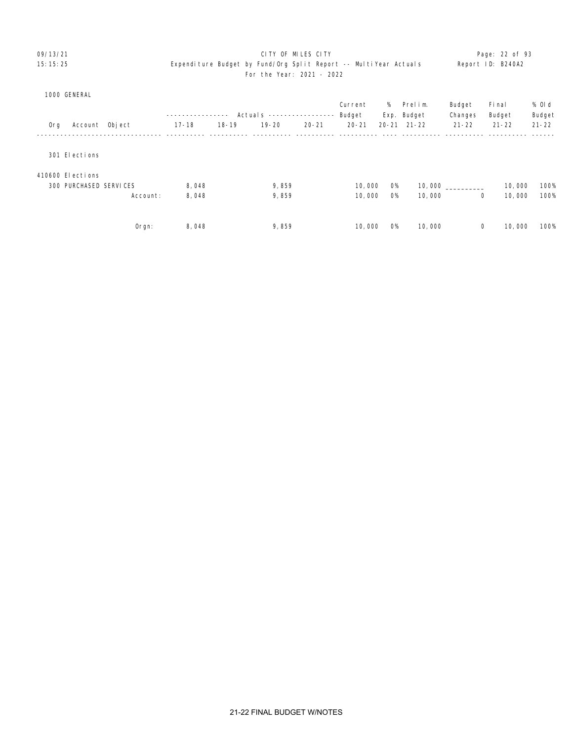CITY OF MILES CITY

Expenditure Budget by Fund/Org Split Report -- MultiYear Actuals

For the Year: 2021 - 2022

1000 GENERAL

| Org | Account | Object | Actuals 17-18 | Actuals 18-19 | Actuals 19-20 | Actuals 20-21 | Current Budget 20-21 | % Exp. 20-21 | Prelim. Budget 21-22 | Budget Changes 21-22 | Final Budget 21-22 | % Old Budget 21-22 |
|---|---|---|---|---|---|---|---|---|---|---|---|---|
| 301 Elections | | | | | | | | | | | | |
| 410600 Elections | | | | | | | | | | | | |
| | | 300 PURCHASED SERVICES | 8,048 | | 9,859 | | 10,000 | 0% | 10,000 | __________ | 10,000 | 100% |
| | | Account: | 8,048 | | 9,859 | | 10,000 | 0% | 10,000 | 0 | 10,000 | 100% |
| | | Orgn: | 8,048 | | 9,859 | | 10,000 | 0% | 10,000 | 0 | 10,000 | 100% |

21-22 FINAL BUDGET W/NOTES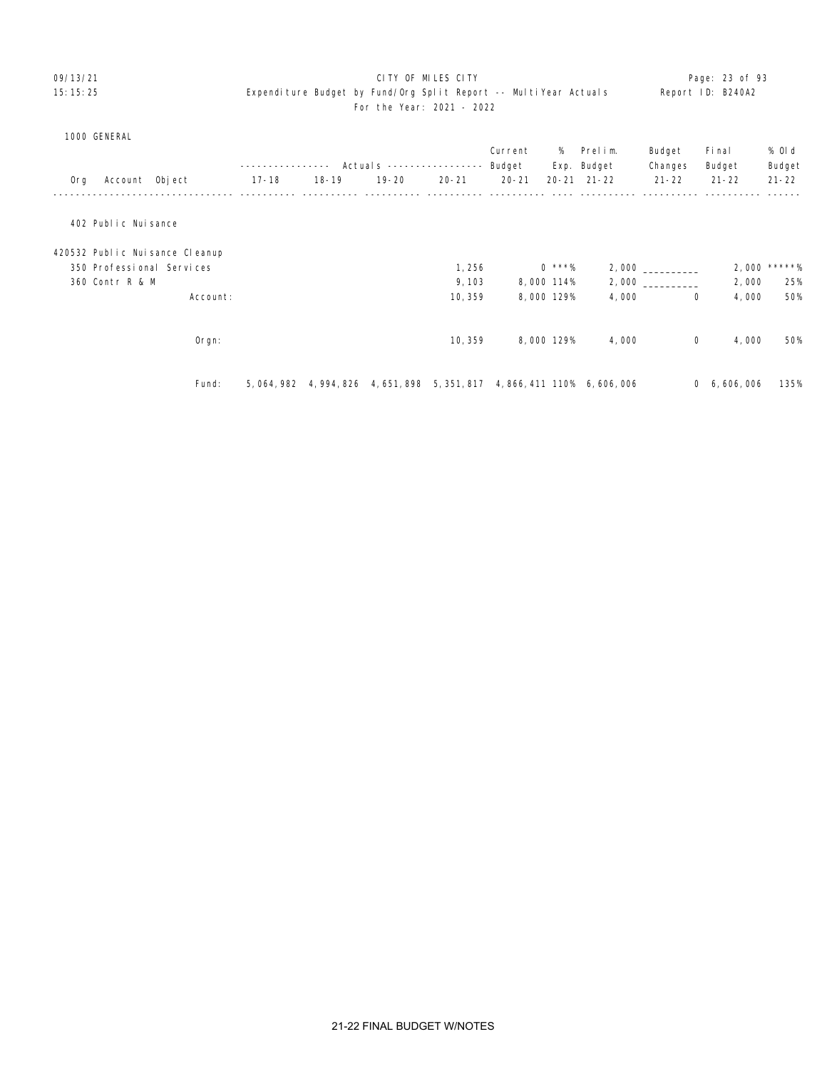CITY OF MILES CITY

Expenditure Budget by Fund/Org Split Report -- MultiYear Actuals

For the Year: 2021 - 2022

09/13/21
15:15:25

Report ID: B240A2

1000 GENERAL

| Org Account Object | Actuals 17-18 | Actuals 18-19 | Actuals 19-20 | Actuals 20-21 | Current Budget 20-21 | % Exp. 20-21 | Prelim. Budget 21-22 | Budget Changes 21-22 | Final Budget 21-22 | % Old Budget 21-22 |
|---|---|---|---|---|---|---|---|---|---|---|
| **402 Public Nuisance** | | | | | | | | | | |
| **420532 Public Nuisance Cleanup** | | | | | | | | | | |
| 350 Professional Services | | | | 1,256 | 0 | ***% | 2,000 | __________ | 2,000 | *****% |
| 360 Contr R & M | | | | 9,103 | 8,000 | 114% | 2,000 | __________ | 2,000 | 25% |
| Account: | | | | 10,359 | 8,000 | 129% | 4,000 | 0 | 4,000 | 50% |
| Orgn: | | | | 10,359 | 8,000 | 129% | 4,000 | 0 | 4,000 | 50% |
| Fund: | 5,064,982 | 4,994,826 | 4,651,898 | 5,351,817 | 4,866,411 | 110% | 6,606,006 | 0 | 6,606,006 | 135% |

21-22 FINAL BUDGET W/NOTES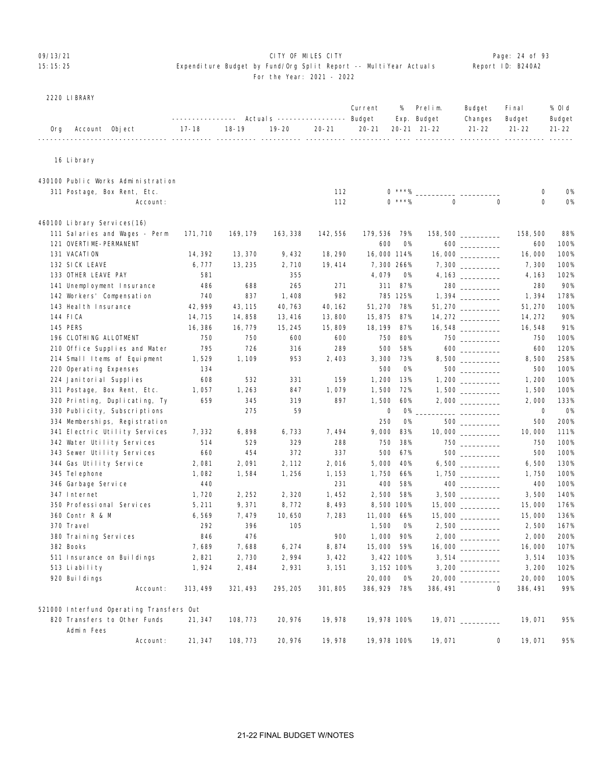09/13/21 CITY OF MILES CITY
15:15:25 Expenditure Budget by Fund/Org Split Report -- MultiYear Actuals Report ID: B240A2
For the Year: 2021 - 2022

2220 LIBRARY

| Org Account Object | 17-18 | 18-19 | 19-20 | 20-21 | Current Budget 20-21 | % Exp. 20-21 | Prelim. Budget 21-22 | Budget Changes 21-22 | Final Budget 21-22 | % Old Budget 21-22 |
|---|---|---|---|---|---|---|---|---|---|---|
| **16 Library** | | | | | | | | | | |
| **430100 Public Works Administration** | | | | | | | | | | |
| 311 Postage, Box Rent, Etc. | | | | 112 | 0 | ***% | | | 0 | 0% |
| Account: | | | | 112 | 0 | ***% | 0 | 0 | 0 | 0% |
| **460100 Library Services(16)** | | | | | | | | | | |
| 111 Salaries and Wages - Perm | 171,710 | 169,179 | 163,338 | 142,556 | 179,536 | 79% | 158,500 | | 158,500 | 88% |
| 121 OVERTIME-PERMANENT | | | | | 600 | 0% | 600 | | 600 | 100% |
| 131 VACATION | 14,392 | 13,370 | 9,432 | 18,290 | 16,000 | 114% | 16,000 | | 16,000 | 100% |
| 132 SICK LEAVE | 6,777 | 13,235 | 2,710 | 19,414 | 7,300 | 266% | 7,300 | | 7,300 | 100% |
| 133 OTHER LEAVE PAY | 581 | | 355 | | 4,079 | 0% | 4,163 | | 4,163 | 102% |
| 141 Unemployment Insurance | 486 | 688 | 265 | 271 | 311 | 87% | 280 | | 280 | 90% |
| 142 Workers' Compensation | 740 | 837 | 1,408 | 982 | 785 | 125% | 1,394 | | 1,394 | 178% |
| 143 Health Insurance | 42,999 | 43,115 | 40,763 | 40,162 | 51,270 | 78% | 51,270 | | 51,270 | 100% |
| 144 FICA | 14,715 | 14,858 | 13,416 | 13,800 | 15,875 | 87% | 14,272 | | 14,272 | 90% |
| 145 PERS | 16,386 | 16,779 | 15,245 | 15,809 | 18,199 | 87% | 16,548 | | 16,548 | 91% |
| 196 CLOTHING ALLOTMENT | 750 | 750 | 600 | 600 | 750 | 80% | 750 | | 750 | 100% |
| 210 Office Supplies and Mater | 795 | 726 | 316 | 289 | 500 | 58% | 600 | | 600 | 120% |
| 214 Small Items of Equipment | 1,529 | 1,109 | 953 | 2,403 | 3,300 | 73% | 8,500 | | 8,500 | 258% |
| 220 Operating Expenses | 134 | | | | 500 | 0% | 500 | | 500 | 100% |
| 224 Janitorial Supplies | 608 | 532 | 331 | 159 | 1,200 | 13% | 1,200 | | 1,200 | 100% |
| 311 Postage, Box Rent, Etc. | 1,057 | 1,263 | 847 | 1,079 | 1,500 | 72% | 1,500 | | 1,500 | 100% |
| 320 Printing, Duplicating, Ty | 659 | 345 | 319 | 897 | 1,500 | 60% | 2,000 | | 2,000 | 133% |
| 330 Publicity, Subscriptions | | 275 | 59 | | 0 | 0% | | | 0 | 0% |
| 334 Memberships, Registration | | | | | 250 | 0% | 500 | | 500 | 200% |
| 341 Electric Utility Services | 7,332 | 6,898 | 6,733 | 7,494 | 9,000 | 83% | 10,000 | | 10,000 | 111% |
| 342 Water Utility Services | 514 | 529 | 329 | 288 | 750 | 38% | 750 | | 750 | 100% |
| 343 Sewer Utility Services | 660 | 454 | 372 | 337 | 500 | 67% | 500 | | 500 | 100% |
| 344 Gas Utility Service | 2,081 | 2,091 | 2,112 | 2,016 | 5,000 | 40% | 6,500 | | 6,500 | 130% |
| 345 Telephone | 1,082 | 1,584 | 1,256 | 1,153 | 1,750 | 66% | 1,750 | | 1,750 | 100% |
| 346 Garbage Service | 440 | | | 231 | 400 | 58% | 400 | | 400 | 100% |
| 347 Internet | 1,720 | 2,252 | 2,320 | 1,452 | 2,500 | 58% | 3,500 | | 3,500 | 140% |
| 350 Professional Services | 5,211 | 9,371 | 8,772 | 8,493 | 8,500 | 100% | 15,000 | | 15,000 | 176% |
| 360 Contr R & M | 6,569 | 7,479 | 10,650 | 7,283 | 11,000 | 66% | 15,000 | | 15,000 | 136% |
| 370 Travel | 292 | 396 | 105 | | 1,500 | 0% | 2,500 | | 2,500 | 167% |
| 380 Training Services | 846 | 476 | | 900 | 1,000 | 90% | 2,000 | | 2,000 | 200% |
| 382 Books | 7,689 | 7,688 | 6,274 | 8,874 | 15,000 | 59% | 16,000 | | 16,000 | 107% |
| 511 Insurance on Buildings | 2,821 | 2,730 | 2,994 | 3,422 | 3,422 | 100% | 3,514 | | 3,514 | 103% |
| 513 Liability | 1,924 | 2,484 | 2,931 | 3,151 | 3,152 | 100% | 3,200 | | 3,200 | 102% |
| 920 Buildings | | | | | 20,000 | 0% | 20,000 | | 20,000 | 100% |
| Account: | 313,499 | 321,493 | 295,205 | 301,805 | 386,929 | 78% | 386,491 | 0 | 386,491 | 99% |
| **521000 Interfund Operating Transfers Out** | | | | | | | | | | |
| 820 Transfers to Other Funds Admin Fees | 21,347 | 108,773 | 20,976 | 19,978 | 19,978 | 100% | 19,071 | | 19,071 | 95% |
| Account: | 21,347 | 108,773 | 20,976 | 19,978 | 19,978 | 100% | 19,071 | 0 | 19,071 | 95% |

21-22 FINAL BUDGET W/NOTES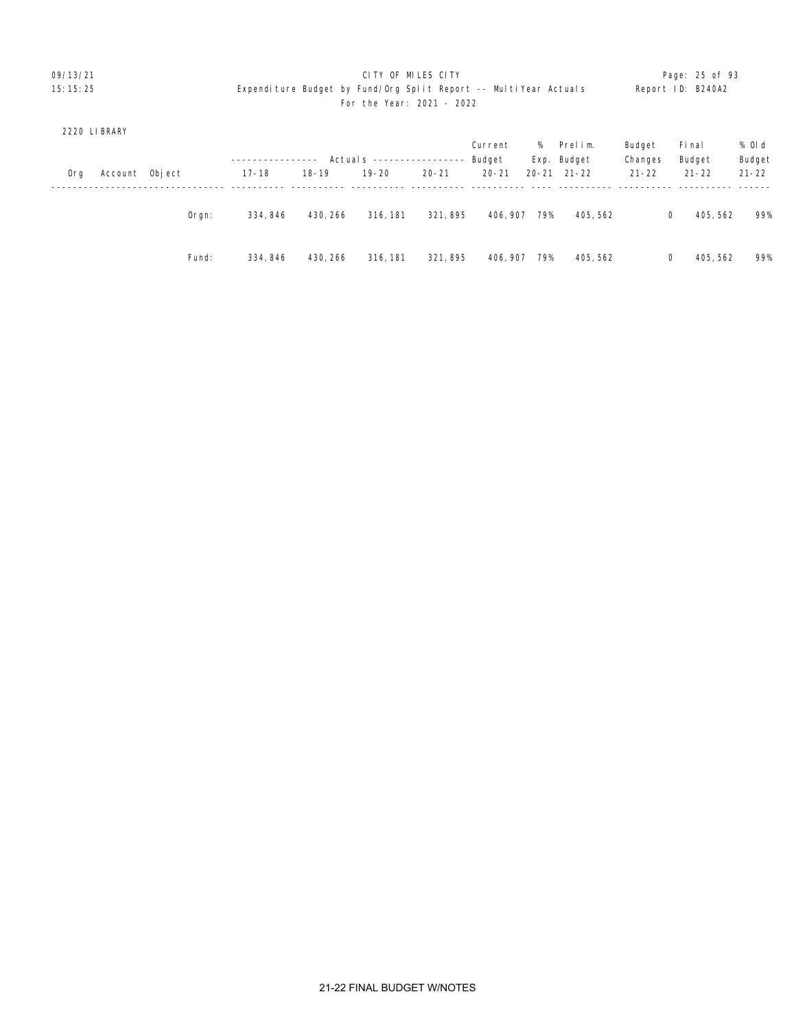CITY OF MILES CITY

Expenditure Budget by Fund/Org Split Report -- MultiYear Actuals

For the Year: 2021 - 2022

2220 LIBRARY

| Org | Account | Object | | Actuals 17-18 | Actuals 18-19 | Actuals 19-20 | Actuals 20-21 | Current Budget 20-21 | % Exp. 20-21 | Prelim. Budget 21-22 | Budget Changes 21-22 | Final Budget 21-22 | % Old Budget 21-22 |
|---|---|---|---|---|---|---|---|---|---|---|---|---|---|
| | | | Orgn: | 334,846 | 430,266 | 316,181 | 321,895 | 406,907 | 79% | 405,562 | 0 | 405,562 | 99% |
| | | | Fund: | 334,846 | 430,266 | 316,181 | 321,895 | 406,907 | 79% | 405,562 | 0 | 405,562 | 99% |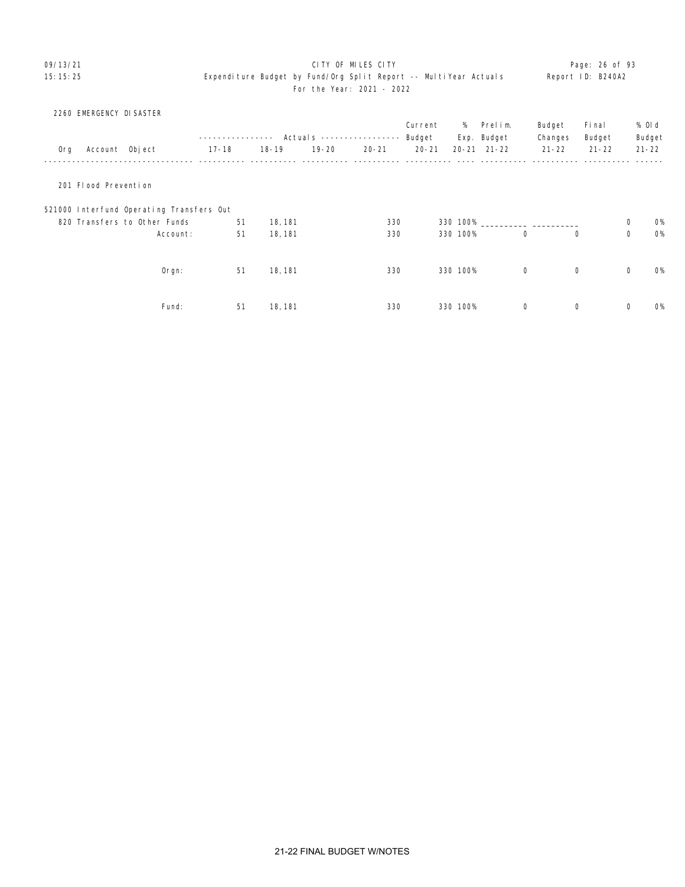# CITY OF MILES CITY

Expenditure Budget by Fund/Org Split Report -- MultiYear Actuals

For the Year: 2021 - 2022

## 2260 EMERGENCY DISASTER

| Org Account Object | Actuals 17-18 | Actuals 18-19 | Actuals 19-20 | Actuals 20-21 | Current Budget 20-21 | % Exp. 20-21 | Prelim. Budget 21-22 | Budget Changes 21-22 | Final Budget 21-22 | % Old Budget 21-22 |
|---|---|---|---|---|---|---|---|---|---|---|
| **201 Flood Prevention** | | | | | | | | | | |
| 521000 Interfund Operating Transfers Out | | | | | | | | | | |
| 820 Transfers to Other Funds | 51 | 18,181 | | 330 | 330 | 100% | ___________ | ___________ | 0 | 0% |
| Account: | 51 | 18,181 | | 330 | 330 | 100% | 0 | 0 | 0 | 0% |
| Orgn: | 51 | 18,181 | | 330 | 330 | 100% | 0 | 0 | 0 | 0% |
| Fund: | 51 | 18,181 | | 330 | 330 | 100% | 0 | 0 | 0 | 0% |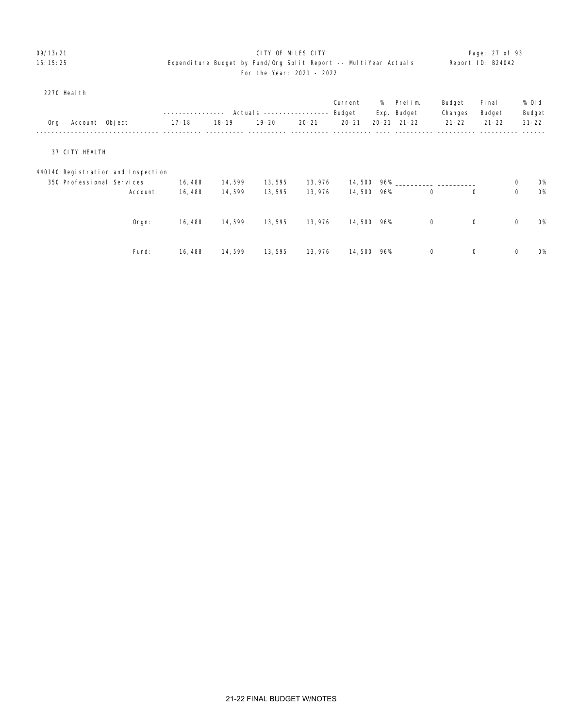CITY OF MILES CITY

Expenditure Budget by Fund/Org Split Report -- MultiYear Actuals

For the Year: 2021 - 2022

2270 Health

| Org Account Object | Actuals 17-18 | Actuals 18-19 | Actuals 19-20 | Actuals 20-21 | Current Budget 20-21 | % Exp. 20-21 | Prelim. Budget 21-22 | Budget Changes 21-22 | Final Budget 21-22 | % Old Budget 21-22 |
|---|---|---|---|---|---|---|---|---|---|---|
| 37 CITY HEALTH | | | | | | | | | | |
| 440140 Registration and Inspection | | | | | | | | | | |
| 350 Professional Services | 16,488 | 14,599 | 13,595 | 13,976 | 14,500 | 96% | ________ | ________ | 0 | 0% |
| Account: | 16,488 | 14,599 | 13,595 | 13,976 | 14,500 | 96% | 0 | 0 | 0 | 0% |
| Orgn: | 16,488 | 14,599 | 13,595 | 13,976 | 14,500 | 96% | 0 | 0 | 0 | 0% |
| Fund: | 16,488 | 14,599 | 13,595 | 13,976 | 14,500 | 96% | 0 | 0 | 0 | 0% |

21-22 FINAL BUDGET W/NOTES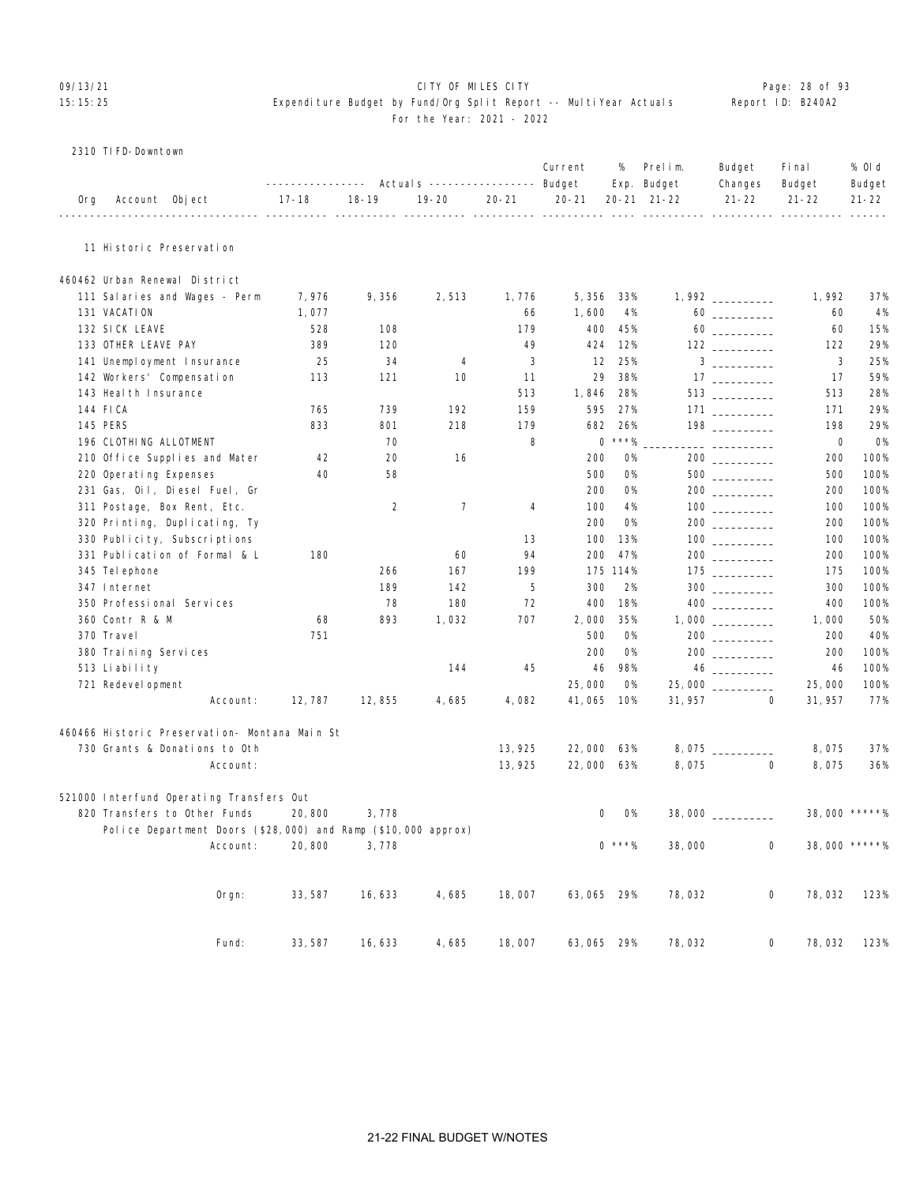CITY OF MILES CITY

Expenditure Budget by Fund/Org Split Report -- MultiYear Actuals

For the Year: 2021 - 2022

09/13/21 15:15:25 — Page: 28 of 93 — Report ID: B240A2

2310 TIFD-Downtown

| Org Account Object | Actuals 17-18 | Actuals 18-19 | Actuals 19-20 | Actuals 20-21 | Current Budget 20-21 | % Exp. 20-21 | Prelim. Budget 21-22 | Budget Changes 21-22 | Final Budget 21-22 | % Old Budget 21-22 |
|---|---|---|---|---|---|---|---|---|---|---|
| **11 Historic Preservation** | | | | | | | | | | |
| **460462 Urban Renewal District** | | | | | | | | | | |
| 111 Salaries and Wages - Perm | 7,976 | 9,356 | 2,513 | 1,776 | 5,356 | 33% | 1,992 | ___________ | 1,992 | 37% |
| 131 VACATION | 1,077 | | | 66 | 1,600 | 4% | 60 | ___________ | 60 | 4% |
| 132 SICK LEAVE | 528 | 108 | | 179 | 400 | 45% | 60 | ___________ | 60 | 15% |
| 133 OTHER LEAVE PAY | 389 | 120 | | 49 | 424 | 12% | 122 | ___________ | 122 | 29% |
| 141 Unemployment Insurance | 25 | 34 | 4 | 3 | 12 | 25% | 3 | ___________ | 3 | 25% |
| 142 Workers' Compensation | 113 | 121 | 10 | 11 | 29 | 38% | 17 | ___________ | 17 | 59% |
| 143 Health Insurance | | | | 513 | 1,846 | 28% | 513 | ___________ | 513 | 28% |
| 144 FICA | 765 | 739 | 192 | 159 | 595 | 27% | 171 | ___________ | 171 | 29% |
| 145 PERS | 833 | 801 | 218 | 179 | 682 | 26% | 198 | ___________ | 198 | 29% |
| 196 CLOTHING ALLOTMENT | | 70 | | 8 | 0 | ***% | ___________ | ___________ | 0 | 0% |
| 210 Office Supplies and Mater | 42 | 20 | 16 | | 200 | 0% | 200 | ___________ | 200 | 100% |
| 220 Operating Expenses | 40 | 58 | | | 500 | 0% | 500 | ___________ | 500 | 100% |
| 231 Gas, Oil, Diesel Fuel, Gr | | | | | 200 | 0% | 200 | ___________ | 200 | 100% |
| 311 Postage, Box Rent, Etc. | | 2 | 7 | 4 | 100 | 4% | 100 | ___________ | 100 | 100% |
| 320 Printing, Duplicating, Ty | | | | | 200 | 0% | 200 | ___________ | 200 | 100% |
| 330 Publicity, Subscriptions | | | | 13 | 100 | 13% | 100 | ___________ | 100 | 100% |
| 331 Publication of Formal & L | 180 | | 60 | 94 | 200 | 47% | 200 | ___________ | 200 | 100% |
| 345 Telephone | | 266 | 167 | 199 | 175 | 114% | 175 | ___________ | 175 | 100% |
| 347 Internet | | 189 | 142 | 5 | 300 | 2% | 300 | ___________ | 300 | 100% |
| 350 Professional Services | | 78 | 180 | 72 | 400 | 18% | 400 | ___________ | 400 | 100% |
| 360 Contr R & M | 68 | 893 | 1,032 | 707 | 2,000 | 35% | 1,000 | ___________ | 1,000 | 50% |
| 370 Travel | 751 | | | | 500 | 0% | 200 | ___________ | 200 | 40% |
| 380 Training Services | | | | | 200 | 0% | 200 | ___________ | 200 | 100% |
| 513 Liability | | | 144 | 45 | 46 | 98% | 46 | ___________ | 46 | 100% |
| 721 Redevelopment | | | | | 25,000 | 0% | 25,000 | ___________ | 25,000 | 100% |
| Account: | 12,787 | 12,855 | 4,685 | 4,082 | 41,065 | 10% | 31,957 | 0 | 31,957 | 77% |
| **460466 Historic Preservation- Montana Main St** | | | | | | | | | | |
| 730 Grants & Donations to Oth | | | | 13,925 | 22,000 | 63% | 8,075 | ___________ | 8,075 | 37% |
| Account: | | | | 13,925 | 22,000 | 63% | 8,075 | 0 | 8,075 | 36% |
| **521000 Interfund Operating Transfers Out** | | | | | | | | | | |
| 820 Transfers to Other Funds | 20,800 | 3,778 | | | 0 | 0% | 38,000 | ___________ | 38,000 | *****% |
| Police Department Doors ($28,000) and Ramp ($10,000 approx) | | | | | | | | | | |
| Account: | 20,800 | 3,778 | | | 0 | ***% | 38,000 | 0 | 38,000 | *****% |
| Orgn: | 33,587 | 16,633 | 4,685 | 18,007 | 63,065 | 29% | 78,032 | 0 | 78,032 | 123% |
| Fund: | 33,587 | 16,633 | 4,685 | 18,007 | 63,065 | 29% | 78,032 | 0 | 78,032 | 123% |

21-22 FINAL BUDGET W/NOTES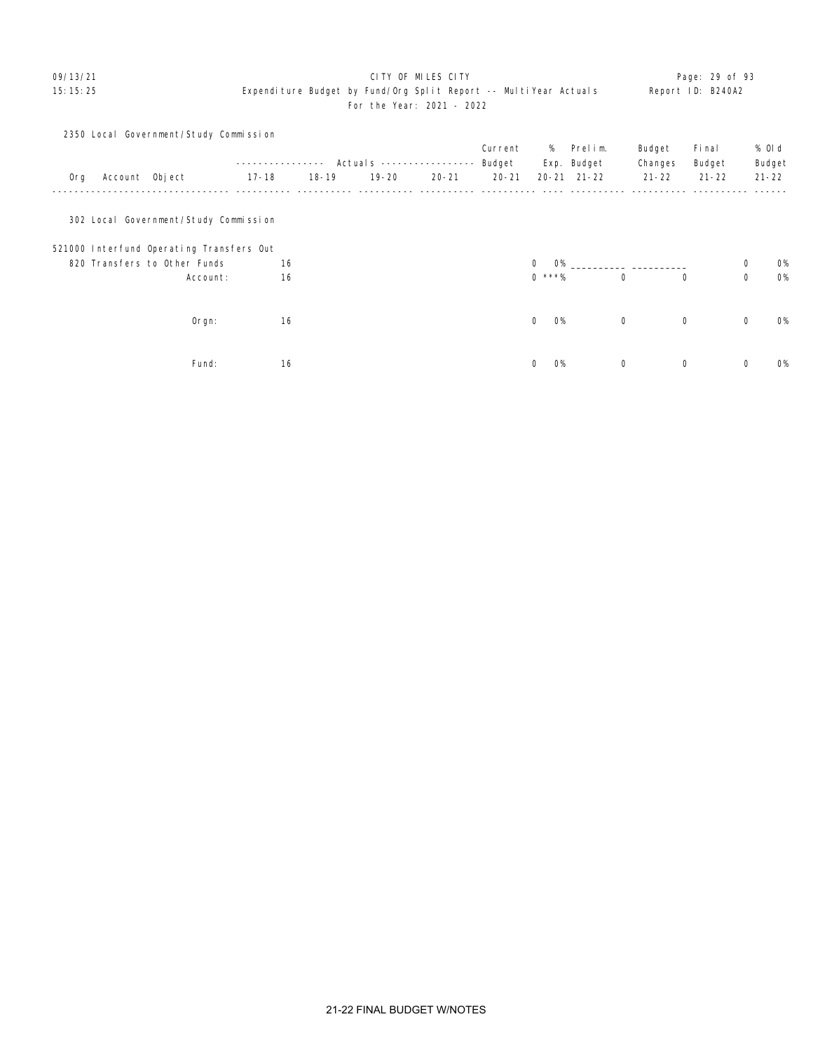CITY OF MILES CITY

Expenditure Budget by Fund/Org Split Report -- MultiYear Actuals

For the Year: 2021 - 2022

2350 Local Government/Study Commission

| Org | Account | Object | Actuals 17-18 | Actuals 18-19 | Actuals 19-20 | Actuals 20-21 | Current Budget 20-21 | % Exp. 20-21 | Prelim. Budget 21-22 | Budget Changes 21-22 | Final Budget 21-22 | % Old Budget 21-22 |
|---|---|---|---|---|---|---|---|---|---|---|---|---|
| 302 Local Government/Study Commission | | | | | | | | | | | | |
| | 521000 Interfund Operating Transfers Out | | | | | | | | | | | |
| | | 820 Transfers to Other Funds | 16 | | | | 0 | 0% | ___________ | ___________ | 0 | 0% |
| | | Account: | 16 | | | | 0 | ***% | 0 | 0 | 0 | 0% |
| | | Orgn: | 16 | | | | 0 | 0% | 0 | 0 | 0 | 0% |
| | | Fund: | 16 | | | | 0 | 0% | 0 | 0 | 0 | 0% |

21-22 FINAL BUDGET W/NOTES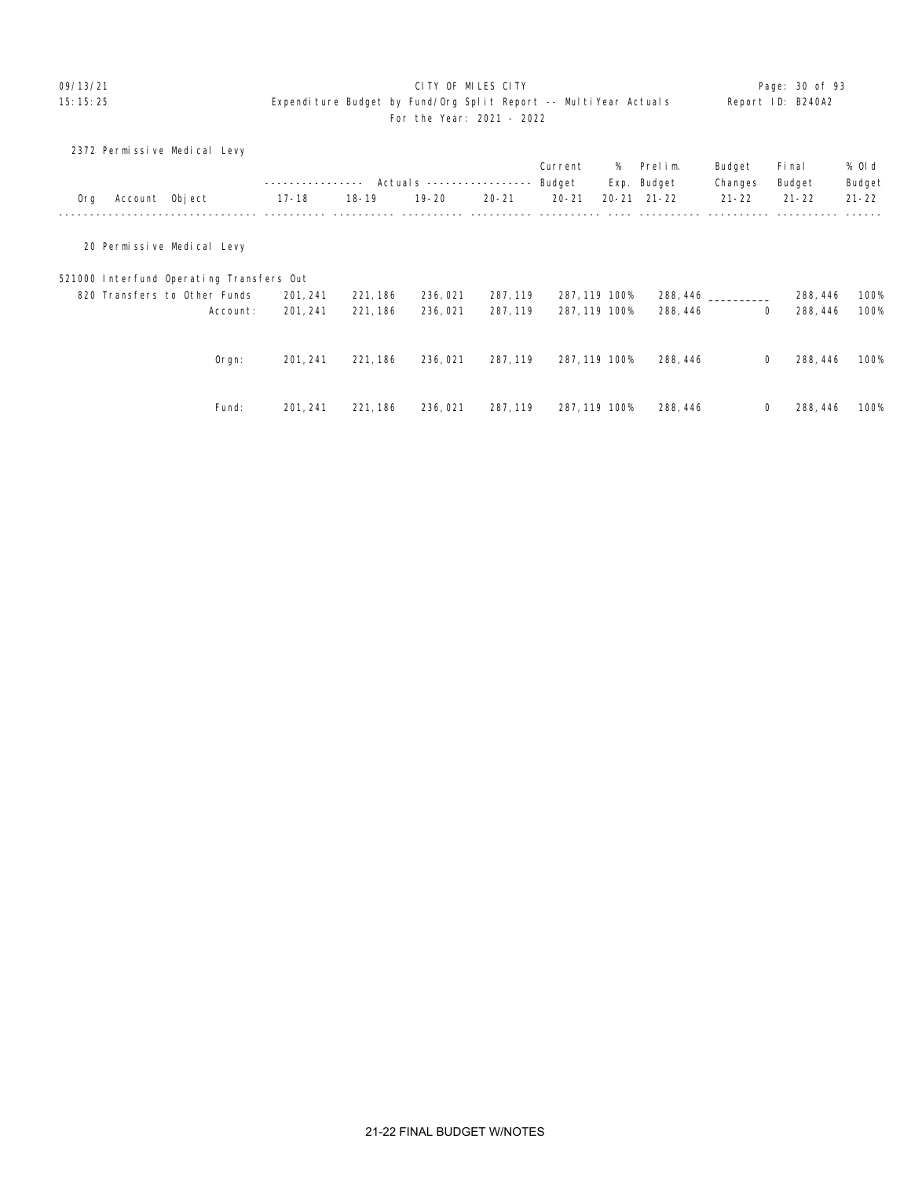09/13/21 CITY OF MILES CITY
15:15:25 Expenditure Budget by Fund/Org Split Report -- MultiYear Actuals Report ID: B240A2
For the Year: 2021 - 2022

2372 Permissive Medical Levy

| Org Account Object | Actuals 17-18 | Actuals 18-19 | Actuals 19-20 | Actuals 20-21 | Current Budget 20-21 | % Exp. 20-21 | Prelim. Budget 21-22 | Budget Changes 21-22 | Final Budget 21-22 | % Old Budget 21-22 |
|---|---|---|---|---|---|---|---|---|---|---|
| 20 Permissive Medical Levy | | | | | | | | | | |
| 521000 Interfund Operating Transfers Out | | | | | | | | | | |
| 820 Transfers to Other Funds | 201,241 | 221,186 | 236,021 | 287,119 | 287,119 | 100% | 288,446 | __________ | 288,446 | 100% |
| Account: | 201,241 | 221,186 | 236,021 | 287,119 | 287,119 | 100% | 288,446 | 0 | 288,446 | 100% |
| Orgn: | 201,241 | 221,186 | 236,021 | 287,119 | 287,119 | 100% | 288,446 | 0 | 288,446 | 100% |
| Fund: | 201,241 | 221,186 | 236,021 | 287,119 | 287,119 | 100% | 288,446 | 0 | 288,446 | 100% |

21-22 FINAL BUDGET W/NOTES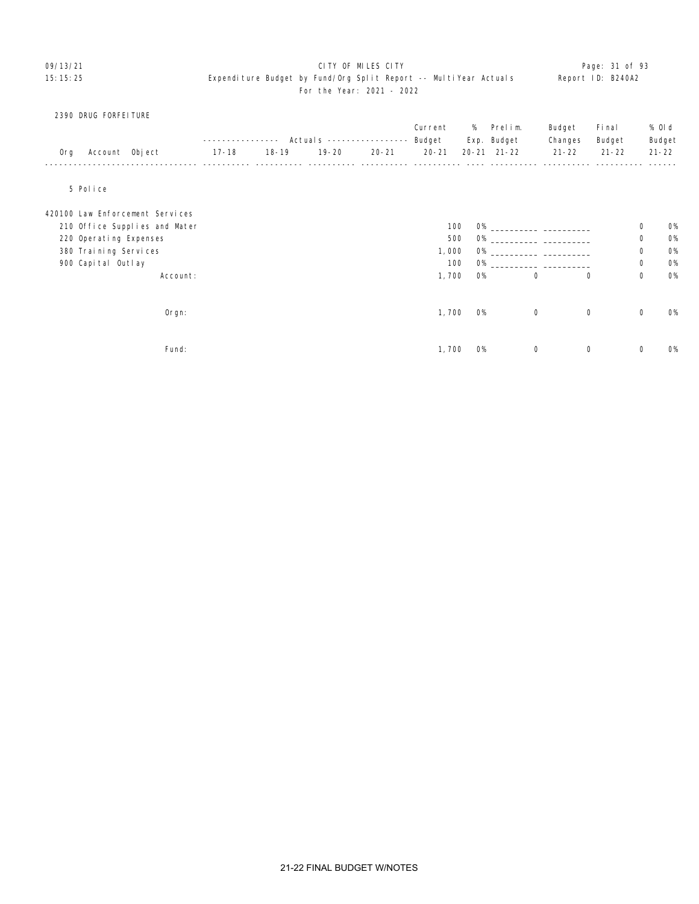CITY OF MILES CITY

Expenditure Budget by Fund/Org Split Report -- MultiYear Actuals

For the Year: 2021 - 2022

09/13/21 15:15:25 Report ID: B240A2

2390 DRUG FORFEITURE

| Org | Account | Object | Actuals 17-18 | Actuals 18-19 | Actuals 19-20 | Actuals 20-21 | Current Budget 20-21 | % Exp. 20-21 | Prelim. Budget 21-22 | Budget Changes 21-22 | Final Budget 21-22 | % Old Budget 21-22 |
|---|---|---|---|---|---|---|---|---|---|---|---|---|
| 5 Police | | | | | | | | | | | | |
| | 420100 Law Enforcement Services | | | | | | | | | | | |
| | | 210 Office Supplies and Mater | | | | | 100 | 0% | __________ | __________ | 0 | 0% |
| | | 220 Operating Expenses | | | | | 500 | 0% | __________ | __________ | 0 | 0% |
| | | 380 Training Services | | | | | 1,000 | 0% | __________ | __________ | 0 | 0% |
| | | 900 Capital Outlay | | | | | 100 | 0% | __________ | __________ | 0 | 0% |
| | Account: | | | | | | 1,700 | 0% | 0 | 0 | 0 | 0% |
| | Orgn: | | | | | | 1,700 | 0% | 0 | 0 | 0 | 0% |
| | Fund: | | | | | | 1,700 | 0% | 0 | 0 | 0 | 0% |

21-22 FINAL BUDGET W/NOTES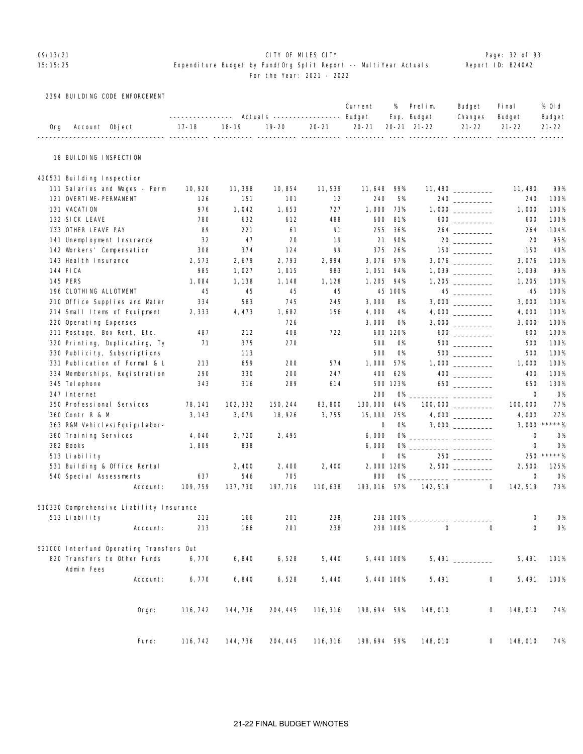CITY OF MILES CITY

Expenditure Budget by Fund/Org Split Report -- MultiYear Actuals

For the Year: 2021 - 2022

## 2394 BUILDING CODE ENFORCEMENT

| Org Account Object | Actuals 17-18 | Actuals 18-19 | Actuals 19-20 | Actuals 20-21 | Current Budget 20-21 | % Exp. 20-21 | Prelim. Budget 21-22 | Budget Changes 21-22 | Final Budget 21-22 | % Old Budget 21-22 |
|---|---|---|---|---|---|---|---|---|---|---|
| **18 BUILDING INSPECTION** | | | | | | | | | | |
| **420531 Building Inspection** | | | | | | | | | | |
| 111 Salaries and Wages - Perm | 10,920 | 11,398 | 10,854 | 11,539 | 11,648 | 99% | 11,480 | | 11,480 | 99% |
| 121 OVERTIME-PERMANENT | 126 | 151 | 101 | 12 | 240 | 5% | 240 | | 240 | 100% |
| 131 VACATION | 976 | 1,042 | 1,653 | 727 | 1,000 | 73% | 1,000 | | 1,000 | 100% |
| 132 SICK LEAVE | 780 | 632 | 612 | 488 | 600 | 81% | 600 | | 600 | 100% |
| 133 OTHER LEAVE PAY | 89 | 221 | 61 | 91 | 255 | 36% | 264 | | 264 | 104% |
| 141 Unemployment Insurance | 32 | 47 | 20 | 19 | 21 | 90% | 20 | | 20 | 95% |
| 142 Workers' Compensation | 308 | 374 | 124 | 99 | 375 | 26% | 150 | | 150 | 40% |
| 143 Health Insurance | 2,573 | 2,679 | 2,793 | 2,994 | 3,076 | 97% | 3,076 | | 3,076 | 100% |
| 144 FICA | 985 | 1,027 | 1,015 | 983 | 1,051 | 94% | 1,039 | | 1,039 | 99% |
| 145 PERS | 1,084 | 1,138 | 1,148 | 1,128 | 1,205 | 94% | 1,205 | | 1,205 | 100% |
| 196 CLOTHING ALLOTMENT | 45 | 45 | 45 | 45 | 45 | 100% | 45 | | 45 | 100% |
| 210 Office Supplies and Mater | 334 | 583 | 745 | 245 | 3,000 | 8% | 3,000 | | 3,000 | 100% |
| 214 Small Items of Equipment | 2,333 | 4,473 | 1,682 | 156 | 4,000 | 4% | 4,000 | | 4,000 | 100% |
| 220 Operating Expenses | | | 726 | | 3,000 | 0% | 3,000 | | 3,000 | 100% |
| 311 Postage, Box Rent, Etc. | 487 | 212 | 408 | 722 | 600 | 120% | 600 | | 600 | 100% |
| 320 Printing, Duplicating, Ty | 71 | 375 | 270 | | 500 | 0% | 500 | | 500 | 100% |
| 330 Publicity, Subscriptions | | 113 | | | 500 | 0% | 500 | | 500 | 100% |
| 331 Publication of Formal & L | 213 | 659 | 200 | 574 | 1,000 | 57% | 1,000 | | 1,000 | 100% |
| 334 Memberships, Registration | 290 | 330 | 200 | 247 | 400 | 62% | 400 | | 400 | 100% |
| 345 Telephone | 343 | 316 | 289 | 614 | 500 | 123% | 650 | | 650 | 130% |
| 347 Internet | | | | | 200 | 0% | | | 0 | 0% |
| 350 Professional Services | 78,141 | 102,332 | 150,244 | 83,800 | 130,000 | 64% | 100,000 | | 100,000 | 77% |
| 360 Contr R & M | 3,143 | 3,079 | 18,926 | 3,755 | 15,000 | 25% | 4,000 | | 4,000 | 27% |
| 363 R&M Vehicles/Equip/Labor- | | | | | 0 | 0% | 3,000 | | 3,000 | *****% |
| 380 Training Services | 4,040 | 2,720 | 2,495 | | 6,000 | 0% | | | 0 | 0% |
| 382 Books | 1,809 | 838 | | | 6,000 | 0% | | | 0 | 0% |
| 513 Liability | | | | | 0 | 0% | 250 | | 250 | *****% |
| 531 Building & Office Rental | | 2,400 | 2,400 | 2,400 | 2,000 | 120% | 2,500 | | 2,500 | 125% |
| 540 Special Assessments | 637 | 546 | 705 | | 800 | 0% | | | 0 | 0% |
| Account: | 109,759 | 137,730 | 197,716 | 110,638 | 193,016 | 57% | 142,519 | 0 | 142,519 | 73% |
| **510330 Comprehensive Liability Insurance** | | | | | | | | | | |
| 513 Liability | 213 | 166 | 201 | 238 | 238 | 100% | | | 0 | 0% |
| Account: | 213 | 166 | 201 | 238 | 238 | 100% | 0 | 0 | 0 | 0% |
| **521000 Interfund Operating Transfers Out** | | | | | | | | | | |
| 820 Transfers to Other Funds Admin Fees | 6,770 | 6,840 | 6,528 | 5,440 | 5,440 | 100% | 5,491 | | 5,491 | 101% |
| Account: | 6,770 | 6,840 | 6,528 | 5,440 | 5,440 | 100% | 5,491 | 0 | 5,491 | 100% |
| Orgn: | 116,742 | 144,736 | 204,445 | 116,316 | 198,694 | 59% | 148,010 | 0 | 148,010 | 74% |
| Fund: | 116,742 | 144,736 | 204,445 | 116,316 | 198,694 | 59% | 148,010 | 0 | 148,010 | 74% |

21-22 FINAL BUDGET W/NOTES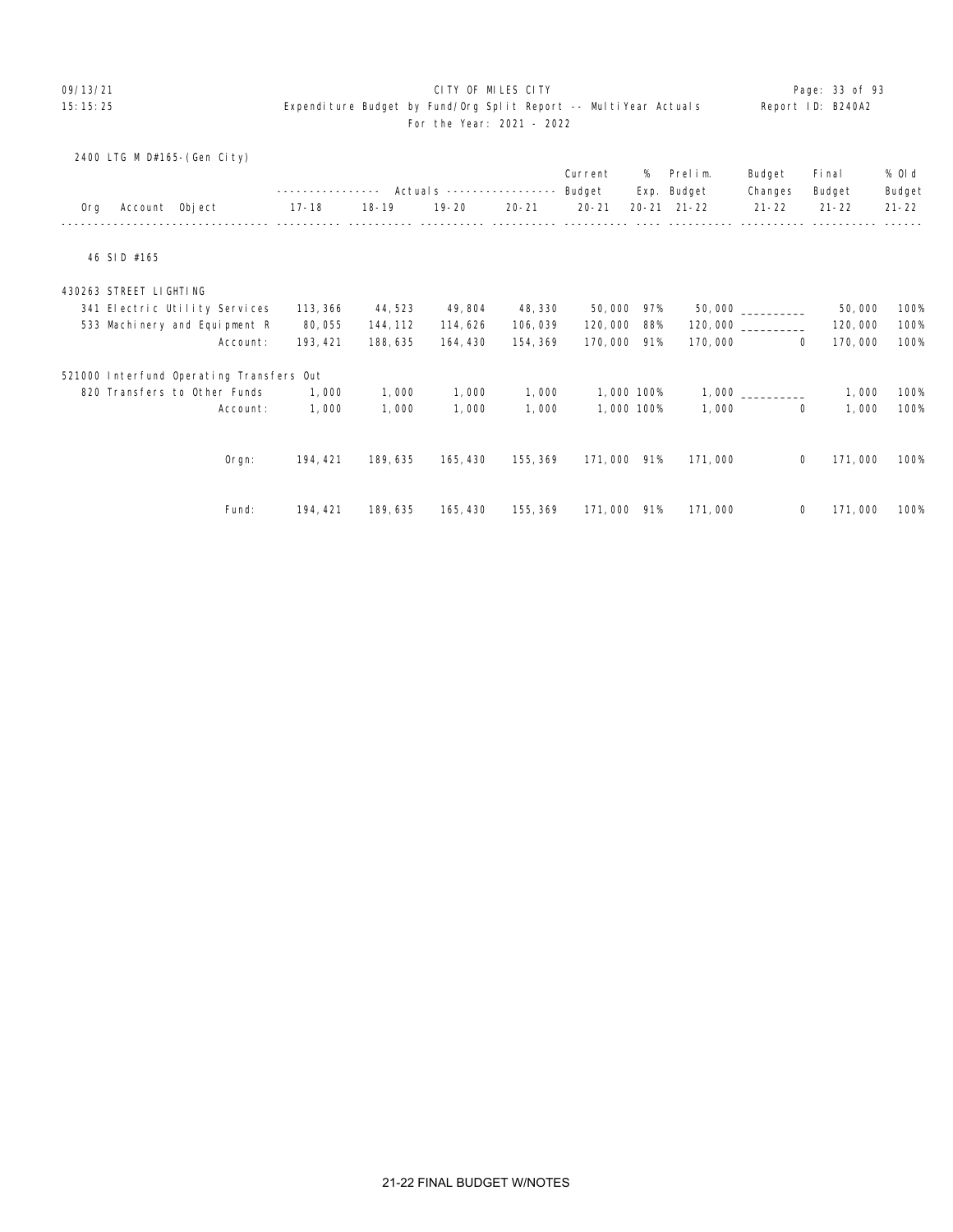CITY OF MILES CITY

Expenditure Budget by Fund/Org Split Report -- MultiYear Actuals

For the Year: 2021 - 2022

2400 LTG M D#165-(Gen City)

| Org | Account | Object | 17-18 | 18-19 | 19-20 | 20-21 | Current Budget 20-21 | % Exp. 20-21 | Prelim. Budget 21-22 | Budget Changes 21-22 | Final Budget 21-22 | % Old Budget 21-22 |
|---|---|---|---|---|---|---|---|---|---|---|---|---|
| 46 SID #165 | | | | | | | | | | | | |
| | 430263 STREET LIGHTING | | | | | | | | | | | |
| | | 341 Electric Utility Services | 113,366 | 44,523 | 49,804 | 48,330 | 50,000 | 97% | 50,000 | __________ | 50,000 | 100% |
| | | 533 Machinery and Equipment R | 80,055 | 144,112 | 114,626 | 106,039 | 120,000 | 88% | 120,000 | __________ | 120,000 | 100% |
| | | Account: | 193,421 | 188,635 | 164,430 | 154,369 | 170,000 | 91% | 170,000 | 0 | 170,000 | 100% |
| | 521000 Interfund Operating Transfers Out | | | | | | | | | | | |
| | | 820 Transfers to Other Funds | 1,000 | 1,000 | 1,000 | 1,000 | 1,000 | 100% | 1,000 | __________ | 1,000 | 100% |
| | | Account: | 1,000 | 1,000 | 1,000 | 1,000 | 1,000 | 100% | 1,000 | 0 | 1,000 | 100% |
| | | Orgn: | 194,421 | 189,635 | 165,430 | 155,369 | 171,000 | 91% | 171,000 | 0 | 171,000 | 100% |
| | | Fund: | 194,421 | 189,635 | 165,430 | 155,369 | 171,000 | 91% | 171,000 | 0 | 171,000 | 100% |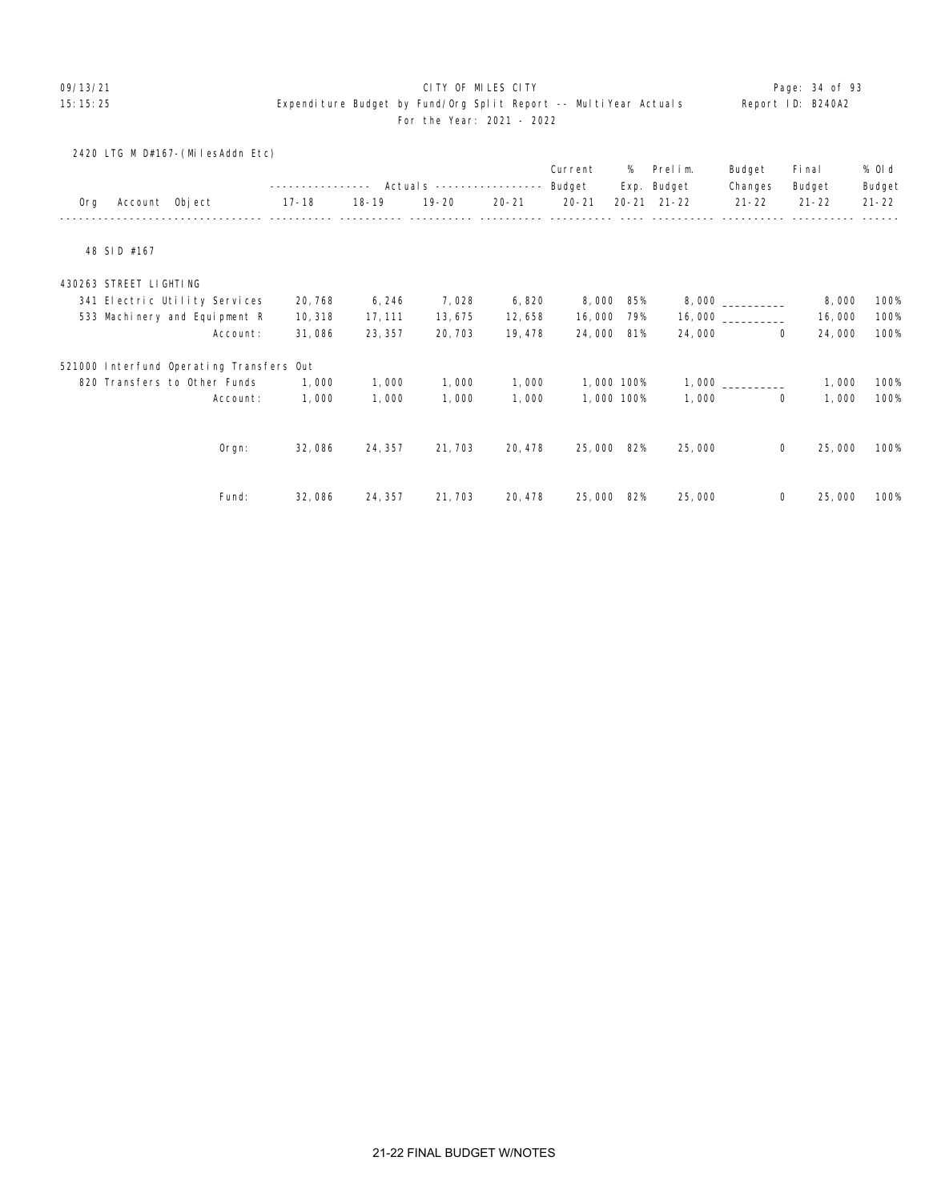CITY OF MILES CITY

Expenditure Budget by Fund/Org Split Report -- MultiYear Actuals

For the Year: 2021 - 2022

2420 LTG M D#167-(MilesAddn Etc)

| Org | Account | Object | Actuals 17-18 | Actuals 18-19 | Actuals 19-20 | Actuals 20-21 | Current Budget 20-21 | % Exp. 20-21 | Prelim. Budget 21-22 | Budget Changes 21-22 | Final Budget 21-22 | % Old Budget 21-22 |
|---|---|---|---|---|---|---|---|---|---|---|---|---|
| 48 SID #167 | | | | | | | | | | | | |
| | 430263 STREET LIGHTING | | | | | | | | | | | |
| | | 341 Electric Utility Services | 20,768 | 6,246 | 7,028 | 6,820 | 8,000 | 85% | 8,000 | __________ | 8,000 | 100% |
| | | 533 Machinery and Equipment R | 10,318 | 17,111 | 13,675 | 12,658 | 16,000 | 79% | 16,000 | __________ | 16,000 | 100% |
| | | Account: | 31,086 | 23,357 | 20,703 | 19,478 | 24,000 | 81% | 24,000 | 0 | 24,000 | 100% |
| | 521000 Interfund Operating Transfers Out | | | | | | | | | | | |
| | | 820 Transfers to Other Funds | 1,000 | 1,000 | 1,000 | 1,000 | 1,000 | 100% | 1,000 | __________ | 1,000 | 100% |
| | | Account: | 1,000 | 1,000 | 1,000 | 1,000 | 1,000 | 100% | 1,000 | 0 | 1,000 | 100% |
| | | Orgn: | 32,086 | 24,357 | 21,703 | 20,478 | 25,000 | 82% | 25,000 | 0 | 25,000 | 100% |
| | | Fund: | 32,086 | 24,357 | 21,703 | 20,478 | 25,000 | 82% | 25,000 | 0 | 25,000 | 100% |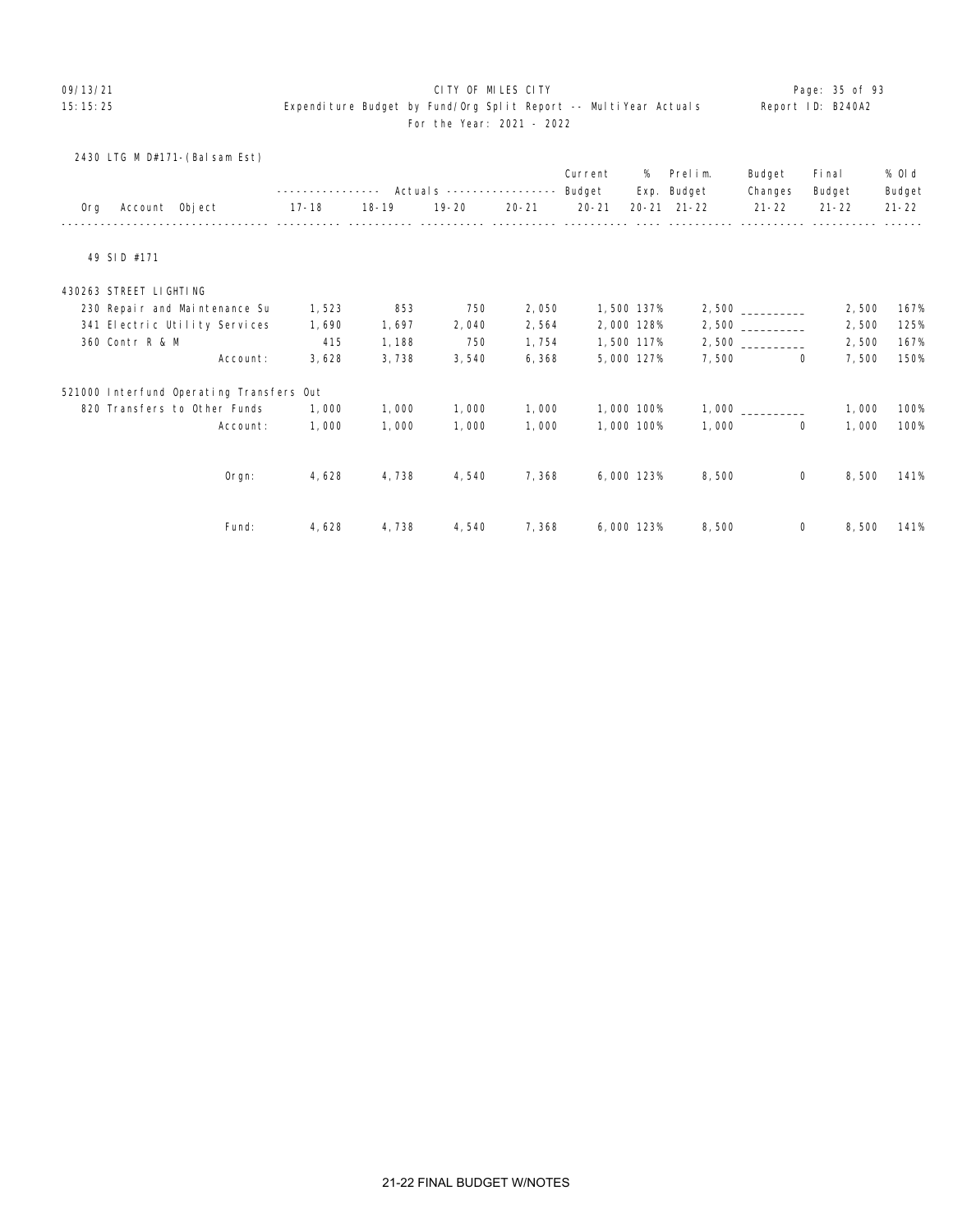CITY OF MILES CITY

Expenditure Budget by Fund/Org Split Report -- MultiYear Actuals

For the Year: 2021 - 2022

2430 LTG M D#171-(Balsam Est)

| Org Account Object | Actuals 17-18 | Actuals 18-19 | Actuals 19-20 | Actuals 20-21 | Current Budget 20-21 | % Exp. 20-21 | Prelim. Budget 21-22 | Budget Changes 21-22 | Final Budget 21-22 | % Old Budget 21-22 |
|---|---|---|---|---|---|---|---|---|---|---|
| 49 SID #171 | | | | | | | | | | |
| 430263 STREET LIGHTING | | | | | | | | | | |
| 230 Repair and Maintenance Su | 1,523 | 853 | 750 | 2,050 | 1,500 | 137% | 2,500 | __________ | 2,500 | 167% |
| 341 Electric Utility Services | 1,690 | 1,697 | 2,040 | 2,564 | 2,000 | 128% | 2,500 | __________ | 2,500 | 125% |
| 360 Contr R & M | 415 | 1,188 | 750 | 1,754 | 1,500 | 117% | 2,500 | __________ | 2,500 | 167% |
| Account: | 3,628 | 3,738 | 3,540 | 6,368 | 5,000 | 127% | 7,500 | 0 | 7,500 | 150% |
| 521000 Interfund Operating Transfers Out | | | | | | | | | | |
| 820 Transfers to Other Funds | 1,000 | 1,000 | 1,000 | 1,000 | 1,000 | 100% | 1,000 | __________ | 1,000 | 100% |
| Account: | 1,000 | 1,000 | 1,000 | 1,000 | 1,000 | 100% | 1,000 | 0 | 1,000 | 100% |
| Orgn: | 4,628 | 4,738 | 4,540 | 7,368 | 6,000 | 123% | 8,500 | 0 | 8,500 | 141% |
| Fund: | 4,628 | 4,738 | 4,540 | 7,368 | 6,000 | 123% | 8,500 | 0 | 8,500 | 141% |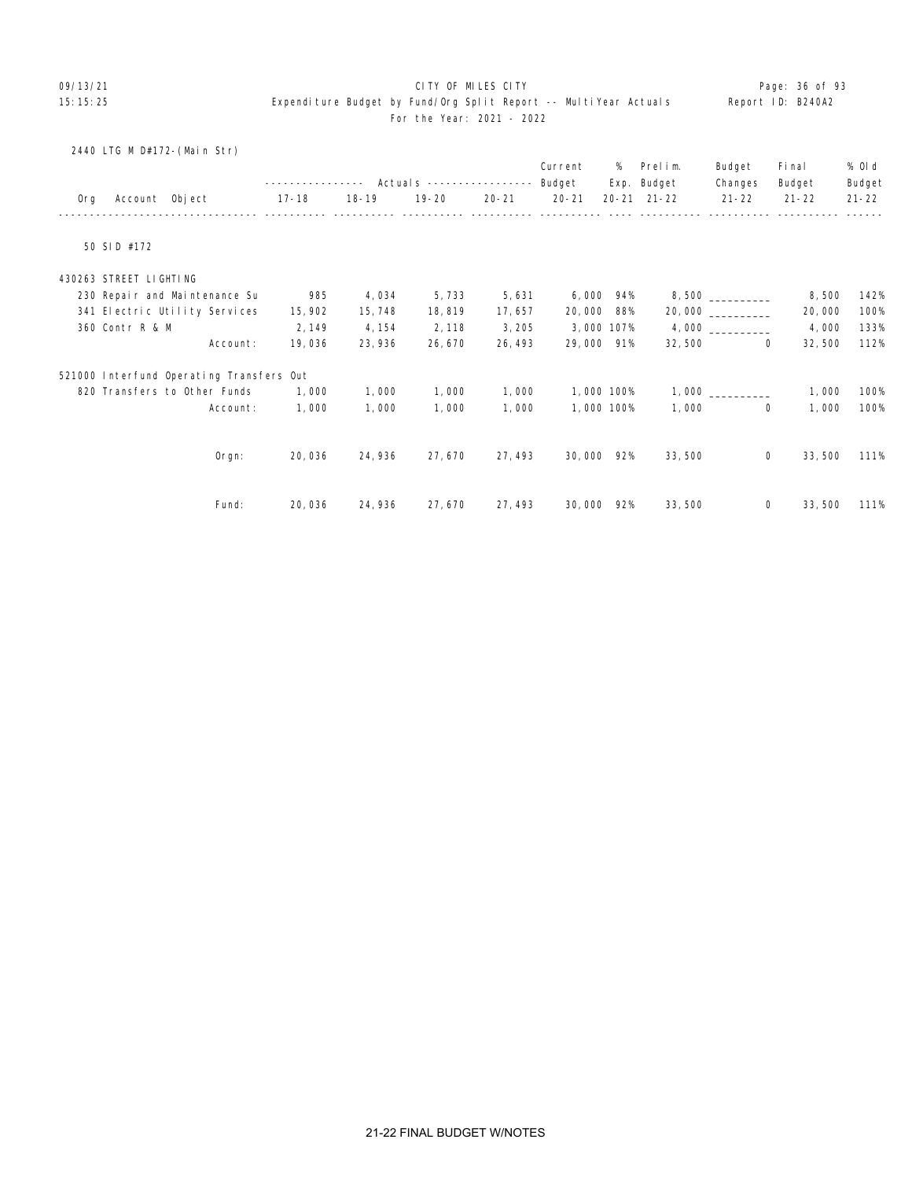CITY OF MILES CITY

Expenditure Budget by Fund/Org Split Report -- MultiYear Actuals

For the Year: 2021 - 2022

2440 LTG M D#172-(Main Str)

| Org | Account | Object | 17-18 | 18-19 | 19-20 | 20-21 | Current Budget 20-21 | % Exp. 20-21 | Prelim. Budget 21-22 | Budget Changes 21-22 | Final Budget 21-22 | % Old Budget 21-22 |
|---|---|---|---|---|---|---|---|---|---|---|---|---|
| 50 SID #172 | | | | | | | | | | | | |
| | 430263 STREET LIGHTING | | | | | | | | | | | |
| | | 230 Repair and Maintenance Su | 985 | 4,034 | 5,733 | 5,631 | 6,000 | 94% | 8,500 | __________ | 8,500 | 142% |
| | | 341 Electric Utility Services | 15,902 | 15,748 | 18,819 | 17,657 | 20,000 | 88% | 20,000 | __________ | 20,000 | 100% |
| | | 360 Contr R & M | 2,149 | 4,154 | 2,118 | 3,205 | 3,000 | 107% | 4,000 | __________ | 4,000 | 133% |
| | | Account: | 19,036 | 23,936 | 26,670 | 26,493 | 29,000 | 91% | 32,500 | 0 | 32,500 | 112% |
| | 521000 Interfund Operating Transfers Out | | | | | | | | | | | |
| | | 820 Transfers to Other Funds | 1,000 | 1,000 | 1,000 | 1,000 | 1,000 | 100% | 1,000 | __________ | 1,000 | 100% |
| | | Account: | 1,000 | 1,000 | 1,000 | 1,000 | 1,000 | 100% | 1,000 | 0 | 1,000 | 100% |
| | | Orgn: | 20,036 | 24,936 | 27,670 | 27,493 | 30,000 | 92% | 33,500 | 0 | 33,500 | 111% |
| | | Fund: | 20,036 | 24,936 | 27,670 | 27,493 | 30,000 | 92% | 33,500 | 0 | 33,500 | 111% |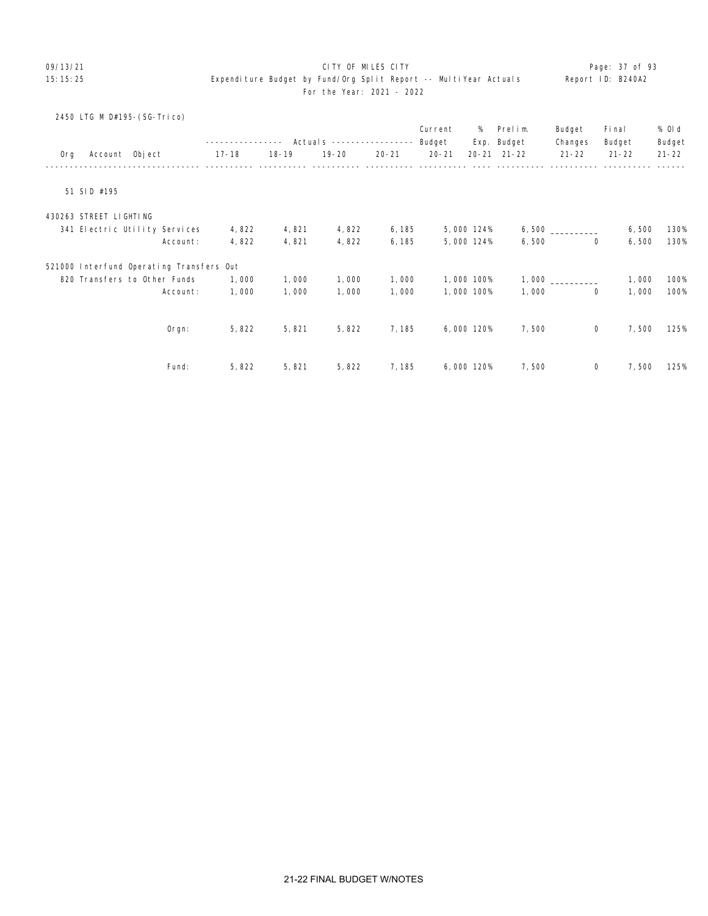CITY OF MILES CITY

Expenditure Budget by Fund/Org Split Report -- MultiYear Actuals

Report ID: B240A2

For the Year: 2021 - 2022

2450 LTG M D#195-(SG-Trico)

| Org | Account | Object | Actuals 17-18 | Actuals 18-19 | Actuals 19-20 | Actuals 20-21 | Current Budget 20-21 | % Exp. 20-21 | Prelim. Budget 21-22 | Budget Changes 21-22 | Final Budget 21-22 | % Old Budget 21-22 |
|---|---|---|---|---|---|---|---|---|---|---|---|---|
| 51 SID #195 | | | | | | | | | | | | |
| | 430263 STREET LIGHTING | | | | | | | | | | | |
| | | 341 Electric Utility Services | 4,822 | 4,821 | 4,822 | 6,185 | 5,000 | 124% | 6,500 | __________ | 6,500 | 130% |
| | | Account: | 4,822 | 4,821 | 4,822 | 6,185 | 5,000 | 124% | 6,500 | 0 | 6,500 | 130% |
| | 521000 Interfund Operating Transfers Out | | | | | | | | | | | |
| | | 820 Transfers to Other Funds | 1,000 | 1,000 | 1,000 | 1,000 | 1,000 | 100% | 1,000 | __________ | 1,000 | 100% |
| | | Account: | 1,000 | 1,000 | 1,000 | 1,000 | 1,000 | 100% | 1,000 | 0 | 1,000 | 100% |
| | | Orgn: | 5,822 | 5,821 | 5,822 | 7,185 | 6,000 | 120% | 7,500 | 0 | 7,500 | 125% |
| | | Fund: | 5,822 | 5,821 | 5,822 | 7,185 | 6,000 | 120% | 7,500 | 0 | 7,500 | 125% |

21-22 FINAL BUDGET W/NOTES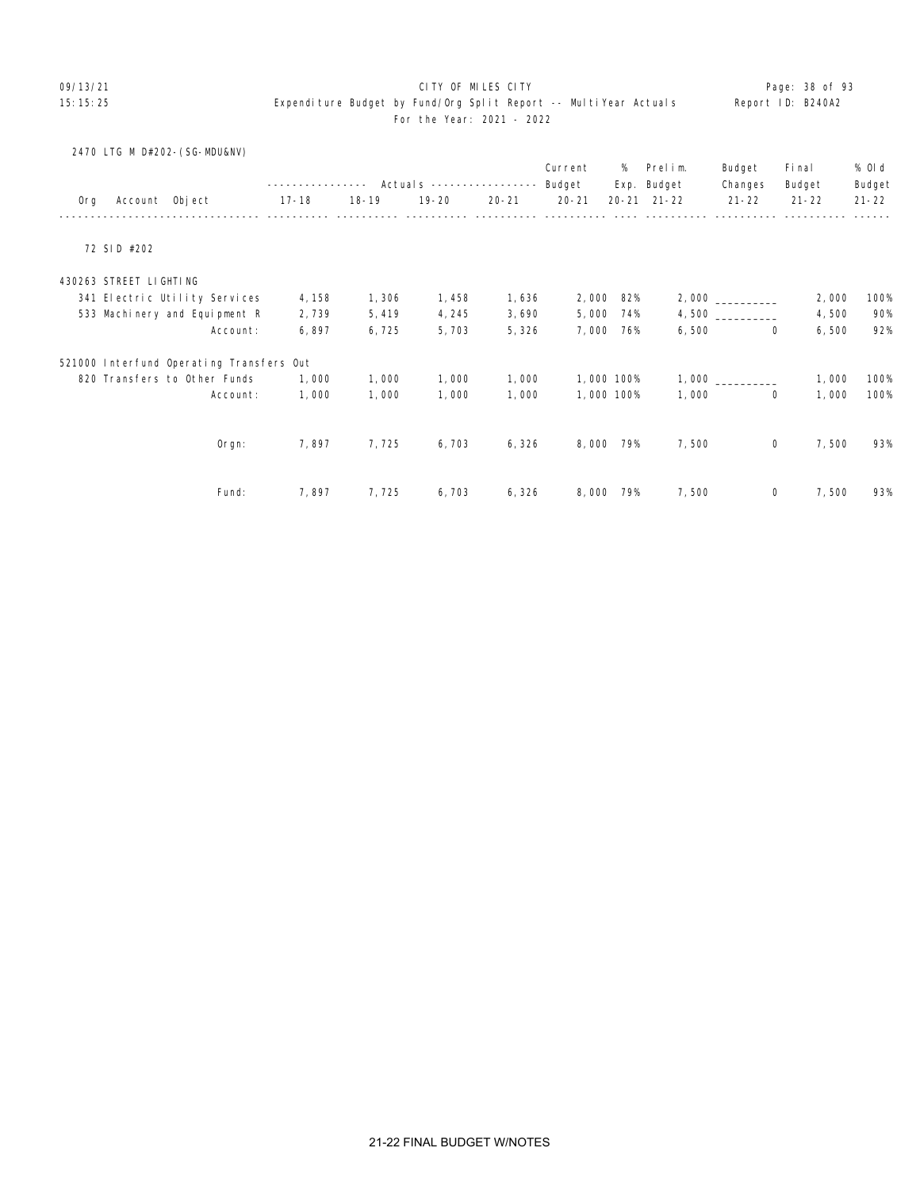CITY OF MILES CITY
Expenditure Budget by Fund/Org Split Report -- MultiYear Actuals
For the Year: 2021 - 2022

2470 LTG M D#202-(SG-MDU&NV)

| Org Account Object | Actuals 17-18 | Actuals 18-19 | Actuals 19-20 | Actuals 20-21 | Current Budget 20-21 | % Exp. 20-21 | Prelim. Budget 21-22 | Budget Changes 21-22 | Final Budget 21-22 | % Old Budget 21-22 |
|---|---|---|---|---|---|---|---|---|---|---|
| 72 SID #202 | | | | | | | | | | |
| 430263 STREET LIGHTING | | | | | | | | | | |
| 341 Electric Utility Services | 4,158 | 1,306 | 1,458 | 1,636 | 2,000 | 82% | 2,000 | __________ | 2,000 | 100% |
| 533 Machinery and Equipment R | 2,739 | 5,419 | 4,245 | 3,690 | 5,000 | 74% | 4,500 | __________ | 4,500 | 90% |
| Account: | 6,897 | 6,725 | 5,703 | 5,326 | 7,000 | 76% | 6,500 | 0 | 6,500 | 92% |
| 521000 Interfund Operating Transfers Out | | | | | | | | | | |
| 820 Transfers to Other Funds | 1,000 | 1,000 | 1,000 | 1,000 | 1,000 | 100% | 1,000 | __________ | 1,000 | 100% |
| Account: | 1,000 | 1,000 | 1,000 | 1,000 | 1,000 | 100% | 1,000 | 0 | 1,000 | 100% |
| Orgn: | 7,897 | 7,725 | 6,703 | 6,326 | 8,000 | 79% | 7,500 | 0 | 7,500 | 93% |
| Fund: | 7,897 | 7,725 | 6,703 | 6,326 | 8,000 | 79% | 7,500 | 0 | 7,500 | 93% |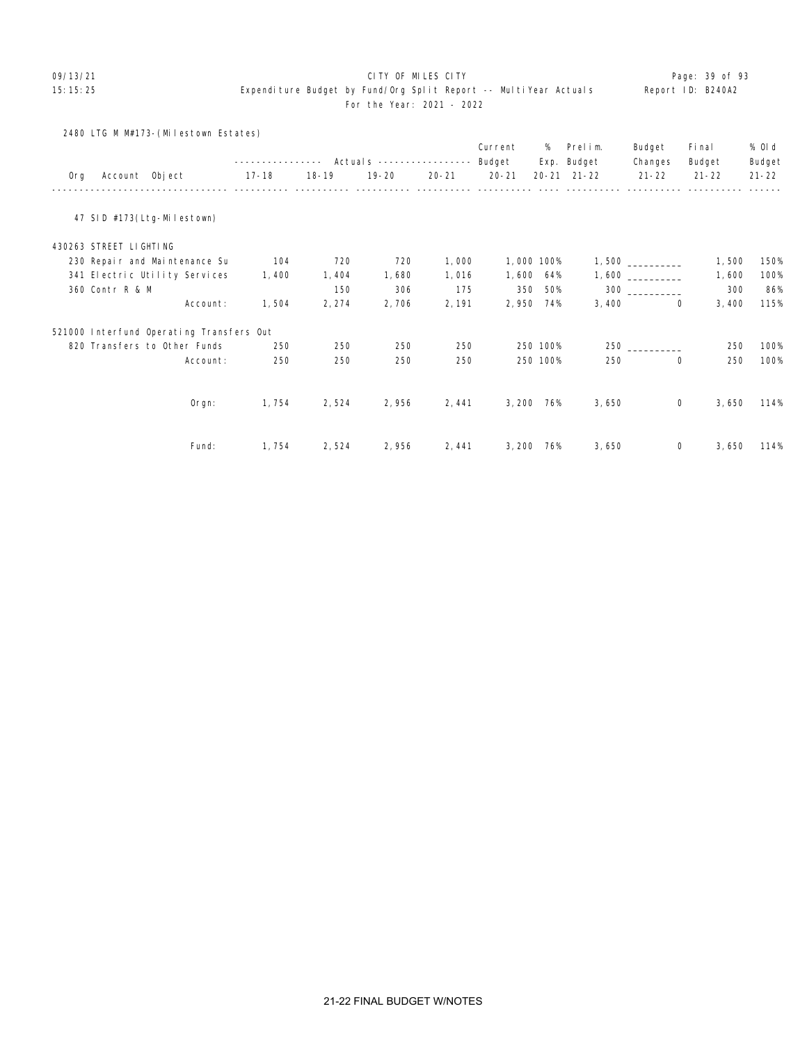CITY OF MILES CITY

Expenditure Budget by Fund/Org Split Report -- MultiYear Actuals

For the Year: 2021 - 2022

09/13/21 15:15:25 — Report ID: B240A2

2480 LTG M M#173-(Milestown Estates)

| Org | Account Object | Actuals 17-18 | Actuals 18-19 | Actuals 19-20 | Actuals 20-21 | Current Budget 20-21 | % Exp. 20-21 | Prelim. Budget 21-22 | Budget Changes 21-22 | Final Budget 21-22 | % Old Budget 21-22 |
|---|---|---|---|---|---|---|---|---|---|---|---|
| 47 SID #173(Ltg-Milestown) | | | | | | | | | | | |
| 430263 STREET LIGHTING | | | | | | | | | | | |
| | 230 Repair and Maintenance Su | 104 | 720 | 720 | 1,000 | 1,000 | 100% | 1,500 | __________ | 1,500 | 150% |
| | 341 Electric Utility Services | 1,400 | 1,404 | 1,680 | 1,016 | 1,600 | 64% | 1,600 | __________ | 1,600 | 100% |
| | 360 Contr R & M | | 150 | 306 | 175 | 350 | 50% | 300 | __________ | 300 | 86% |
| | Account: | 1,504 | 2,274 | 2,706 | 2,191 | 2,950 | 74% | 3,400 | 0 | 3,400 | 115% |
| 521000 Interfund Operating Transfers Out | | | | | | | | | | | |
| | 820 Transfers to Other Funds | 250 | 250 | 250 | 250 | 250 | 100% | 250 | __________ | 250 | 100% |
| | Account: | 250 | 250 | 250 | 250 | 250 | 100% | 250 | 0 | 250 | 100% |
| | Orgn: | 1,754 | 2,524 | 2,956 | 2,441 | 3,200 | 76% | 3,650 | 0 | 3,650 | 114% |
| | Fund: | 1,754 | 2,524 | 2,956 | 2,441 | 3,200 | 76% | 3,650 | 0 | 3,650 | 114% |

21-22 FINAL BUDGET W/NOTES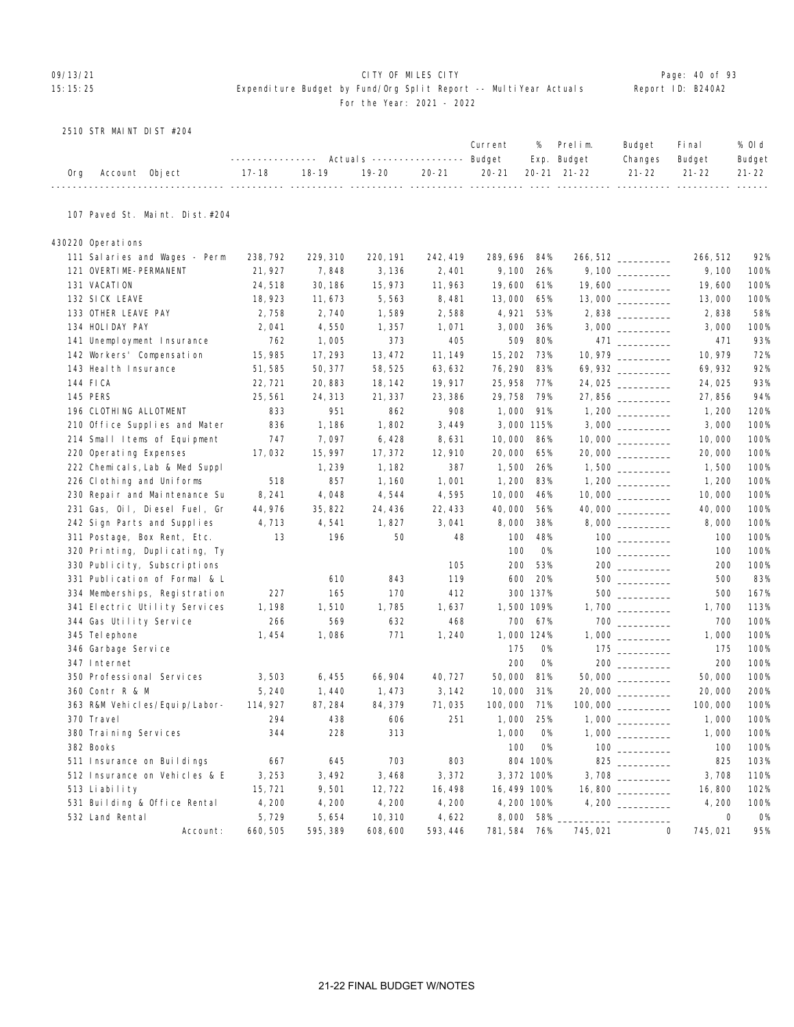CITY OF MILES CITY
Expenditure Budget by Fund/Org Split Report -- MultiYear Actuals
For the Year: 2021 - 2022

2510 STR MAINT DIST #204

| Org Account Object | Actuals 17-18 | Actuals 18-19 | Actuals 19-20 | Actuals 20-21 | Current Budget 20-21 | % Exp. 20-21 | Prelim. Budget 21-22 | Budget Changes 21-22 | Final Budget 21-22 | % Old Budget 21-22 |
|---|---|---|---|---|---|---|---|---|---|---|
| **107 Paved St. Maint. Dist.#204** | | | | | | | | | | |
| **430220 Operations** | | | | | | | | | | |
| 111 Salaries and Wages - Perm | 238,792 | 229,310 | 220,191 | 242,419 | 289,696 | 84% | 266,512 | | 266,512 | 92% |
| 121 OVERTIME-PERMANENT | 21,927 | 7,848 | 3,136 | 2,401 | 9,100 | 26% | 9,100 | | 9,100 | 100% |
| 131 VACATION | 24,518 | 30,186 | 15,973 | 11,963 | 19,600 | 61% | 19,600 | | 19,600 | 100% |
| 132 SICK LEAVE | 18,923 | 11,673 | 5,563 | 8,481 | 13,000 | 65% | 13,000 | | 13,000 | 100% |
| 133 OTHER LEAVE PAY | 2,758 | 2,740 | 1,589 | 2,588 | 4,921 | 53% | 2,838 | | 2,838 | 58% |
| 134 HOLIDAY PAY | 2,041 | 4,550 | 1,357 | 1,071 | 3,000 | 36% | 3,000 | | 3,000 | 100% |
| 141 Unemployment Insurance | 762 | 1,005 | 373 | 405 | 509 | 80% | 471 | | 471 | 93% |
| 142 Workers' Compensation | 15,985 | 17,293 | 13,472 | 11,149 | 15,202 | 73% | 10,979 | | 10,979 | 72% |
| 143 Health Insurance | 51,585 | 50,377 | 58,525 | 63,632 | 76,290 | 83% | 69,932 | | 69,932 | 92% |
| 144 FICA | 22,721 | 20,883 | 18,142 | 19,917 | 25,958 | 77% | 24,025 | | 24,025 | 93% |
| 145 PERS | 25,561 | 24,313 | 21,337 | 23,386 | 29,758 | 79% | 27,856 | | 27,856 | 94% |
| 196 CLOTHING ALLOTMENT | 833 | 951 | 862 | 908 | 1,000 | 91% | 1,200 | | 1,200 | 120% |
| 210 Office Supplies and Mater | 836 | 1,186 | 1,802 | 3,449 | 3,000 | 115% | 3,000 | | 3,000 | 100% |
| 214 Small Items of Equipment | 747 | 7,097 | 6,428 | 8,631 | 10,000 | 86% | 10,000 | | 10,000 | 100% |
| 220 Operating Expenses | 17,032 | 15,997 | 17,372 | 12,910 | 20,000 | 65% | 20,000 | | 20,000 | 100% |
| 222 Chemicals,Lab & Med Suppl | | 1,239 | 1,182 | 387 | 1,500 | 26% | 1,500 | | 1,500 | 100% |
| 226 Clothing and Uniforms | 518 | 857 | 1,160 | 1,001 | 1,200 | 83% | 1,200 | | 1,200 | 100% |
| 230 Repair and Maintenance Su | 8,241 | 4,048 | 4,544 | 4,595 | 10,000 | 46% | 10,000 | | 10,000 | 100% |
| 231 Gas, Oil, Diesel Fuel, Gr | 44,976 | 35,822 | 24,436 | 22,433 | 40,000 | 56% | 40,000 | | 40,000 | 100% |
| 242 Sign Parts and Supplies | 4,713 | 4,541 | 1,827 | 3,041 | 8,000 | 38% | 8,000 | | 8,000 | 100% |
| 311 Postage, Box Rent, Etc. | 13 | 196 | 50 | 48 | 100 | 48% | 100 | | 100 | 100% |
| 320 Printing, Duplicating, Ty | | | | | 100 | 0% | 100 | | 100 | 100% |
| 330 Publicity, Subscriptions | | | | 105 | 200 | 53% | 200 | | 200 | 100% |
| 331 Publication of Formal & L | | 610 | 843 | 119 | 600 | 20% | 500 | | 500 | 83% |
| 334 Memberships, Registration | 227 | 165 | 170 | 412 | 300 | 137% | 500 | | 500 | 167% |
| 341 Electric Utility Services | 1,198 | 1,510 | 1,785 | 1,637 | 1,500 | 109% | 1,700 | | 1,700 | 113% |
| 344 Gas Utility Service | 266 | 569 | 632 | 468 | 700 | 67% | 700 | | 700 | 100% |
| 345 Telephone | 1,454 | 1,086 | 771 | 1,240 | 1,000 | 124% | 1,000 | | 1,000 | 100% |
| 346 Garbage Service | | | | | 175 | 0% | 175 | | 175 | 100% |
| 347 Internet | | | | | 200 | 0% | 200 | | 200 | 100% |
| 350 Professional Services | 3,503 | 6,455 | 66,904 | 40,727 | 50,000 | 81% | 50,000 | | 50,000 | 100% |
| 360 Contr R & M | 5,240 | 1,440 | 1,473 | 3,142 | 10,000 | 31% | 20,000 | | 20,000 | 200% |
| 363 R&M Vehicles/Equip/Labor- | 114,927 | 87,284 | 84,379 | 71,035 | 100,000 | 71% | 100,000 | | 100,000 | 100% |
| 370 Travel | 294 | 438 | 606 | 251 | 1,000 | 25% | 1,000 | | 1,000 | 100% |
| 380 Training Services | 344 | 228 | 313 | | 1,000 | 0% | 1,000 | | 1,000 | 100% |
| 382 Books | | | | | 100 | 0% | 100 | | 100 | 100% |
| 511 Insurance on Buildings | 667 | 645 | 703 | 803 | 804 | 100% | 825 | | 825 | 103% |
| 512 Insurance on Vehicles & E | 3,253 | 3,492 | 3,468 | 3,372 | 3,372 | 100% | 3,708 | | 3,708 | 110% |
| 513 Liability | 15,721 | 9,501 | 12,722 | 16,498 | 16,499 | 100% | 16,800 | | 16,800 | 102% |
| 531 Building & Office Rental | 4,200 | 4,200 | 4,200 | 4,200 | 4,200 | 100% | 4,200 | | 4,200 | 100% |
| 532 Land Rental | 5,729 | 5,654 | 10,310 | 4,622 | 8,000 | 58% | | | 0 | 0% |
| Account: | 660,505 | 595,389 | 608,600 | 593,446 | 781,584 | 76% | 745,021 | 0 | 745,021 | 95% |

21-22 FINAL BUDGET W/NOTES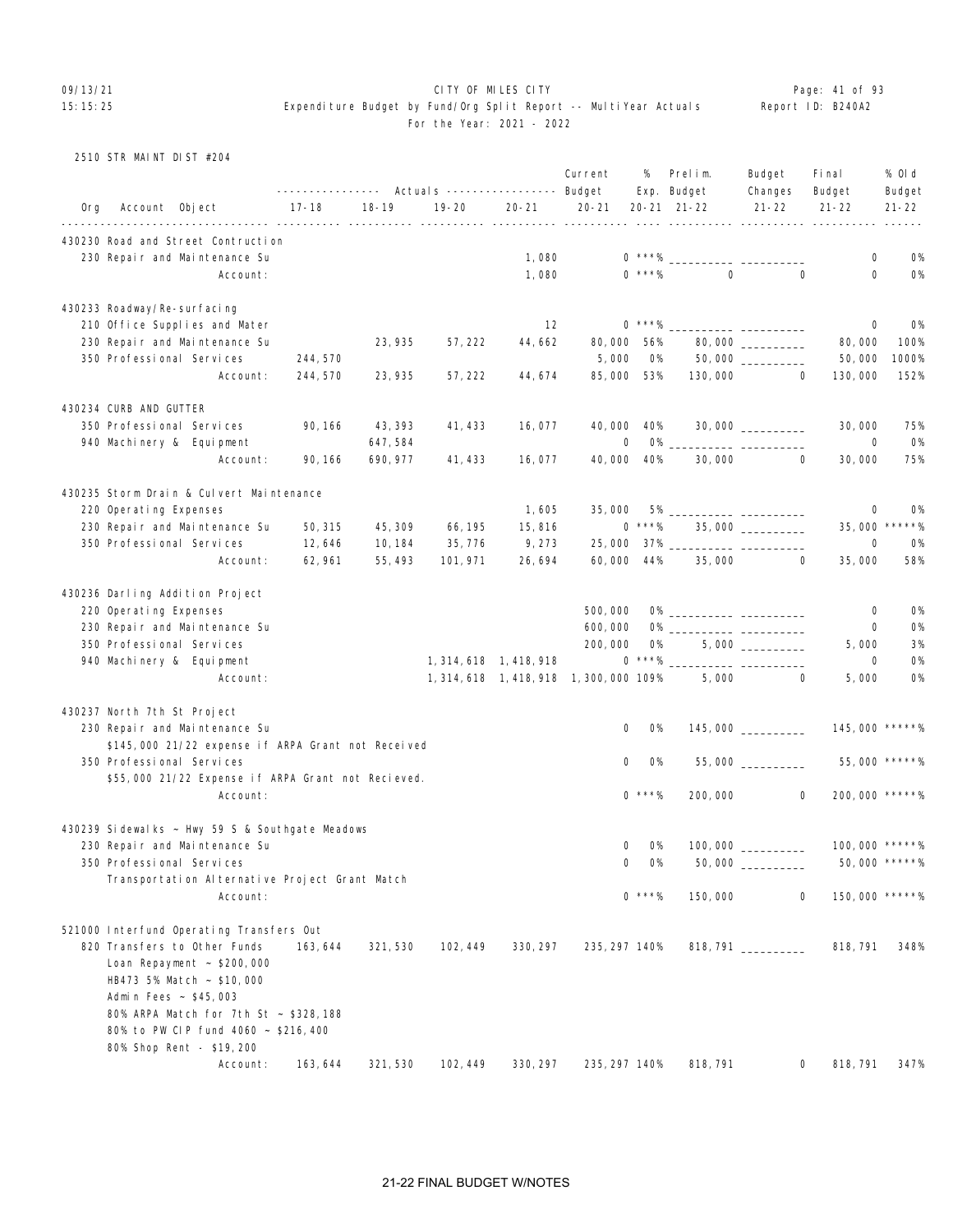CITY OF MILES CITY
Expenditure Budget by Fund/Org Split Report -- MultiYear Actuals
For the Year: 2021 - 2022

09/13/21 15:15:25 — Report ID: B240A2

## 2510 STR MAINT DIST #204

| Org | Account Object | 17-18 | 18-19 | 19-20 | 20-21 | Current Budget 20-21 | % Exp. 20-21 | Prelim. Budget 21-22 | Budget Changes 21-22 | Final Budget 21-22 | % Old Budget 21-22 |
|---|---|---|---|---|---|---|---|---|---|---|---|
| 430230 Road and Street Contruction | | | | | | | | | | | |
| | 230 Repair and Maintenance Su | | | | 1,080 | 0 | ***% | | | 0 | 0% |
| | Account: | | | | 1,080 | 0 | ***% | 0 | 0 | 0 | 0% |
| 430233 Roadway/Re-surfacing | | | | | | | | | | | |
| | 210 Office Supplies and Mater | | | | 12 | 0 | ***% | | | 0 | 0% |
| | 230 Repair and Maintenance Su | | 23,935 | 57,222 | 44,662 | 80,000 | 56% | 80,000 | | 80,000 | 100% |
| | 350 Professional Services | 244,570 | | | | 5,000 | 0% | 50,000 | | 50,000 | 1000% |
| | Account: | 244,570 | 23,935 | 57,222 | 44,674 | 85,000 | 53% | 130,000 | 0 | 130,000 | 152% |
| 430234 CURB AND GUTTER | | | | | | | | | | | |
| | 350 Professional Services | 90,166 | 43,393 | 41,433 | 16,077 | 40,000 | 40% | 30,000 | | 30,000 | 75% |
| | 940 Machinery & Equipment | | 647,584 | | | 0 | 0% | | | 0 | 0% |
| | Account: | 90,166 | 690,977 | 41,433 | 16,077 | 40,000 | 40% | 30,000 | 0 | 30,000 | 75% |
| 430235 Storm Drain & Culvert Maintenance | | | | | | | | | | | |
| | 220 Operating Expenses | | | | 1,605 | 35,000 | 5% | | | 0 | 0% |
| | 230 Repair and Maintenance Su | 50,315 | 45,309 | 66,195 | 15,816 | 0 | ***% | 35,000 | | 35,000 | *****% |
| | 350 Professional Services | 12,646 | 10,184 | 35,776 | 9,273 | 25,000 | 37% | | | 0 | 0% |
| | Account: | 62,961 | 55,493 | 101,971 | 26,694 | 60,000 | 44% | 35,000 | 0 | 35,000 | 58% |
| 430236 Darling Addition Project | | | | | | | | | | | |
| | 220 Operating Expenses | | | | | 500,000 | 0% | | | 0 | 0% |
| | 230 Repair and Maintenance Su | | | | | 600,000 | 0% | | | 0 | 0% |
| | 350 Professional Services | | | | | 200,000 | 0% | 5,000 | | 5,000 | 3% |
| | 940 Machinery & Equipment | | | 1,314,618 | 1,418,918 | 0 | ***% | | | 0 | 0% |
| | Account: | | | 1,314,618 | 1,418,918 | 1,300,000 | 109% | 5,000 | 0 | 5,000 | 0% |
| 430237 North 7th St Project | | | | | | | | | | | |
| | 230 Repair and Maintenance Su | | | | | 0 | 0% | 145,000 | | 145,000 | *****% |
| | $145,000 21/22 expense if ARPA Grant not Received | | | | | | | | | | |
| | 350 Professional Services | | | | | 0 | 0% | 55,000 | | 55,000 | *****% |
| | $55,000 21/22 Expense if ARPA Grant not Recieved. | | | | | | | | | | |
| | Account: | | | | | 0 | ***% | 200,000 | 0 | 200,000 | *****% |
| 430239 Sidewalks ~ Hwy 59 S & Southgate Meadows | | | | | | | | | | | |
| | 230 Repair and Maintenance Su | | | | | 0 | 0% | 100,000 | | 100,000 | *****% |
| | 350 Professional Services | | | | | 0 | 0% | 50,000 | | 50,000 | *****% |
| | Transportation Alternative Project Grant Match | | | | | | | | | | |
| | Account: | | | | | 0 | ***% | 150,000 | 0 | 150,000 | *****% |
| 521000 Interfund Operating Transfers Out | | | | | | | | | | | |
| | 820 Transfers to Other Funds | 163,644 | 321,530 | 102,449 | 330,297 | 235,297 | 140% | 818,791 | | 818,791 | 348% |
| | Loan Repayment ~ $200,000<br>HB473 5% Match ~ $10,000<br>Admin Fees ~ $45,003<br>80% ARPA Match for 7th St ~ $328,188<br>80% to PW CIP fund 4060 ~ $216,400<br>80% Shop Rent - $19,200 | | | | | | | | | | |
| | Account: | 163,644 | 321,530 | 102,449 | 330,297 | 235,297 | 140% | 818,791 | 0 | 818,791 | 347% |

21-22 FINAL BUDGET W/NOTES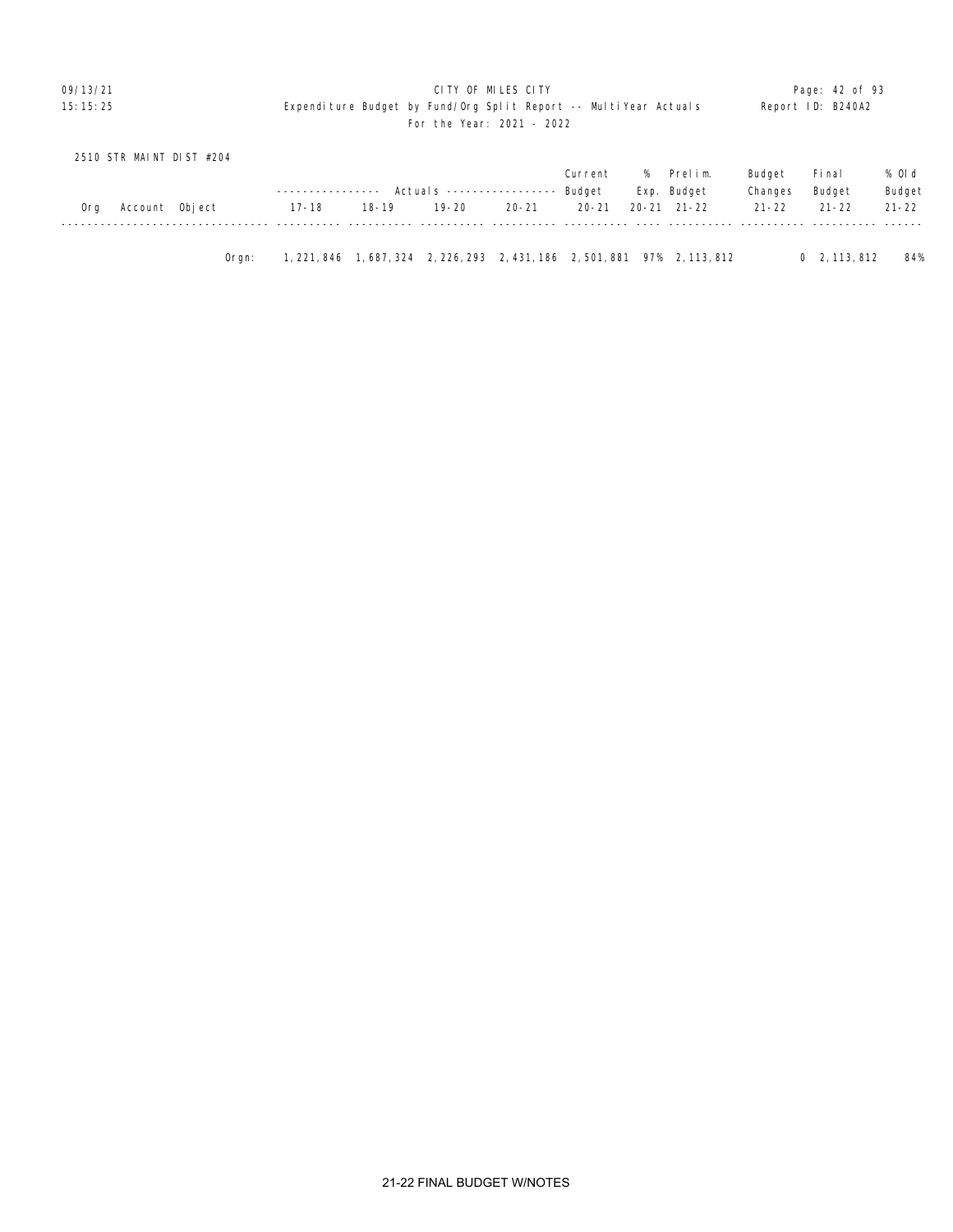2510 STR MAINT DIST #204

| Org | Account | Object | Actuals 17-18 | Actuals 18-19 | Actuals 19-20 | Actuals 20-21 | Current Budget 20-21 | % Exp. 20-21 | Prelim. Budget 21-22 | Budget Changes 21-22 | Final Budget 21-22 | % Old Budget 21-22 |
|---|---|---|---|---|---|---|---|---|---|---|---|---|
| | | Orgn: | 1,221,846 | 1,687,324 | 2,226,293 | 2,431,186 | 2,501,881 | 97% | 2,113,812 | 0 | 2,113,812 | 84% |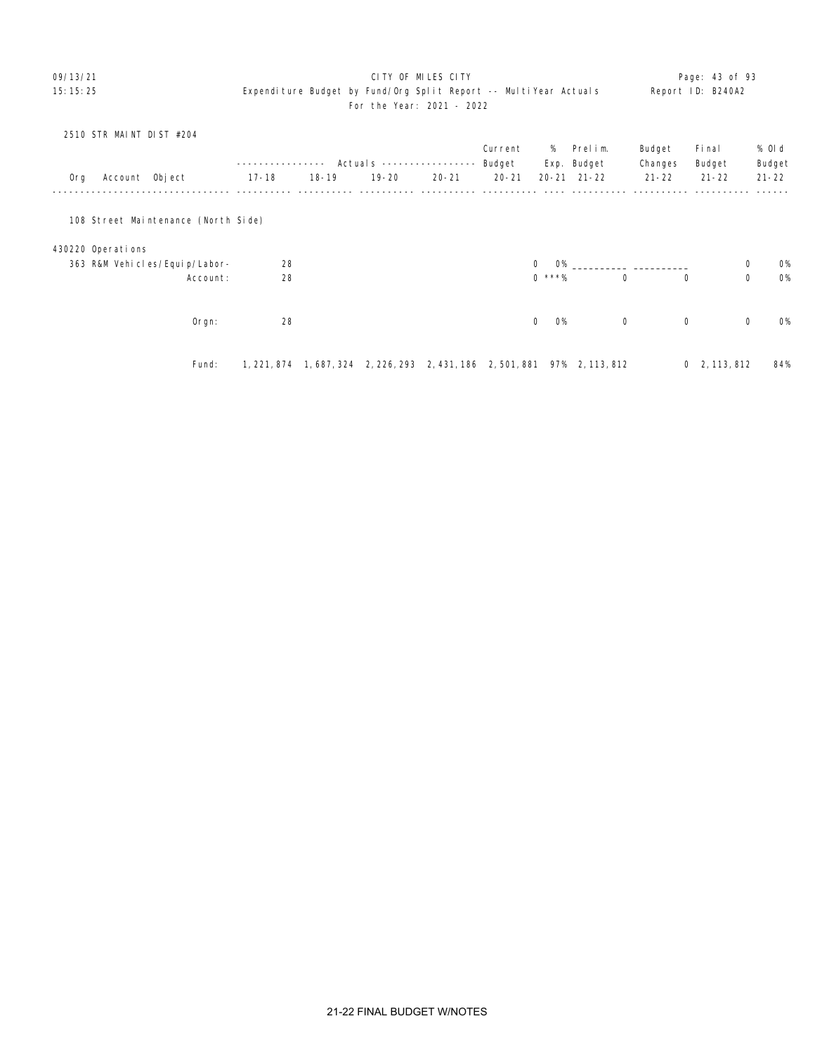CITY OF MILES CITY

Expenditure Budget by Fund/Org Split Report -- MultiYear Actuals

For the Year: 2021 - 2022

2510 STR MAINT DIST #204

| Org | Account | Object | 17-18 | 18-19 | 19-20 | 20-21 | Current Budget 20-21 | % Exp. 20-21 | Prelim. Budget 21-22 | Budget Changes 21-22 | Final Budget 21-22 | % Old Budget 21-22 |
|---|---|---|---|---|---|---|---|---|---|---|---|---|
| 108 Street Maintenance (North Side) | | | | | | | | | | | | |
| 430220 Operations | | | | | | | | | | | | |
| | 363 | R&M Vehicles/Equip/Labor- | 28 | | | | 0 | 0% | ___________ | ___________ | 0 | 0% |
| | | Account: | 28 | | | | 0 | ***% | 0 | 0 | 0 | 0% |
| | | Orgn: | 28 | | | | 0 | 0% | 0 | 0 | 0 | 0% |
| | | Fund: | 1,221,874 | 1,687,324 | 2,226,293 | 2,431,186 | 2,501,881 | 97% | 2,113,812 | 0 | 2,113,812 | 84% |

21-22 FINAL BUDGET W/NOTES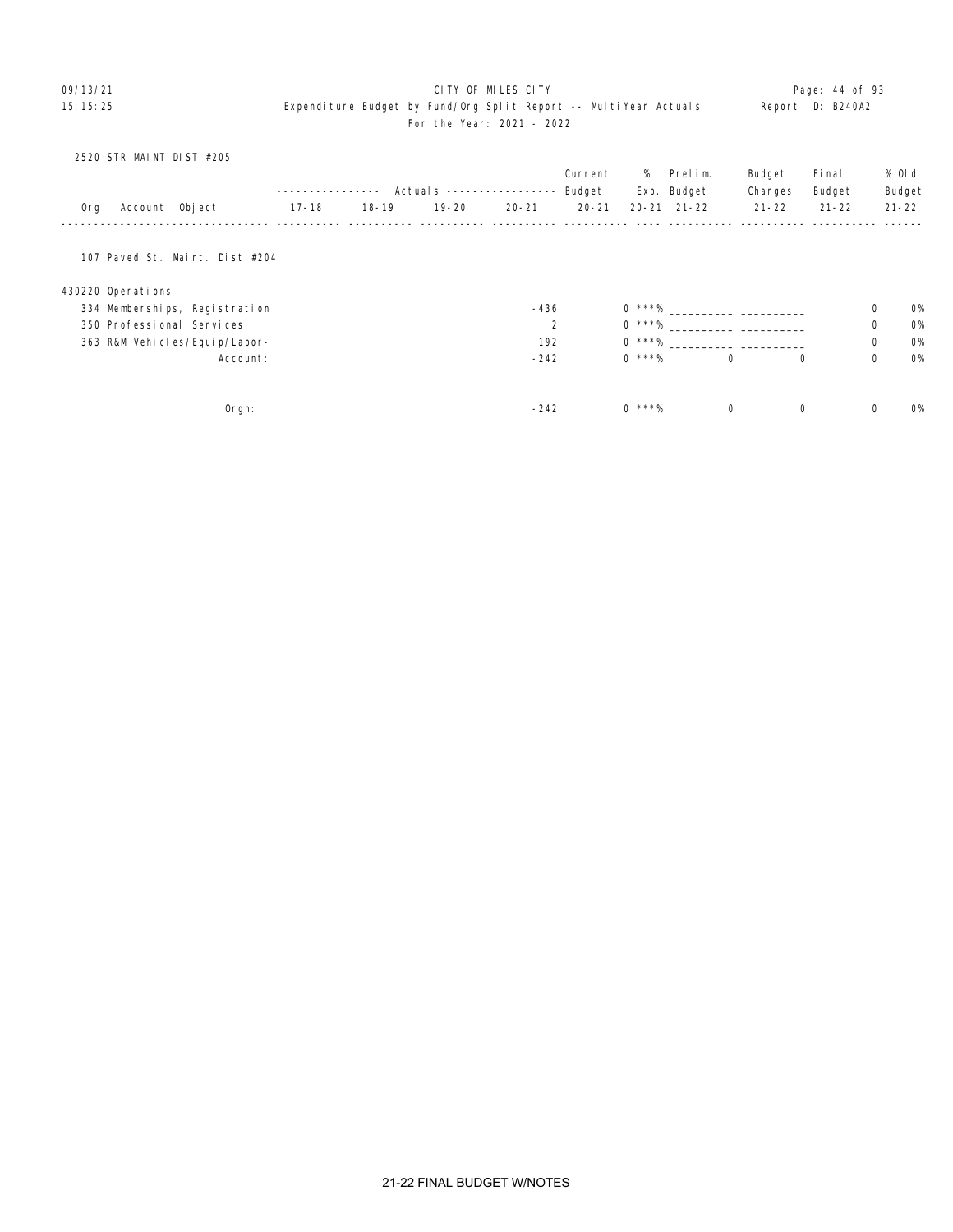CITY OF MILES CITY

Expenditure Budget by Fund/Org Split Report -- MultiYear Actuals

For the Year: 2021 - 2022

2520 STR MAINT DIST #205

| Org | Account | Object | 17-18 | 18-19 | 19-20 | 20-21 | Current Budget 20-21 | % Exp. 20-21 | Prelim. Budget 21-22 | Budget Changes 21-22 | Final Budget 21-22 | % Old Budget 21-22 |
|---|---|---|---|---|---|---|---|---|---|---|---|---|
| 107 Paved St. Maint. Dist.#204 | | | | | | | | | | | | |
| 430220 Operations | | | | | | | | | | | | |
| | 334 | Memberships, Registration | | | | -436 | 0 | ***% | __________ | __________ | 0 | 0% |
| | 350 | Professional Services | | | | 2 | 0 | ***% | __________ | __________ | 0 | 0% |
| | 363 | R&M Vehicles/Equip/Labor- | | | | 192 | 0 | ***% | __________ | __________ | 0 | 0% |
| | | Account: | | | | -242 | 0 | ***% | 0 | 0 | 0 | 0% |
| | | Orgn: | | | | -242 | 0 | ***% | 0 | 0 | 0 | 0% |

21-22 FINAL BUDGET W/NOTES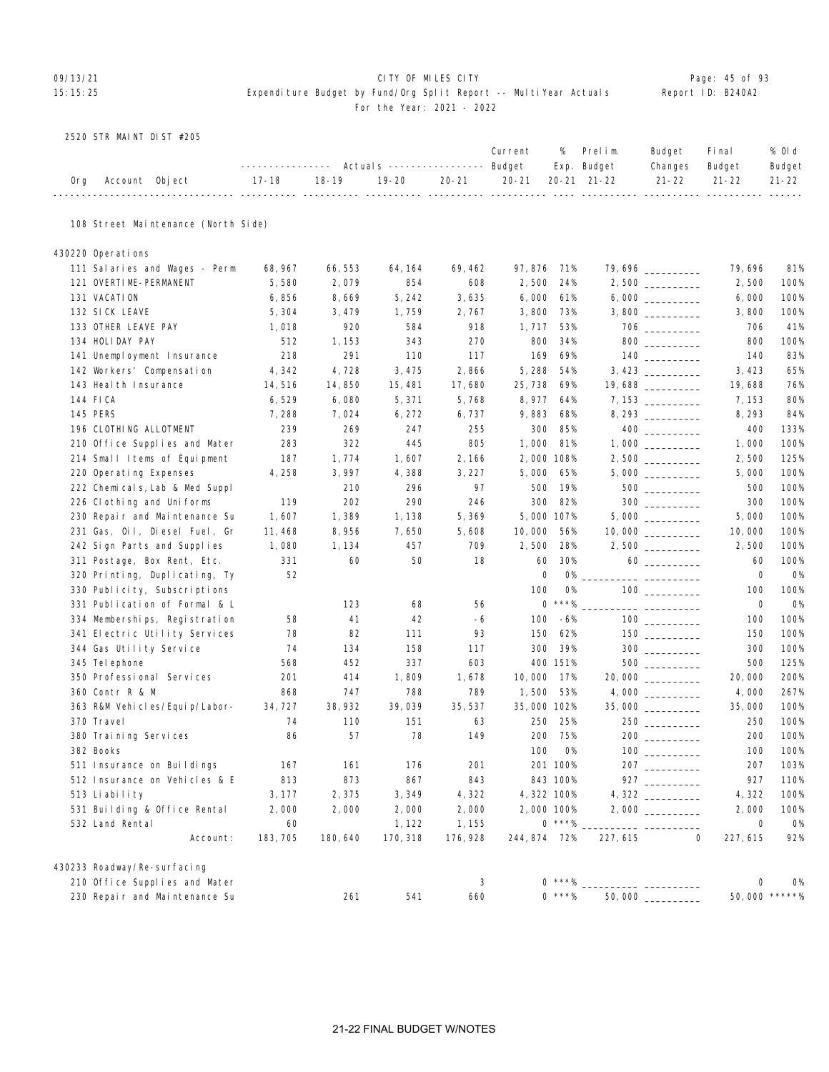CITY OF MILES CITY
Expenditure Budget by Fund/Org Split Report -- MultiYear Actuals
For the Year: 2021 - 2022

09/13/21
15:15:25

Report ID: B240A2

2520 STR MAINT DIST #205

| Org | Account Object | Actuals 17-18 | Actuals 18-19 | Actuals 19-20 | Actuals 20-21 | Current Budget 20-21 | % Exp. 20-21 | Prelim. Budget 21-22 | Budget Changes 21-22 | Final Budget 21-22 | % Old Budget 21-22 |
|---|---|---|---|---|---|---|---|---|---|---|---|
| 108 Street Maintenance (North Side) | | | | | | | | | | | |
| 430220 Operations | | | | | | | | | | | |
| | 111 Salaries and Wages - Perm | 68,967 | 66,553 | 64,164 | 69,462 | 97,876 | 71% | 79,696 | | 79,696 | 81% |
| | 121 OVERTIME-PERMANENT | 5,580 | 2,079 | 854 | 608 | 2,500 | 24% | 2,500 | | 2,500 | 100% |
| | 131 VACATION | 6,856 | 8,669 | 5,242 | 3,635 | 6,000 | 61% | 6,000 | | 6,000 | 100% |
| | 132 SICK LEAVE | 5,304 | 3,479 | 1,759 | 2,767 | 3,800 | 73% | 3,800 | | 3,800 | 100% |
| | 133 OTHER LEAVE PAY | 1,018 | 920 | 584 | 918 | 1,717 | 53% | 706 | | 706 | 41% |
| | 134 HOLIDAY PAY | 512 | 1,153 | 343 | 270 | 800 | 34% | 800 | | 800 | 100% |
| | 141 Unemployment Insurance | 218 | 291 | 110 | 117 | 169 | 69% | 140 | | 140 | 83% |
| | 142 Workers' Compensation | 4,342 | 4,728 | 3,475 | 2,866 | 5,288 | 54% | 3,423 | | 3,423 | 65% |
| | 143 Health Insurance | 14,516 | 14,850 | 15,481 | 17,680 | 25,738 | 69% | 19,688 | | 19,688 | 76% |
| | 144 FICA | 6,529 | 6,080 | 5,371 | 5,768 | 8,977 | 64% | 7,153 | | 7,153 | 80% |
| | 145 PERS | 7,288 | 7,024 | 6,272 | 6,737 | 9,883 | 68% | 8,293 | | 8,293 | 84% |
| | 196 CLOTHING ALLOTMENT | 239 | 269 | 247 | 255 | 300 | 85% | 400 | | 400 | 133% |
| | 210 Office Supplies and Mater | 283 | 322 | 445 | 805 | 1,000 | 81% | 1,000 | | 1,000 | 100% |
| | 214 Small Items of Equipment | 187 | 1,774 | 1,607 | 2,166 | 2,000 | 108% | 2,500 | | 2,500 | 125% |
| | 220 Operating Expenses | 4,258 | 3,997 | 4,388 | 3,227 | 5,000 | 65% | 5,000 | | 5,000 | 100% |
| | 222 Chemicals,Lab & Med Suppl | | 210 | 296 | 97 | 500 | 19% | 500 | | 500 | 100% |
| | 226 Clothing and Uniforms | 119 | 202 | 290 | 246 | 300 | 82% | 300 | | 300 | 100% |
| | 230 Repair and Maintenance Su | 1,607 | 1,389 | 1,138 | 5,369 | 5,000 | 107% | 5,000 | | 5,000 | 100% |
| | 231 Gas, Oil, Diesel Fuel, Gr | 11,468 | 8,956 | 7,650 | 5,608 | 10,000 | 56% | 10,000 | | 10,000 | 100% |
| | 242 Sign Parts and Supplies | 1,080 | 1,134 | 457 | 709 | 2,500 | 28% | 2,500 | | 2,500 | 100% |
| | 311 Postage, Box Rent, Etc. | 331 | 60 | 50 | 18 | 60 | 30% | 60 | | 60 | 100% |
| | 320 Printing, Duplicating, Ty | 52 | | | | 0 | 0% | | | 0 | 0% |
| | 330 Publicity, Subscriptions | | | | | 100 | 0% | 100 | | 100 | 100% |
| | 331 Publication of Formal & L | | 123 | 68 | 56 | 0 | ***% | | | 0 | 0% |
| | 334 Memberships, Registration | 58 | 41 | 42 | -6 | 100 | -6% | 100 | | 100 | 100% |
| | 341 Electric Utility Services | 78 | 82 | 111 | 93 | 150 | 62% | 150 | | 150 | 100% |
| | 344 Gas Utility Service | 74 | 134 | 158 | 117 | 300 | 39% | 300 | | 300 | 100% |
| | 345 Telephone | 568 | 452 | 337 | 603 | 400 | 151% | 500 | | 500 | 125% |
| | 350 Professional Services | 201 | 414 | 1,809 | 1,678 | 10,000 | 17% | 20,000 | | 20,000 | 200% |
| | 360 Contr R & M | 868 | 747 | 788 | 789 | 1,500 | 53% | 4,000 | | 4,000 | 267% |
| | 363 R&M Vehicles/Equip/Labor- | 34,727 | 38,932 | 39,039 | 35,537 | 35,000 | 102% | 35,000 | | 35,000 | 100% |
| | 370 Travel | 74 | 110 | 151 | 63 | 250 | 25% | 250 | | 250 | 100% |
| | 380 Training Services | 86 | 57 | 78 | 149 | 200 | 75% | 200 | | 200 | 100% |
| | 382 Books | | | | | 100 | 0% | 100 | | 100 | 100% |
| | 511 Insurance on Buildings | 167 | 161 | 176 | 201 | 201 | 100% | 207 | | 207 | 103% |
| | 512 Insurance on Vehicles & E | 813 | 873 | 867 | 843 | 843 | 100% | 927 | | 927 | 110% |
| | 513 Liability | 3,177 | 2,375 | 3,349 | 4,322 | 4,322 | 100% | 4,322 | | 4,322 | 100% |
| | 531 Building & Office Rental | 2,000 | 2,000 | 2,000 | 2,000 | 2,000 | 100% | 2,000 | | 2,000 | 100% |
| | 532 Land Rental | 60 | | 1,122 | 1,155 | 0 | ***% | | | 0 | 0% |
| | Account: | 183,705 | 180,640 | 170,318 | 176,928 | 244,874 | 72% | 227,615 | 0 | 227,615 | 92% |
| 430233 Roadway/Re-surfacing | | | | | | | | | | | |
| | 210 Office Supplies and Mater | | | | 3 | 0 | ***% | | | 0 | 0% |
| | 230 Repair and Maintenance Su | | 261 | 541 | 660 | 0 | ***% | 50,000 | | 50,000 | *****% |

21-22 FINAL BUDGET W/NOTES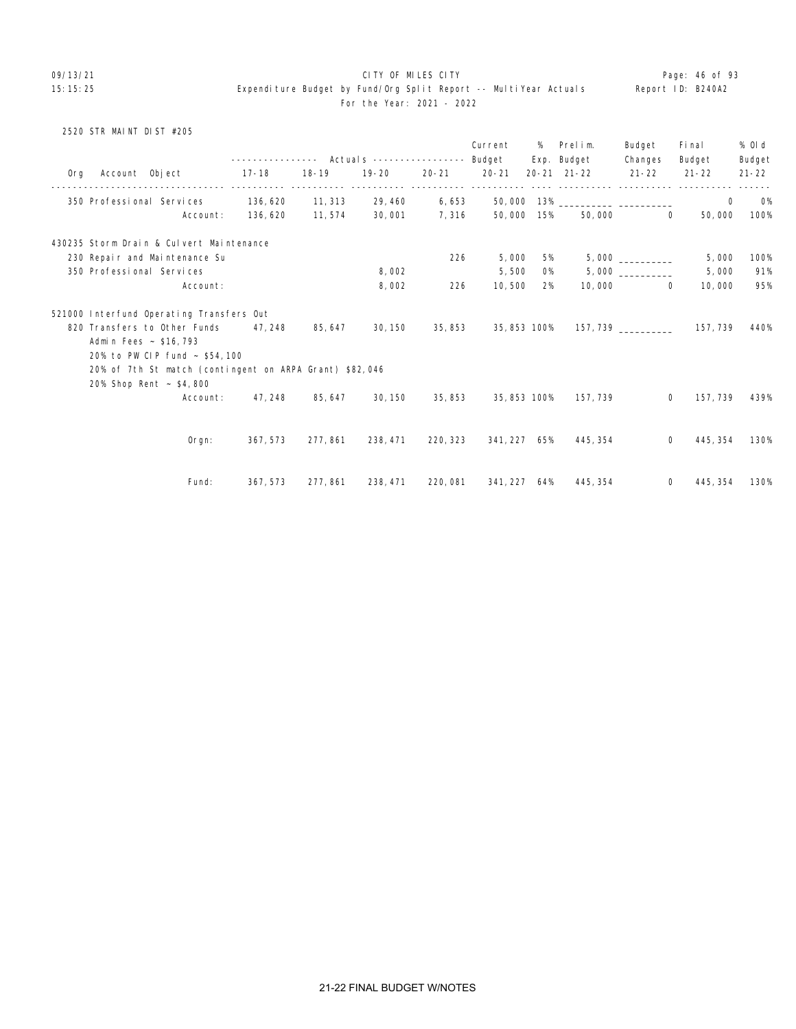CITY OF MILES CITY

Expenditure Budget by Fund/Org Split Report -- MultiYear Actuals

For the Year: 2021 - 2022

2520 STR MAINT DIST #205

| Org Account Object | Actuals 17-18 | Actuals 18-19 | Actuals 19-20 | Actuals 20-21 | Current Budget 20-21 | % Exp. 20-21 | Prelim. Budget 21-22 | Budget Changes 21-22 | Final Budget 21-22 | % Old Budget 21-22 |
|---|---|---|---|---|---|---|---|---|---|---|
| 350 Professional Services | 136,620 | 11,313 | 29,460 | 6,653 | 50,000 | 13% | __________ | __________ | 0 | 0% |
| Account: | 136,620 | 11,574 | 30,001 | 7,316 | 50,000 | 15% | 50,000 | 0 | 50,000 | 100% |
| 430235 Storm Drain & Culvert Maintenance | | | | | | | | | | |
| 230 Repair and Maintenance Su | | | | 226 | 5,000 | 5% | 5,000 | __________ | 5,000 | 100% |
| 350 Professional Services | | | 8,002 | | 5,500 | 0% | 5,000 | __________ | 5,000 | 91% |
| Account: | | | 8,002 | 226 | 10,500 | 2% | 10,000 | 0 | 10,000 | 95% |
| 521000 Interfund Operating Transfers Out | | | | | | | | | | |
| 820 Transfers to Other Funds | 47,248 | 85,647 | 30,150 | 35,853 | 35,853 | 100% | 157,739 | __________ | 157,739 | 440% |
| Admin Fees ~ $16,793<br>20% to PW CIP fund ~ $54,100<br>20% of 7th St match (contingent on ARPA Grant) $82,046<br>20% Shop Rent ~ $4,800 | | | | | | | | | | |
| Account: | 47,248 | 85,647 | 30,150 | 35,853 | 35,853 | 100% | 157,739 | 0 | 157,739 | 439% |
| Orgn: | 367,573 | 277,861 | 238,471 | 220,323 | 341,227 | 65% | 445,354 | 0 | 445,354 | 130% |
| Fund: | 367,573 | 277,861 | 238,471 | 220,081 | 341,227 | 64% | 445,354 | 0 | 445,354 | 130% |

21-22 FINAL BUDGET W/NOTES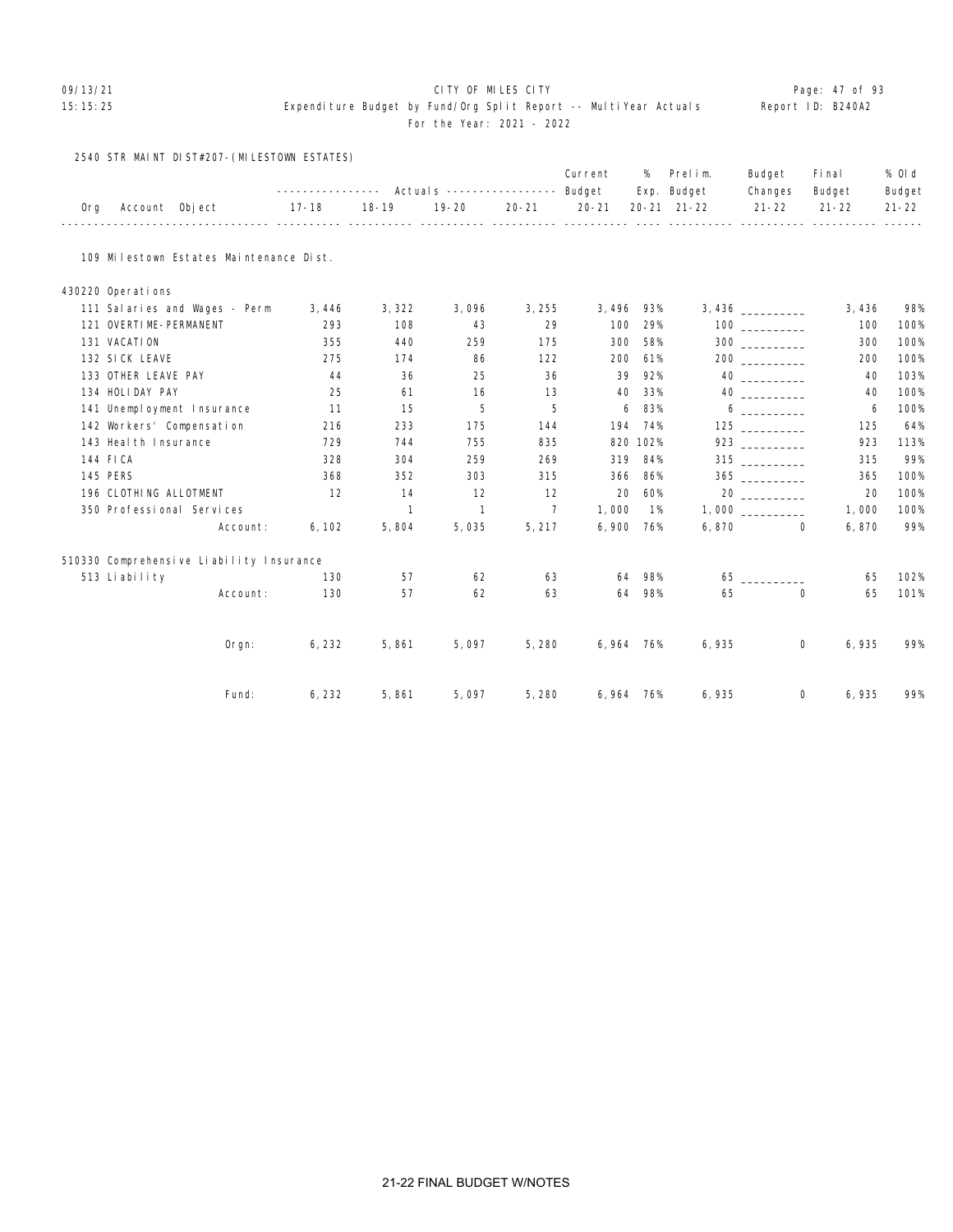CITY OF MILES CITY

Expenditure Budget by Fund/Org Split Report -- MultiYear Actuals

For the Year: 2021 - 2022

2540 STR MAINT DIST#207-(MILESTOWN ESTATES)

| Org | Account Object | Actuals 17-18 | Actuals 18-19 | Actuals 19-20 | Actuals 20-21 | Current Budget 20-21 | % Exp. 20-21 | Prelim. Budget 21-22 | Budget Changes 21-22 | Final Budget 21-22 | % Old Budget 21-22 |
|---|---|---|---|---|---|---|---|---|---|---|---|
| 109 Milestown Estates Maintenance Dist. | | | | | | | | | | | |
| 430220 Operations | | | | | | | | | | | |
| | 111 Salaries and Wages - Perm | 3,446 | 3,322 | 3,096 | 3,255 | 3,496 | 93% | 3,436 | __________ | 3,436 | 98% |
| | 121 OVERTIME-PERMANENT | 293 | 108 | 43 | 29 | 100 | 29% | 100 | __________ | 100 | 100% |
| | 131 VACATION | 355 | 440 | 259 | 175 | 300 | 58% | 300 | __________ | 300 | 100% |
| | 132 SICK LEAVE | 275 | 174 | 86 | 122 | 200 | 61% | 200 | __________ | 200 | 100% |
| | 133 OTHER LEAVE PAY | 44 | 36 | 25 | 36 | 39 | 92% | 40 | __________ | 40 | 103% |
| | 134 HOLIDAY PAY | 25 | 61 | 16 | 13 | 40 | 33% | 40 | __________ | 40 | 100% |
| | 141 Unemployment Insurance | 11 | 15 | 5 | 5 | 6 | 83% | 6 | __________ | 6 | 100% |
| | 142 Workers' Compensation | 216 | 233 | 175 | 144 | 194 | 74% | 125 | __________ | 125 | 64% |
| | 143 Health Insurance | 729 | 744 | 755 | 835 | 820 | 102% | 923 | __________ | 923 | 113% |
| | 144 FICA | 328 | 304 | 259 | 269 | 319 | 84% | 315 | __________ | 315 | 99% |
| | 145 PERS | 368 | 352 | 303 | 315 | 366 | 86% | 365 | __________ | 365 | 100% |
| | 196 CLOTHING ALLOTMENT | 12 | 14 | 12 | 12 | 20 | 60% | 20 | __________ | 20 | 100% |
| | 350 Professional Services | | 1 | 1 | 7 | 1,000 | 1% | 1,000 | __________ | 1,000 | 100% |
| | Account: | 6,102 | 5,804 | 5,035 | 5,217 | 6,900 | 76% | 6,870 | 0 | 6,870 | 99% |
| 510330 Comprehensive Liability Insurance | | | | | | | | | | | |
| | 513 Liability | 130 | 57 | 62 | 63 | 64 | 98% | 65 | __________ | 65 | 102% |
| | Account: | 130 | 57 | 62 | 63 | 64 | 98% | 65 | 0 | 65 | 101% |
| | Orgn: | 6,232 | 5,861 | 5,097 | 5,280 | 6,964 | 76% | 6,935 | 0 | 6,935 | 99% |
| | Fund: | 6,232 | 5,861 | 5,097 | 5,280 | 6,964 | 76% | 6,935 | 0 | 6,935 | 99% |

21-22 FINAL BUDGET W/NOTES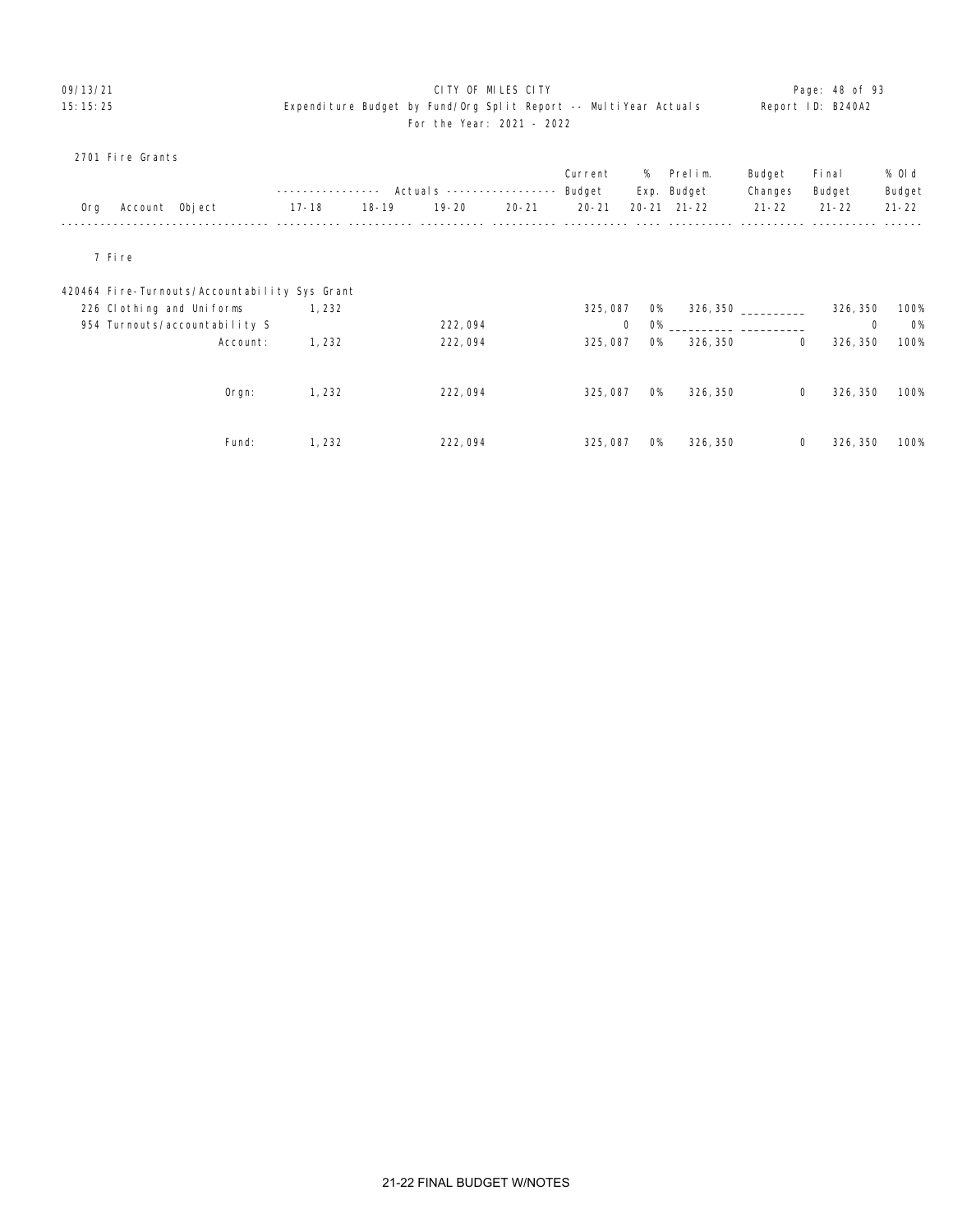CITY OF MILES CITY

Expenditure Budget by Fund/Org Split Report -- MultiYear Actuals

For the Year: 2021 - 2022

Report ID: B240A2

2701 Fire Grants

| Org | Account | Object | Actuals 17-18 | Actuals 18-19 | Actuals 19-20 | Actuals 20-21 | Current Budget 20-21 | % Exp. 20-21 | Prelim. Budget 21-22 | Budget Changes 21-22 | Final Budget 21-22 | % Old Budget 21-22 |
|---|---|---|---|---|---|---|---|---|---|---|---|---|
| 7 Fire | | | | | | | | | | | | |
| 420464 Fire-Turnouts/Accountability Sys Grant | | | | | | | | | | | | |
| | 226 | Clothing and Uniforms | 1,232 | | | | 325,087 | 0% | 326,350 | __________ | 326,350 | 100% |
| | 954 | Turnouts/accountability S | | | 222,094 | | 0 | 0% | __________ | __________ | 0 | 0% |
| | | Account: | 1,232 | | 222,094 | | 325,087 | 0% | 326,350 | 0 | 326,350 | 100% |
| | | Orgn: | 1,232 | | 222,094 | | 325,087 | 0% | 326,350 | 0 | 326,350 | 100% |
| | | Fund: | 1,232 | | 222,094 | | 325,087 | 0% | 326,350 | 0 | 326,350 | 100% |

21-22 FINAL BUDGET W/NOTES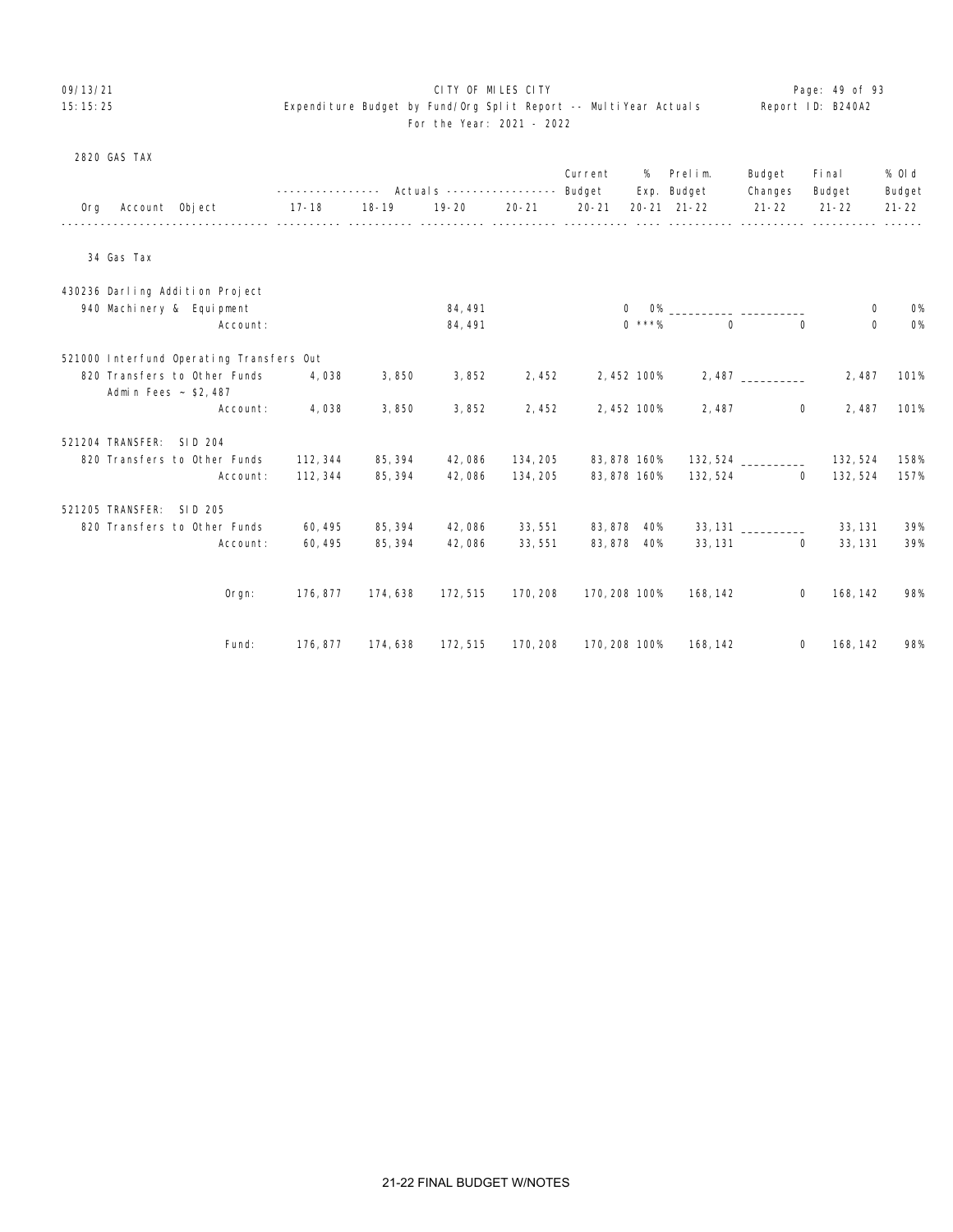CITY OF MILES CITY

Expenditure Budget by Fund/Org Split Report -- MultiYear Actuals

For the Year: 2021 - 2022

## 2820 GAS TAX

| Org | Account Object | Actuals 17-18 | Actuals 18-19 | Actuals 19-20 | Actuals 20-21 | Current Budget 20-21 | % Exp. 20-21 | Prelim. Budget 21-22 | Budget Changes 21-22 | Final Budget 21-22 | % Old Budget 21-22 |
|---|---|---|---|---|---|---|---|---|---|---|---|
| 34 Gas Tax | | | | | | | | | | | |
| 430236 Darling Addition Project | | | | | | | | | | | |
| | 940 Machinery & Equipment | | | 84,491 | | 0 | 0% | | | 0 | 0% |
| | Account: | | | 84,491 | | 0 | ***% | 0 | 0 | 0 | 0% |
| 521000 Interfund Operating Transfers Out | | | | | | | | | | | |
| | 820 Transfers to Other Funds<br>Admin Fees ~ $2,487 | 4,038 | 3,850 | 3,852 | 2,452 | 2,452 | 100% | 2,487 | | 2,487 | 101% |
| | Account: | 4,038 | 3,850 | 3,852 | 2,452 | 2,452 | 100% | 2,487 | 0 | 2,487 | 101% |
| 521204 TRANSFER: SID 204 | | | | | | | | | | | |
| | 820 Transfers to Other Funds | 112,344 | 85,394 | 42,086 | 134,205 | 83,878 | 160% | 132,524 | | 132,524 | 158% |
| | Account: | 112,344 | 85,394 | 42,086 | 134,205 | 83,878 | 160% | 132,524 | 0 | 132,524 | 157% |
| 521205 TRANSFER: SID 205 | | | | | | | | | | | |
| | 820 Transfers to Other Funds | 60,495 | 85,394 | 42,086 | 33,551 | 83,878 | 40% | 33,131 | | 33,131 | 39% |
| | Account: | 60,495 | 85,394 | 42,086 | 33,551 | 83,878 | 40% | 33,131 | 0 | 33,131 | 39% |
| | Orgn: | 176,877 | 174,638 | 172,515 | 170,208 | 170,208 | 100% | 168,142 | 0 | 168,142 | 98% |
| | Fund: | 176,877 | 174,638 | 172,515 | 170,208 | 170,208 | 100% | 168,142 | 0 | 168,142 | 98% |

21-22 FINAL BUDGET W/NOTES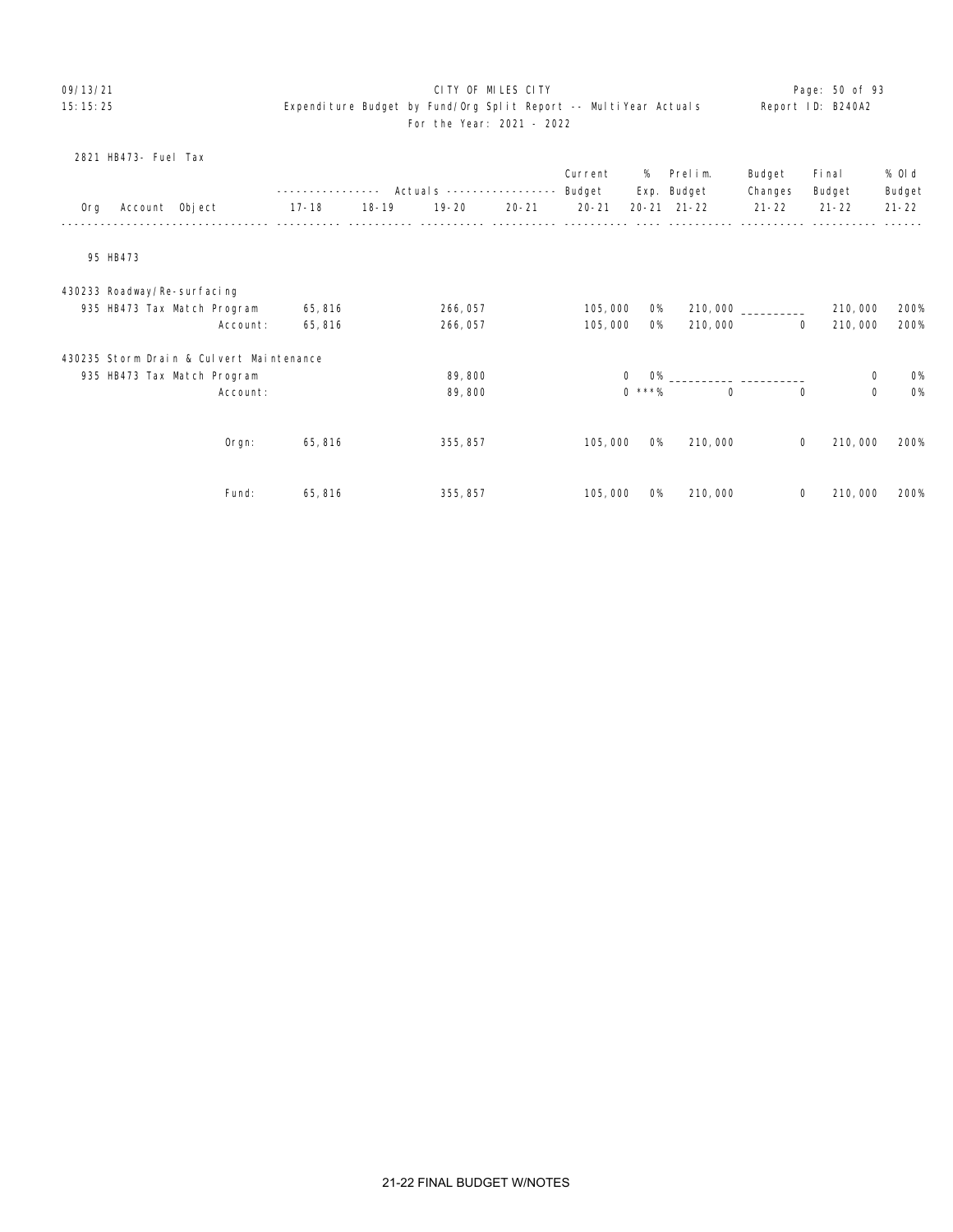CITY OF MILES CITY
Expenditure Budget by Fund/Org Split Report -- MultiYear Actuals
For the Year: 2021 - 2022

2821 HB473- Fuel Tax

| Org Account Object | 17-18 | 18-19 | 19-20 | 20-21 | Current Budget 20-21 | % Exp. 20-21 | Prelim. Budget 21-22 | Budget Changes 21-22 | Final Budget 21-22 | % Old Budget 21-22 |
|---|---|---|---|---|---|---|---|---|---|---|
| 95 HB473 | | | | | | | | | | |
| 430233 Roadway/Re-surfacing | | | | | | | | | | |
| 935 HB473 Tax Match Program | 65,816 | | 266,057 | | 105,000 | 0% | 210,000 | __________ | 210,000 | 200% |
| Account: | 65,816 | | 266,057 | | 105,000 | 0% | 210,000 | 0 | 210,000 | 200% |
| 430235 Storm Drain & Culvert Maintenance | | | | | | | | | | |
| 935 HB473 Tax Match Program | | | 89,800 | | 0 | 0% | __________ | __________ | 0 | 0% |
| Account: | | | 89,800 | | 0 | ***% | 0 | 0 | 0 | 0% |
| Orgn: | 65,816 | | 355,857 | | 105,000 | 0% | 210,000 | 0 | 210,000 | 200% |
| Fund: | 65,816 | | 355,857 | | 105,000 | 0% | 210,000 | 0 | 210,000 | 200% |

21-22 FINAL BUDGET W/NOTES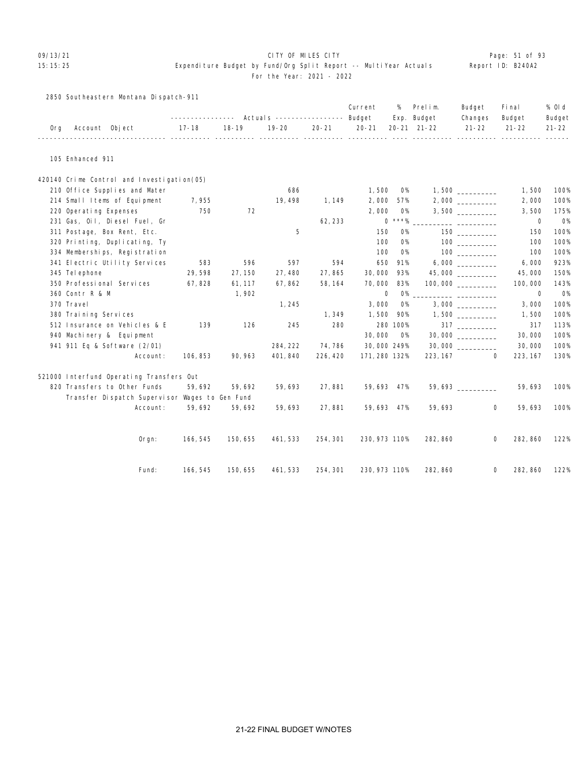CITY OF MILES CITY

Expenditure Budget by Fund/Org Split Report -- MultiYear Actuals

For the Year: 2021 - 2022

Report ID: B240A2

## 2850 Southeastern Montana Dispatch-911

| Org | Account Object | Actuals 17-18 | Actuals 18-19 | Actuals 19-20 | Actuals 20-21 | Current Budget 20-21 | % Exp. 20-21 | Prelim. Budget 21-22 | Budget Changes 21-22 | Final Budget 21-22 | % Old Budget 21-22 |
|---|---|---|---|---|---|---|---|---|---|---|---|
| 105 Enhanced 911 | | | | | | | | | | | |
| 420140 Crime Control and Investigation(05) | | | | | | | | | | | |
| | 210 Office Supplies and Mater | | | 686 | | 1,500 | 0% | 1,500 | __________ | 1,500 | 100% |
| | 214 Small Items of Equipment | 7,955 | | 19,498 | 1,149 | 2,000 | 57% | 2,000 | __________ | 2,000 | 100% |
| | 220 Operating Expenses | 750 | 72 | | | 2,000 | 0% | 3,500 | __________ | 3,500 | 175% |
| | 231 Gas, Oil, Diesel Fuel, Gr | | | | 62,233 | 0 | ***% | __________ | __________ | 0 | 0% |
| | 311 Postage, Box Rent, Etc. | | | 5 | | 150 | 0% | 150 | __________ | 150 | 100% |
| | 320 Printing, Duplicating, Ty | | | | | 100 | 0% | 100 | __________ | 100 | 100% |
| | 334 Memberships, Registration | | | | | 100 | 0% | 100 | __________ | 100 | 100% |
| | 341 Electric Utility Services | 583 | 596 | 597 | 594 | 650 | 91% | 6,000 | __________ | 6,000 | 923% |
| | 345 Telephone | 29,598 | 27,150 | 27,480 | 27,865 | 30,000 | 93% | 45,000 | __________ | 45,000 | 150% |
| | 350 Professional Services | 67,828 | 61,117 | 67,862 | 58,164 | 70,000 | 83% | 100,000 | __________ | 100,000 | 143% |
| | 360 Contr R & M | | 1,902 | | | 0 | 0% | __________ | __________ | 0 | 0% |
| | 370 Travel | | | 1,245 | | 3,000 | 0% | 3,000 | __________ | 3,000 | 100% |
| | 380 Training Services | | | | 1,349 | 1,500 | 90% | 1,500 | __________ | 1,500 | 100% |
| | 512 Insurance on Vehicles & E | 139 | 126 | 245 | 280 | 280 | 100% | 317 | __________ | 317 | 113% |
| | 940 Machinery & Equipment | | | | | 30,000 | 0% | 30,000 | __________ | 30,000 | 100% |
| | 941 911 Eq & Software (2/01) | | | 284,222 | 74,786 | 30,000 | 249% | 30,000 | __________ | 30,000 | 100% |
| | Account: | 106,853 | 90,963 | 401,840 | 226,420 | 171,280 | 132% | 223,167 | 0 | 223,167 | 130% |
| 521000 Interfund Operating Transfers Out | | | | | | | | | | | |
| | 820 Transfers to Other Funds | 59,692 | 59,692 | 59,693 | 27,881 | 59,693 | 47% | 59,693 | __________ | 59,693 | 100% |
| | Transfer Dispatch Supervisor Wages to Gen Fund | | | | | | | | | | |
| | Account: | 59,692 | 59,692 | 59,693 | 27,881 | 59,693 | 47% | 59,693 | 0 | 59,693 | 100% |
| | Orgn: | 166,545 | 150,655 | 461,533 | 254,301 | 230,973 | 110% | 282,860 | 0 | 282,860 | 122% |
| | Fund: | 166,545 | 150,655 | 461,533 | 254,301 | 230,973 | 110% | 282,860 | 0 | 282,860 | 122% |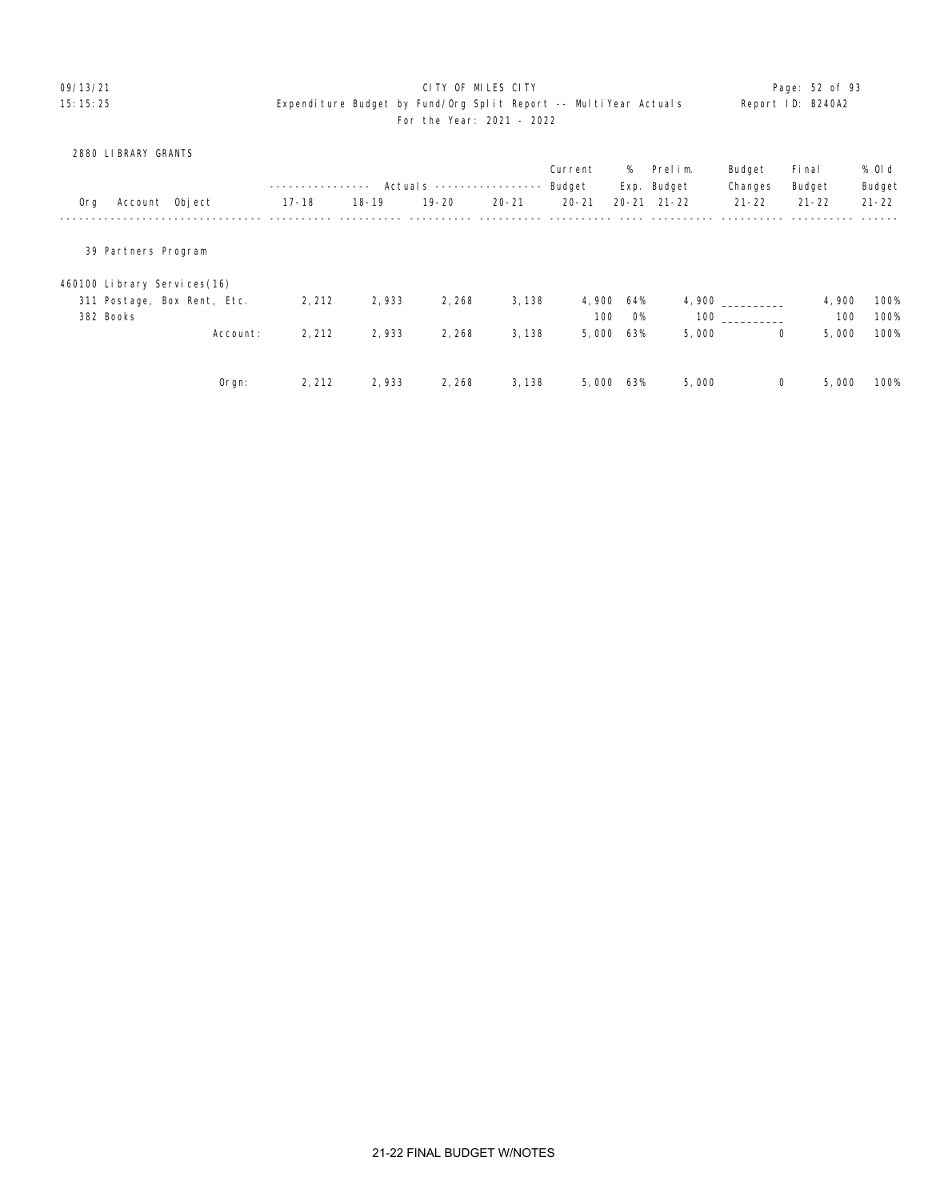CITY OF MILES CITY

Expenditure Budget by Fund/Org Split Report -- MultiYear Actuals

For the Year: 2021 - 2022

2880 LIBRARY GRANTS

| Org | Account Object | Actuals 17-18 | Actuals 18-19 | Actuals 19-20 | Actuals 20-21 | Current Budget 20-21 | % Exp. 20-21 | Prelim. Budget 21-22 | Budget Changes 21-22 | Final Budget 21-22 | % Old Budget 21-22 |
|---|---|---|---|---|---|---|---|---|---|---|---|
| 39 Partners Program | | | | | | | | | | | |
| | 460100 Library Services(16) | | | | | | | | | | |
| | 311 Postage, Box Rent, Etc. | 2,212 | 2,933 | 2,268 | 3,138 | 4,900 | 64% | 4,900 | __________ | 4,900 | 100% |
| | 382 Books | | | | | 100 | 0% | 100 | __________ | 100 | 100% |
| | Account: | 2,212 | 2,933 | 2,268 | 3,138 | 5,000 | 63% | 5,000 | 0 | 5,000 | 100% |
| | Orgn: | 2,212 | 2,933 | 2,268 | 3,138 | 5,000 | 63% | 5,000 | 0 | 5,000 | 100% |

21-22 FINAL BUDGET W/NOTES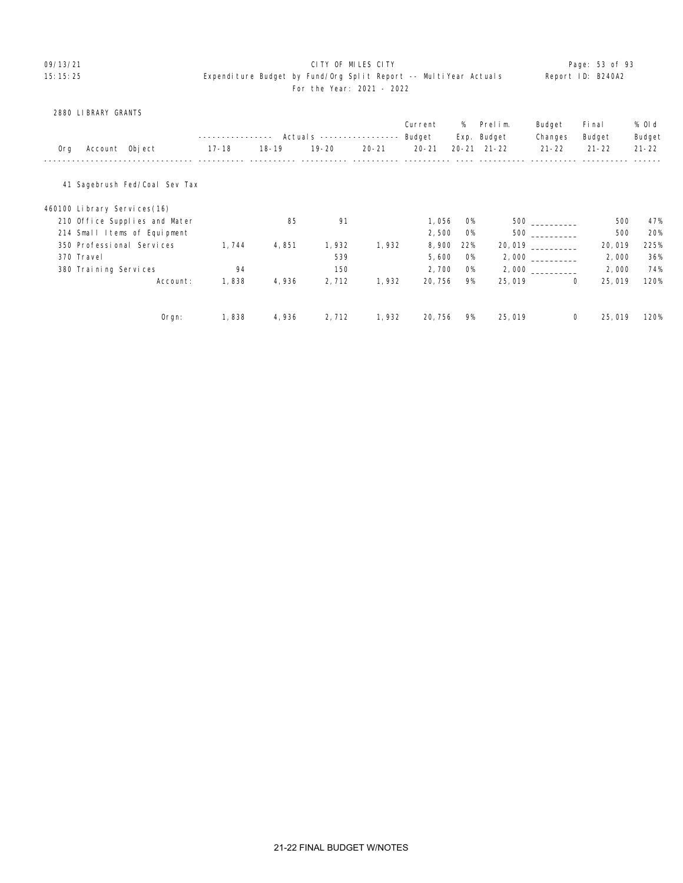09/13/21 CITY OF MILES CITY
15:15:25 Expenditure Budget by Fund/Org Split Report -- MultiYear Actuals Report ID: B240A2
For the Year: 2021 - 2022

2880 LIBRARY GRANTS

| Org Account Object | Actuals 17-18 | Actuals 18-19 | Actuals 19-20 | Actuals 20-21 | Current Budget 20-21 | % Exp. 20-21 | Prelim. Budget 21-22 | Budget Changes 21-22 | Final Budget 21-22 | % Old Budget 21-22 |
|---|---|---|---|---|---|---|---|---|---|---|
| 41 Sagebrush Fed/Coal Sev Tax | | | | | | | | | | |
| 460100 Library Services(16) | | | | | | | | | | |
| 210 Office Supplies and Mater | | 85 | 91 | | 1,056 | 0% | 500 | __________ | 500 | 47% |
| 214 Small Items of Equipment | | | | | 2,500 | 0% | 500 | __________ | 500 | 20% |
| 350 Professional Services | 1,744 | 4,851 | 1,932 | 1,932 | 8,900 | 22% | 20,019 | __________ | 20,019 | 225% |
| 370 Travel | | | 539 | | 5,600 | 0% | 2,000 | __________ | 2,000 | 36% |
| 380 Training Services | 94 | | 150 | | 2,700 | 0% | 2,000 | __________ | 2,000 | 74% |
| Account: | 1,838 | 4,936 | 2,712 | 1,932 | 20,756 | 9% | 25,019 | 0 | 25,019 | 120% |
| Orgn: | 1,838 | 4,936 | 2,712 | 1,932 | 20,756 | 9% | 25,019 | 0 | 25,019 | 120% |

21-22 FINAL BUDGET W/NOTES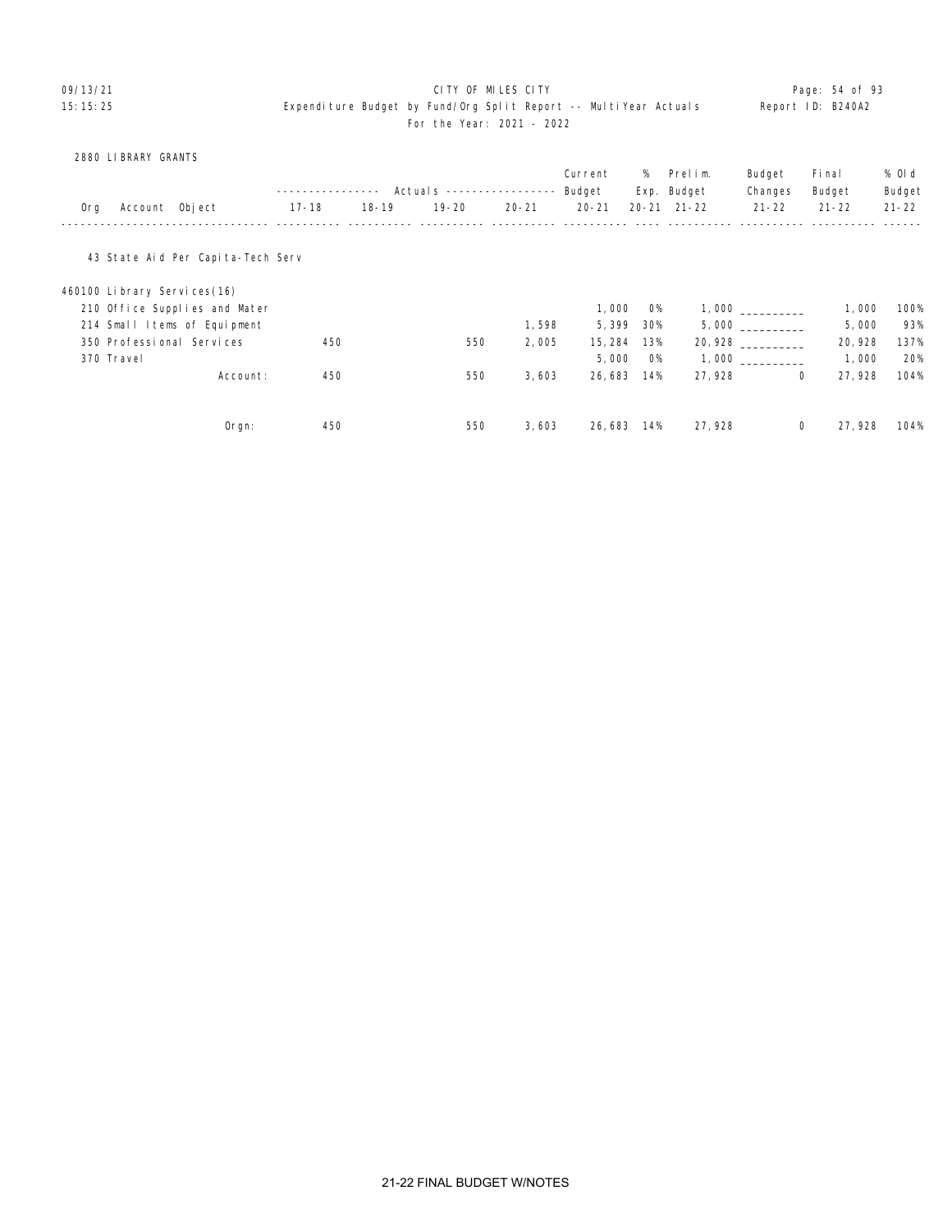CITY OF MILES CITY
Expenditure Budget by Fund/Org Split Report -- MultiYear Actuals
For the Year: 2021 - 2022

2880 LIBRARY GRANTS

| Org | Account Object | Actuals 17-18 | Actuals 18-19 | Actuals 19-20 | Actuals 20-21 | Current Budget 20-21 | % Exp. 20-21 | Prelim. Budget 21-22 | Budget Changes 21-22 | Final Budget 21-22 | % Old Budget 21-22 |
|---|---|---|---|---|---|---|---|---|---|---|---|
| 43 State Aid Per Capita-Tech Serv | | | | | | | | | | | |
| 460100 Library Services(16) | | | | | | | | | | | |
| | 210 Office Supplies and Mater | | | | | 1,000 | 0% | 1,000 | __________ | 1,000 | 100% |
| | 214 Small Items of Equipment | | | | 1,598 | 5,399 | 30% | 5,000 | __________ | 5,000 | 93% |
| | 350 Professional Services | 450 | | 550 | 2,005 | 15,284 | 13% | 20,928 | __________ | 20,928 | 137% |
| | 370 Travel | | | | | 5,000 | 0% | 1,000 | __________ | 1,000 | 20% |
| | Account: | 450 | | 550 | 3,603 | 26,683 | 14% | 27,928 | 0 | 27,928 | 104% |
| | Orgn: | 450 | | 550 | 3,603 | 26,683 | 14% | 27,928 | 0 | 27,928 | 104% |

21-22 FINAL BUDGET W/NOTES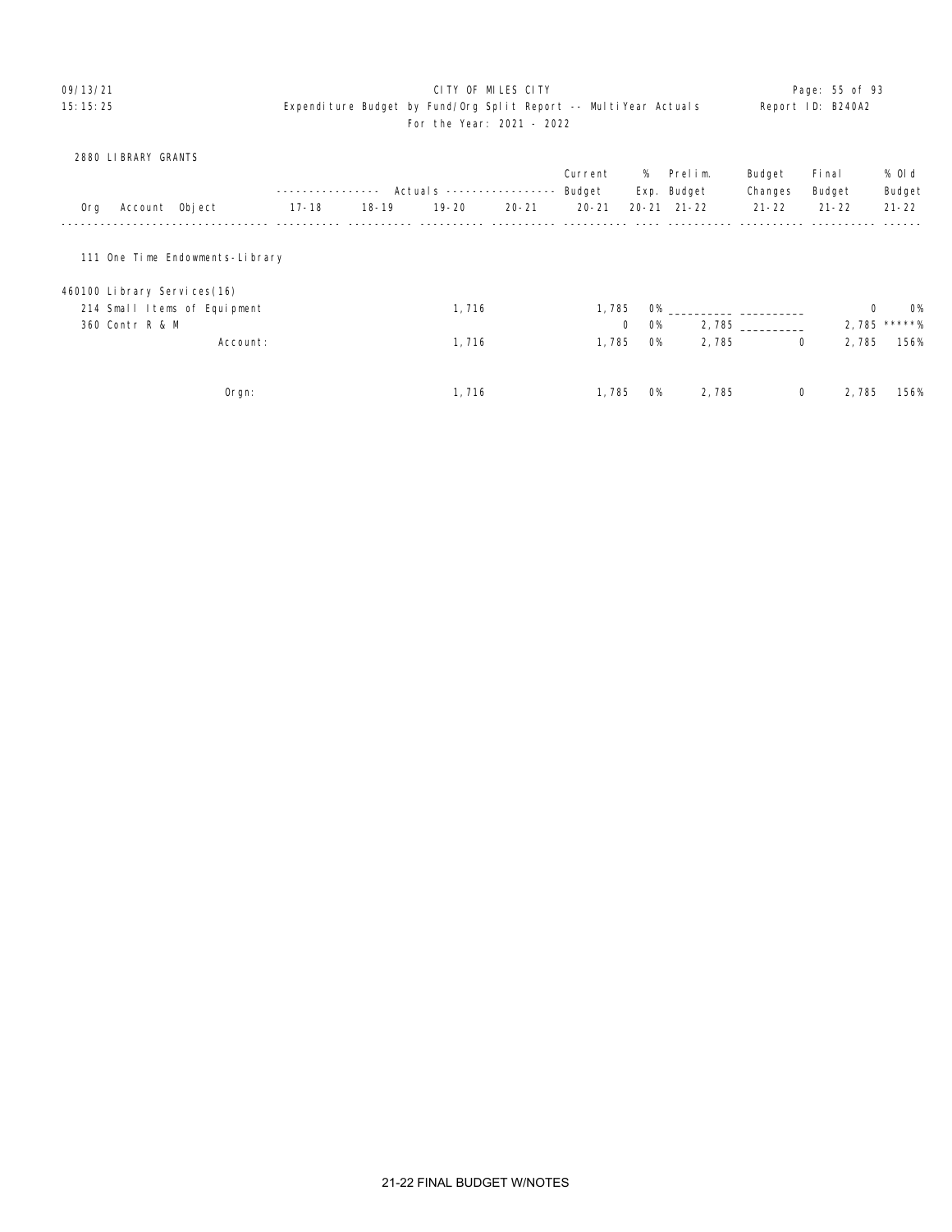CITY OF MILES CITY

Expenditure Budget by Fund/Org Split Report -- MultiYear Actuals

For the Year: 2021 - 2022

09/13/21 15:15:25 — Report ID: B240A2

2880 LIBRARY GRANTS

| Org Account Object | Actuals 17-18 | Actuals 18-19 | Actuals 19-20 | Actuals 20-21 | Current Budget 20-21 | % Exp. 20-21 | Prelim. Budget 21-22 | Budget Changes 21-22 | Final Budget 21-22 | % Old Budget 21-22 |
|---|---|---|---|---|---|---|---|---|---|---|
| **111 One Time Endowments-Library** | | | | | | | | | | |
| **460100 Library Services(16)** | | | | | | | | | | |
| 214 Small Items of Equipment | | | 1,716 | | 1,785 | 0% | __________ | __________ | 0 | 0% |
| 360 Contr R & M | | | | | 0 | 0% | 2,785 | __________ | 2,785 | *****% |
| Account: | | | 1,716 | | 1,785 | 0% | 2,785 | 0 | 2,785 | 156% |
| Orgn: | | | 1,716 | | 1,785 | 0% | 2,785 | 0 | 2,785 | 156% |

21-22 FINAL BUDGET W/NOTES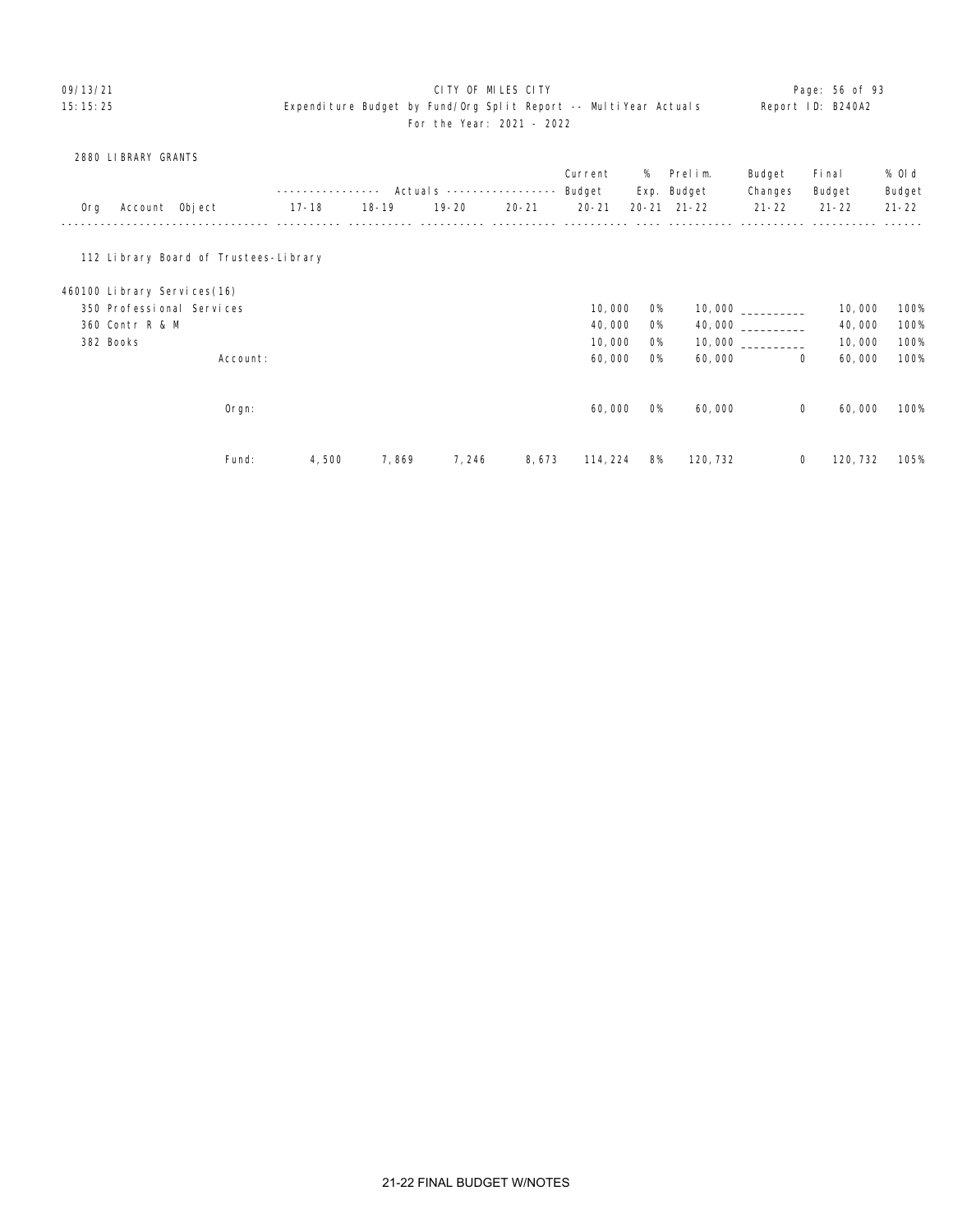CITY OF MILES CITY
Expenditure Budget by Fund/Org Split Report -- MultiYear Actuals
For the Year: 2021 - 2022

2880 LIBRARY GRANTS

| Org Account Object | Actuals 17-18 | Actuals 18-19 | Actuals 19-20 | Actuals 20-21 | Current Budget 20-21 | % Exp. 20-21 | Prelim. Budget 21-22 | Budget Changes 21-22 | Final Budget 21-22 | % Old Budget 21-22 |
|---|---|---|---|---|---|---|---|---|---|---|
| 112 Library Board of Trustees-Library | | | | | | | | | | |
| 460100 Library Services(16) | | | | | | | | | | |
| 350 Professional Services | | | | | 10,000 | 0% | 10,000 | __________ | 10,000 | 100% |
| 360 Contr R & M | | | | | 40,000 | 0% | 40,000 | __________ | 40,000 | 100% |
| 382 Books | | | | | 10,000 | 0% | 10,000 | __________ | 10,000 | 100% |
| Account: | | | | | 60,000 | 0% | 60,000 | 0 | 60,000 | 100% |
| Orgn: | | | | | 60,000 | 0% | 60,000 | 0 | 60,000 | 100% |
| Fund: | 4,500 | 7,869 | 7,246 | 8,673 | 114,224 | 8% | 120,732 | 0 | 120,732 | 105% |

21-22 FINAL BUDGET W/NOTES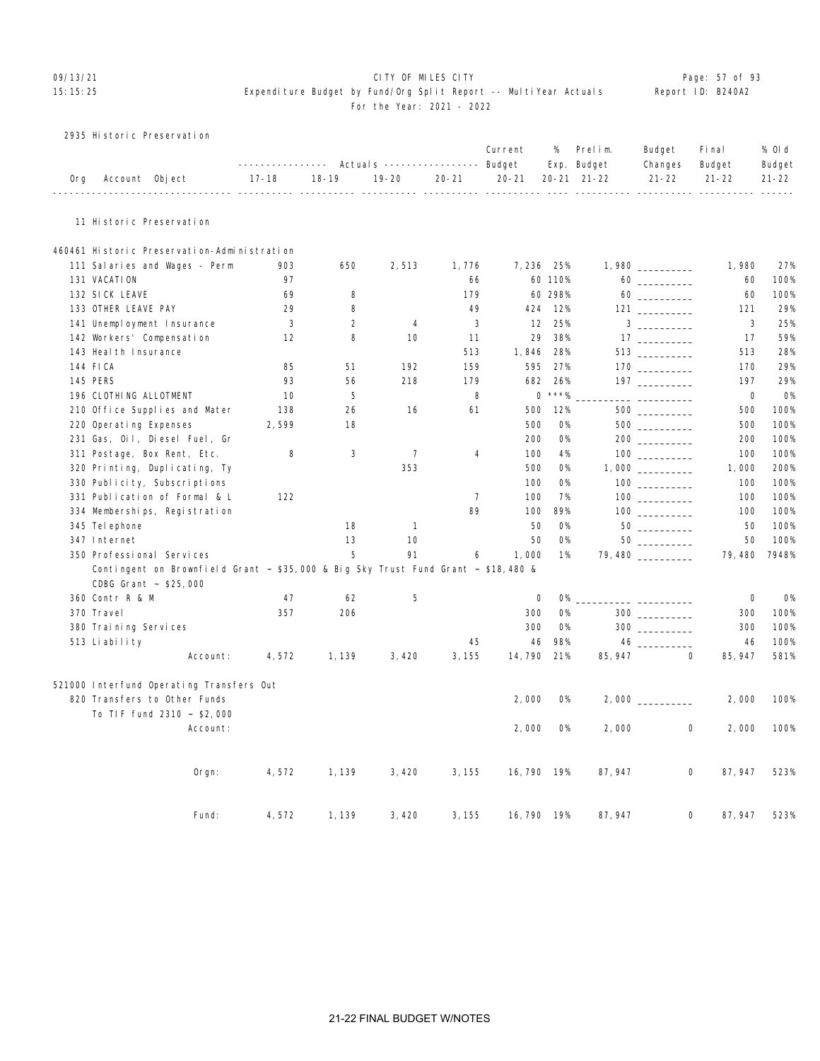09/13/21 CITY OF MILES CITY
15:15:25 Expenditure Budget by Fund/Org Split Report -- MultiYear Actuals Report ID: B240A2
For the Year: 2021 - 2022

2935 Historic Preservation

| Org | Account Object | Actuals 17-18 | Actuals 18-19 | Actuals 19-20 | Actuals 20-21 | Current Budget 20-21 | % Exp. 20-21 | Prelim. Budget 21-22 | Budget Changes 21-22 | Final Budget 21-22 | % Old Budget 21-22 |
|---|---|---|---|---|---|---|---|---|---|---|---|
| 11 | Historic Preservation | | | | | | | | | | |
| 460461 | Historic Preservation-Administration | | | | | | | | | | |
| | 111 Salaries and Wages - Perm | 903 | 650 | 2,513 | 1,776 | 7,236 | 25% | 1,980 | __________ | 1,980 | 27% |
| | 131 VACATION | 97 | | | 66 | 60 | 110% | 60 | __________ | 60 | 100% |
| | 132 SICK LEAVE | 69 | 8 | | 179 | 60 | 298% | 60 | __________ | 60 | 100% |
| | 133 OTHER LEAVE PAY | 29 | 8 | | 49 | 424 | 12% | 121 | __________ | 121 | 29% |
| | 141 Unemployment Insurance | 3 | 2 | 4 | 3 | 12 | 25% | 3 | __________ | 3 | 25% |
| | 142 Workers' Compensation | 12 | 8 | 10 | 11 | 29 | 38% | 17 | __________ | 17 | 59% |
| | 143 Health Insurance | | | | 513 | 1,846 | 28% | 513 | __________ | 513 | 28% |
| | 144 FICA | 85 | 51 | 192 | 159 | 595 | 27% | 170 | __________ | 170 | 29% |
| | 145 PERS | 93 | 56 | 218 | 179 | 682 | 26% | 197 | __________ | 197 | 29% |
| | 196 CLOTHING ALLOTMENT | 10 | 5 | | 8 | 0 | ***% | __________ | __________ | 0 | 0% |
| | 210 Office Supplies and Mater | 138 | 26 | 16 | 61 | 500 | 12% | 500 | __________ | 500 | 100% |
| | 220 Operating Expenses | 2,599 | 18 | | | 500 | 0% | 500 | __________ | 500 | 100% |
| | 231 Gas, Oil, Diesel Fuel, Gr | | | | | 200 | 0% | 200 | __________ | 200 | 100% |
| | 311 Postage, Box Rent, Etc. | 8 | 3 | 7 | 4 | 100 | 4% | 100 | __________ | 100 | 100% |
| | 320 Printing, Duplicating, Ty | | | 353 | | 500 | 0% | 1,000 | __________ | 1,000 | 200% |
| | 330 Publicity, Subscriptions | | | | | 100 | 0% | 100 | __________ | 100 | 100% |
| | 331 Publication of Formal & L | 122 | | | 7 | 100 | 7% | 100 | __________ | 100 | 100% |
| | 334 Memberships, Registration | | | | 89 | 100 | 89% | 100 | __________ | 100 | 100% |
| | 345 Telephone | | 18 | 1 | | 50 | 0% | 50 | __________ | 50 | 100% |
| | 347 Internet | | 13 | 10 | | 50 | 0% | 50 | __________ | 50 | 100% |
| | 350 Professional Services | | 5 | 91 | 6 | 1,000 | 1% | 79,480 | __________ | 79,480 | 7948% |
| | Contingent on Brownfield Grant ~ $35,000 & Big Sky Trust Fund Grant ~ $18,480 & CDBG Grant ~ $25,000 | | | | | | | | | | |
| | 360 Contr R & M | 47 | 62 | 5 | | 0 | 0% | __________ | __________ | 0 | 0% |
| | 370 Travel | 357 | 206 | | | 300 | 0% | 300 | __________ | 300 | 100% |
| | 380 Training Services | | | | | 300 | 0% | 300 | __________ | 300 | 100% |
| | 513 Liability | | | | 45 | 46 | 98% | 46 | __________ | 46 | 100% |
| | Account: | 4,572 | 1,139 | 3,420 | 3,155 | 14,790 | 21% | 85,947 | 0 | 85,947 | 581% |
| 521000 | Interfund Operating Transfers Out | | | | | | | | | | |
| | 820 Transfers to Other Funds | | | | | 2,000 | 0% | 2,000 | __________ | 2,000 | 100% |
| | To TIF fund 2310 ~ $2,000 | | | | | | | | | | |
| | Account: | | | | | 2,000 | 0% | 2,000 | 0 | 2,000 | 100% |
| | Orgn: | 4,572 | 1,139 | 3,420 | 3,155 | 16,790 | 19% | 87,947 | 0 | 87,947 | 523% |
| | Fund: | 4,572 | 1,139 | 3,420 | 3,155 | 16,790 | 19% | 87,947 | 0 | 87,947 | 523% |

21-22 FINAL BUDGET W/NOTES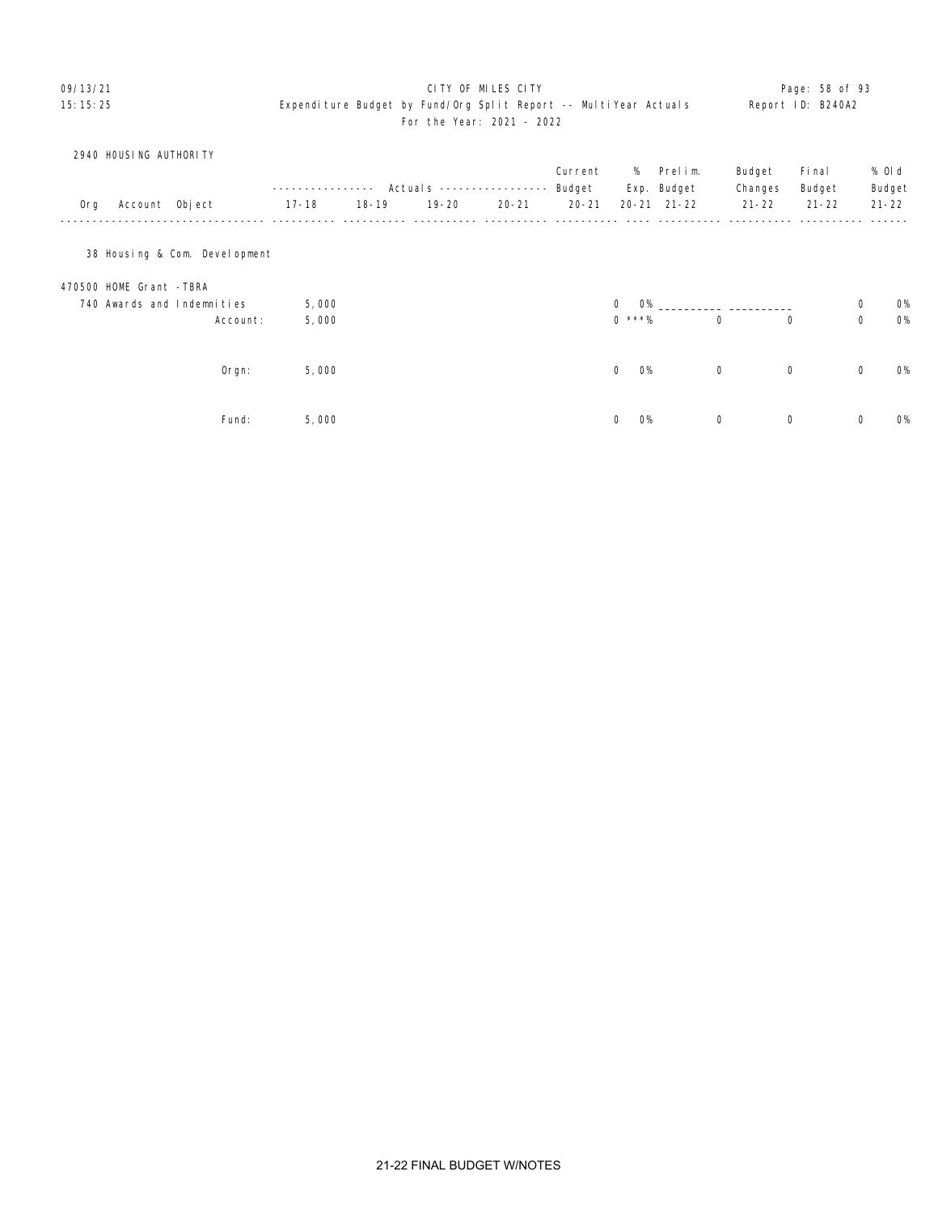CITY OF MILES CITY

Expenditure Budget by Fund/Org Split Report -- MultiYear Actuals

For the Year: 2021 - 2022

09/13/21
15:15:25

Report ID: B240A2

2940 HOUSING AUTHORITY

| Org | Account | Object | Actuals 17-18 | Actuals 18-19 | Actuals 19-20 | Actuals 20-21 | Current Budget 20-21 | % Exp. 20-21 | Prelim. Budget 21-22 | Budget Changes 21-22 | Final Budget 21-22 | % Old Budget 21-22 |
|---|---|---|---|---|---|---|---|---|---|---|---|---|
| 38 Housing & Com. Development | | | | | | | | | | | | |
| 470500 HOME Grant -TBRA | | | | | | | | | | | | |
| | 740 Awards and Indemnities | | 5,000 | | | | 0 | 0% | ___________ | ___________ | 0 | 0% |
| | | Account: | 5,000 | | | | 0 | ***% | 0 | 0 | 0 | 0% |
| | | Orgn: | 5,000 | | | | 0 | 0% | 0 | 0 | 0 | 0% |
| | | Fund: | 5,000 | | | | 0 | 0% | 0 | 0 | 0 | 0% |

21-22 FINAL BUDGET W/NOTES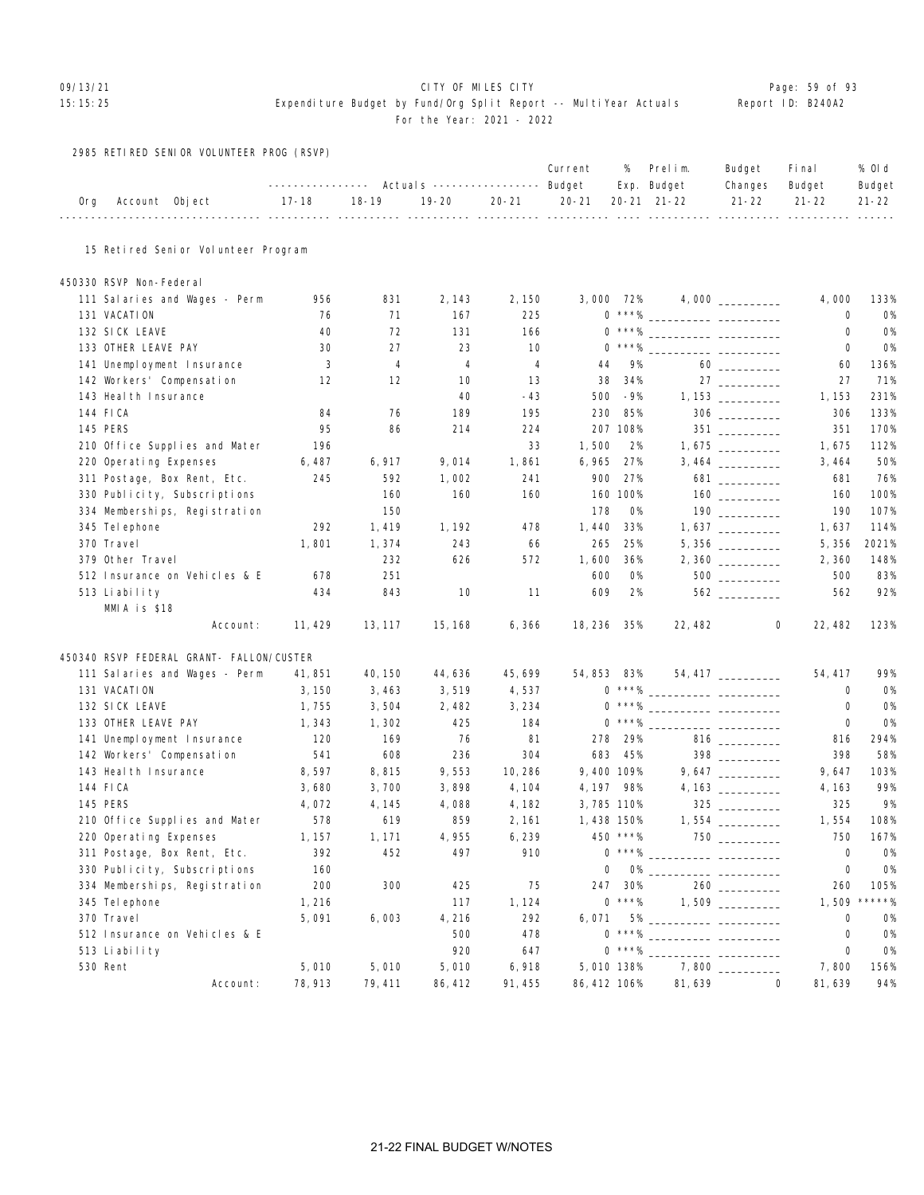09/13/21 CITY OF MILES CITY
15:15:25 Expenditure Budget by Fund/Org Split Report -- MultiYear Actuals Report ID: B240A2
For the Year: 2021 - 2022

## 2985 RETIRED SENIOR VOLUNTEER PROG (RSVP)

| Org Account Object | Actuals 17-18 | Actuals 18-19 | Actuals 19-20 | Actuals 20-21 | Current Budget 20-21 | % Exp. 20-21 | Prelim. Budget 21-22 | Budget Changes 21-22 | Final Budget 21-22 | % Old Budget 21-22 |
|---|---|---|---|---|---|---|---|---|---|---|
| **15 Retired Senior Volunteer Program** | | | | | | | | | | |
| **450330 RSVP Non-Federal** | | | | | | | | | | |
| 111 Salaries and Wages - Perm | 956 | 831 | 2,143 | 2,150 | 3,000 | 72% | 4,000 | ___ | 4,000 | 133% |
| 131 VACATION | 76 | 71 | 167 | 225 | 0 | ***% | ___ | ___ | 0 | 0% |
| 132 SICK LEAVE | 40 | 72 | 131 | 166 | 0 | ***% | ___ | ___ | 0 | 0% |
| 133 OTHER LEAVE PAY | 30 | 27 | 23 | 10 | 0 | ***% | ___ | ___ | 0 | 0% |
| 141 Unemployment Insurance | 3 | 4 | 4 | 4 | 44 | 9% | 60 | ___ | 60 | 136% |
| 142 Workers' Compensation | 12 | 12 | 10 | 13 | 38 | 34% | 27 | ___ | 27 | 71% |
| 143 Health Insurance | | | 40 | -43 | 500 | -9% | 1,153 | ___ | 1,153 | 231% |
| 144 FICA | 84 | 76 | 189 | 195 | 230 | 85% | 306 | ___ | 306 | 133% |
| 145 PERS | 95 | 86 | 214 | 224 | 207 | 108% | 351 | ___ | 351 | 170% |
| 210 Office Supplies and Mater | 196 | | | 33 | 1,500 | 2% | 1,675 | ___ | 1,675 | 112% |
| 220 Operating Expenses | 6,487 | 6,917 | 9,014 | 1,861 | 6,965 | 27% | 3,464 | ___ | 3,464 | 50% |
| 311 Postage, Box Rent, Etc. | 245 | 592 | 1,002 | 241 | 900 | 27% | 681 | ___ | 681 | 76% |
| 330 Publicity, Subscriptions | | 160 | 160 | 160 | 160 | 100% | 160 | ___ | 160 | 100% |
| 334 Memberships, Registration | | 150 | | | 178 | 0% | 190 | ___ | 190 | 107% |
| 345 Telephone | 292 | 1,419 | 1,192 | 478 | 1,440 | 33% | 1,637 | ___ | 1,637 | 114% |
| 370 Travel | 1,801 | 1,374 | 243 | 66 | 265 | 25% | 5,356 | ___ | 5,356 | 2021% |
| 379 Other Travel | | 232 | 626 | 572 | 1,600 | 36% | 2,360 | ___ | 2,360 | 148% |
| 512 Insurance on Vehicles & E | 678 | 251 | | | 600 | 0% | 500 | ___ | 500 | 83% |
| 513 Liability<br>MMIA is $18 | 434 | 843 | 10 | 11 | 609 | 2% | 562 | ___ | 562 | 92% |
| Account: | 11,429 | 13,117 | 15,168 | 6,366 | 18,236 | 35% | 22,482 | 0 | 22,482 | 123% |
| **450340 RSVP FEDERAL GRANT- FALLON/CUSTER** | | | | | | | | | | |
| 111 Salaries and Wages - Perm | 41,851 | 40,150 | 44,636 | 45,699 | 54,853 | 83% | 54,417 | ___ | 54,417 | 99% |
| 131 VACATION | 3,150 | 3,463 | 3,519 | 4,537 | 0 | ***% | ___ | ___ | 0 | 0% |
| 132 SICK LEAVE | 1,755 | 3,504 | 2,482 | 3,234 | 0 | ***% | ___ | ___ | 0 | 0% |
| 133 OTHER LEAVE PAY | 1,343 | 1,302 | 425 | 184 | 0 | ***% | ___ | ___ | 0 | 0% |
| 141 Unemployment Insurance | 120 | 169 | 76 | 81 | 278 | 29% | 816 | ___ | 816 | 294% |
| 142 Workers' Compensation | 541 | 608 | 236 | 304 | 683 | 45% | 398 | ___ | 398 | 58% |
| 143 Health Insurance | 8,597 | 8,815 | 9,553 | 10,286 | 9,400 | 109% | 9,647 | ___ | 9,647 | 103% |
| 144 FICA | 3,680 | 3,700 | 3,898 | 4,104 | 4,197 | 98% | 4,163 | ___ | 4,163 | 99% |
| 145 PERS | 4,072 | 4,145 | 4,088 | 4,182 | 3,785 | 110% | 325 | ___ | 325 | 9% |
| 210 Office Supplies and Mater | 578 | 619 | 859 | 2,161 | 1,438 | 150% | 1,554 | ___ | 1,554 | 108% |
| 220 Operating Expenses | 1,157 | 1,171 | 4,955 | 6,239 | 450 | ***% | 750 | ___ | 750 | 167% |
| 311 Postage, Box Rent, Etc. | 392 | 452 | 497 | 910 | 0 | ***% | ___ | ___ | 0 | 0% |
| 330 Publicity, Subscriptions | 160 | | | | 0 | 0% | ___ | ___ | 0 | 0% |
| 334 Memberships, Registration | 200 | 300 | 425 | 75 | 247 | 30% | 260 | ___ | 260 | 105% |
| 345 Telephone | 1,216 | | 117 | 1,124 | 0 | ***% | 1,509 | ___ | 1,509 | *****% |
| 370 Travel | 5,091 | 6,003 | 4,216 | 292 | 6,071 | 5% | ___ | ___ | 0 | 0% |
| 512 Insurance on Vehicles & E | | | 500 | 478 | 0 | ***% | ___ | ___ | 0 | 0% |
| 513 Liability | | | 920 | 647 | 0 | ***% | ___ | ___ | 0 | 0% |
| 530 Rent | 5,010 | 5,010 | 5,010 | 6,918 | 5,010 | 138% | 7,800 | ___ | 7,800 | 156% |
| Account: | 78,913 | 79,411 | 86,412 | 91,455 | 86,412 | 106% | 81,639 | 0 | 81,639 | 94% |

21-22 FINAL BUDGET W/NOTES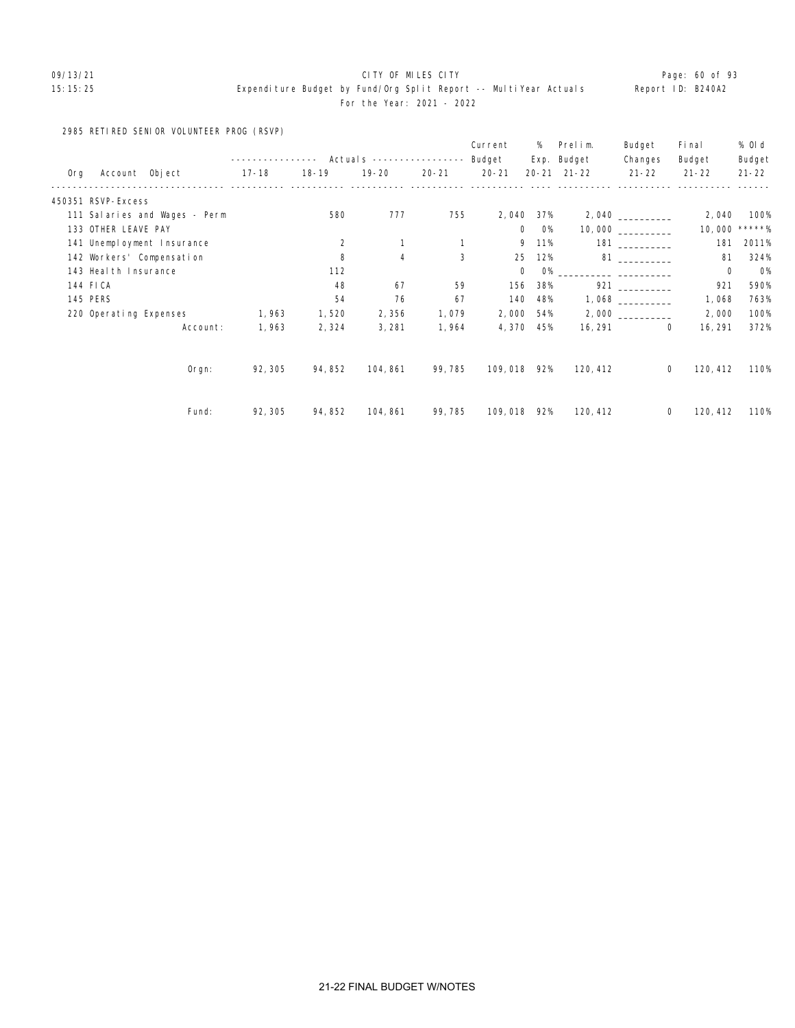CITY OF MILES CITY

Expenditure Budget by Fund/Org Split Report -- MultiYear Actuals

For the Year: 2021 - 2022

2985 RETIRED SENIOR VOLUNTEER PROG (RSVP)

| Org | Account Object | Actuals 17-18 | Actuals 18-19 | Actuals 19-20 | Actuals 20-21 | Current Budget 20-21 | % Exp. 20-21 | Prelim. Budget 21-22 | Budget Changes 21-22 | Final Budget 21-22 | % Old Budget 21-22 |
|---|---|---|---|---|---|---|---|---|---|---|---|
| 450351 RSVP-Excess | | | | | | | | | | | |
| | 111 Salaries and Wages - Perm | | 580 | 777 | 755 | 2,040 | 37% | 2,040 | __________ | 2,040 | 100% |
| | 133 OTHER LEAVE PAY | | | | | 0 | 0% | 10,000 | __________ | 10,000 | *****% |
| | 141 Unemployment Insurance | | 2 | 1 | 1 | 9 | 11% | 181 | __________ | 181 | 2011% |
| | 142 Workers' Compensation | | 8 | 4 | 3 | 25 | 12% | 81 | __________ | 81 | 324% |
| | 143 Health Insurance | | 112 | | | 0 | 0% | __________ | __________ | 0 | 0% |
| | 144 FICA | | 48 | 67 | 59 | 156 | 38% | 921 | __________ | 921 | 590% |
| | 145 PERS | | 54 | 76 | 67 | 140 | 48% | 1,068 | __________ | 1,068 | 763% |
| | 220 Operating Expenses | 1,963 | 1,520 | 2,356 | 1,079 | 2,000 | 54% | 2,000 | __________ | 2,000 | 100% |
| | Account: | 1,963 | 2,324 | 3,281 | 1,964 | 4,370 | 45% | 16,291 | 0 | 16,291 | 372% |
| | Orgn: | 92,305 | 94,852 | 104,861 | 99,785 | 109,018 | 92% | 120,412 | 0 | 120,412 | 110% |
| | Fund: | 92,305 | 94,852 | 104,861 | 99,785 | 109,018 | 92% | 120,412 | 0 | 120,412 | 110% |

21-22 FINAL BUDGET W/NOTES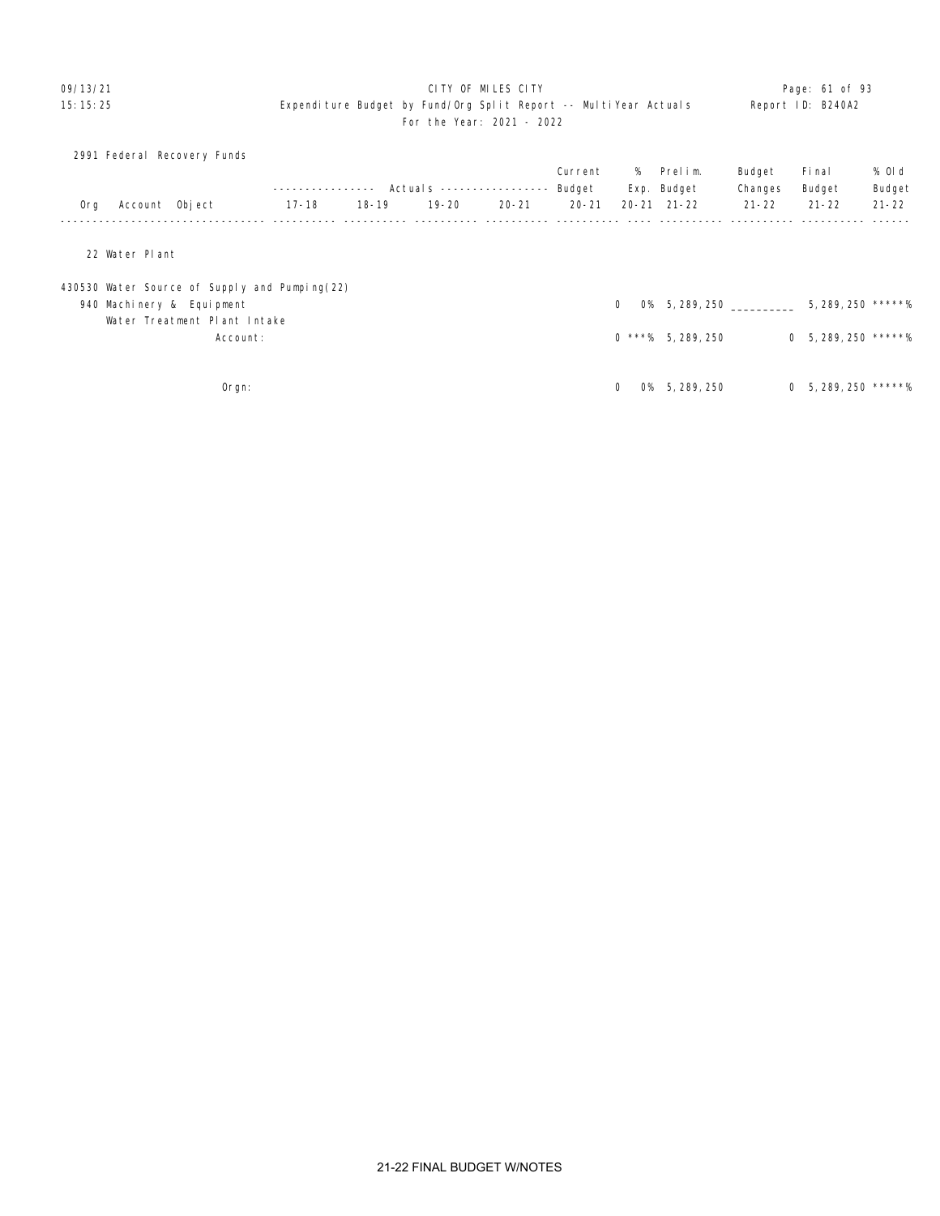CITY OF MILES CITY

Expenditure Budget by Fund/Org Split Report -- MultiYear Actuals

For the Year: 2021 - 2022

Report ID: B240A2

09/13/21
15:15:25

2991 Federal Recovery Funds

| Org | Account | Object | Actuals 17-18 | Actuals 18-19 | Actuals 19-20 | Actuals 20-21 | Current Budget 20-21 | % Exp. 20-21 | Prelim. Budget 21-22 | Budget Changes 21-22 | Final Budget 21-22 | % Old Budget 21-22 |
|---|---|---|---|---|---|---|---|---|---|---|---|---|
| 22 Water Plant | | | | | | | | | | | | |
| | 430530 Water Source of Supply and Pumping(22) | | | | | | | | | | | |
| | | 940 Machinery & Equipment | | | | | 0 | 0% | 5,289,250 | __________ | 5,289,250 | *****% |
| | | Water Treatment Plant Intake | | | | | | | | | | |
| | Account: | | | | | | 0 | ***% | 5,289,250 | 0 | 5,289,250 | *****% |
| Orgn: | | | | | | | 0 | 0% | 5,289,250 | 0 | 5,289,250 | *****% |

21-22 FINAL BUDGET W/NOTES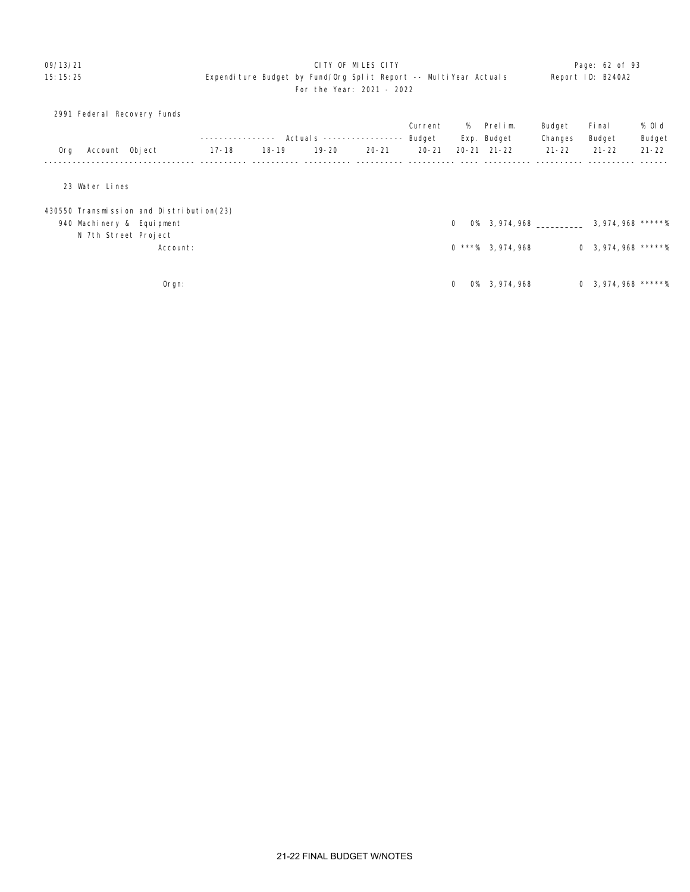CITY OF MILES CITY

Expenditure Budget by Fund/Org Split Report -- MultiYear Actuals

For the Year: 2021 - 2022

Report ID: B240A2

09/13/21
15:15:25

2991 Federal Recovery Funds

| Org | Account | Object | 17-18 | 18-19 | 19-20 | 20-21 | Current Budget 20-21 | % Exp. 20-21 | Prelim. Budget 21-22 | Budget Changes 21-22 | Final Budget 21-22 | % Old Budget 21-22 |
|---|---|---|---|---|---|---|---|---|---|---|---|---|
| | | | Actuals | | | | | | | | | |
| 23 Water Lines | | | | | | | | | | | | |
| 430550 Transmission and Distribution(23) | | | | | | | | | | | | |
| | 940 | Machinery & Equipment | | | | | 0 | 0% | 3,974,968 | __________ | 3,974,968 | *****% |
| | | N 7th Street Project | | | | | | | | | | |
| | | Account: | | | | | 0 | ***% | 3,974,968 | 0 | 3,974,968 | *****% |
| | | Orgn: | | | | | 0 | 0% | 3,974,968 | 0 | 3,974,968 | *****% |

21-22 FINAL BUDGET W/NOTES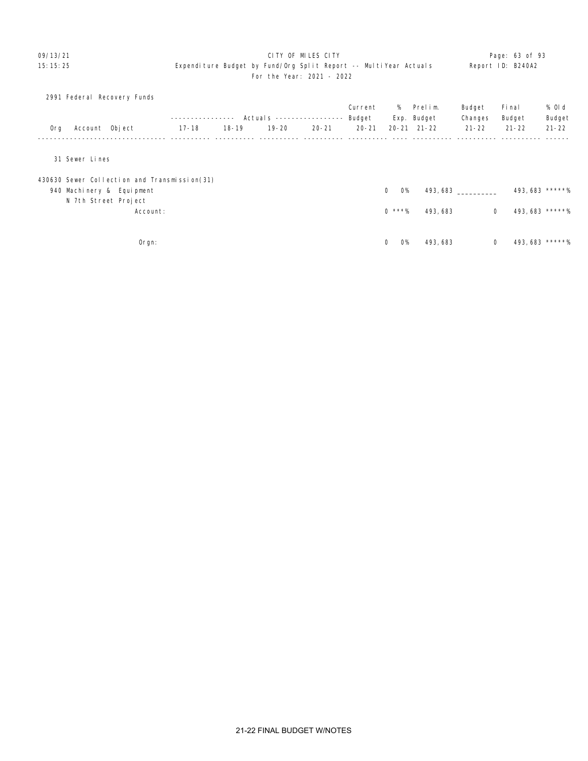CITY OF MILES CITY

Expenditure Budget by Fund/Org Split Report -- MultiYear Actuals

For the Year: 2021 - 2022

2991 Federal Recovery Funds

| Org Account Object | Actuals 17-18 | Actuals 18-19 | Actuals 19-20 | Actuals 20-21 | Current Budget 20-21 | % Exp. 20-21 | Prelim. Budget 21-22 | Budget Changes 21-22 | Final Budget 21-22 | % Old Budget 21-22 |
|---|---|---|---|---|---|---|---|---|---|---|
| 31 Sewer Lines | | | | | | | | | | |
| 430630 Sewer Collection and Transmission(31) | | | | | | | | | | |
| 940 Machinery & Equipment | | | | | 0 | 0% | 493,683 | __________ | 493,683 | *****% |
| N 7th Street Project | | | | | | | | | | |
| Account: | | | | | 0 | ***% | 493,683 | 0 | 493,683 | *****% |
| Orgn: | | | | | 0 | 0% | 493,683 | 0 | 493,683 | *****% |

21-22 FINAL BUDGET W/NOTES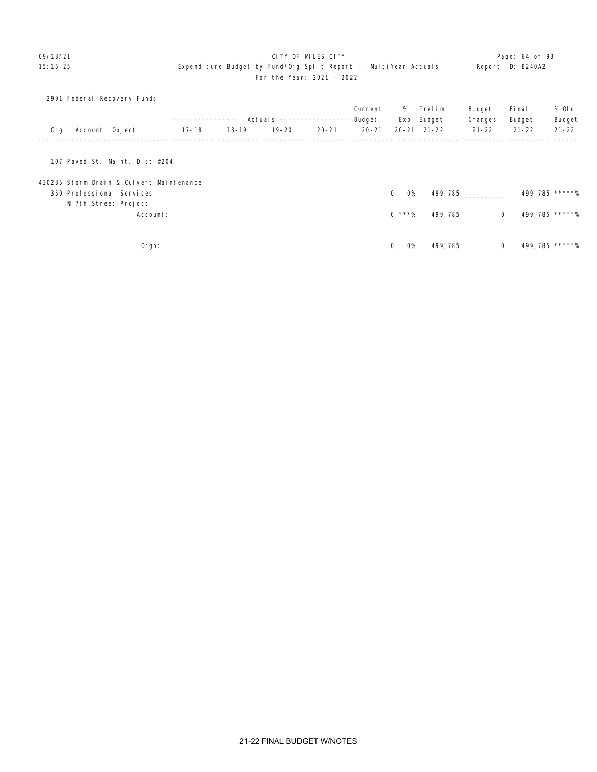CITY OF MILES CITY
Expenditure Budget by Fund/Org Split Report -- MultiYear Actuals
For the Year: 2021 - 2022

2991 Federal Recovery Funds

| Org Account Object | Actuals 17-18 | Actuals 18-19 | Actuals 19-20 | Actuals 20-21 | Current Budget 20-21 | % Exp. 20-21 | Prelim. Budget 21-22 | Budget Changes 21-22 | Final Budget 21-22 | % Old Budget 21-22 |
|---|---|---|---|---|---|---|---|---|---|---|
| 107 Paved St. Maint. Dist.#204 | | | | | | | | | | |
| 430235 Storm Drain & Culvert Maintenance | | | | | | | | | | |
| 350 Professional Services | | | | | 0 | 0% | 499,785 | __________ | 499,785 | *****% |
| N 7th Street Project | | | | | | | | | | |
| Account: | | | | | 0 | ***% | 499,785 | 0 | 499,785 | *****% |
| Orgn: | | | | | 0 | 0% | 499,785 | 0 | 499,785 | *****% |

21-22 FINAL BUDGET W/NOTES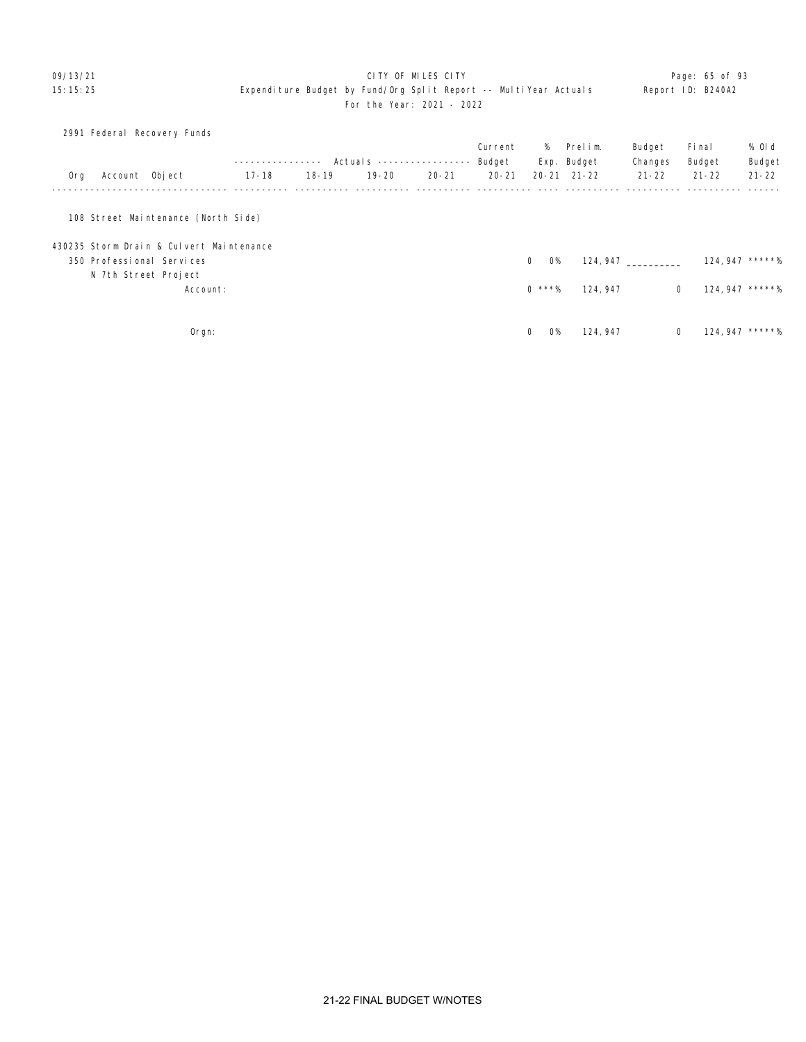CITY OF MILES CITY

Expenditure Budget by Fund/Org Split Report -- MultiYear Actuals

For the Year: 2021 - 2022

2991 Federal Recovery Funds

| Org | Account | Object | 17-18 | 18-19 | 19-20 | 20-21 | Current Budget 20-21 | % Exp. 20-21 | Prelim. Budget 21-22 | Budget Changes 21-22 | Final Budget 21-22 | % Old Budget 21-22 |
|---|---|---|---|---|---|---|---|---|---|---|---|---|
| | | | Actuals | | | | | | | | | |
| 108 Street Maintenance (North Side) | | | | | | | | | | | | |
| 430235 Storm Drain & Culvert Maintenance | | | | | | | | | | | | |
| | | 350 Professional Services | | | | | 0 | 0% | 124,947 | __________ | 124,947 | *****% |
| | | N 7th Street Project | | | | | | | | | | |
| | Account: | | | | | | 0 | ***% | 124,947 | 0 | 124,947 | *****% |
| Orgn: | | | | | | | 0 | 0% | 124,947 | 0 | 124,947 | *****% |

21-22 FINAL BUDGET W/NOTES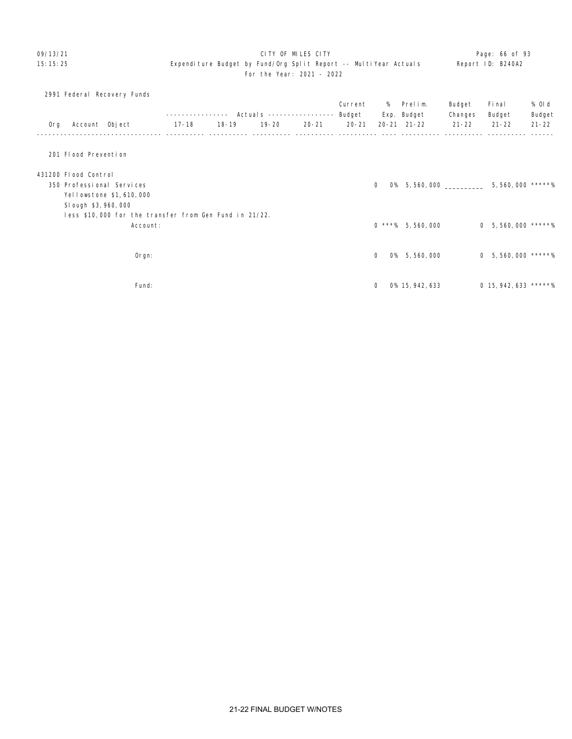CITY OF MILES CITY
Expenditure Budget by Fund/Org Split Report -- MultiYear Actuals
For the Year: 2021 - 2022

2991 Federal Recovery Funds

| Org | Account | Object | Actuals 17-18 | Actuals 18-19 | Actuals 19-20 | Actuals 20-21 | Current Budget 20-21 | % Exp. 20-21 | Prelim. Budget 21-22 | Budget Changes 21-22 | Final Budget 21-22 | % Old Budget 21-22 |
|---|---|---|---|---|---|---|---|---|---|---|---|---|
| 201 Flood Prevention | | | | | | | | | | | | |
| 431200 Flood Control | | | | | | | | | | | | |
| | 350 Professional Services | | | | | | 0 | 0% | 5,560,000 | __________ | 5,560,000 | *****% |
| | Yellowstone $1,610,000 | | | | | | | | | | | |
| | Slough $3,960,000 | | | | | | | | | | | |
| | less $10,000 for the transfer from Gen Fund in 21/22. | | | | | | | | | | | |
| | | Account: | | | | | 0 | ***% | 5,560,000 | 0 | 5,560,000 | *****% |
| | | Orgn: | | | | | 0 | 0% | 5,560,000 | 0 | 5,560,000 | *****% |
| | | Fund: | | | | | 0 | 0% | 15,942,633 | 0 | 15,942,633 | *****% |

21-22 FINAL BUDGET W/NOTES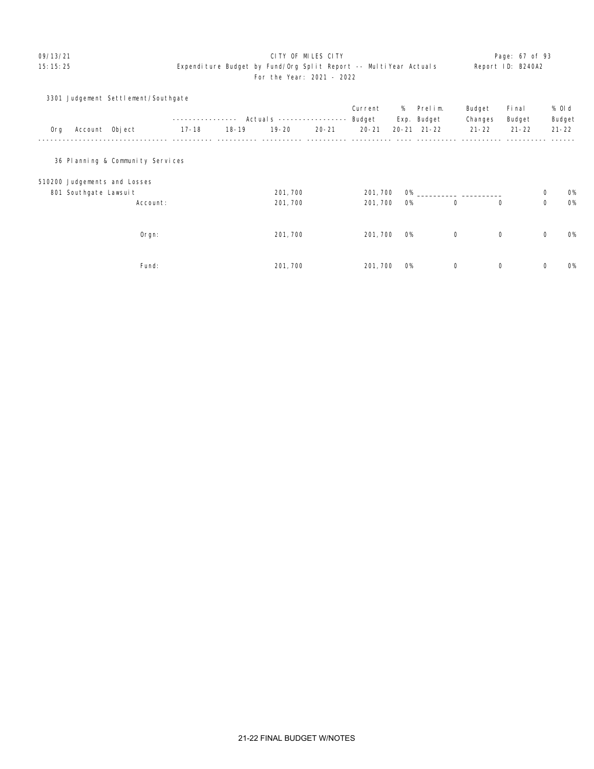CITY OF MILES CITY
Expenditure Budget by Fund/Org Split Report -- MultiYear Actuals
For the Year: 2021 - 2022

09/13/21
15:15:25

Report ID: B240A2

## 3301 Judgement Settlement/Southgate

| Org | Account | Object | Actuals 17-18 | Actuals 18-19 | Actuals 19-20 | Actuals 20-21 | Current Budget 20-21 | % Exp. 20-21 | Prelim. Budget 21-22 | Budget Changes 21-22 | Final Budget 21-22 | % Old Budget 21-22 |
|---|---|---|---|---|---|---|---|---|---|---|---|---|
| 36 Planning & Community Services | | | | | | | | | | | | |
| 510200 Judgements and Losses | | | | | | | | | | | | |
| | 801 Southgate Lawsuit | | | | 201,700 | | 201,700 | 0% | __________ | __________ | 0 | 0% |
| | | Account: | | | 201,700 | | 201,700 | 0% | 0 | 0 | 0 | 0% |
| | | Orgn: | | | 201,700 | | 201,700 | 0% | 0 | 0 | 0 | 0% |
| | | Fund: | | | 201,700 | | 201,700 | 0% | 0 | 0 | 0 | 0% |

21-22 FINAL BUDGET W/NOTES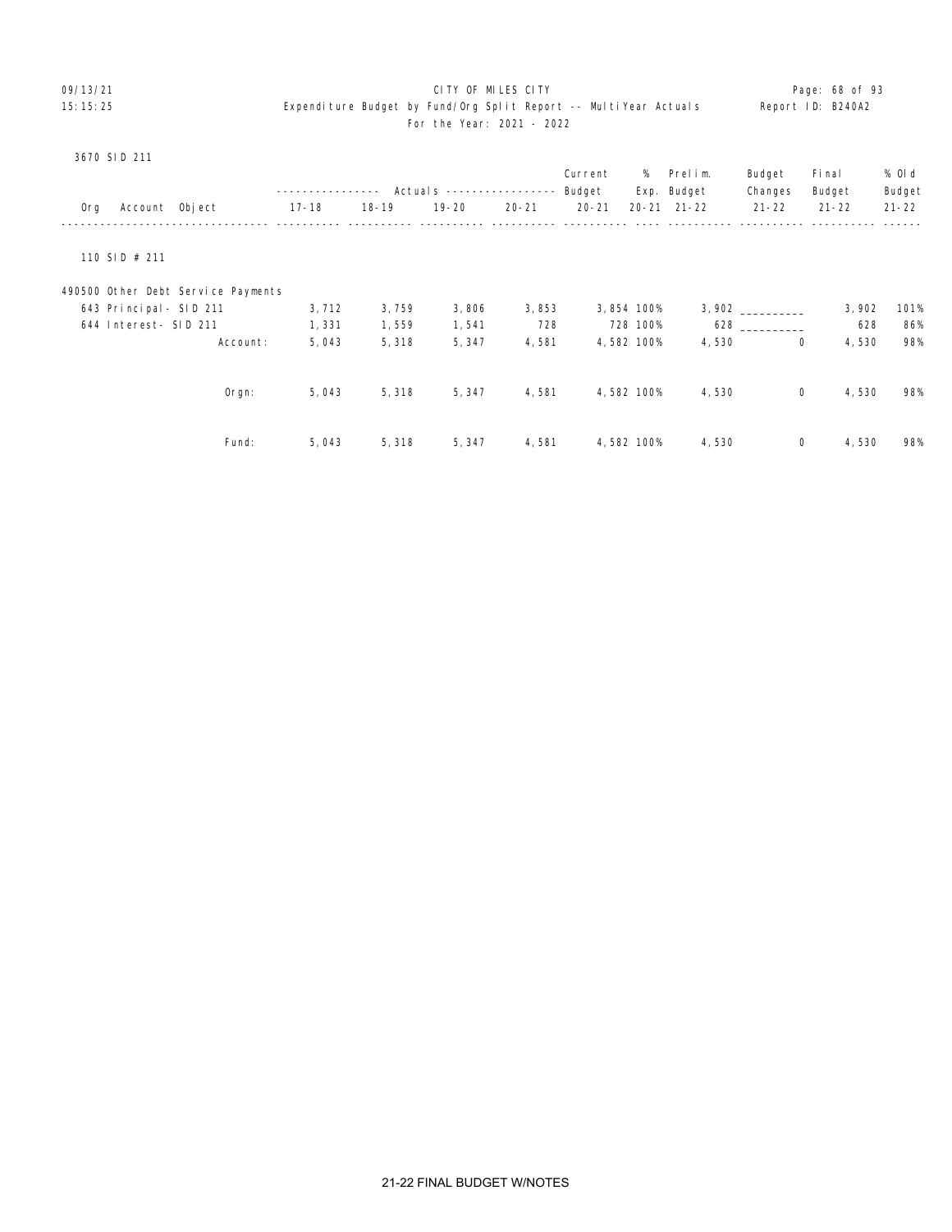CITY OF MILES CITY

Expenditure Budget by Fund/Org Split Report -- MultiYear Actuals

For the Year: 2021 - 2022

3670 SID 211

| Org Account Object | Actuals 17-18 | Actuals 18-19 | Actuals 19-20 | Actuals 20-21 | Current Budget 20-21 | % Exp. 20-21 | Prelim. Budget 21-22 | Budget Changes 21-22 | Final Budget 21-22 | % Old Budget 21-22 |
|---|---|---|---|---|---|---|---|---|---|---|
| 110 SID # 211 | | | | | | | | | | |
| 490500 Other Debt Service Payments | | | | | | | | | | |
| 643 Principal- SID 211 | 3,712 | 3,759 | 3,806 | 3,853 | 3,854 | 100% | 3,902 | __________ | 3,902 | 101% |
| 644 Interest- SID 211 | 1,331 | 1,559 | 1,541 | 728 | 728 | 100% | 628 | __________ | 628 | 86% |
| Account: | 5,043 | 5,318 | 5,347 | 4,581 | 4,582 | 100% | 4,530 | 0 | 4,530 | 98% |
| Orgn: | 5,043 | 5,318 | 5,347 | 4,581 | 4,582 | 100% | 4,530 | 0 | 4,530 | 98% |
| Fund: | 5,043 | 5,318 | 5,347 | 4,581 | 4,582 | 100% | 4,530 | 0 | 4,530 | 98% |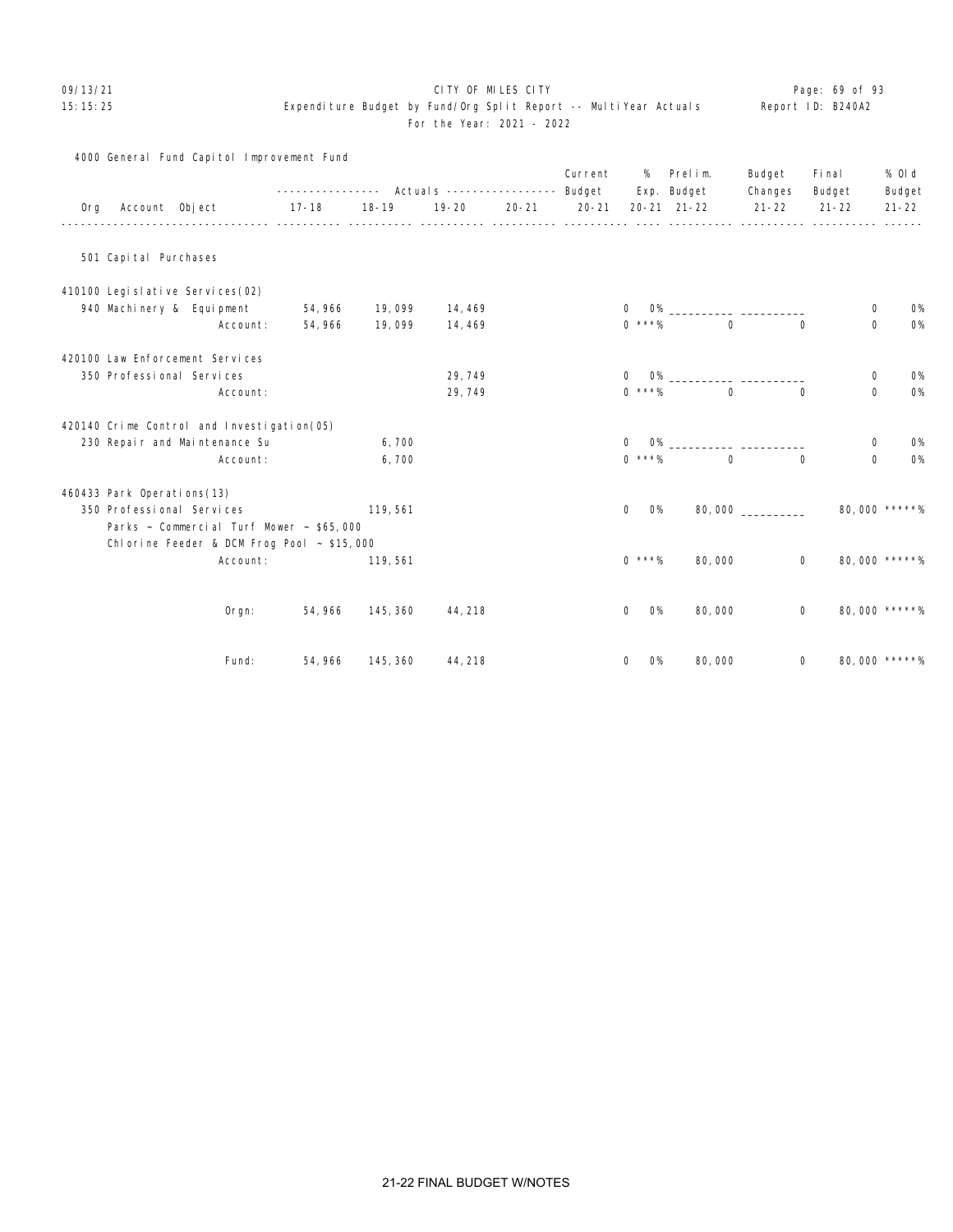CITY OF MILES CITY

Expenditure Budget by Fund/Org Split Report -- MultiYear Actuals

For the Year: 2021 - 2022

4000 General Fund Capitol Improvement Fund

| Org Account Object | Actuals 17-18 | Actuals 18-19 | Actuals 19-20 | Actuals 20-21 | Current Budget 20-21 | % Exp. 20-21 | Prelim. Budget 21-22 | Budget Changes 21-22 | Final Budget 21-22 | % Old Budget 21-22 |
|---|---|---|---|---|---|---|---|---|---|---|
| **501 Capital Purchases** | | | | | | | | | | |
| **410100 Legislative Services(02)** | | | | | | | | | | |
| 940 Machinery & Equipment | 54,966 | 19,099 | 14,469 | | 0 | 0% | __________ | __________ | 0 | 0% |
| Account: | 54,966 | 19,099 | 14,469 | | 0 | ***% | 0 | 0 | 0 | 0% |
| **420100 Law Enforcement Services** | | | | | | | | | | |
| 350 Professional Services | | | 29,749 | | 0 | 0% | __________ | __________ | 0 | 0% |
| Account: | | | 29,749 | | 0 | ***% | 0 | 0 | 0 | 0% |
| **420140 Crime Control and Investigation(05)** | | | | | | | | | | |
| 230 Repair and Maintenance Su | | 6,700 | | | 0 | 0% | __________ | __________ | 0 | 0% |
| Account: | | 6,700 | | | 0 | ***% | 0 | 0 | 0 | 0% |
| **460433 Park Operations(13)** | | | | | | | | | | |
| 350 Professional Services | | 119,561 | | | 0 | 0% | 80,000 | __________ | 80,000 | *****% |
| Parks ~ Commercial Turf Mower ~ $65,000 | | | | | | | | | | |
| Chlorine Feeder & DCM Frog Pool ~ $15,000 | | | | | | | | | | |
| Account: | | 119,561 | | | 0 | ***% | 80,000 | 0 | 80,000 | *****% |
| Orgn: | 54,966 | 145,360 | 44,218 | | 0 | 0% | 80,000 | 0 | 80,000 | *****% |
| Fund: | 54,966 | 145,360 | 44,218 | | 0 | 0% | 80,000 | 0 | 80,000 | *****% |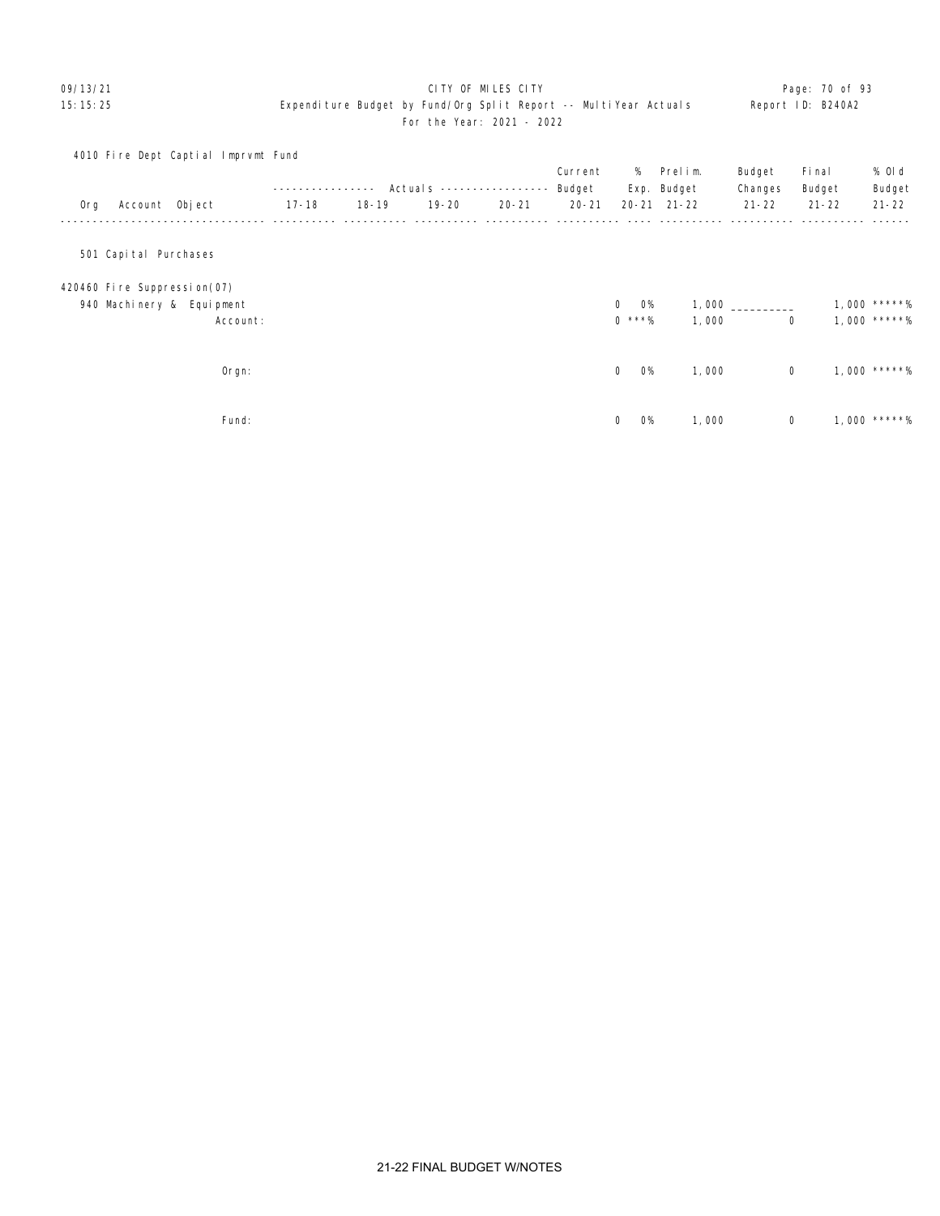CITY OF MILES CITY

Expenditure Budget by Fund/Org Split Report -- MultiYear Actuals

For the Year: 2021 - 2022

09/13/21
15:15:25

Report ID: B240A2

4010 Fire Dept Captial Imprvmt Fund

| Org Account Object | Actuals 17-18 | Actuals 18-19 | Actuals 19-20 | Actuals 20-21 | Current Budget 20-21 | % Exp. 20-21 | Prelim. Budget 21-22 | Budget Changes 21-22 | Final Budget 21-22 | % Old Budget 21-22 |
|---|---|---|---|---|---|---|---|---|---|---|
| 501 Capital Purchases | | | | | | | | | | |
| 420460 Fire Suppression(07) | | | | | | | | | | |
| 940 Machinery & Equipment | | | | | 0 | 0% | 1,000 | __________ | 1,000 | *****% |
| Account: | | | | | 0 | ***% | 1,000 | 0 | 1,000 | *****% |
| Orgn: | | | | | 0 | 0% | 1,000 | 0 | 1,000 | *****% |
| Fund: | | | | | 0 | 0% | 1,000 | 0 | 1,000 | *****% |

21-22 FINAL BUDGET W/NOTES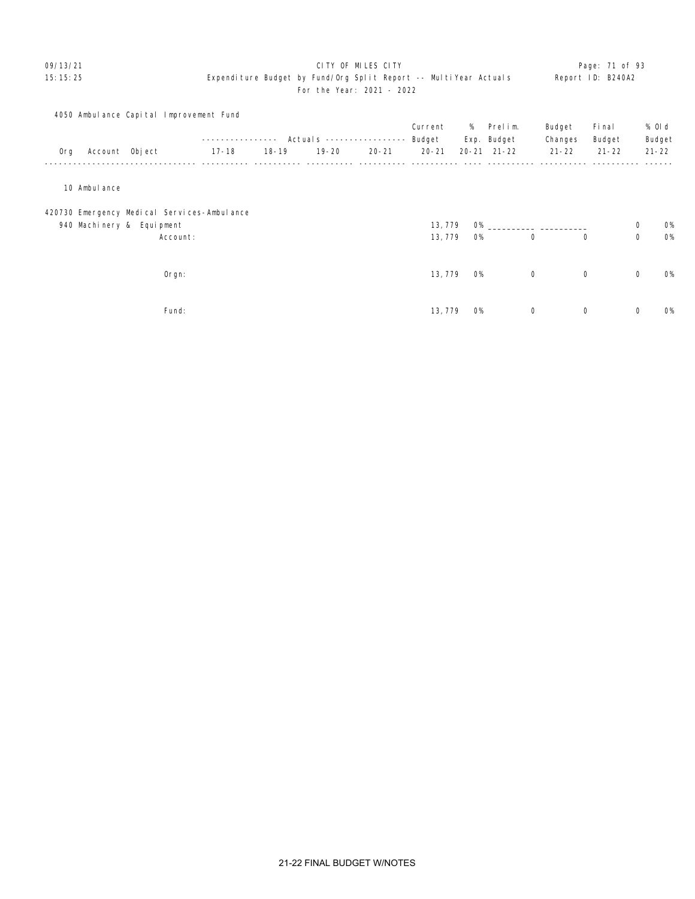4050 Ambulance Capital Improvement Fund

| Org | Account | Object | 17-18 | 18-19 | 19-20 | 20-21 | Current Budget 20-21 | % Exp. 20-21 | Prelim. Budget 21-22 | Budget Changes 21-22 | Final Budget 21-22 | % Old Budget 21-22 |
|---|---|---|---|---|---|---|---|---|---|---|---|---|
| 10 Ambulance | | | | | | | | | | | | |
| 420730 Emergency Medical Services-Ambulance | | | | | | | | | | | | |
| | 940 Machinery & Equipment | | | | | | 13,779 | 0% | __________ | __________ | 0 | 0% |
| | | Account: | | | | | 13,779 | 0% | 0 | 0 | 0 | 0% |
| | | Orgn: | | | | | 13,779 | 0% | 0 | 0 | 0 | 0% |
| | | Fund: | | | | | 13,779 | 0% | 0 | 0 | 0 | 0% |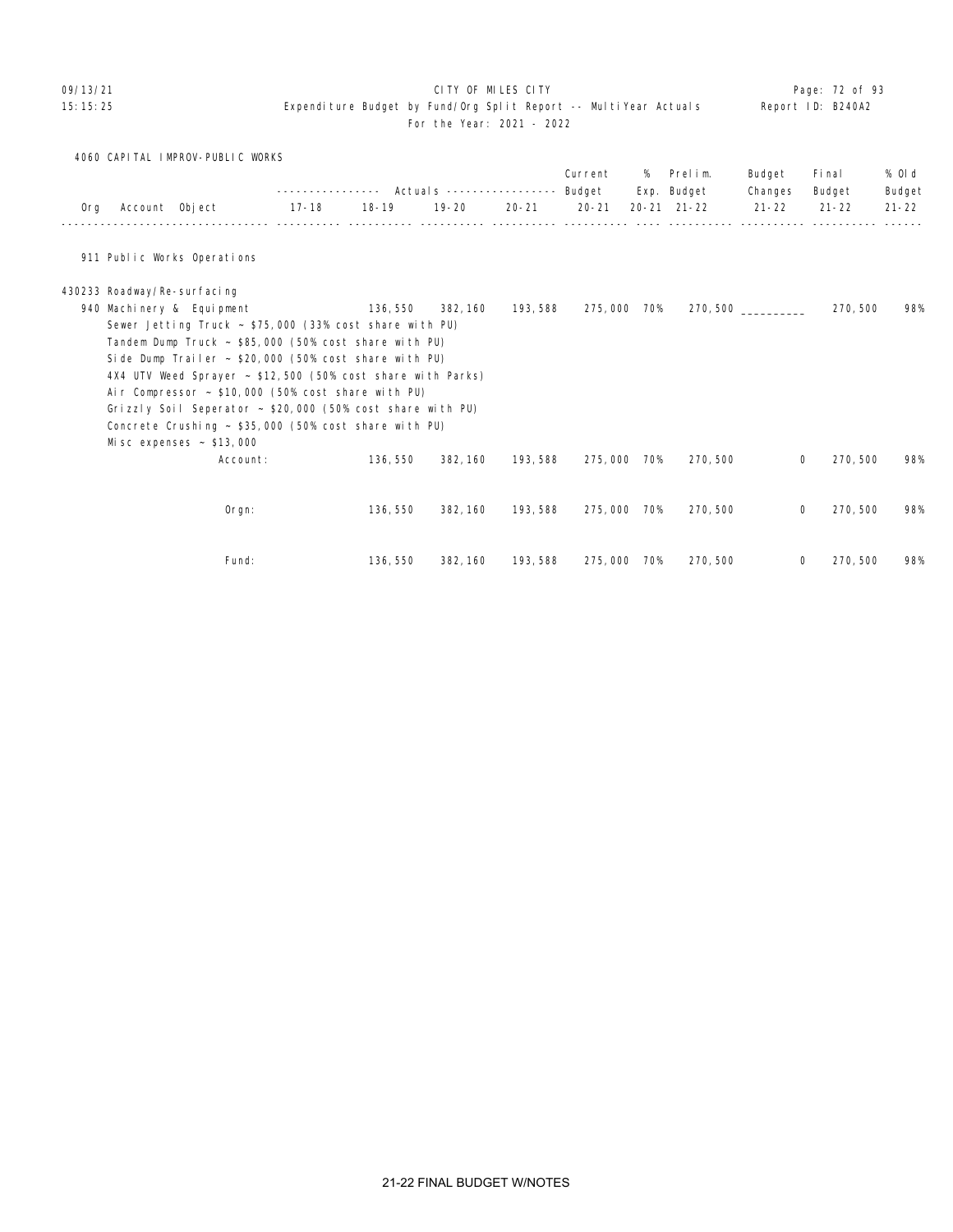CITY OF MILES CITY
Expenditure Budget by Fund/Org Split Report -- MultiYear Actuals
For the Year: 2021 - 2022

## 4060 CAPITAL IMPROV-PUBLIC WORKS

| Org Account Object | 17-18 | 18-19 | 19-20 | 20-21 | Current Budget 20-21 | % Exp. 20-21 | Prelim. Budget 21-22 | Budget Changes 21-22 | Final Budget 21-22 | % Old Budget 21-22 |
|---|---|---|---|---|---|---|---|---|---|---|
| **911 Public Works Operations** | | | | | | | | | | |
| 430233 Roadway/Re-surfacing | | | | | | | | | | |
| 940 Machinery & Equipment | | 136,550 | 382,160 | 193,588 | 275,000 | 70% | 270,500 | __________ | 270,500 | 98% |
| Sewer Jetting Truck ~ $75,000 (33% cost share with PU) | | | | | | | | | | |
| Tandem Dump Truck ~ $85,000 (50% cost share with PU) | | | | | | | | | | |
| Side Dump Trailer ~ $20,000 (50% cost share with PU) | | | | | | | | | | |
| 4X4 UTV Weed Sprayer ~ $12,500 (50% cost share with Parks) | | | | | | | | | | |
| Air Compressor ~ $10,000 (50% cost share with PU) | | | | | | | | | | |
| Grizzly Soil Seperator ~ $20,000 (50% cost share with PU) | | | | | | | | | | |
| Concrete Crushing ~ $35,000 (50% cost share with PU) | | | | | | | | | | |
| Misc expenses ~ $13,000 | | | | | | | | | | |
| Account: | | 136,550 | 382,160 | 193,588 | 275,000 | 70% | 270,500 | 0 | 270,500 | 98% |
| Orgn: | | 136,550 | 382,160 | 193,588 | 275,000 | 70% | 270,500 | 0 | 270,500 | 98% |
| Fund: | | 136,550 | 382,160 | 193,588 | 275,000 | 70% | 270,500 | 0 | 270,500 | 98% |

21-22 FINAL BUDGET W/NOTES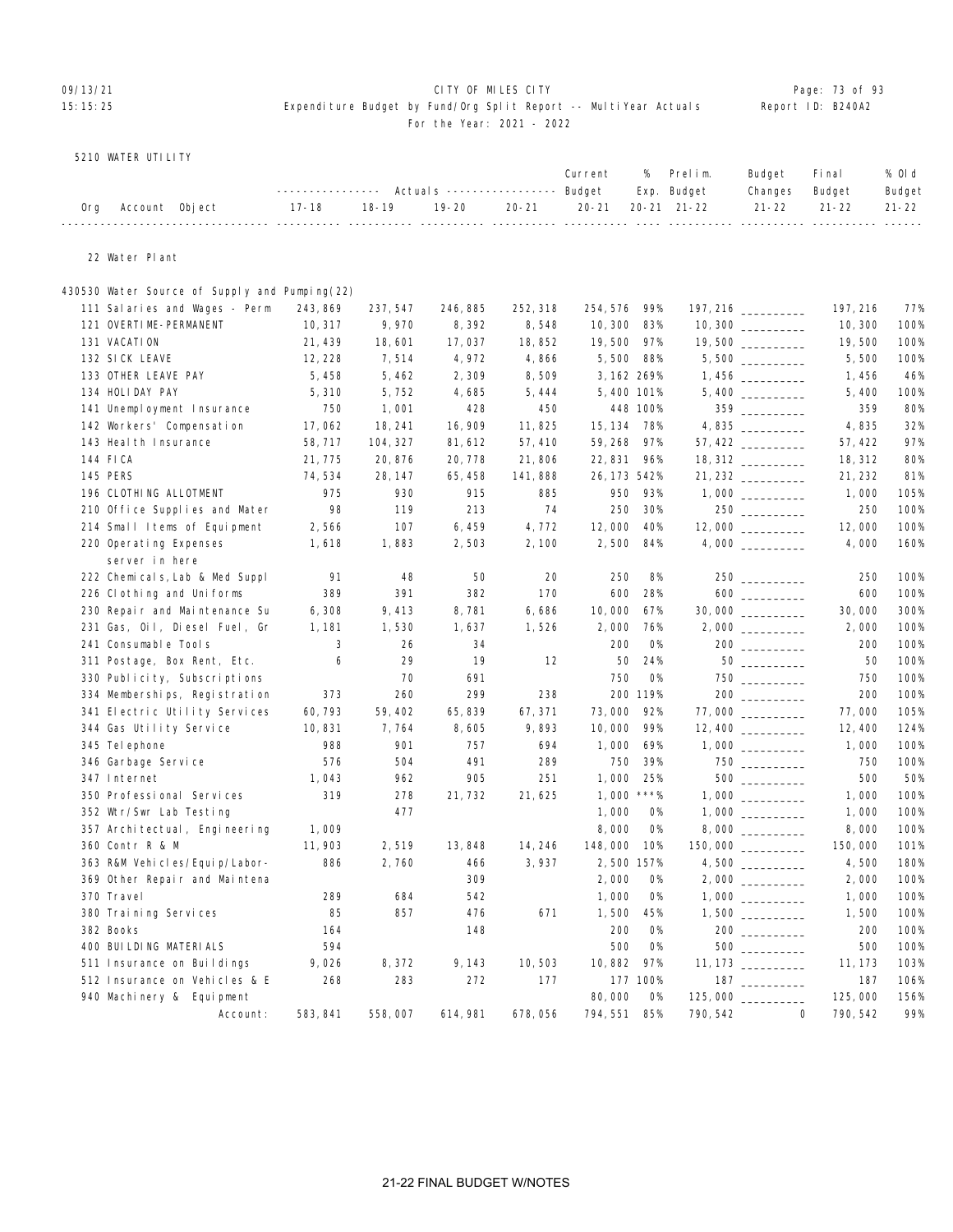09/13/21 CITY OF MILES CITY
15:15:25 Expenditure Budget by Fund/Org Split Report -- MultiYear Actuals Report ID: B240A2
For the Year: 2021 - 2022

5210 WATER UTILITY

| Org Account Object | 17-18 | 18-19 | 19-20 | 20-21 | Current Budget 20-21 | % Exp. 20-21 | Prelim. Budget 21-22 | Budget Changes 21-22 | Final Budget 21-22 | % Old Budget 21-22 |
|---|---|---|---|---|---|---|---|---|---|---|
| **22 Water Plant** | | | | | | | | | | |
| **430530 Water Source of Supply and Pumping(22)** | | | | | | | | | | |
| 111 Salaries and Wages - Perm | 243,869 | 237,547 | 246,885 | 252,318 | 254,576 | 99% | 197,216 | _________ | 197,216 | 77% |
| 121 OVERTIME-PERMANENT | 10,317 | 9,970 | 8,392 | 8,548 | 10,300 | 83% | 10,300 | _________ | 10,300 | 100% |
| 131 VACATION | 21,439 | 18,601 | 17,037 | 18,852 | 19,500 | 97% | 19,500 | _________ | 19,500 | 100% |
| 132 SICK LEAVE | 12,228 | 7,514 | 4,972 | 4,866 | 5,500 | 88% | 5,500 | _________ | 5,500 | 100% |
| 133 OTHER LEAVE PAY | 5,458 | 5,462 | 2,309 | 8,509 | 3,162 | 269% | 1,456 | _________ | 1,456 | 46% |
| 134 HOLIDAY PAY | 5,310 | 5,752 | 4,685 | 5,444 | 5,400 | 101% | 5,400 | _________ | 5,400 | 100% |
| 141 Unemployment Insurance | 750 | 1,001 | 428 | 450 | 448 | 100% | 359 | _________ | 359 | 80% |
| 142 Workers' Compensation | 17,062 | 18,241 | 16,909 | 11,825 | 15,134 | 78% | 4,835 | _________ | 4,835 | 32% |
| 143 Health Insurance | 58,717 | 104,327 | 81,612 | 57,410 | 59,268 | 97% | 57,422 | _________ | 57,422 | 97% |
| 144 FICA | 21,775 | 20,876 | 20,778 | 21,806 | 22,831 | 96% | 18,312 | _________ | 18,312 | 80% |
| 145 PERS | 74,534 | 28,147 | 65,458 | 141,888 | 26,173 | 542% | 21,232 | _________ | 21,232 | 81% |
| 196 CLOTHING ALLOTMENT | 975 | 930 | 915 | 885 | 950 | 93% | 1,000 | _________ | 1,000 | 105% |
| 210 Office Supplies and Mater | 98 | 119 | 213 | 74 | 250 | 30% | 250 | _________ | 250 | 100% |
| 214 Small Items of Equipment | 2,566 | 107 | 6,459 | 4,772 | 12,000 | 40% | 12,000 | _________ | 12,000 | 100% |
| 220 Operating Expenses<br>server in here | 1,618 | 1,883 | 2,503 | 2,100 | 2,500 | 84% | 4,000 | _________ | 4,000 | 160% |
| 222 Chemicals,Lab & Med Suppl | 91 | 48 | 50 | 20 | 250 | 8% | 250 | _________ | 250 | 100% |
| 226 Clothing and Uniforms | 389 | 391 | 382 | 170 | 600 | 28% | 600 | _________ | 600 | 100% |
| 230 Repair and Maintenance Su | 6,308 | 9,413 | 8,781 | 6,686 | 10,000 | 67% | 30,000 | _________ | 30,000 | 300% |
| 231 Gas, Oil, Diesel Fuel, Gr | 1,181 | 1,530 | 1,637 | 1,526 | 2,000 | 76% | 2,000 | _________ | 2,000 | 100% |
| 241 Consumable Tools | 3 | 26 | 34 | | 200 | 0% | 200 | _________ | 200 | 100% |
| 311 Postage, Box Rent, Etc. | 6 | 29 | 19 | 12 | 50 | 24% | 50 | _________ | 50 | 100% |
| 330 Publicity, Subscriptions | | 70 | 691 | | 750 | 0% | 750 | _________ | 750 | 100% |
| 334 Memberships, Registration | 373 | 260 | 299 | 238 | 200 | 119% | 200 | _________ | 200 | 100% |
| 341 Electric Utility Services | 60,793 | 59,402 | 65,839 | 67,371 | 73,000 | 92% | 77,000 | _________ | 77,000 | 105% |
| 344 Gas Utility Service | 10,831 | 7,764 | 8,605 | 9,893 | 10,000 | 99% | 12,400 | _________ | 12,400 | 124% |
| 345 Telephone | 988 | 901 | 757 | 694 | 1,000 | 69% | 1,000 | _________ | 1,000 | 100% |
| 346 Garbage Service | 576 | 504 | 491 | 289 | 750 | 39% | 750 | _________ | 750 | 100% |
| 347 Internet | 1,043 | 962 | 905 | 251 | 1,000 | 25% | 500 | _________ | 500 | 50% |
| 350 Professional Services | 319 | 278 | 21,732 | 21,625 | 1,000 | ***% | 1,000 | _________ | 1,000 | 100% |
| 352 Wtr/Swr Lab Testing | | 477 | | | 1,000 | 0% | 1,000 | _________ | 1,000 | 100% |
| 357 Architectual, Engineering | 1,009 | | | | 8,000 | 0% | 8,000 | _________ | 8,000 | 100% |
| 360 Contr R & M | 11,903 | 2,519 | 13,848 | 14,246 | 148,000 | 10% | 150,000 | _________ | 150,000 | 101% |
| 363 R&M Vehicles/Equip/Labor- | 886 | 2,760 | 466 | 3,937 | 2,500 | 157% | 4,500 | _________ | 4,500 | 180% |
| 369 Other Repair and Maintena | | | 309 | | 2,000 | 0% | 2,000 | _________ | 2,000 | 100% |
| 370 Travel | 289 | 684 | 542 | | 1,000 | 0% | 1,000 | _________ | 1,000 | 100% |
| 380 Training Services | 85 | 857 | 476 | 671 | 1,500 | 45% | 1,500 | _________ | 1,500 | 100% |
| 382 Books | 164 | | 148 | | 200 | 0% | 200 | _________ | 200 | 100% |
| 400 BUILDING MATERIALS | 594 | | | | 500 | 0% | 500 | _________ | 500 | 100% |
| 511 Insurance on Buildings | 9,026 | 8,372 | 9,143 | 10,503 | 10,882 | 97% | 11,173 | _________ | 11,173 | 103% |
| 512 Insurance on Vehicles & E | 268 | 283 | 272 | 177 | 177 | 100% | 187 | _________ | 187 | 106% |
| 940 Machinery & Equipment | | | | | 80,000 | 0% | 125,000 | _________ | 125,000 | 156% |
| Account: | 583,841 | 558,007 | 614,981 | 678,056 | 794,551 | 85% | 790,542 | 0 | 790,542 | 99% |

21-22 FINAL BUDGET W/NOTES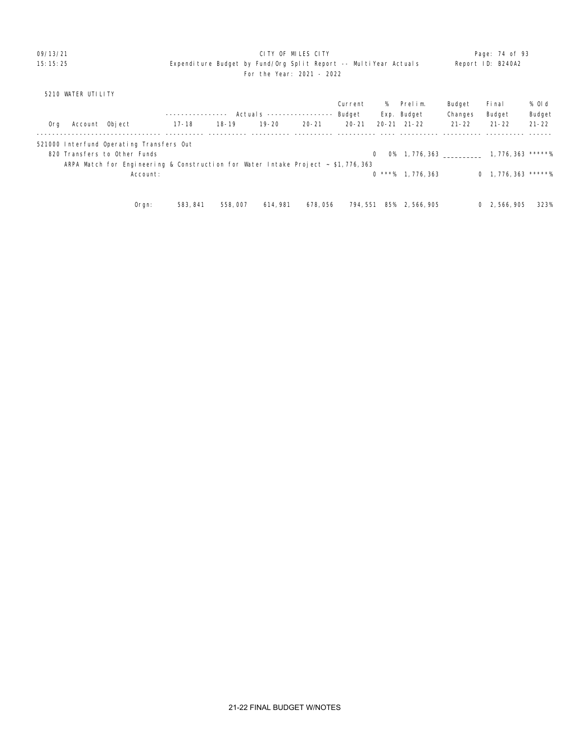CITY OF MILES CITY
Expenditure Budget by Fund/Org Split Report -- MultiYear Actuals
For the Year: 2021 - 2022

5210 WATER UTILITY

| Org | Account | Object | Actuals 17-18 | Actuals 18-19 | Actuals 19-20 | Actuals 20-21 | Current Budget 20-21 | % Exp. 20-21 | Prelim. Budget 21-22 | Budget Changes 21-22 | Final Budget 21-22 | % Old Budget 21-22 |
|---|---|---|---|---|---|---|---|---|---|---|---|---|
| 521000 Interfund Operating Transfers Out | | | | | | | | | | | | |
| | 820 Transfers to Other Funds | | | | | | 0 | 0% | 1,776,363 | __________ | 1,776,363 | *****% |
| | ARPA Match for Engineering & Construction for Water Intake Project ~ $1,776,363 | | | | | | | | | | | |
| | | Account: | | | | | 0 | ***% | 1,776,363 | 0 | 1,776,363 | *****% |
| | | Orgn: | 583,841 | 558,007 | 614,981 | 678,056 | 794,551 | 85% | 2,566,905 | 0 | 2,566,905 | 323% |

21-22 FINAL BUDGET W/NOTES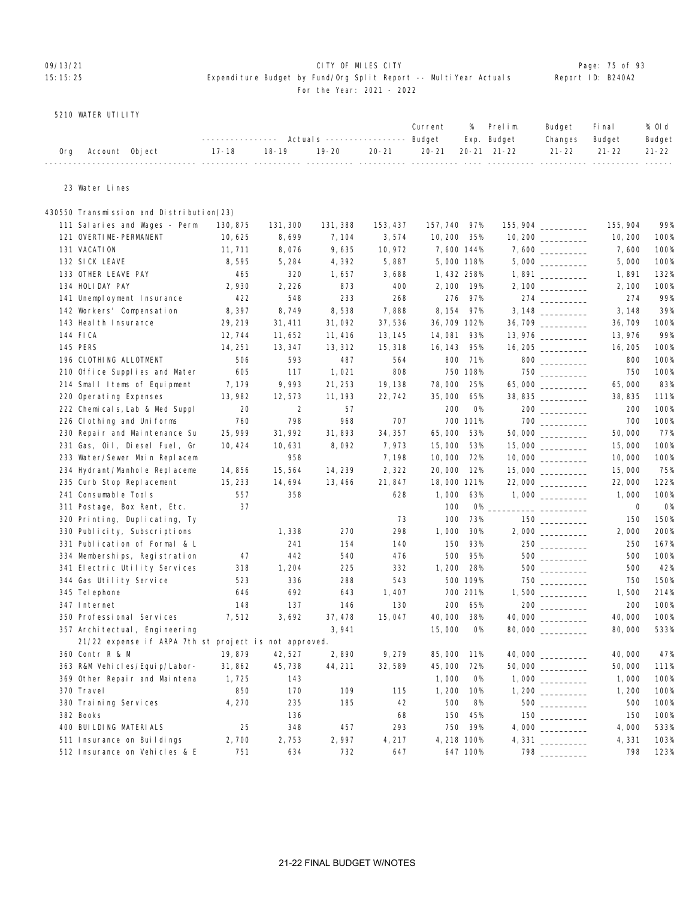CITY OF MILES CITY

Expenditure Budget by Fund/Org Split Report -- MultiYear Actuals

For the Year: 2021 - 2022

5210 WATER UTILITY

| Org | Account Object | 17-18 | 18-19 | 19-20 | 20-21 | Current Budget 20-21 | % Exp. 20-21 | Prelim. Budget 21-22 | Budget Changes 21-22 | Final Budget 21-22 | % Old Budget 21-22 |
|---|---|---|---|---|---|---|---|---|---|---|---|
| | 23 Water Lines | | | | | | | | | | |
| 430550 | Transmission and Distribution(23) | | | | | | | | | | |
| | 111 Salaries and Wages - Perm | 130,875 | 131,300 | 131,388 | 153,437 | 157,740 | 97% | 155,904 | __________ | 155,904 | 99% |
| | 121 OVERTIME-PERMANENT | 10,625 | 8,699 | 7,104 | 3,574 | 10,200 | 35% | 10,200 | __________ | 10,200 | 100% |
| | 131 VACATION | 11,711 | 8,076 | 9,635 | 10,972 | 7,600 | 144% | 7,600 | __________ | 7,600 | 100% |
| | 132 SICK LEAVE | 8,595 | 5,284 | 4,392 | 5,887 | 5,000 | 118% | 5,000 | __________ | 5,000 | 100% |
| | 133 OTHER LEAVE PAY | 465 | 320 | 1,657 | 3,688 | 1,432 | 258% | 1,891 | __________ | 1,891 | 132% |
| | 134 HOLIDAY PAY | 2,930 | 2,226 | 873 | 400 | 2,100 | 19% | 2,100 | __________ | 2,100 | 100% |
| | 141 Unemployment Insurance | 422 | 548 | 233 | 268 | 276 | 97% | 274 | __________ | 274 | 99% |
| | 142 Workers' Compensation | 8,397 | 8,749 | 8,538 | 7,888 | 8,154 | 97% | 3,148 | __________ | 3,148 | 39% |
| | 143 Health Insurance | 29,219 | 31,411 | 31,092 | 37,536 | 36,709 | 102% | 36,709 | __________ | 36,709 | 100% |
| | 144 FICA | 12,744 | 11,652 | 11,416 | 13,145 | 14,081 | 93% | 13,976 | __________ | 13,976 | 99% |
| | 145 PERS | 14,251 | 13,347 | 13,312 | 15,318 | 16,143 | 95% | 16,205 | __________ | 16,205 | 100% |
| | 196 CLOTHING ALLOTMENT | 506 | 593 | 487 | 564 | 800 | 71% | 800 | __________ | 800 | 100% |
| | 210 Office Supplies and Mater | 605 | 117 | 1,021 | 808 | 750 | 108% | 750 | __________ | 750 | 100% |
| | 214 Small Items of Equipment | 7,179 | 9,993 | 21,253 | 19,138 | 78,000 | 25% | 65,000 | __________ | 65,000 | 83% |
| | 220 Operating Expenses | 13,982 | 12,573 | 11,193 | 22,742 | 35,000 | 65% | 38,835 | __________ | 38,835 | 111% |
| | 222 Chemicals,Lab & Med Suppl | 20 | 2 | 57 | | 200 | 0% | 200 | __________ | 200 | 100% |
| | 226 Clothing and Uniforms | 760 | 798 | 968 | 707 | 700 | 101% | 700 | __________ | 700 | 100% |
| | 230 Repair and Maintenance Su | 25,999 | 31,992 | 31,893 | 34,357 | 65,000 | 53% | 50,000 | __________ | 50,000 | 77% |
| | 231 Gas, Oil, Diesel Fuel, Gr | 10,424 | 10,631 | 8,092 | 7,973 | 15,000 | 53% | 15,000 | __________ | 15,000 | 100% |
| | 233 Water/Sewer Main Replacem | | 958 | | 7,198 | 10,000 | 72% | 10,000 | __________ | 10,000 | 100% |
| | 234 Hydrant/Manhole Replaceme | 14,856 | 15,564 | 14,239 | 2,322 | 20,000 | 12% | 15,000 | __________ | 15,000 | 75% |
| | 235 Curb Stop Replacement | 15,233 | 14,694 | 13,466 | 21,847 | 18,000 | 121% | 22,000 | __________ | 22,000 | 122% |
| | 241 Consumable Tools | 557 | 358 | | 628 | 1,000 | 63% | 1,000 | __________ | 1,000 | 100% |
| | 311 Postage, Box Rent, Etc. | 37 | | | | 100 | 0% | __________ | __________ | 0 | 0% |
| | 320 Printing, Duplicating, Ty | | | | 73 | 100 | 73% | 150 | __________ | 150 | 150% |
| | 330 Publicity, Subscriptions | | 1,338 | 270 | 298 | 1,000 | 30% | 2,000 | __________ | 2,000 | 200% |
| | 331 Publication of Formal & L | | 241 | 154 | 140 | 150 | 93% | 250 | __________ | 250 | 167% |
| | 334 Memberships, Registration | 47 | 442 | 540 | 476 | 500 | 95% | 500 | __________ | 500 | 100% |
| | 341 Electric Utility Services | 318 | 1,204 | 225 | 332 | 1,200 | 28% | 500 | __________ | 500 | 42% |
| | 344 Gas Utility Service | 523 | 336 | 288 | 543 | 500 | 109% | 750 | __________ | 750 | 150% |
| | 345 Telephone | 646 | 692 | 643 | 1,407 | 700 | 201% | 1,500 | __________ | 1,500 | 214% |
| | 347 Internet | 148 | 137 | 146 | 130 | 200 | 65% | 200 | __________ | 200 | 100% |
| | 350 Professional Services | 7,512 | 3,692 | 37,478 | 15,047 | 40,000 | 38% | 40,000 | __________ | 40,000 | 100% |
| | 357 Architectual, Engineering | | | 3,941 | | 15,000 | 0% | 80,000 | __________ | 80,000 | 533% |
| | 21/22 expense if ARPA 7th st project is not approved. | | | | | | | | | | |
| | 360 Contr R & M | 19,879 | 42,527 | 2,890 | 9,279 | 85,000 | 11% | 40,000 | __________ | 40,000 | 47% |
| | 363 R&M Vehicles/Equip/Labor- | 31,862 | 45,738 | 44,211 | 32,589 | 45,000 | 72% | 50,000 | __________ | 50,000 | 111% |
| | 369 Other Repair and Maintena | 1,725 | 143 | | | 1,000 | 0% | 1,000 | __________ | 1,000 | 100% |
| | 370 Travel | 850 | 170 | 109 | 115 | 1,200 | 10% | 1,200 | __________ | 1,200 | 100% |
| | 380 Training Services | 4,270 | 235 | 185 | 42 | 500 | 8% | 500 | __________ | 500 | 100% |
| | 382 Books | | 136 | | 68 | 150 | 45% | 150 | __________ | 150 | 100% |
| | 400 BUILDING MATERIALS | 25 | 348 | 457 | 293 | 750 | 39% | 4,000 | __________ | 4,000 | 533% |
| | 511 Insurance on Buildings | 2,700 | 2,753 | 2,997 | 4,217 | 4,218 | 100% | 4,331 | __________ | 4,331 | 103% |
| | 512 Insurance on Vehicles & E | 751 | 634 | 732 | 647 | 647 | 100% | 798 | __________ | 798 | 123% |

21-22 FINAL BUDGET W/NOTES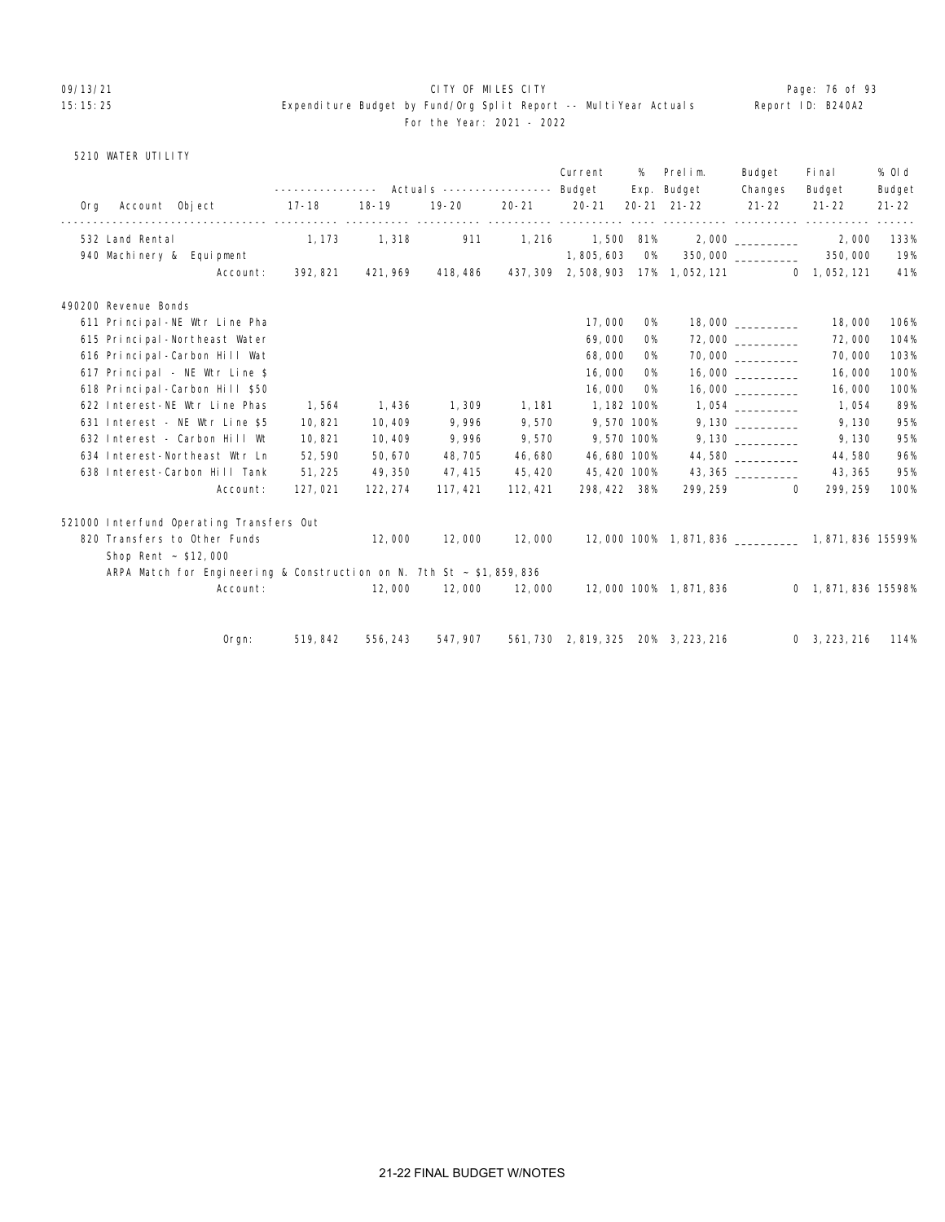# CITY OF MILES CITY

Expenditure Budget by Fund/Org Split Report -- MultiYear Actuals

For the Year: 2021 - 2022

09/13/21 15:15:25 — Report ID: B240A2

5210 WATER UTILITY

| Org Account Object | Actuals 17-18 | Actuals 18-19 | Actuals 19-20 | Actuals 20-21 | Current Budget 20-21 | % Exp. 20-21 | Prelim. Budget 21-22 | Budget Changes 21-22 | Final Budget 21-22 | % Old Budget 21-22 |
|---|---|---|---|---|---|---|---|---|---|---|
| 532 Land Rental | 1,173 | 1,318 | 911 | 1,216 | 1,500 | 81% | 2,000 | __________ | 2,000 | 133% |
| 940 Machinery & Equipment | | | | | 1,805,603 | 0% | 350,000 | __________ | 350,000 | 19% |
| Account: | 392,821 | 421,969 | 418,486 | 437,309 | 2,508,903 | 17% | 1,052,121 | 0 | 1,052,121 | 41% |
| **490200 Revenue Bonds** | | | | | | | | | | |
| 611 Principal-NE Wtr Line Pha | | | | | 17,000 | 0% | 18,000 | __________ | 18,000 | 106% |
| 615 Principal-Northeast Water | | | | | 69,000 | 0% | 72,000 | __________ | 72,000 | 104% |
| 616 Principal-Carbon Hill Wat | | | | | 68,000 | 0% | 70,000 | __________ | 70,000 | 103% |
| 617 Principal - NE Wtr Line $ | | | | | 16,000 | 0% | 16,000 | __________ | 16,000 | 100% |
| 618 Principal-Carbon Hill $50 | | | | | 16,000 | 0% | 16,000 | __________ | 16,000 | 100% |
| 622 Interest-NE Wtr Line Phas | 1,564 | 1,436 | 1,309 | 1,181 | 1,182 | 100% | 1,054 | __________ | 1,054 | 89% |
| 631 Interest - NE Wtr Line $5 | 10,821 | 10,409 | 9,996 | 9,570 | 9,570 | 100% | 9,130 | __________ | 9,130 | 95% |
| 632 Interest - Carbon Hill Wt | 10,821 | 10,409 | 9,996 | 9,570 | 9,570 | 100% | 9,130 | __________ | 9,130 | 95% |
| 634 Interest-Northeast Wtr Ln | 52,590 | 50,670 | 48,705 | 46,680 | 46,680 | 100% | 44,580 | __________ | 44,580 | 96% |
| 638 Interest-Carbon Hill Tank | 51,225 | 49,350 | 47,415 | 45,420 | 45,420 | 100% | 43,365 | __________ | 43,365 | 95% |
| Account: | 127,021 | 122,274 | 117,421 | 112,421 | 298,422 | 38% | 299,259 | 0 | 299,259 | 100% |
| **521000 Interfund Operating Transfers Out** | | | | | | | | | | |
| 820 Transfers to Other Funds | | 12,000 | 12,000 | 12,000 | 12,000 | 100% | 1,871,836 | __________ | 1,871,836 | 15599% |
| Shop Rent ~ $12,000 | | | | | | | | | | |
| ARPA Match for Engineering & Construction on N. 7th St ~ $1,859,836 | | | | | | | | | | |
| Account: | | 12,000 | 12,000 | 12,000 | 12,000 | 100% | 1,871,836 | 0 | 1,871,836 | 15598% |
| Orgn: | 519,842 | 556,243 | 547,907 | 561,730 | 2,819,325 | 20% | 3,223,216 | 0 | 3,223,216 | 114% |

21-22 FINAL BUDGET W/NOTES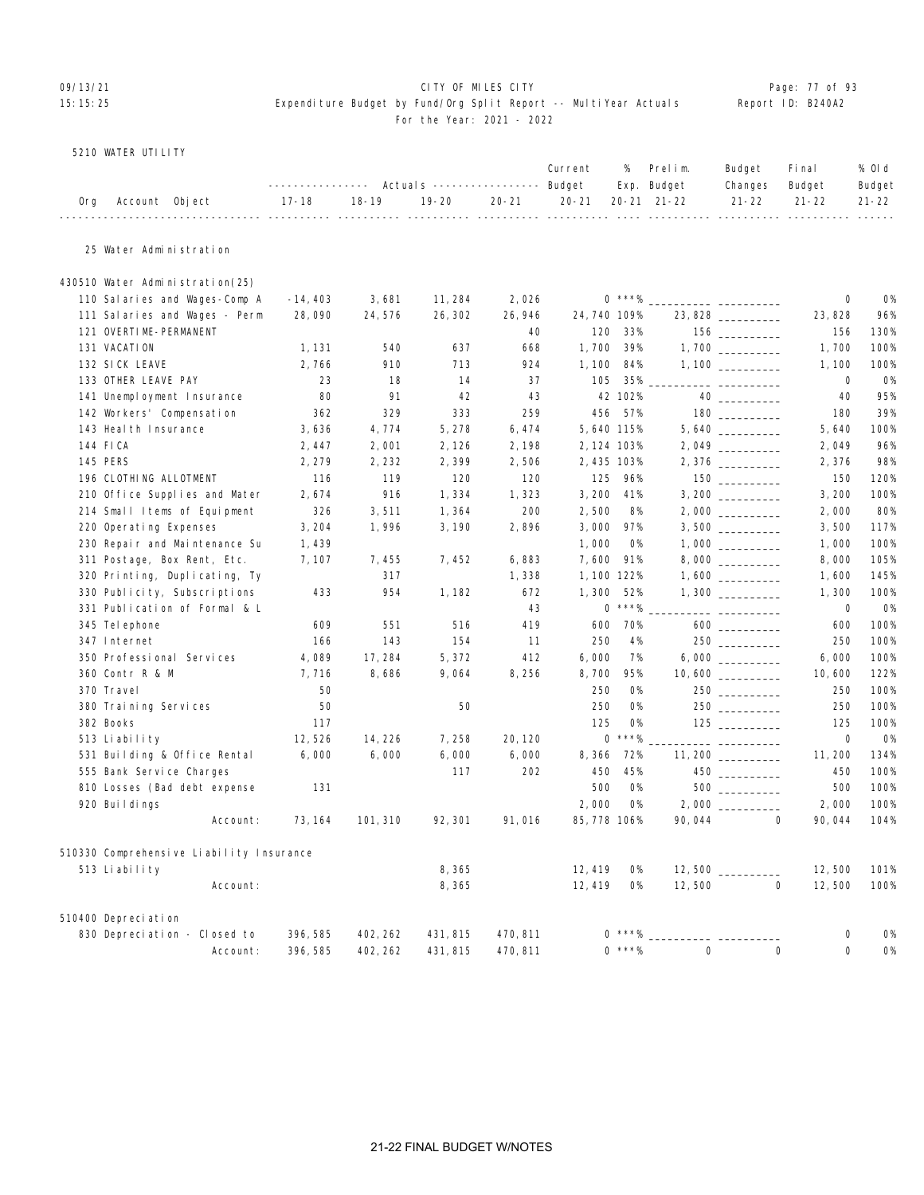CITY OF MILES CITY
Expenditure Budget by Fund/Org Split Report -- MultiYear Actuals
For the Year: 2021 - 2022

09/13/21
15:15:25

Report ID: B240A2

5210 WATER UTILITY

| Org Account Object | 17-18 | 18-19 | 19-20 | 20-21 | Current Budget 20-21 | % Exp. 20-21 | Prelim. Budget 21-22 | Budget Changes 21-22 | Final Budget 21-22 | % Old Budget 21-22 |
|---|---|---|---|---|---|---|---|---|---|---|
| **25 Water Administration** | | | | | | | | | | |
| **430510 Water Administration(25)** | | | | | | | | | | |
| 110 Salaries and Wages-Comp A | -14,403 | 3,681 | 11,284 | 2,026 | 0 | ***% | ________ | ________ | 0 | 0% |
| 111 Salaries and Wages - Perm | 28,090 | 24,576 | 26,302 | 26,946 | 24,740 | 109% | 23,828 | ________ | 23,828 | 96% |
| 121 OVERTIME-PERMANENT | | | | 40 | 120 | 33% | 156 | ________ | 156 | 130% |
| 131 VACATION | 1,131 | 540 | 637 | 668 | 1,700 | 39% | 1,700 | ________ | 1,700 | 100% |
| 132 SICK LEAVE | 2,766 | 910 | 713 | 924 | 1,100 | 84% | 1,100 | ________ | 1,100 | 100% |
| 133 OTHER LEAVE PAY | 23 | 18 | 14 | 37 | 105 | 35% | ________ | ________ | 0 | 0% |
| 141 Unemployment Insurance | 80 | 91 | 42 | 43 | 42 | 102% | 40 | ________ | 40 | 95% |
| 142 Workers' Compensation | 362 | 329 | 333 | 259 | 456 | 57% | 180 | ________ | 180 | 39% |
| 143 Health Insurance | 3,636 | 4,774 | 5,278 | 6,474 | 5,640 | 115% | 5,640 | ________ | 5,640 | 100% |
| 144 FICA | 2,447 | 2,001 | 2,126 | 2,198 | 2,124 | 103% | 2,049 | ________ | 2,049 | 96% |
| 145 PERS | 2,279 | 2,232 | 2,399 | 2,506 | 2,435 | 103% | 2,376 | ________ | 2,376 | 98% |
| 196 CLOTHING ALLOTMENT | 116 | 119 | 120 | 120 | 125 | 96% | 150 | ________ | 150 | 120% |
| 210 Office Supplies and Mater | 2,674 | 916 | 1,334 | 1,323 | 3,200 | 41% | 3,200 | ________ | 3,200 | 100% |
| 214 Small Items of Equipment | 326 | 3,511 | 1,364 | 200 | 2,500 | 8% | 2,000 | ________ | 2,000 | 80% |
| 220 Operating Expenses | 3,204 | 1,996 | 3,190 | 2,896 | 3,000 | 97% | 3,500 | ________ | 3,500 | 117% |
| 230 Repair and Maintenance Su | 1,439 | | | | 1,000 | 0% | 1,000 | ________ | 1,000 | 100% |
| 311 Postage, Box Rent, Etc. | 7,107 | 7,455 | 7,452 | 6,883 | 7,600 | 91% | 8,000 | ________ | 8,000 | 105% |
| 320 Printing, Duplicating, Ty | | 317 | | 1,338 | 1,100 | 122% | 1,600 | ________ | 1,600 | 145% |
| 330 Publicity, Subscriptions | 433 | 954 | 1,182 | 672 | 1,300 | 52% | 1,300 | ________ | 1,300 | 100% |
| 331 Publication of Formal & L | | | | 43 | 0 | ***% | ________ | ________ | 0 | 0% |
| 345 Telephone | 609 | 551 | 516 | 419 | 600 | 70% | 600 | ________ | 600 | 100% |
| 347 Internet | 166 | 143 | 154 | 11 | 250 | 4% | 250 | ________ | 250 | 100% |
| 350 Professional Services | 4,089 | 17,284 | 5,372 | 412 | 6,000 | 7% | 6,000 | ________ | 6,000 | 100% |
| 360 Contr R & M | 7,716 | 8,686 | 9,064 | 8,256 | 8,700 | 95% | 10,600 | ________ | 10,600 | 122% |
| 370 Travel | 50 | | | | 250 | 0% | 250 | ________ | 250 | 100% |
| 380 Training Services | 50 | | 50 | | 250 | 0% | 250 | ________ | 250 | 100% |
| 382 Books | 117 | | | | 125 | 0% | 125 | ________ | 125 | 100% |
| 513 Liability | 12,526 | 14,226 | 7,258 | 20,120 | 0 | ***% | ________ | ________ | 0 | 0% |
| 531 Building & Office Rental | 6,000 | 6,000 | 6,000 | 6,000 | 8,366 | 72% | 11,200 | ________ | 11,200 | 134% |
| 555 Bank Service Charges | | | 117 | 202 | 450 | 45% | 450 | ________ | 450 | 100% |
| 810 Losses (Bad debt expense | 131 | | | | 500 | 0% | 500 | ________ | 500 | 100% |
| 920 Buildings | | | | | 2,000 | 0% | 2,000 | ________ | 2,000 | 100% |
| Account: | 73,164 | 101,310 | 92,301 | 91,016 | 85,778 | 106% | 90,044 | 0 | 90,044 | 104% |
| **510330 Comprehensive Liability Insurance** | | | | | | | | | | |
| 513 Liability | | | 8,365 | | 12,419 | 0% | 12,500 | ________ | 12,500 | 101% |
| Account: | | | 8,365 | | 12,419 | 0% | 12,500 | 0 | 12,500 | 100% |
| **510400 Depreciation** | | | | | | | | | | |
| 830 Depreciation - Closed to | 396,585 | 402,262 | 431,815 | 470,811 | 0 | ***% | ________ | ________ | 0 | 0% |
| Account: | 396,585 | 402,262 | 431,815 | 470,811 | 0 | ***% | 0 | 0 | 0 | 0% |

21-22 FINAL BUDGET W/NOTES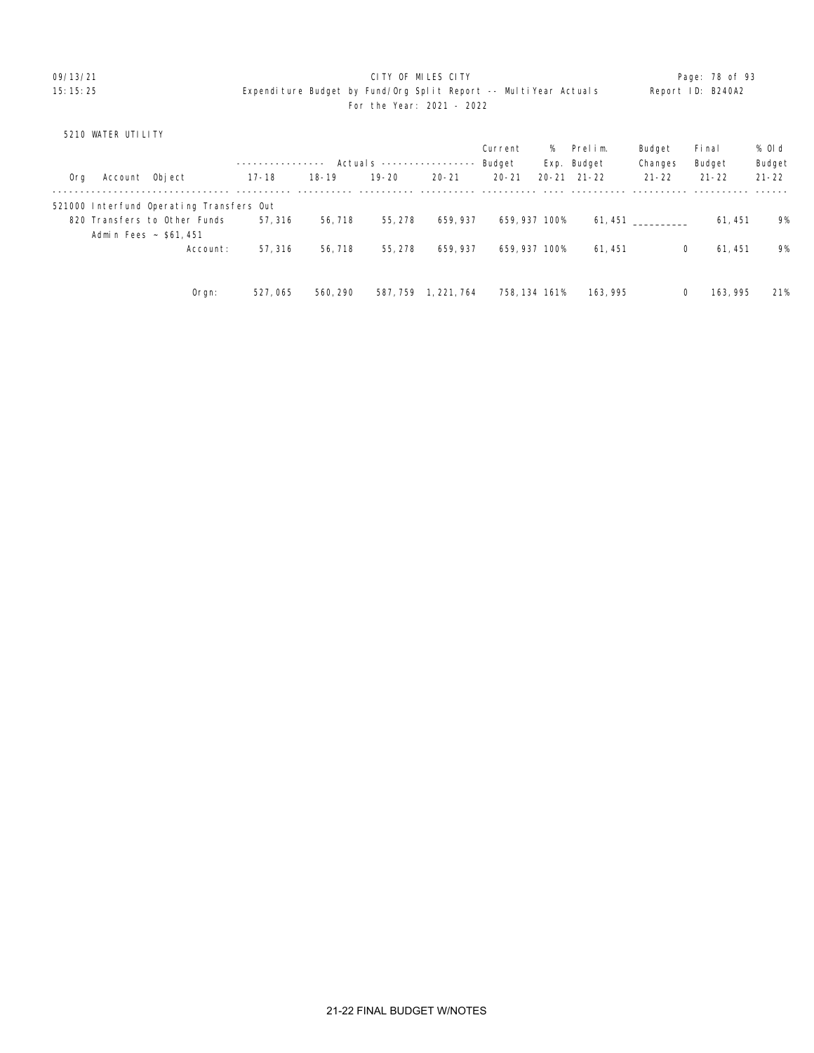CITY OF MILES CITY
Expenditure Budget by Fund/Org Split Report -- MultiYear Actuals
For the Year: 2021 - 2022

5210 WATER UTILITY

| Org | Account | Object | Actuals 17-18 | Actuals 18-19 | Actuals 19-20 | Actuals 20-21 | Current Budget 20-21 | % Exp. 20-21 | Prelim. Budget 21-22 | Budget Changes 21-22 | Final Budget 21-22 | % Old Budget 21-22 |
|---|---|---|---|---|---|---|---|---|---|---|---|---|
| 521000 Interfund Operating Transfers Out | | | | | | | | | | | | |
| | 820 | Transfers to Other Funds | 57,316 | 56,718 | 55,278 | 659,937 | 659,937 | 100% | 61,451 | __________ | 61,451 | 9% |
| | | Admin Fees ~ $61,451 | | | | | | | | | | |
| | | Account: | 57,316 | 56,718 | 55,278 | 659,937 | 659,937 | 100% | 61,451 | 0 | 61,451 | 9% |
| | | Orgn: | 527,065 | 560,290 | 587,759 | 1,221,764 | 758,134 | 161% | 163,995 | 0 | 163,995 | 21% |

21-22 FINAL BUDGET W/NOTES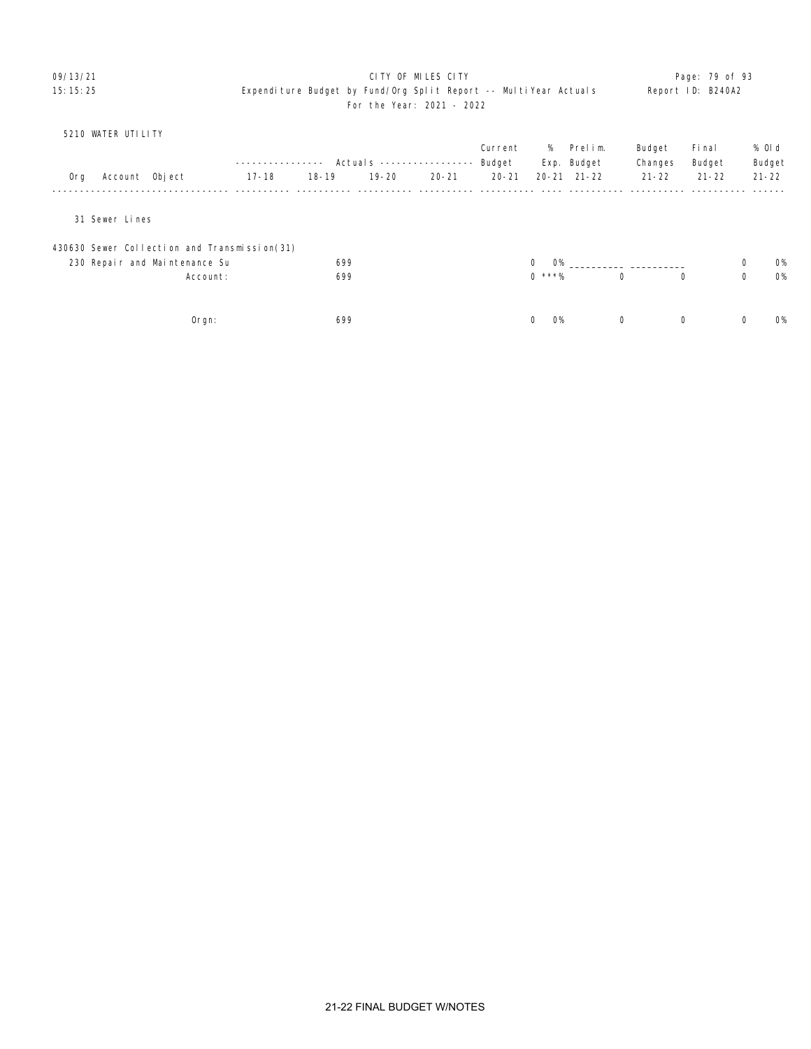CITY OF MILES CITY

Expenditure Budget by Fund/Org Split Report -- MultiYear Actuals

For the Year: 2021 - 2022

09/13/21
15:15:25

Report ID: B240A2

5210 WATER UTILITY

| Org | Account | Object | Actuals 17-18 | Actuals 18-19 | Actuals 19-20 | Actuals 20-21 | Current Budget 20-21 | % Exp. 20-21 | Prelim. Budget 21-22 | Budget Changes 21-22 | Final Budget 21-22 | % Old Budget 21-22 |
|---|---|---|---|---|---|---|---|---|---|---|---|---|
| 31 Sewer Lines | | | | | | | | | | | | |
| 430630 Sewer Collection and Transmission(31) | | | | | | | | | | | | |
| | 230 Repair and Maintenance Su | | | 699 | | | 0 | 0% | ________ | ________ | 0 | 0% |
| | Account: | | | 699 | | | 0 | ***% | 0 | 0 | 0 | 0% |
| | Orgn: | | | 699 | | | 0 | 0% | 0 | 0 | 0 | 0% |

21-22 FINAL BUDGET W/NOTES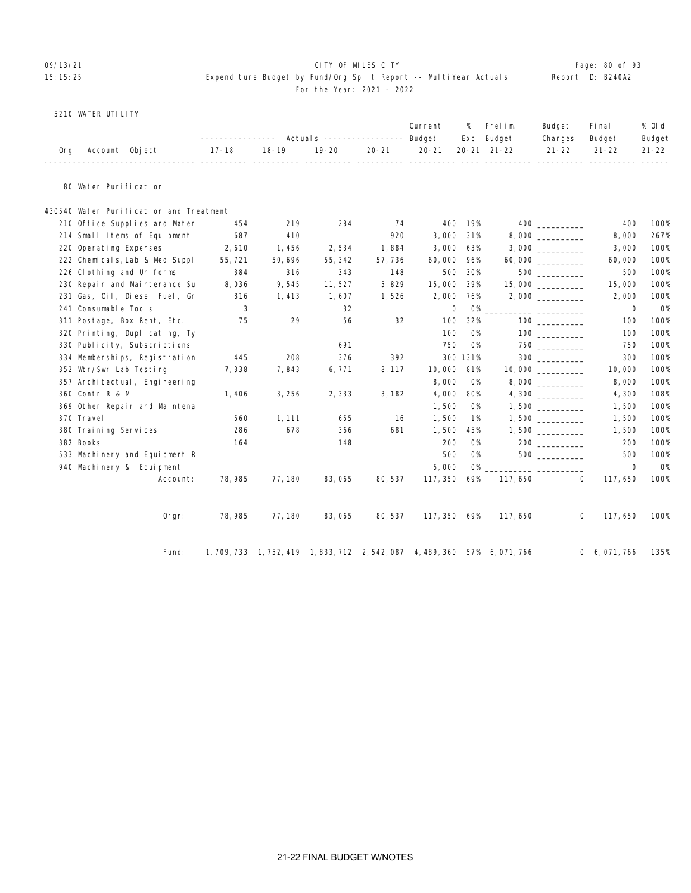CITY OF MILES CITY
Expenditure Budget by Fund/Org Split Report -- MultiYear Actuals
For the Year: 2021 - 2022

5210 WATER UTILITY

| Org Account Object | 17-18 | 18-19 | 19-20 | 20-21 | Current Budget 20-21 | % Exp. 20-21 | Prelim. Budget 21-22 | Budget Changes 21-22 | Final Budget 21-22 | % Old Budget 21-22 |
|---|---|---|---|---|---|---|---|---|---|---|
| **80 Water Purification** | | | | | | | | | | |
| **430540 Water Purification and Treatment** | | | | | | | | | | |
| 210 Office Supplies and Mater | 454 | 219 | 284 | 74 | 400 | 19% | 400 | __________ | 400 | 100% |
| 214 Small Items of Equipment | 687 | 410 | | 920 | 3,000 | 31% | 8,000 | __________ | 8,000 | 267% |
| 220 Operating Expenses | 2,610 | 1,456 | 2,534 | 1,884 | 3,000 | 63% | 3,000 | __________ | 3,000 | 100% |
| 222 Chemicals,Lab & Med Suppl | 55,721 | 50,696 | 55,342 | 57,736 | 60,000 | 96% | 60,000 | __________ | 60,000 | 100% |
| 226 Clothing and Uniforms | 384 | 316 | 343 | 148 | 500 | 30% | 500 | __________ | 500 | 100% |
| 230 Repair and Maintenance Su | 8,036 | 9,545 | 11,527 | 5,829 | 15,000 | 39% | 15,000 | __________ | 15,000 | 100% |
| 231 Gas, Oil, Diesel Fuel, Gr | 816 | 1,413 | 1,607 | 1,526 | 2,000 | 76% | 2,000 | __________ | 2,000 | 100% |
| 241 Consumable Tools | 3 | | 32 | | 0 | 0% | __________ | __________ | 0 | 0% |
| 311 Postage, Box Rent, Etc. | 75 | 29 | 56 | 32 | 100 | 32% | 100 | __________ | 100 | 100% |
| 320 Printing, Duplicating, Ty | | | | | 100 | 0% | 100 | __________ | 100 | 100% |
| 330 Publicity, Subscriptions | | | 691 | | 750 | 0% | 750 | __________ | 750 | 100% |
| 334 Memberships, Registration | 445 | 208 | 376 | 392 | 300 | 131% | 300 | __________ | 300 | 100% |
| 352 Wtr/Swr Lab Testing | 7,338 | 7,843 | 6,771 | 8,117 | 10,000 | 81% | 10,000 | __________ | 10,000 | 100% |
| 357 Architectual, Engineering | | | | | 8,000 | 0% | 8,000 | __________ | 8,000 | 100% |
| 360 Contr R & M | 1,406 | 3,256 | 2,333 | 3,182 | 4,000 | 80% | 4,300 | __________ | 4,300 | 108% |
| 369 Other Repair and Maintena | | | | | 1,500 | 0% | 1,500 | __________ | 1,500 | 100% |
| 370 Travel | 560 | 1,111 | 655 | 16 | 1,500 | 1% | 1,500 | __________ | 1,500 | 100% |
| 380 Training Services | 286 | 678 | 366 | 681 | 1,500 | 45% | 1,500 | __________ | 1,500 | 100% |
| 382 Books | 164 | | 148 | | 200 | 0% | 200 | __________ | 200 | 100% |
| 533 Machinery and Equipment R | | | | | 500 | 0% | 500 | __________ | 500 | 100% |
| 940 Machinery & Equipment | | | | | 5,000 | 0% | __________ | __________ | 0 | 0% |
| Account: | 78,985 | 77,180 | 83,065 | 80,537 | 117,350 | 69% | 117,650 | 0 | 117,650 | 100% |
| Orgn: | 78,985 | 77,180 | 83,065 | 80,537 | 117,350 | 69% | 117,650 | 0 | 117,650 | 100% |
| Fund: | 1,709,733 | 1,752,419 | 1,833,712 | 2,542,087 | 4,489,360 | 57% | 6,071,766 | 0 | 6,071,766 | 135% |

21-22 FINAL BUDGET W/NOTES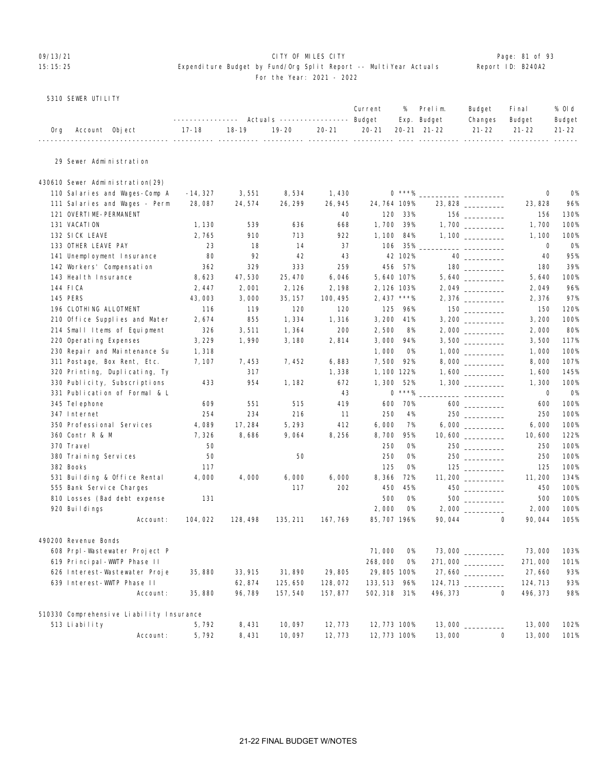CITY OF MILES CITY

Expenditure Budget by Fund/Org Split Report -- MultiYear Actuals

For the Year: 2021 - 2022

5310 SEWER UTILITY

| Org Account Object | Actuals 17-18 | Actuals 18-19 | Actuals 19-20 | Actuals 20-21 | Current Budget 20-21 | % Exp. 20-21 | Prelim. Budget 21-22 | Budget Changes 21-22 | Final Budget 21-22 | % Old Budget 21-22 |
|---|---|---|---|---|---|---|---|---|---|---|
| **29 Sewer Administration** | | | | | | | | | | |
| **430610 Sewer Administration(29)** | | | | | | | | | | |
| 110 Salaries and Wages-Comp A | -14,327 | 3,551 | 8,534 | 1,430 | 0 | ***% | | | 0 | 0% |
| 111 Salaries and Wages - Perm | 28,087 | 24,574 | 26,299 | 26,945 | 24,764 | 109% | 23,828 | | 23,828 | 96% |
| 121 OVERTIME-PERMANENT | | | | 40 | 120 | 33% | 156 | | 156 | 130% |
| 131 VACATION | 1,130 | 539 | 636 | 668 | 1,700 | 39% | 1,700 | | 1,700 | 100% |
| 132 SICK LEAVE | 2,765 | 910 | 713 | 922 | 1,100 | 84% | 1,100 | | 1,100 | 100% |
| 133 OTHER LEAVE PAY | 23 | 18 | 14 | 37 | 106 | 35% | | | 0 | 0% |
| 141 Unemployment Insurance | 80 | 92 | 42 | 43 | 42 | 102% | 40 | | 40 | 95% |
| 142 Workers' Compensation | 362 | 329 | 333 | 259 | 456 | 57% | 180 | | 180 | 39% |
| 143 Health Insurance | 8,623 | 47,530 | 25,470 | 6,046 | 5,640 | 107% | 5,640 | | 5,640 | 100% |
| 144 FICA | 2,447 | 2,001 | 2,126 | 2,198 | 2,126 | 103% | 2,049 | | 2,049 | 96% |
| 145 PERS | 43,003 | 3,000 | 35,157 | 100,495 | 2,437 | ***% | 2,376 | | 2,376 | 97% |
| 196 CLOTHING ALLOTMENT | 116 | 119 | 120 | 120 | 125 | 96% | 150 | | 150 | 120% |
| 210 Office Supplies and Mater | 2,674 | 855 | 1,334 | 1,316 | 3,200 | 41% | 3,200 | | 3,200 | 100% |
| 214 Small Items of Equipment | 326 | 3,511 | 1,364 | 200 | 2,500 | 8% | 2,000 | | 2,000 | 80% |
| 220 Operating Expenses | 3,229 | 1,990 | 3,180 | 2,814 | 3,000 | 94% | 3,500 | | 3,500 | 117% |
| 230 Repair and Maintenance Su | 1,318 | | | | 1,000 | 0% | 1,000 | | 1,000 | 100% |
| 311 Postage, Box Rent, Etc. | 7,107 | 7,453 | 7,452 | 6,883 | 7,500 | 92% | 8,000 | | 8,000 | 107% |
| 320 Printing, Duplicating, Ty | | 317 | | 1,338 | 1,100 | 122% | 1,600 | | 1,600 | 145% |
| 330 Publicity, Subscriptions | 433 | 954 | 1,182 | 672 | 1,300 | 52% | 1,300 | | 1,300 | 100% |
| 331 Publication of Formal & L | | | | 43 | 0 | ***% | | | 0 | 0% |
| 345 Telephone | 609 | 551 | 515 | 419 | 600 | 70% | 600 | | 600 | 100% |
| 347 Internet | 254 | 234 | 216 | 11 | 250 | 4% | 250 | | 250 | 100% |
| 350 Professional Services | 4,089 | 17,284 | 5,293 | 412 | 6,000 | 7% | 6,000 | | 6,000 | 100% |
| 360 Contr R & M | 7,326 | 8,686 | 9,064 | 8,256 | 8,700 | 95% | 10,600 | | 10,600 | 122% |
| 370 Travel | 50 | | | | 250 | 0% | 250 | | 250 | 100% |
| 380 Training Services | 50 | | 50 | | 250 | 0% | 250 | | 250 | 100% |
| 382 Books | 117 | | | | 125 | 0% | 125 | | 125 | 100% |
| 531 Building & Office Rental | 4,000 | 4,000 | 6,000 | 6,000 | 8,366 | 72% | 11,200 | | 11,200 | 134% |
| 555 Bank Service Charges | | | 117 | 202 | 450 | 45% | 450 | | 450 | 100% |
| 810 Losses (Bad debt expense | 131 | | | | 500 | 0% | 500 | | 500 | 100% |
| 920 Buildings | | | | | 2,000 | 0% | 2,000 | | 2,000 | 100% |
| Account: | 104,022 | 128,498 | 135,211 | 167,769 | 85,707 | 196% | 90,044 | 0 | 90,044 | 105% |
| **490200 Revenue Bonds** | | | | | | | | | | |
| 608 Prpl-Wastewater Project P | | | | | 71,000 | 0% | 73,000 | | 73,000 | 103% |
| 619 Principal-WWTP Phase II | | | | | 268,000 | 0% | 271,000 | | 271,000 | 101% |
| 626 Interest-Wastewater Proje | 35,880 | 33,915 | 31,890 | 29,805 | 29,805 | 100% | 27,660 | | 27,660 | 93% |
| 639 Interest-WWTP Phase II | | 62,874 | 125,650 | 128,072 | 133,513 | 96% | 124,713 | | 124,713 | 93% |
| Account: | 35,880 | 96,789 | 157,540 | 157,877 | 502,318 | 31% | 496,373 | 0 | 496,373 | 98% |
| **510330 Comprehensive Liability Insurance** | | | | | | | | | | |
| 513 Liability | 5,792 | 8,431 | 10,097 | 12,773 | 12,773 | 100% | 13,000 | | 13,000 | 102% |
| Account: | 5,792 | 8,431 | 10,097 | 12,773 | 12,773 | 100% | 13,000 | 0 | 13,000 | 101% |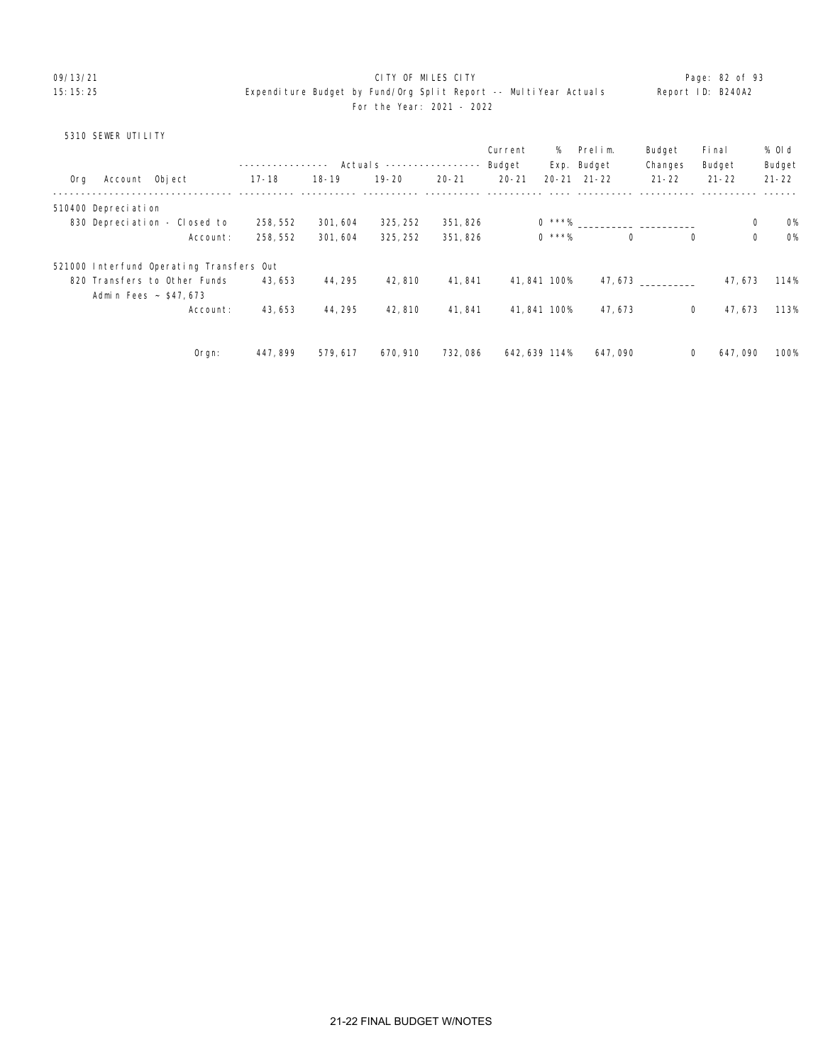CITY OF MILES CITY
Expenditure Budget by Fund/Org Split Report -- MultiYear Actuals
For the Year: 2021 - 2022

5310 SEWER UTILITY

| Org | Account Object | 17-18 | 18-19 | 19-20 | 20-21 | Current Budget 20-21 | % Exp. 20-21 | Prelim. Budget 21-22 | Budget Changes 21-22 | Final Budget 21-22 | % Old Budget 21-22 |
|---|---|---|---|---|---|---|---|---|---|---|---|
| | 510400 Depreciation | | | | | | | | | | |
| | 830 Depreciation - Closed to | 258,552 | 301,604 | 325,252 | 351,826 | 0 | ***% | __________ | __________ | 0 | 0% |
| | Account: | 258,552 | 301,604 | 325,252 | 351,826 | 0 | ***% | 0 | 0 | 0 | 0% |
| | 521000 Interfund Operating Transfers Out | | | | | | | | | | |
| | 820 Transfers to Other Funds<br>Admin Fees ~ $47,673 | 43,653 | 44,295 | 42,810 | 41,841 | 41,841 | 100% | 47,673 | __________ | 47,673 | 114% |
| | Account: | 43,653 | 44,295 | 42,810 | 41,841 | 41,841 | 100% | 47,673 | 0 | 47,673 | 113% |
| | Orgn: | 447,899 | 579,617 | 670,910 | 732,086 | 642,639 | 114% | 647,090 | 0 | 647,090 | 100% |

21-22 FINAL BUDGET W/NOTES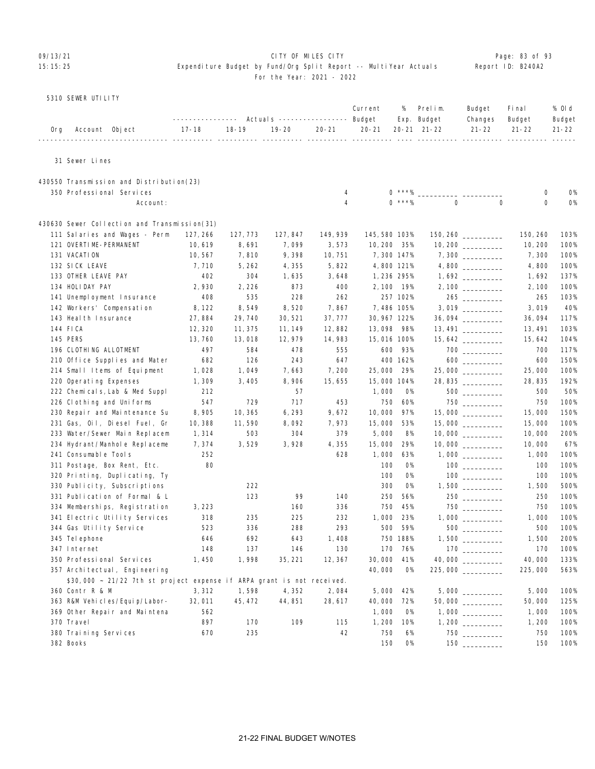CITY OF MILES CITY
Expenditure Budget by Fund/Org Split Report -- MultiYear Actuals
For the Year: 2021 - 2022

5310 SEWER UTILITY

| Org | Account Object | 17-18 | 18-19 | 19-20 | 20-21 | Current Budget 20-21 | % Exp. 20-21 | Prelim. Budget 21-22 | Budget Changes 21-22 | Final Budget 21-22 | % Old Budget 21-22 |
|---|---|---|---|---|---|---|---|---|---|---|---|
| | 31 Sewer Lines | | | | | | | | | | |
| | 430550 Transmission and Distribution(23) | | | | | | | | | | |
| | 350 Professional Services | | | | 4 | 0 | ***% | | | 0 | 0% |
| | Account: | | | | 4 | 0 | ***% | 0 | 0 | 0 | 0% |
| | 430630 Sewer Collection and Transmission(31) | | | | | | | | | | |
| | 111 Salaries and Wages - Perm | 127,266 | 127,773 | 127,847 | 149,939 | 145,580 | 103% | 150,260 | | 150,260 | 103% |
| | 121 OVERTIME-PERMANENT | 10,619 | 8,691 | 7,099 | 3,573 | 10,200 | 35% | 10,200 | | 10,200 | 100% |
| | 131 VACATION | 10,567 | 7,810 | 9,398 | 10,751 | 7,300 | 147% | 7,300 | | 7,300 | 100% |
| | 132 SICK LEAVE | 7,710 | 5,262 | 4,355 | 5,822 | 4,800 | 121% | 4,800 | | 4,800 | 100% |
| | 133 OTHER LEAVE PAY | 402 | 304 | 1,635 | 3,648 | 1,236 | 295% | 1,692 | | 1,692 | 137% |
| | 134 HOLIDAY PAY | 2,930 | 2,226 | 873 | 400 | 2,100 | 19% | 2,100 | | 2,100 | 100% |
| | 141 Unemployment Insurance | 408 | 535 | 228 | 262 | 257 | 102% | 265 | | 265 | 103% |
| | 142 Workers' Compensation | 8,122 | 8,549 | 8,520 | 7,867 | 7,486 | 105% | 3,019 | | 3,019 | 40% |
| | 143 Health Insurance | 27,884 | 29,740 | 30,521 | 37,777 | 30,967 | 122% | 36,094 | | 36,094 | 117% |
| | 144 FICA | 12,320 | 11,375 | 11,149 | 12,882 | 13,098 | 98% | 13,491 | | 13,491 | 103% |
| | 145 PERS | 13,760 | 13,018 | 12,979 | 14,983 | 15,016 | 100% | 15,642 | | 15,642 | 104% |
| | 196 CLOTHING ALLOTMENT | 497 | 584 | 478 | 555 | 600 | 93% | 700 | | 700 | 117% |
| | 210 Office Supplies and Mater | 682 | 126 | 243 | 647 | 400 | 162% | 600 | | 600 | 150% |
| | 214 Small Items of Equipment | 1,028 | 1,049 | 7,663 | 7,200 | 25,000 | 29% | 25,000 | | 25,000 | 100% |
| | 220 Operating Expenses | 1,309 | 3,405 | 8,906 | 15,655 | 15,000 | 104% | 28,835 | | 28,835 | 192% |
| | 222 Chemicals,Lab & Med Suppl | 212 | | 57 | | 1,000 | 0% | 500 | | 500 | 50% |
| | 226 Clothing and Uniforms | 547 | 729 | 717 | 453 | 750 | 60% | 750 | | 750 | 100% |
| | 230 Repair and Maintenance Su | 8,905 | 10,365 | 6,293 | 9,672 | 10,000 | 97% | 15,000 | | 15,000 | 150% |
| | 231 Gas, Oil, Diesel Fuel, Gr | 10,388 | 11,590 | 8,092 | 7,973 | 15,000 | 53% | 15,000 | | 15,000 | 100% |
| | 233 Water/Sewer Main Replacem | 1,314 | 503 | 304 | 379 | 5,000 | 8% | 10,000 | | 10,000 | 200% |
| | 234 Hydrant/Manhole Replaceme | 7,374 | 3,529 | 3,928 | 4,355 | 15,000 | 29% | 10,000 | | 10,000 | 67% |
| | 241 Consumable Tools | 252 | | | 628 | 1,000 | 63% | 1,000 | | 1,000 | 100% |
| | 311 Postage, Box Rent, Etc. | 80 | | | | 100 | 0% | 100 | | 100 | 100% |
| | 320 Printing, Duplicating, Ty | | | | | 100 | 0% | 100 | | 100 | 100% |
| | 330 Publicity, Subscriptions | | 222 | | | 300 | 0% | 1,500 | | 1,500 | 500% |
| | 331 Publication of Formal & L | | 123 | 99 | 140 | 250 | 56% | 250 | | 250 | 100% |
| | 334 Memberships, Registration | 3,223 | | 160 | 336 | 750 | 45% | 750 | | 750 | 100% |
| | 341 Electric Utility Services | 318 | 235 | 225 | 232 | 1,000 | 23% | 1,000 | | 1,000 | 100% |
| | 344 Gas Utility Service | 523 | 336 | 288 | 293 | 500 | 59% | 500 | | 500 | 100% |
| | 345 Telephone | 646 | 692 | 643 | 1,408 | 750 | 188% | 1,500 | | 1,500 | 200% |
| | 347 Internet | 148 | 137 | 146 | 130 | 170 | 76% | 170 | | 170 | 100% |
| | 350 Professional Services | 1,450 | 1,998 | 35,221 | 12,367 | 30,000 | 41% | 40,000 | | 40,000 | 133% |
| | 357 Architectual, Engineering | | | | | 40,000 | 0% | 225,000 | | 225,000 | 563% |
| | $30,000 ~ 21/22 7th st project expense if ARPA grant is not received. | | | | | | | | | | |
| | 360 Contr R & M | 3,312 | 1,598 | 4,352 | 2,084 | 5,000 | 42% | 5,000 | | 5,000 | 100% |
| | 363 R&M Vehicles/Equip/Labor- | 32,011 | 45,472 | 44,851 | 28,617 | 40,000 | 72% | 50,000 | | 50,000 | 125% |
| | 369 Other Repair and Maintena | 562 | | | | 1,000 | 0% | 1,000 | | 1,000 | 100% |
| | 370 Travel | 897 | 170 | 109 | 115 | 1,200 | 10% | 1,200 | | 1,200 | 100% |
| | 380 Training Services | 670 | 235 | | 42 | 750 | 6% | 750 | | 750 | 100% |
| | 382 Books | | | | | 150 | 0% | 150 | | 150 | 100% |

21-22 FINAL BUDGET W/NOTES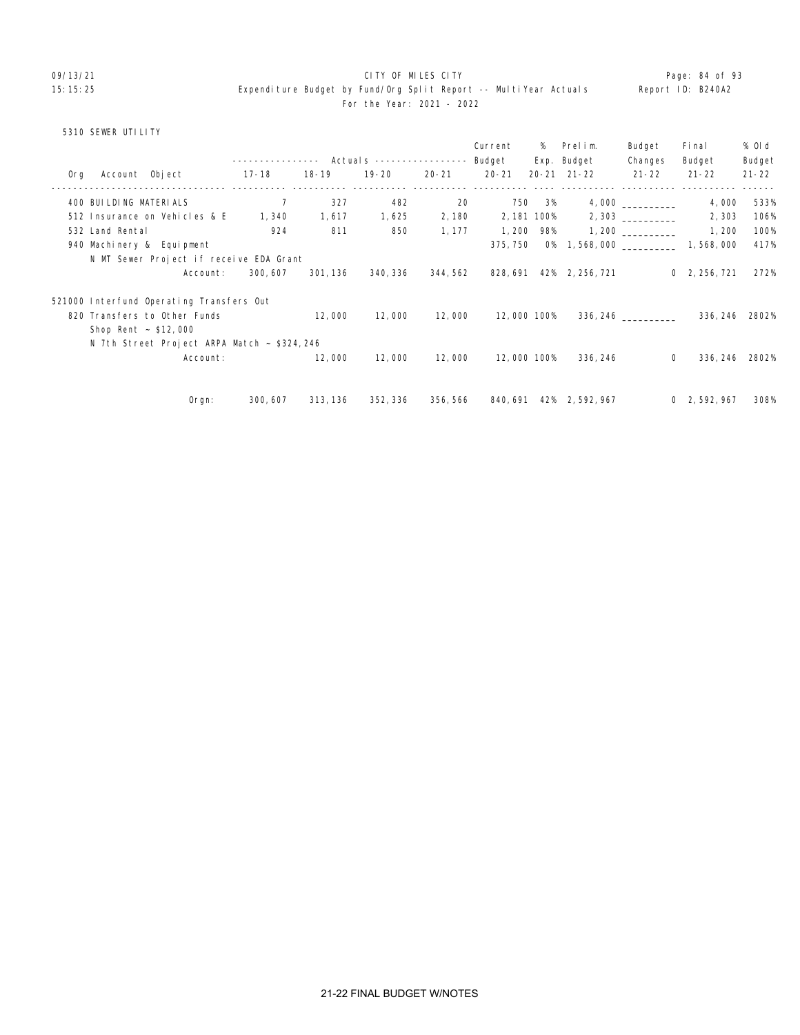CITY OF MILES CITY

Expenditure Budget by Fund/Org Split Report -- MultiYear Actuals

For the Year: 2021 - 2022

5310 SEWER UTILITY

| Org Account Object | Actuals 17-18 | Actuals 18-19 | Actuals 19-20 | Actuals 20-21 | Current Budget 20-21 | % Exp. 20-21 | Prelim. Budget 21-22 | Budget Changes 21-22 | Final Budget 21-22 | % Old Budget 21-22 |
|---|---|---|---|---|---|---|---|---|---|---|
| 400 BUILDING MATERIALS | 7 | 327 | 482 | 20 | 750 | 3% | 4,000 | __________ | 4,000 | 533% |
| 512 Insurance on Vehicles & E | 1,340 | 1,617 | 1,625 | 2,180 | 2,181 | 100% | 2,303 | __________ | 2,303 | 106% |
| 532 Land Rental | 924 | 811 | 850 | 1,177 | 1,200 | 98% | 1,200 | __________ | 1,200 | 100% |
| 940 Machinery & Equipment | | | | | 375,750 | 0% | 1,568,000 | __________ | 1,568,000 | 417% |
| N MT Sewer Project if receive EDA Grant | | | | | | | | | | |
| Account: | 300,607 | 301,136 | 340,336 | 344,562 | 828,691 | 42% | 2,256,721 | 0 | 2,256,721 | 272% |
| 521000 Interfund Operating Transfers Out | | | | | | | | | | |
| 820 Transfers to Other Funds | | 12,000 | 12,000 | 12,000 | 12,000 | 100% | 336,246 | __________ | 336,246 | 2802% |
| Shop Rent ~ $12,000 | | | | | | | | | | |
| N 7th Street Project ARPA Match ~ $324,246 | | | | | | | | | | |
| Account: | | 12,000 | 12,000 | 12,000 | 12,000 | 100% | 336,246 | 0 | 336,246 | 2802% |
| Orgn: | 300,607 | 313,136 | 352,336 | 356,566 | 840,691 | 42% | 2,592,967 | 0 | 2,592,967 | 308% |

21-22 FINAL BUDGET W/NOTES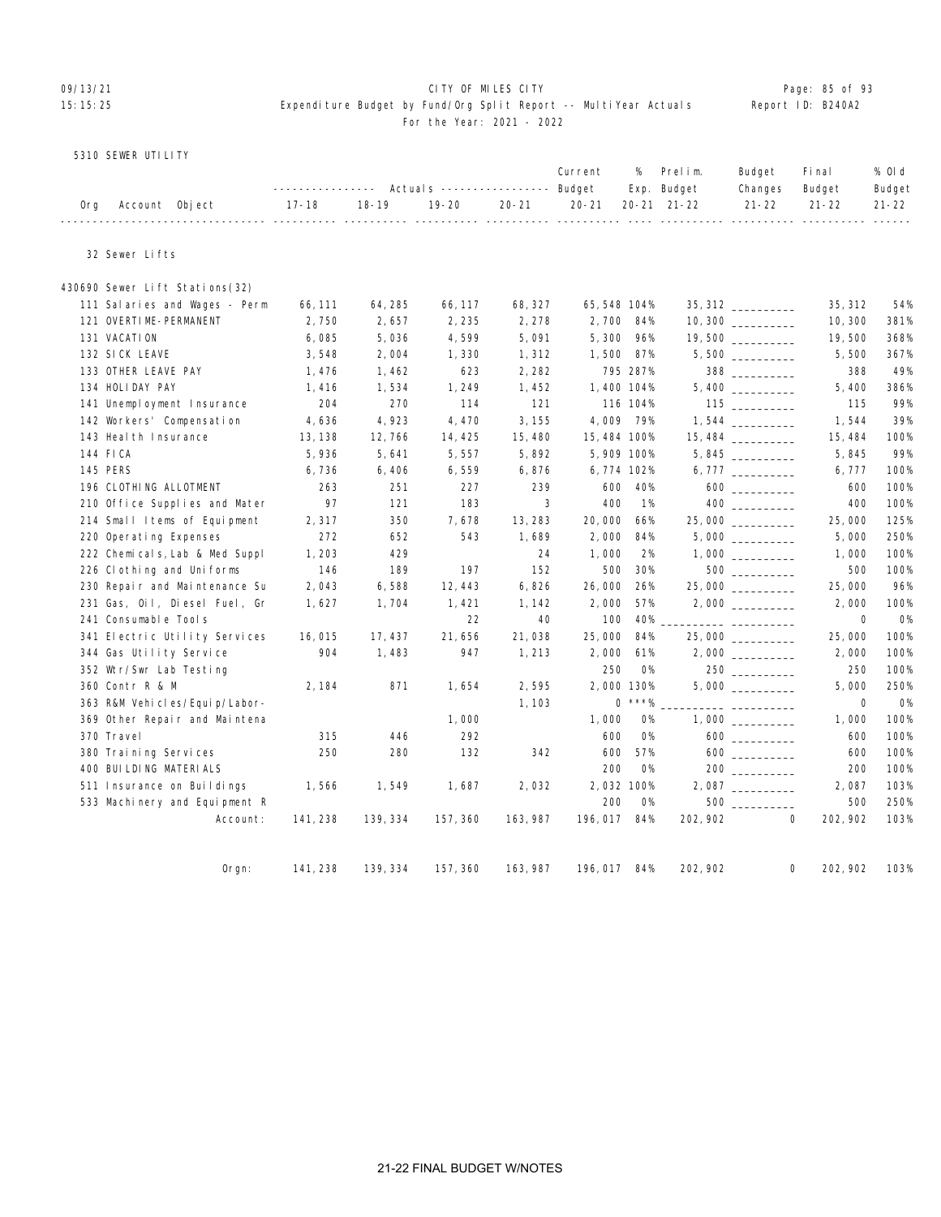09/13/21 CITY OF MILES CITY
15:15:25 Expenditure Budget by Fund/Org Split Report -- MultiYear Actuals Report ID: B240A2
For the Year: 2021 - 2022

5310 SEWER UTILITY

| Org | Account Object | 17-18 | 18-19 | 19-20 | 20-21 | Current Budget 20-21 | % Exp. 20-21 | Prelim. Budget 21-22 | Budget Changes 21-22 | Final Budget 21-22 | % Old Budget 21-22 |
|---|---|---|---|---|---|---|---|---|---|---|---|
| 32 Sewer Lifts | | | | | | | | | | | |
| 430690 Sewer Lift Stations(32) | | | | | | | | | | | |
| | 111 Salaries and Wages - Perm | 66,111 | 64,285 | 66,117 | 68,327 | 65,548 | 104% | 35,312 | __________ | 35,312 | 54% |
| | 121 OVERTIME-PERMANENT | 2,750 | 2,657 | 2,235 | 2,278 | 2,700 | 84% | 10,300 | __________ | 10,300 | 381% |
| | 131 VACATION | 6,085 | 5,036 | 4,599 | 5,091 | 5,300 | 96% | 19,500 | __________ | 19,500 | 368% |
| | 132 SICK LEAVE | 3,548 | 2,004 | 1,330 | 1,312 | 1,500 | 87% | 5,500 | __________ | 5,500 | 367% |
| | 133 OTHER LEAVE PAY | 1,476 | 1,462 | 623 | 2,282 | 795 | 287% | 388 | __________ | 388 | 49% |
| | 134 HOLIDAY PAY | 1,416 | 1,534 | 1,249 | 1,452 | 1,400 | 104% | 5,400 | __________ | 5,400 | 386% |
| | 141 Unemployment Insurance | 204 | 270 | 114 | 121 | 116 | 104% | 115 | __________ | 115 | 99% |
| | 142 Workers' Compensation | 4,636 | 4,923 | 4,470 | 3,155 | 4,009 | 79% | 1,544 | __________ | 1,544 | 39% |
| | 143 Health Insurance | 13,138 | 12,766 | 14,425 | 15,480 | 15,484 | 100% | 15,484 | __________ | 15,484 | 100% |
| | 144 FICA | 5,936 | 5,641 | 5,557 | 5,892 | 5,909 | 100% | 5,845 | __________ | 5,845 | 99% |
| | 145 PERS | 6,736 | 6,406 | 6,559 | 6,876 | 6,774 | 102% | 6,777 | __________ | 6,777 | 100% |
| | 196 CLOTHING ALLOTMENT | 263 | 251 | 227 | 239 | 600 | 40% | 600 | __________ | 600 | 100% |
| | 210 Office Supplies and Mater | 97 | 121 | 183 | 3 | 400 | 1% | 400 | __________ | 400 | 100% |
| | 214 Small Items of Equipment | 2,317 | 350 | 7,678 | 13,283 | 20,000 | 66% | 25,000 | __________ | 25,000 | 125% |
| | 220 Operating Expenses | 272 | 652 | 543 | 1,689 | 2,000 | 84% | 5,000 | __________ | 5,000 | 250% |
| | 222 Chemicals,Lab & Med Suppl | 1,203 | 429 | | 24 | 1,000 | 2% | 1,000 | __________ | 1,000 | 100% |
| | 226 Clothing and Uniforms | 146 | 189 | 197 | 152 | 500 | 30% | 500 | __________ | 500 | 100% |
| | 230 Repair and Maintenance Su | 2,043 | 6,588 | 12,443 | 6,826 | 26,000 | 26% | 25,000 | __________ | 25,000 | 96% |
| | 231 Gas, Oil, Diesel Fuel, Gr | 1,627 | 1,704 | 1,421 | 1,142 | 2,000 | 57% | 2,000 | __________ | 2,000 | 100% |
| | 241 Consumable Tools | | | 22 | 40 | 100 | 40% | __________ | __________ | 0 | 0% |
| | 341 Electric Utility Services | 16,015 | 17,437 | 21,656 | 21,038 | 25,000 | 84% | 25,000 | __________ | 25,000 | 100% |
| | 344 Gas Utility Service | 904 | 1,483 | 947 | 1,213 | 2,000 | 61% | 2,000 | __________ | 2,000 | 100% |
| | 352 Wtr/Swr Lab Testing | | | | | 250 | 0% | 250 | __________ | 250 | 100% |
| | 360 Contr R & M | 2,184 | 871 | 1,654 | 2,595 | 2,000 | 130% | 5,000 | __________ | 5,000 | 250% |
| | 363 R&M Vehicles/Equip/Labor- | | | | 1,103 | 0 | ***% | __________ | __________ | 0 | 0% |
| | 369 Other Repair and Maintena | | | 1,000 | | 1,000 | 0% | 1,000 | __________ | 1,000 | 100% |
| | 370 Travel | 315 | 446 | 292 | | 600 | 0% | 600 | __________ | 600 | 100% |
| | 380 Training Services | 250 | 280 | 132 | 342 | 600 | 57% | 600 | __________ | 600 | 100% |
| | 400 BUILDING MATERIALS | | | | | 200 | 0% | 200 | __________ | 200 | 100% |
| | 511 Insurance on Buildings | 1,566 | 1,549 | 1,687 | 2,032 | 2,032 | 100% | 2,087 | __________ | 2,087 | 103% |
| | 533 Machinery and Equipment R | | | | | 200 | 0% | 500 | __________ | 500 | 250% |
| | Account: | 141,238 | 139,334 | 157,360 | 163,987 | 196,017 | 84% | 202,902 | 0 | 202,902 | 103% |
| | Orgn: | 141,238 | 139,334 | 157,360 | 163,987 | 196,017 | 84% | 202,902 | 0 | 202,902 | 103% |

21-22 FINAL BUDGET W/NOTES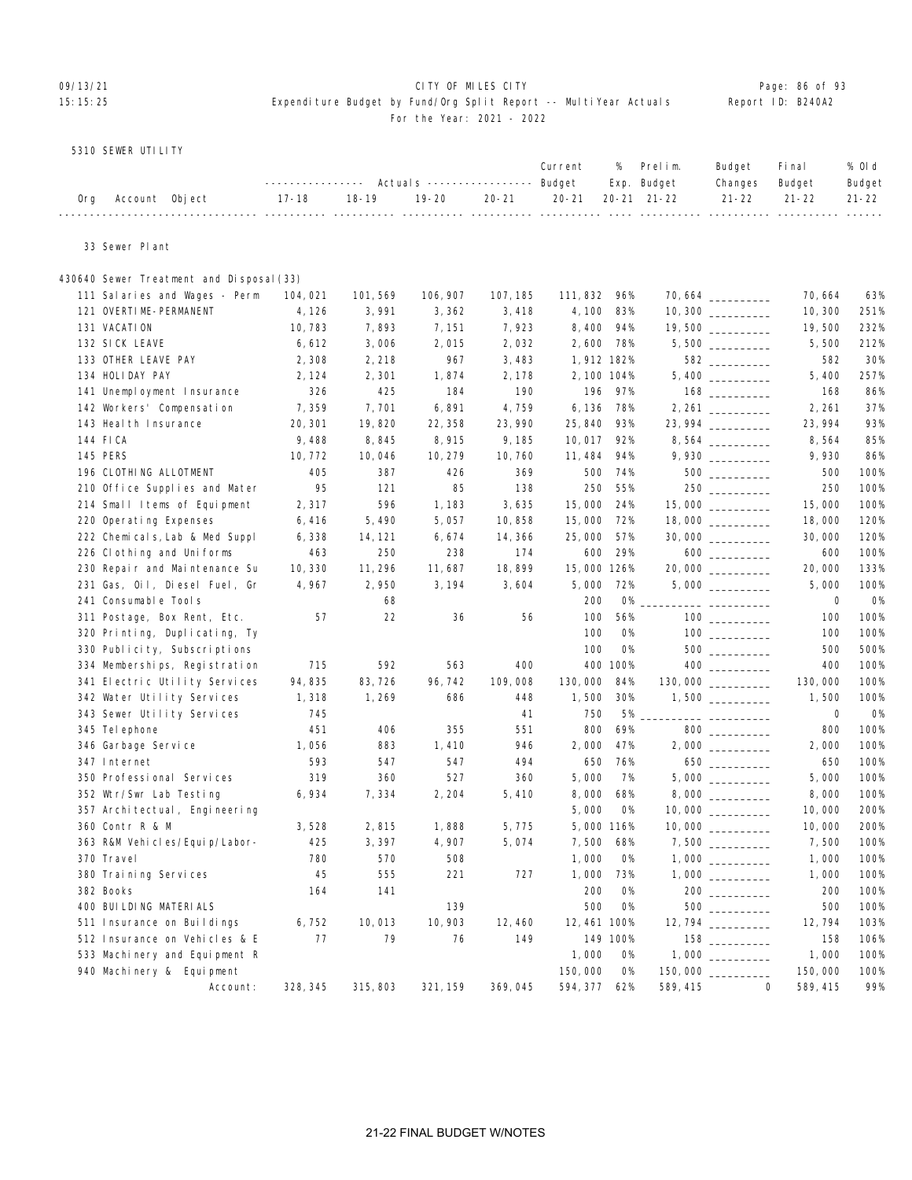CITY OF MILES CITY

Expenditure Budget by Fund/Org Split Report -- MultiYear Actuals

For the Year: 2021 - 2022

5310 SEWER UTILITY

| Org Account Object | Actuals 17-18 | Actuals 18-19 | Actuals 19-20 | Actuals 20-21 | Current Budget 20-21 | % Exp. 20-21 | Prelim. Budget 21-22 | Budget Changes 21-22 | Final Budget 21-22 | % Old Budget 21-22 |
|---|---|---|---|---|---|---|---|---|---|---|
| **33 Sewer Plant** | | | | | | | | | | |
| **430640 Sewer Treatment and Disposal(33)** | | | | | | | | | | |
| 111 Salaries and Wages - Perm | 104,021 | 101,569 | 106,907 | 107,185 | 111,832 | 96% | 70,664 | | 70,664 | 63% |
| 121 OVERTIME-PERMANENT | 4,126 | 3,991 | 3,362 | 3,418 | 4,100 | 83% | 10,300 | | 10,300 | 251% |
| 131 VACATION | 10,783 | 7,893 | 7,151 | 7,923 | 8,400 | 94% | 19,500 | | 19,500 | 232% |
| 132 SICK LEAVE | 6,612 | 3,006 | 2,015 | 2,032 | 2,600 | 78% | 5,500 | | 5,500 | 212% |
| 133 OTHER LEAVE PAY | 2,308 | 2,218 | 967 | 3,483 | 1,912 | 182% | 582 | | 582 | 30% |
| 134 HOLIDAY PAY | 2,124 | 2,301 | 1,874 | 2,178 | 2,100 | 104% | 5,400 | | 5,400 | 257% |
| 141 Unemployment Insurance | 326 | 425 | 184 | 190 | 196 | 97% | 168 | | 168 | 86% |
| 142 Workers' Compensation | 7,359 | 7,701 | 6,891 | 4,759 | 6,136 | 78% | 2,261 | | 2,261 | 37% |
| 143 Health Insurance | 20,301 | 19,820 | 22,358 | 23,990 | 25,840 | 93% | 23,994 | | 23,994 | 93% |
| 144 FICA | 9,488 | 8,845 | 8,915 | 9,185 | 10,017 | 92% | 8,564 | | 8,564 | 85% |
| 145 PERS | 10,772 | 10,046 | 10,279 | 10,760 | 11,484 | 94% | 9,930 | | 9,930 | 86% |
| 196 CLOTHING ALLOTMENT | 405 | 387 | 426 | 369 | 500 | 74% | 500 | | 500 | 100% |
| 210 Office Supplies and Mater | 95 | 121 | 85 | 138 | 250 | 55% | 250 | | 250 | 100% |
| 214 Small Items of Equipment | 2,317 | 596 | 1,183 | 3,635 | 15,000 | 24% | 15,000 | | 15,000 | 100% |
| 220 Operating Expenses | 6,416 | 5,490 | 5,057 | 10,858 | 15,000 | 72% | 18,000 | | 18,000 | 120% |
| 222 Chemicals,Lab & Med Suppl | 6,338 | 14,121 | 6,674 | 14,366 | 25,000 | 57% | 30,000 | | 30,000 | 120% |
| 226 Clothing and Uniforms | 463 | 250 | 238 | 174 | 600 | 29% | 600 | | 600 | 100% |
| 230 Repair and Maintenance Su | 10,330 | 11,296 | 11,687 | 18,899 | 15,000 | 126% | 20,000 | | 20,000 | 133% |
| 231 Gas, Oil, Diesel Fuel, Gr | 4,967 | 2,950 | 3,194 | 3,604 | 5,000 | 72% | 5,000 | | 5,000 | 100% |
| 241 Consumable Tools | | 68 | | | 200 | 0% | | | 0 | 0% |
| 311 Postage, Box Rent, Etc. | 57 | 22 | 36 | 56 | 100 | 56% | 100 | | 100 | 100% |
| 320 Printing, Duplicating, Ty | | | | | 100 | 0% | 100 | | 100 | 100% |
| 330 Publicity, Subscriptions | | | | | 100 | 0% | 500 | | 500 | 500% |
| 334 Memberships, Registration | 715 | 592 | 563 | 400 | 400 | 100% | 400 | | 400 | 100% |
| 341 Electric Utility Services | 94,835 | 83,726 | 96,742 | 109,008 | 130,000 | 84% | 130,000 | | 130,000 | 100% |
| 342 Water Utility Services | 1,318 | 1,269 | 686 | 448 | 1,500 | 30% | 1,500 | | 1,500 | 100% |
| 343 Sewer Utility Services | 745 | | | 41 | 750 | 5% | | | 0 | 0% |
| 345 Telephone | 451 | 406 | 355 | 551 | 800 | 69% | 800 | | 800 | 100% |
| 346 Garbage Service | 1,056 | 883 | 1,410 | 946 | 2,000 | 47% | 2,000 | | 2,000 | 100% |
| 347 Internet | 593 | 547 | 547 | 494 | 650 | 76% | 650 | | 650 | 100% |
| 350 Professional Services | 319 | 360 | 527 | 360 | 5,000 | 7% | 5,000 | | 5,000 | 100% |
| 352 Wtr/Swr Lab Testing | 6,934 | 7,334 | 2,204 | 5,410 | 8,000 | 68% | 8,000 | | 8,000 | 100% |
| 357 Architectual, Engineering | | | | | 5,000 | 0% | 10,000 | | 10,000 | 200% |
| 360 Contr R & M | 3,528 | 2,815 | 1,888 | 5,775 | 5,000 | 116% | 10,000 | | 10,000 | 200% |
| 363 R&M Vehicles/Equip/Labor- | 425 | 3,397 | 4,907 | 5,074 | 7,500 | 68% | 7,500 | | 7,500 | 100% |
| 370 Travel | 780 | 570 | 508 | | 1,000 | 0% | 1,000 | | 1,000 | 100% |
| 380 Training Services | 45 | 555 | 221 | 727 | 1,000 | 73% | 1,000 | | 1,000 | 100% |
| 382 Books | 164 | 141 | | | 200 | 0% | 200 | | 200 | 100% |
| 400 BUILDING MATERIALS | | | 139 | | 500 | 0% | 500 | | 500 | 100% |
| 511 Insurance on Buildings | 6,752 | 10,013 | 10,903 | 12,460 | 12,461 | 100% | 12,794 | | 12,794 | 103% |
| 512 Insurance on Vehicles & E | 77 | 79 | 76 | 149 | 149 | 100% | 158 | | 158 | 106% |
| 533 Machinery and Equipment R | | | | | 1,000 | 0% | 1,000 | | 1,000 | 100% |
| 940 Machinery & Equipment | | | | | 150,000 | 0% | 150,000 | | 150,000 | 100% |
| Account: | 328,345 | 315,803 | 321,159 | 369,045 | 594,377 | 62% | 589,415 | 0 | 589,415 | 99% |

21-22 FINAL BUDGET W/NOTES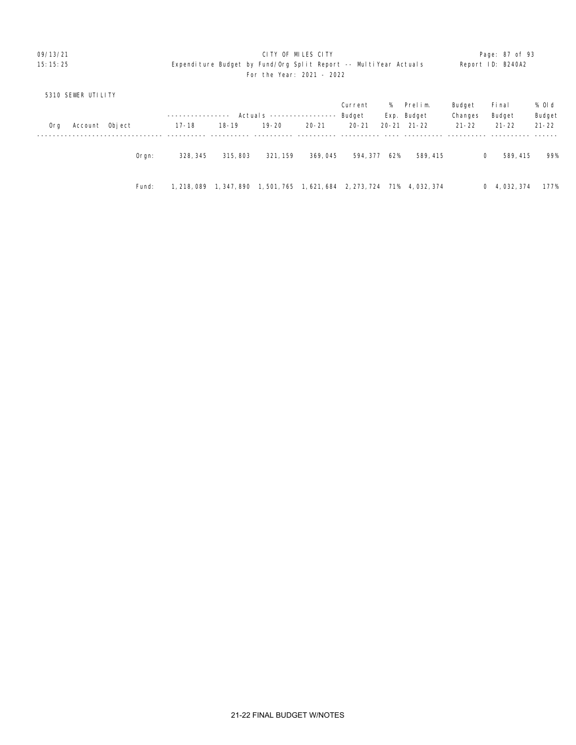5310 SEWER UTILITY

| Org | Account | Object | | 17-18 | 18-19 | 19-20 | 20-21 | Current Budget 20-21 | % Exp. 20-21 | Prelim. Budget 21-22 | Budget Changes 21-22 | Final Budget 21-22 | % Old Budget 21-22 |
|---|---|---|---|---|---|---|---|---|---|---|---|---|---|
| | | | Orgn: | 328,345 | 315,803 | 321,159 | 369,045 | 594,377 | 62% | 589,415 | 0 | 589,415 | 99% |
| | | | Fund: | 1,218,089 | 1,347,890 | 1,501,765 | 1,621,684 | 2,273,724 | 71% | 4,032,374 | 0 | 4,032,374 | 177% |

21-22 FINAL BUDGET W/NOTES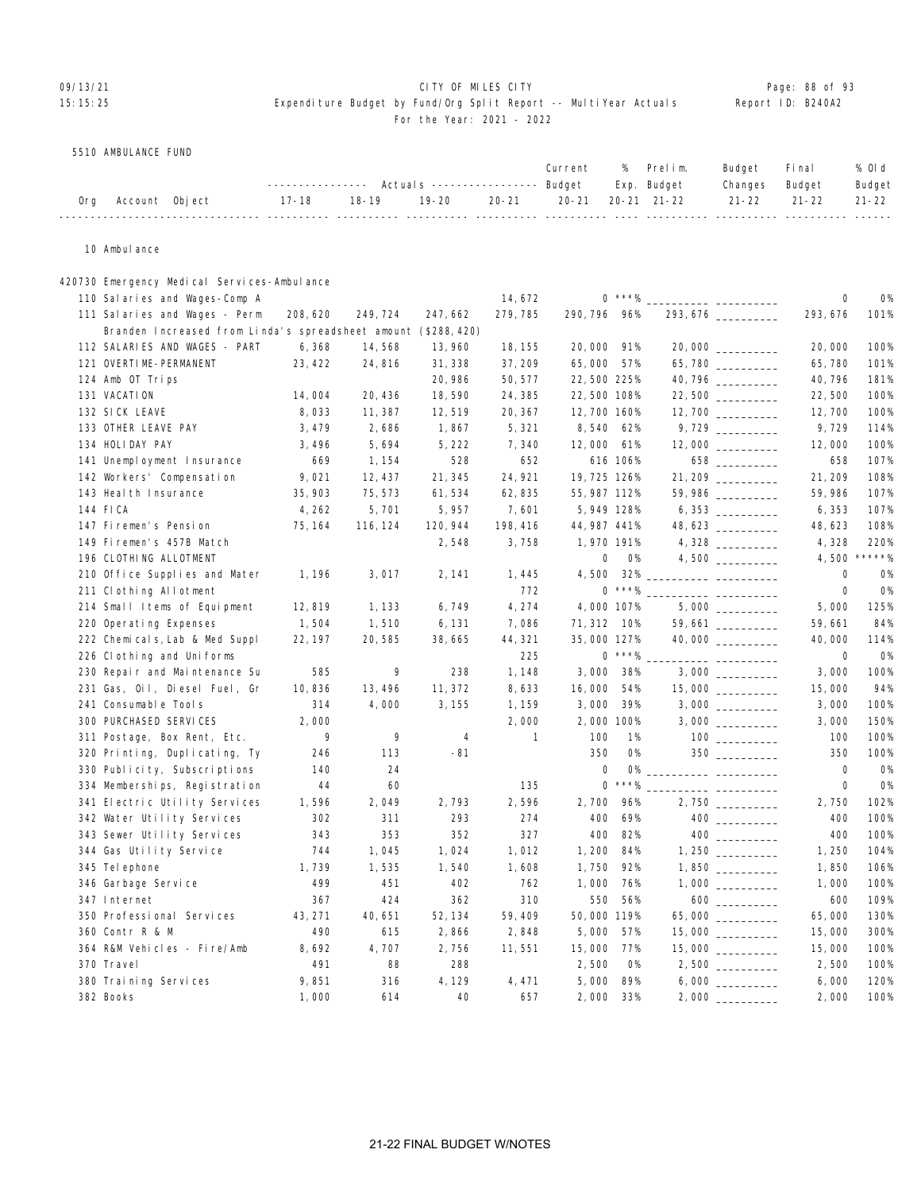CITY OF MILES CITY
Expenditure Budget by Fund/Org Split Report -- MultiYear Actuals
For the Year: 2021 - 2022

5510 AMBULANCE FUND

| Org | Account Object | Actuals 17-18 | Actuals 18-19 | Actuals 19-20 | Actuals 20-21 | Current Budget 20-21 | % Exp. 20-21 | Prelim. Budget 21-22 | Budget Changes 21-22 | Final Budget 21-22 | % Old Budget 21-22 |
|---|---|---|---|---|---|---|---|---|---|---|---|
| 10 | Ambulance | | | | | | | | | | |
| 420730 | Emergency Medical Services-Ambulance | | | | | | | | | | |
| | 110 Salaries and Wages-Comp A | | | | 14,672 | 0 | ***% | | | 0 | 0% |
| | 111 Salaries and Wages - Perm | 208,620 | 249,724 | 247,662 | 279,785 | 290,796 | 96% | 293,676 | | 293,676 | 101% |
| | Branden Increased from Linda's spreadsheet amount ($288,420) | | | | | | | | | | |
| | 112 SALARIES AND WAGES - PART | 6,368 | 14,568 | 13,960 | 18,155 | 20,000 | 91% | 20,000 | | 20,000 | 100% |
| | 121 OVERTIME-PERMANENT | 23,422 | 24,816 | 31,338 | 37,209 | 65,000 | 57% | 65,780 | | 65,780 | 101% |
| | 124 Amb OT Trips | | | 20,986 | 50,577 | 22,500 | 225% | 40,796 | | 40,796 | 181% |
| | 131 VACATION | 14,004 | 20,436 | 18,590 | 24,385 | 22,500 | 108% | 22,500 | | 22,500 | 100% |
| | 132 SICK LEAVE | 8,033 | 11,387 | 12,519 | 20,367 | 12,700 | 160% | 12,700 | | 12,700 | 100% |
| | 133 OTHER LEAVE PAY | 3,479 | 2,686 | 1,867 | 5,321 | 8,540 | 62% | 9,729 | | 9,729 | 114% |
| | 134 HOLIDAY PAY | 3,496 | 5,694 | 5,222 | 7,340 | 12,000 | 61% | 12,000 | | 12,000 | 100% |
| | 141 Unemployment Insurance | 669 | 1,154 | 528 | 652 | 616 | 106% | 658 | | 658 | 107% |
| | 142 Workers' Compensation | 9,021 | 12,437 | 21,345 | 24,921 | 19,725 | 126% | 21,209 | | 21,209 | 108% |
| | 143 Health Insurance | 35,903 | 75,573 | 61,534 | 62,835 | 55,987 | 112% | 59,986 | | 59,986 | 107% |
| | 144 FICA | 4,262 | 5,701 | 5,957 | 7,601 | 5,949 | 128% | 6,353 | | 6,353 | 107% |
| | 147 Firemen's Pension | 75,164 | 116,124 | 120,944 | 198,416 | 44,987 | 441% | 48,623 | | 48,623 | 108% |
| | 149 Firemen's 457B Match | | | 2,548 | 3,758 | 1,970 | 191% | 4,328 | | 4,328 | 220% |
| | 196 CLOTHING ALLOTMENT | | | | | 0 | 0% | 4,500 | | 4,500 | *****% |
| | 210 Office Supplies and Mater | 1,196 | 3,017 | 2,141 | 1,445 | 4,500 | 32% | | | 0 | 0% |
| | 211 Clothing Allotment | | | | 772 | 0 | ***% | | | 0 | 0% |
| | 214 Small Items of Equipment | 12,819 | 1,133 | 6,749 | 4,274 | 4,000 | 107% | 5,000 | | 5,000 | 125% |
| | 220 Operating Expenses | 1,504 | 1,510 | 6,131 | 7,086 | 71,312 | 10% | 59,661 | | 59,661 | 84% |
| | 222 Chemicals,Lab & Med Suppl | 22,197 | 20,585 | 38,665 | 44,321 | 35,000 | 127% | 40,000 | | 40,000 | 114% |
| | 226 Clothing and Uniforms | | | | 225 | 0 | ***% | | | 0 | 0% |
| | 230 Repair and Maintenance Su | 585 | 9 | 238 | 1,148 | 3,000 | 38% | 3,000 | | 3,000 | 100% |
| | 231 Gas, Oil, Diesel Fuel, Gr | 10,836 | 13,496 | 11,372 | 8,633 | 16,000 | 54% | 15,000 | | 15,000 | 94% |
| | 241 Consumable Tools | 314 | 4,000 | 3,155 | 1,159 | 3,000 | 39% | 3,000 | | 3,000 | 100% |
| | 300 PURCHASED SERVICES | 2,000 | | | 2,000 | 2,000 | 100% | 3,000 | | 3,000 | 150% |
| | 311 Postage, Box Rent, Etc. | 9 | 9 | 4 | 1 | 100 | 1% | 100 | | 100 | 100% |
| | 320 Printing, Duplicating, Ty | 246 | 113 | -81 | | 350 | 0% | 350 | | 350 | 100% |
| | 330 Publicity, Subscriptions | 140 | 24 | | | 0 | 0% | | | 0 | 0% |
| | 334 Memberships, Registration | 44 | 60 | | 135 | 0 | ***% | | | 0 | 0% |
| | 341 Electric Utility Services | 1,596 | 2,049 | 2,793 | 2,596 | 2,700 | 96% | 2,750 | | 2,750 | 102% |
| | 342 Water Utility Services | 302 | 311 | 293 | 274 | 400 | 69% | 400 | | 400 | 100% |
| | 343 Sewer Utility Services | 343 | 353 | 352 | 327 | 400 | 82% | 400 | | 400 | 100% |
| | 344 Gas Utility Service | 744 | 1,045 | 1,024 | 1,012 | 1,200 | 84% | 1,250 | | 1,250 | 104% |
| | 345 Telephone | 1,739 | 1,535 | 1,540 | 1,608 | 1,750 | 92% | 1,850 | | 1,850 | 106% |
| | 346 Garbage Service | 499 | 451 | 402 | 762 | 1,000 | 76% | 1,000 | | 1,000 | 100% |
| | 347 Internet | 367 | 424 | 362 | 310 | 550 | 56% | 600 | | 600 | 109% |
| | 350 Professional Services | 43,271 | 40,651 | 52,134 | 59,409 | 50,000 | 119% | 65,000 | | 65,000 | 130% |
| | 360 Contr R & M | 490 | 615 | 2,866 | 2,848 | 5,000 | 57% | 15,000 | | 15,000 | 300% |
| | 364 R&M Vehicles - Fire/Amb | 8,692 | 4,707 | 2,756 | 11,551 | 15,000 | 77% | 15,000 | | 15,000 | 100% |
| | 370 Travel | 491 | 88 | 288 | | 2,500 | 0% | 2,500 | | 2,500 | 100% |
| | 380 Training Services | 9,851 | 316 | 4,129 | 4,471 | 5,000 | 89% | 6,000 | | 6,000 | 120% |
| | 382 Books | 1,000 | 614 | 40 | 657 | 2,000 | 33% | 2,000 | | 2,000 | 100% |

21-22 FINAL BUDGET W/NOTES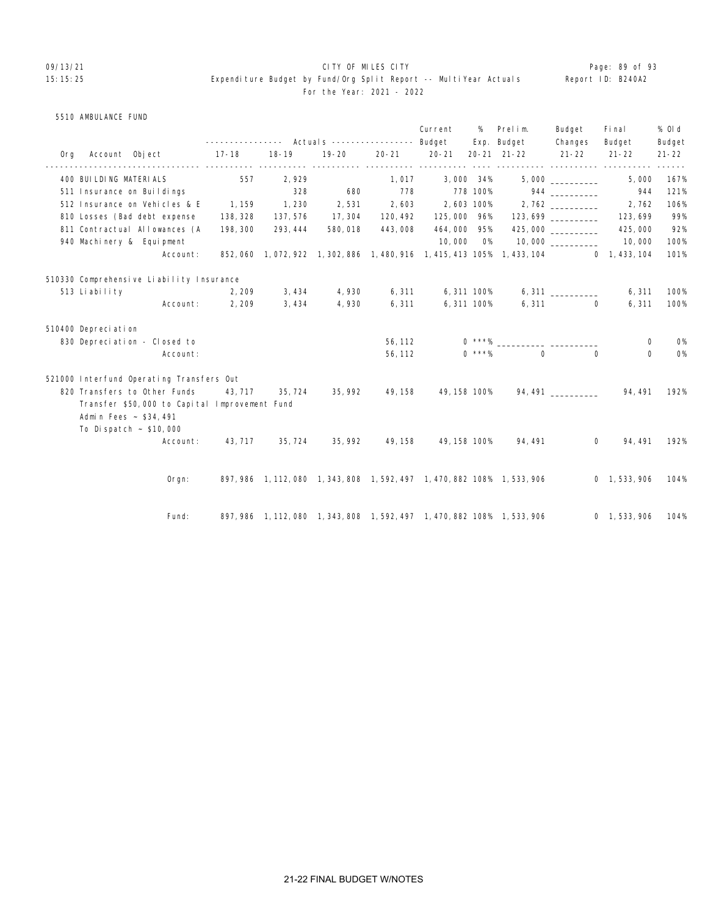CITY OF MILES CITY

Expenditure Budget by Fund/Org Split Report -- MultiYear Actuals

For the Year: 2021 - 2022

5510 AMBULANCE FUND

| Org | Account Object | Actuals 17-18 | Actuals 18-19 | Actuals 19-20 | Actuals 20-21 | Current Budget 20-21 | % Exp. 20-21 | Prelim. Budget 21-22 | Budget Changes 21-22 | Final Budget 21-22 | % Old Budget 21-22 |
|---|---|---|---|---|---|---|---|---|---|---|---|
| | 400 BUILDING MATERIALS | 557 | 2,929 | | 1,017 | 3,000 | 34% | 5,000 | __________ | 5,000 | 167% |
| | 511 Insurance on Buildings | | 328 | 680 | 778 | 778 | 100% | 944 | __________ | 944 | 121% |
| | 512 Insurance on Vehicles & E | 1,159 | 1,230 | 2,531 | 2,603 | 2,603 | 100% | 2,762 | __________ | 2,762 | 106% |
| | 810 Losses (Bad debt expense | 138,328 | 137,576 | 17,304 | 120,492 | 125,000 | 96% | 123,699 | __________ | 123,699 | 99% |
| | 811 Contractual Allowances (A | 198,300 | 293,444 | 580,018 | 443,008 | 464,000 | 95% | 425,000 | __________ | 425,000 | 92% |
| | 940 Machinery & Equipment | | | | | 10,000 | 0% | 10,000 | __________ | 10,000 | 100% |
| | Account: | 852,060 | 1,072,922 | 1,302,886 | 1,480,916 | 1,415,413 | 105% | 1,433,104 | 0 | 1,433,104 | 101% |
| 510330 | Comprehensive Liability Insurance | | | | | | | | | | |
| | 513 Liability | 2,209 | 3,434 | 4,930 | 6,311 | 6,311 | 100% | 6,311 | __________ | 6,311 | 100% |
| | Account: | 2,209 | 3,434 | 4,930 | 6,311 | 6,311 | 100% | 6,311 | 0 | 6,311 | 100% |
| 510400 | Depreciation | | | | | | | | | | |
| | 830 Depreciation - Closed to | | | | 56,112 | 0 | ***% | __________ | __________ | 0 | 0% |
| | Account: | | | | 56,112 | 0 | ***% | 0 | 0 | 0 | 0% |
| 521000 | Interfund Operating Transfers Out | | | | | | | | | | |
| | 820 Transfers to Other Funds | 43,717 | 35,724 | 35,992 | 49,158 | 49,158 | 100% | 94,491 | __________ | 94,491 | 192% |
| | Transfer $50,000 to Capital Improvement Fund<br>Admin Fees ~ $34,491<br>To Dispatch ~ $10,000 | | | | | | | | | | |
| | Account: | 43,717 | 35,724 | 35,992 | 49,158 | 49,158 | 100% | 94,491 | 0 | 94,491 | 192% |
| | Orgn: | 897,986 | 1,112,080 | 1,343,808 | 1,592,497 | 1,470,882 | 108% | 1,533,906 | 0 | 1,533,906 | 104% |
| | Fund: | 897,986 | 1,112,080 | 1,343,808 | 1,592,497 | 1,470,882 | 108% | 1,533,906 | 0 | 1,533,906 | 104% |

21-22 FINAL BUDGET W/NOTES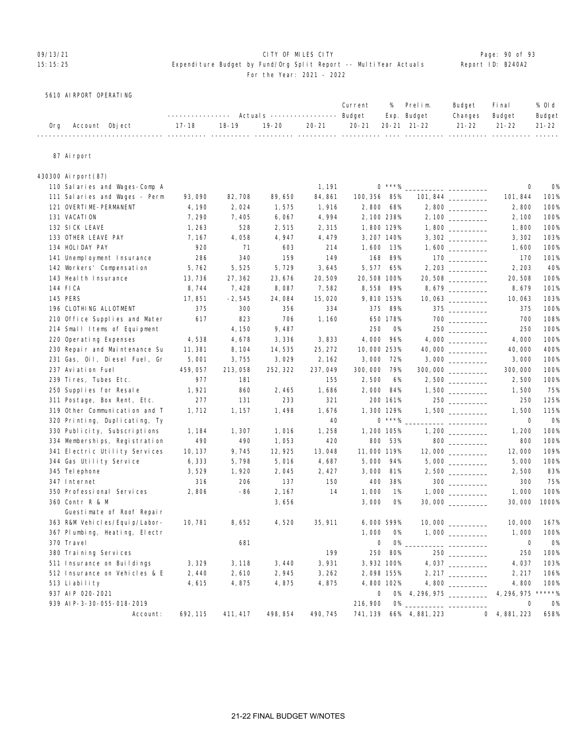CITY OF MILES CITY

Expenditure Budget by Fund/Org Split Report -- MultiYear Actuals

For the Year: 2021 - 2022

5610 AIRPORT OPERATING

| Org Account Object | Actuals 17-18 | Actuals 18-19 | Actuals 19-20 | Actuals 20-21 | Current Budget 20-21 | % Exp. 20-21 | Prelim. Budget 21-22 | Budget Changes 21-22 | Final Budget 21-22 | % Old Budget 21-22 |
|---|---|---|---|---|---|---|---|---|---|---|
| **87 Airport** | | | | | | | | | | |
| **430300 Airport(87)** | | | | | | | | | | |
| 110 Salaries and Wages-Comp A | | | | 1,191 | 0 | ***% | __________ | __________ | 0 | 0% |
| 111 Salaries and Wages - Perm | 93,090 | 82,708 | 89,650 | 84,861 | 100,356 | 85% | 101,844 | __________ | 101,844 | 101% |
| 121 OVERTIME-PERMANENT | 4,190 | 2,024 | 1,575 | 1,916 | 2,800 | 68% | 2,800 | __________ | 2,800 | 100% |
| 131 VACATION | 7,290 | 7,405 | 6,067 | 4,994 | 2,100 | 238% | 2,100 | __________ | 2,100 | 100% |
| 132 SICK LEAVE | 1,263 | 528 | 2,515 | 2,315 | 1,800 | 129% | 1,800 | __________ | 1,800 | 100% |
| 133 OTHER LEAVE PAY | 7,167 | 4,058 | 4,947 | 4,479 | 3,207 | 140% | 3,302 | __________ | 3,302 | 103% |
| 134 HOLIDAY PAY | 920 | 71 | 603 | 214 | 1,600 | 13% | 1,600 | __________ | 1,600 | 100% |
| 141 Unemployment Insurance | 286 | 340 | 159 | 149 | 168 | 89% | 170 | __________ | 170 | 101% |
| 142 Workers' Compensation | 5,762 | 5,525 | 5,729 | 3,645 | 5,577 | 65% | 2,203 | __________ | 2,203 | 40% |
| 143 Health Insurance | 13,736 | 27,362 | 23,676 | 20,509 | 20,508 | 100% | 20,508 | __________ | 20,508 | 100% |
| 144 FICA | 8,744 | 7,428 | 8,087 | 7,582 | 8,558 | 89% | 8,679 | __________ | 8,679 | 101% |
| 145 PERS | 17,851 | -2,545 | 24,084 | 15,020 | 9,810 | 153% | 10,063 | __________ | 10,063 | 103% |
| 196 CLOTHING ALLOTMENT | 375 | 300 | 356 | 334 | 375 | 89% | 375 | __________ | 375 | 100% |
| 210 Office Supplies and Mater | 617 | 823 | 706 | 1,160 | 650 | 178% | 700 | __________ | 700 | 108% |
| 214 Small Items of Equipment | | 4,150 | 9,487 | | 250 | 0% | 250 | __________ | 250 | 100% |
| 220 Operating Expenses | 4,538 | 4,678 | 3,336 | 3,833 | 4,000 | 96% | 4,000 | __________ | 4,000 | 100% |
| 230 Repair and Maintenance Su | 11,381 | 8,104 | 14,535 | 25,272 | 10,000 | 253% | 40,000 | __________ | 40,000 | 400% |
| 231 Gas, Oil, Diesel Fuel, Gr | 5,001 | 3,755 | 3,029 | 2,162 | 3,000 | 72% | 3,000 | __________ | 3,000 | 100% |
| 237 Aviation Fuel | 459,057 | 213,058 | 252,322 | 237,049 | 300,000 | 79% | 300,000 | __________ | 300,000 | 100% |
| 239 Tires, Tubes Etc. | 977 | 181 | | 155 | 2,500 | 6% | 2,500 | __________ | 2,500 | 100% |
| 250 Supplies for Resale | 1,921 | 860 | 2,465 | 1,686 | 2,000 | 84% | 1,500 | __________ | 1,500 | 75% |
| 311 Postage, Box Rent, Etc. | 277 | 131 | 233 | 321 | 200 | 161% | 250 | __________ | 250 | 125% |
| 319 Other Communication and T | 1,712 | 1,157 | 1,498 | 1,676 | 1,300 | 129% | 1,500 | __________ | 1,500 | 115% |
| 320 Printing, Duplicating, Ty | | | | 40 | 0 | ***% | __________ | __________ | 0 | 0% |
| 330 Publicity, Subscriptions | 1,184 | 1,307 | 1,016 | 1,258 | 1,200 | 105% | 1,200 | __________ | 1,200 | 100% |
| 334 Memberships, Registration | 490 | 490 | 1,053 | 420 | 800 | 53% | 800 | __________ | 800 | 100% |
| 341 Electric Utility Services | 10,137 | 9,745 | 12,925 | 13,048 | 11,000 | 119% | 12,000 | __________ | 12,000 | 109% |
| 344 Gas Utility Service | 6,333 | 5,798 | 5,016 | 4,687 | 5,000 | 94% | 5,000 | __________ | 5,000 | 100% |
| 345 Telephone | 3,529 | 1,920 | 2,045 | 2,427 | 3,000 | 81% | 2,500 | __________ | 2,500 | 83% |
| 347 Internet | 316 | 206 | 137 | 150 | 400 | 38% | 300 | __________ | 300 | 75% |
| 350 Professional Services | 2,806 | -86 | 2,167 | 14 | 1,000 | 1% | 1,000 | __________ | 1,000 | 100% |
| 360 Contr R & M<br>Guestimate of Roof Repair | | | 3,656 | | 3,000 | 0% | 30,000 | __________ | 30,000 | 1000% |
| 363 R&M Vehicles/Equip/Labor- | 10,781 | 8,652 | 4,520 | 35,911 | 6,000 | 599% | 10,000 | __________ | 10,000 | 167% |
| 367 Plumbing, Heating, Electr | | | | | 1,000 | 0% | 1,000 | __________ | 1,000 | 100% |
| 370 Travel | | 681 | | | 0 | 0% | __________ | __________ | 0 | 0% |
| 380 Training Services | | | | 199 | 250 | 80% | 250 | __________ | 250 | 100% |
| 511 Insurance on Buildings | 3,329 | 3,118 | 3,440 | 3,931 | 3,932 | 100% | 4,037 | __________ | 4,037 | 103% |
| 512 Insurance on Vehicles & E | 2,440 | 2,610 | 2,945 | 3,262 | 2,098 | 155% | 2,217 | __________ | 2,217 | 106% |
| 513 Liability | 4,615 | 4,875 | 4,875 | 4,875 | 4,800 | 102% | 4,800 | __________ | 4,800 | 100% |
| 937 AIP 020-2021 | | | | | 0 | 0% | 4,296,975 | __________ | 4,296,975 | *****% |
| 939 AIP-3-30-055-018-2019 | | | | | 216,900 | 0% | __________ | __________ | 0 | 0% |
| Account: | 692,115 | 411,417 | 498,854 | 490,745 | 741,139 | 66% | 4,881,223 | 0 | 4,881,223 | 658% |

21-22 FINAL BUDGET W/NOTES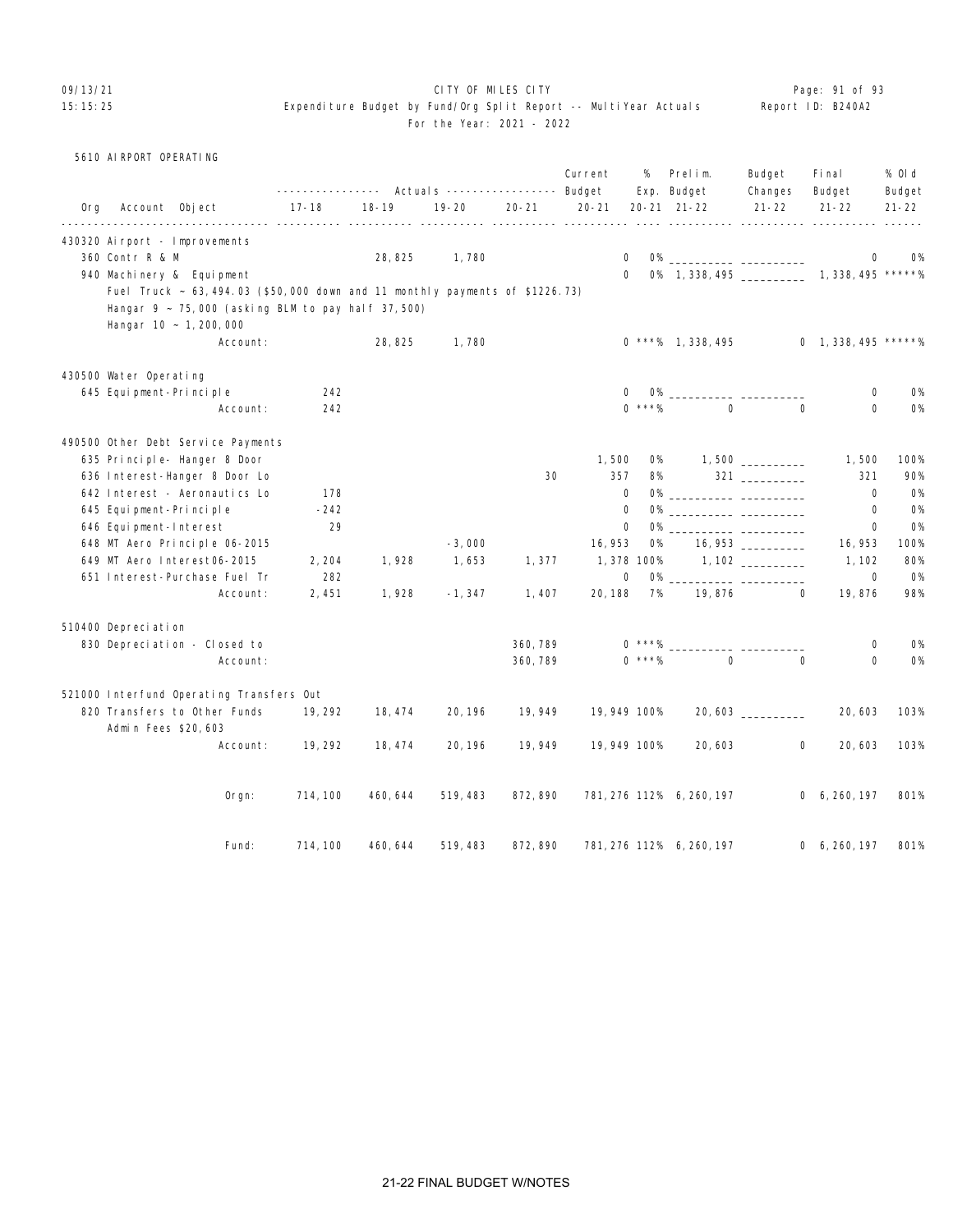09/13/21 CITY OF MILES CITY
15:15:25 Expenditure Budget by Fund/Org Split Report -- MultiYear Actuals Report ID: B240A2
For the Year: 2021 - 2022

5610 AIRPORT OPERATING

| Org Account Object | 17-18 | 18-19 | 19-20 | 20-21 | Current Budget 20-21 | % Exp. 20-21 | Prelim. Budget 21-22 | Budget Changes 21-22 | Final Budget 21-22 | % Old Budget 21-22 |
|---|---|---|---|---|---|---|---|---|---|---|
| **430320 Airport - Improvements** | | | | | | | | | | |
| 360 Contr R & M | | 28,825 | 1,780 | | 0 | 0% | __________ | __________ | 0 | 0% |
| 940 Machinery & Equipment | | | | | 0 | 0% | 1,338,495 | __________ | 1,338,495 | *****% |
| Fuel Truck ~ 63,494.03 ($50,000 down and 11 monthly payments of $1226.73) | | | | | | | | | | |
| Hangar 9 ~ 75,000 (asking BLM to pay half 37,500) | | | | | | | | | | |
| Hangar 10 ~ 1,200,000 | | | | | | | | | | |
| Account: | | 28,825 | 1,780 | | 0 | ***% | 1,338,495 | 0 | 1,338,495 | *****% |
| **430500 Water Operating** | | | | | | | | | | |
| 645 Equipment-Principle | 242 | | | | 0 | 0% | __________ | __________ | 0 | 0% |
| Account: | 242 | | | | 0 | ***% | 0 | 0 | 0 | 0% |
| **490500 Other Debt Service Payments** | | | | | | | | | | |
| 635 Principle- Hanger 8 Door | | | | | 1,500 | 0% | 1,500 | __________ | 1,500 | 100% |
| 636 Interest-Hanger 8 Door Lo | | | | 30 | 357 | 8% | 321 | __________ | 321 | 90% |
| 642 Interest - Aeronautics Lo | 178 | | | | 0 | 0% | __________ | __________ | 0 | 0% |
| 645 Equipment-Principle | -242 | | | | 0 | 0% | __________ | __________ | 0 | 0% |
| 646 Equipment-Interest | 29 | | | | 0 | 0% | __________ | __________ | 0 | 0% |
| 648 MT Aero Principle 06-2015 | | | -3,000 | | 16,953 | 0% | 16,953 | __________ | 16,953 | 100% |
| 649 MT Aero Interest06-2015 | 2,204 | 1,928 | 1,653 | 1,377 | 1,378 | 100% | 1,102 | __________ | 1,102 | 80% |
| 651 Interest-Purchase Fuel Tr | 282 | | | | 0 | 0% | __________ | __________ | 0 | 0% |
| Account: | 2,451 | 1,928 | -1,347 | 1,407 | 20,188 | 7% | 19,876 | 0 | 19,876 | 98% |
| **510400 Depreciation** | | | | | | | | | | |
| 830 Depreciation - Closed to | | | | 360,789 | 0 | ***% | __________ | __________ | 0 | 0% |
| Account: | | | | 360,789 | 0 | ***% | 0 | 0 | 0 | 0% |
| **521000 Interfund Operating Transfers Out** | | | | | | | | | | |
| 820 Transfers to Other Funds | 19,292 | 18,474 | 20,196 | 19,949 | 19,949 | 100% | 20,603 | __________ | 20,603 | 103% |
| Admin Fees $20,603 | | | | | | | | | | |
| Account: | 19,292 | 18,474 | 20,196 | 19,949 | 19,949 | 100% | 20,603 | 0 | 20,603 | 103% |
| Orgn: | 714,100 | 460,644 | 519,483 | 872,890 | 781,276 | 112% | 6,260,197 | 0 | 6,260,197 | 801% |
| Fund: | 714,100 | 460,644 | 519,483 | 872,890 | 781,276 | 112% | 6,260,197 | 0 | 6,260,197 | 801% |

21-22 FINAL BUDGET W/NOTES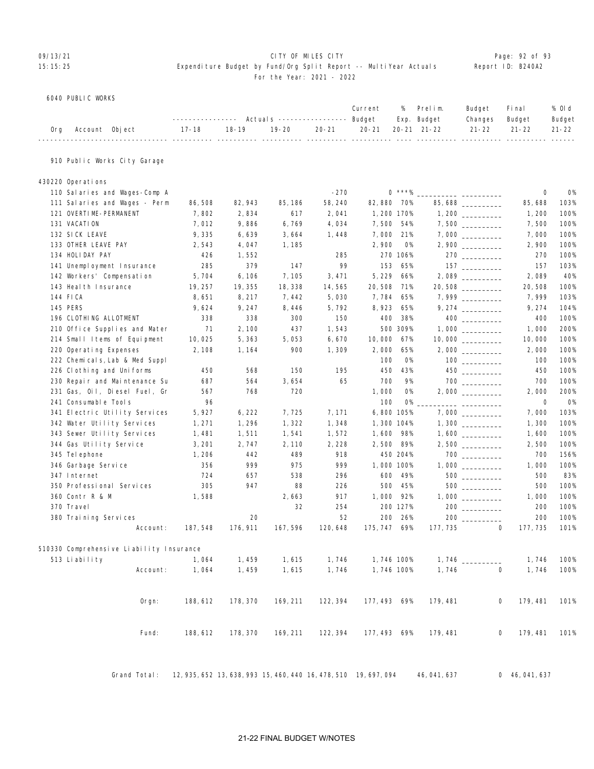CITY OF MILES CITY

Expenditure Budget by Fund/Org Split Report -- MultiYear Actuals

For the Year: 2021 - 2022

09/13/21
15:15:25

Report ID: B240A2

6040 PUBLIC WORKS

| Org | Account Object | Actuals 17-18 | Actuals 18-19 | Actuals 19-20 | Actuals 20-21 | Current Budget 20-21 | % Exp. 20-21 | Prelim. Budget 21-22 | Budget Changes 21-22 | Final Budget 21-22 | % Old Budget 21-22 |
|---|---|---|---|---|---|---|---|---|---|---|---|
| 910 Public Works City Garage | | | | | | | | | | | |
| 430220 Operations | | | | | | | | | | | |
| | 110 Salaries and Wages-Comp A | | | | -270 | 0 | *** % | | | 0 | 0% |
| | 111 Salaries and Wages - Perm | 86,508 | 82,943 | 85,186 | 58,240 | 82,880 | 70% | 85,688 | | 85,688 | 103% |
| | 121 OVERTIME-PERMANENT | 7,802 | 2,834 | 617 | 2,041 | 1,200 | 170% | 1,200 | | 1,200 | 100% |
| | 131 VACATION | 7,012 | 9,886 | 6,769 | 4,034 | 7,500 | 54% | 7,500 | | 7,500 | 100% |
| | 132 SICK LEAVE | 9,335 | 6,639 | 3,664 | 1,448 | 7,000 | 21% | 7,000 | | 7,000 | 100% |
| | 133 OTHER LEAVE PAY | 2,543 | 4,047 | 1,185 | | 2,900 | 0% | 2,900 | | 2,900 | 100% |
| | 134 HOLIDAY PAY | 426 | 1,552 | | 285 | 270 | 106% | 270 | | 270 | 100% |
| | 141 Unemployment Insurance | 285 | 379 | 147 | 99 | 153 | 65% | 157 | | 157 | 103% |
| | 142 Workers' Compensation | 5,704 | 6,106 | 7,105 | 3,471 | 5,229 | 66% | 2,089 | | 2,089 | 40% |
| | 143 Health Insurance | 19,257 | 19,355 | 18,338 | 14,565 | 20,508 | 71% | 20,508 | | 20,508 | 100% |
| | 144 FICA | 8,651 | 8,217 | 7,442 | 5,030 | 7,784 | 65% | 7,999 | | 7,999 | 103% |
| | 145 PERS | 9,624 | 9,247 | 8,446 | 5,792 | 8,923 | 65% | 9,274 | | 9,274 | 104% |
| | 196 CLOTHING ALLOTMENT | 338 | 338 | 300 | 150 | 400 | 38% | 400 | | 400 | 100% |
| | 210 Office Supplies and Mater | 71 | 2,100 | 437 | 1,543 | 500 | 309% | 1,000 | | 1,000 | 200% |
| | 214 Small Items of Equipment | 10,025 | 5,363 | 5,053 | 6,670 | 10,000 | 67% | 10,000 | | 10,000 | 100% |
| | 220 Operating Expenses | 2,108 | 1,164 | 900 | 1,309 | 2,000 | 65% | 2,000 | | 2,000 | 100% |
| | 222 Chemicals,Lab & Med Suppl | | | | | 100 | 0% | 100 | | 100 | 100% |
| | 226 Clothing and Uniforms | 450 | 568 | 150 | 195 | 450 | 43% | 450 | | 450 | 100% |
| | 230 Repair and Maintenance Su | 687 | 564 | 3,654 | 65 | 700 | 9% | 700 | | 700 | 100% |
| | 231 Gas, Oil, Diesel Fuel, Gr | 567 | 768 | 720 | | 1,000 | 0% | 2,000 | | 2,000 | 200% |
| | 241 Consumable Tools | 96 | | | | 100 | 0% | | | 0 | 0% |
| | 341 Electric Utility Services | 5,927 | 6,222 | 7,725 | 7,171 | 6,800 | 105% | 7,000 | | 7,000 | 103% |
| | 342 Water Utility Services | 1,271 | 1,296 | 1,322 | 1,348 | 1,300 | 104% | 1,300 | | 1,300 | 100% |
| | 343 Sewer Utility Services | 1,481 | 1,511 | 1,541 | 1,572 | 1,600 | 98% | 1,600 | | 1,600 | 100% |
| | 344 Gas Utility Service | 3,201 | 2,747 | 2,110 | 2,228 | 2,500 | 89% | 2,500 | | 2,500 | 100% |
| | 345 Telephone | 1,206 | 442 | 489 | 918 | 450 | 204% | 700 | | 700 | 156% |
| | 346 Garbage Service | 356 | 999 | 975 | 999 | 1,000 | 100% | 1,000 | | 1,000 | 100% |
| | 347 Internet | 724 | 657 | 538 | 296 | 600 | 49% | 500 | | 500 | 83% |
| | 350 Professional Services | 305 | 947 | 88 | 226 | 500 | 45% | 500 | | 500 | 100% |
| | 360 Contr R & M | 1,588 | | 2,663 | 917 | 1,000 | 92% | 1,000 | | 1,000 | 100% |
| | 370 Travel | | | 32 | 254 | 200 | 127% | 200 | | 200 | 100% |
| | 380 Training Services | | 20 | | 52 | 200 | 26% | 200 | | 200 | 100% |
| | Account: | 187,548 | 176,911 | 167,596 | 120,648 | 175,747 | 69% | 177,735 | 0 | 177,735 | 101% |
| 510330 Comprehensive Liability Insurance | | | | | | | | | | | |
| | 513 Liability | 1,064 | 1,459 | 1,615 | 1,746 | 1,746 | 100% | 1,746 | | 1,746 | 100% |
| | Account: | 1,064 | 1,459 | 1,615 | 1,746 | 1,746 | 100% | 1,746 | 0 | 1,746 | 100% |
| | Orgn: | 188,612 | 178,370 | 169,211 | 122,394 | 177,493 | 69% | 179,481 | 0 | 179,481 | 101% |
| | Fund: | 188,612 | 178,370 | 169,211 | 122,394 | 177,493 | 69% | 179,481 | 0 | 179,481 | 101% |
| | Grand Total: | 12,935,652 | 13,638,993 | 15,460,440 | 16,478,510 | 19,697,094 | | 46,041,637 | 0 | 46,041,637 | |

21-22 FINAL BUDGET W/NOTES